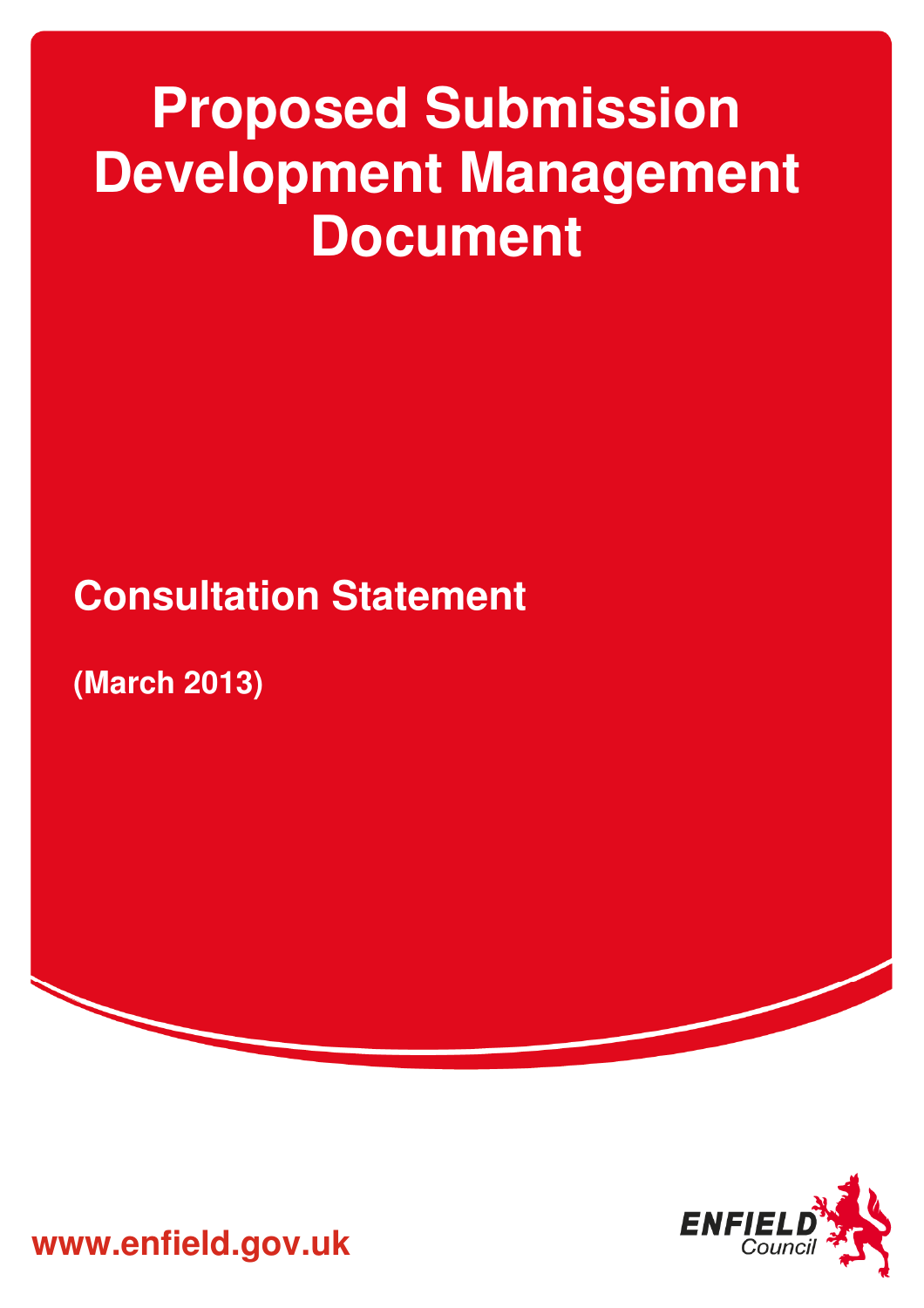# Proposed Submission Development Management Document

## Consultation Statement

**(March 2013)**

**www.enfield.gov.uk**

ENFIELD Council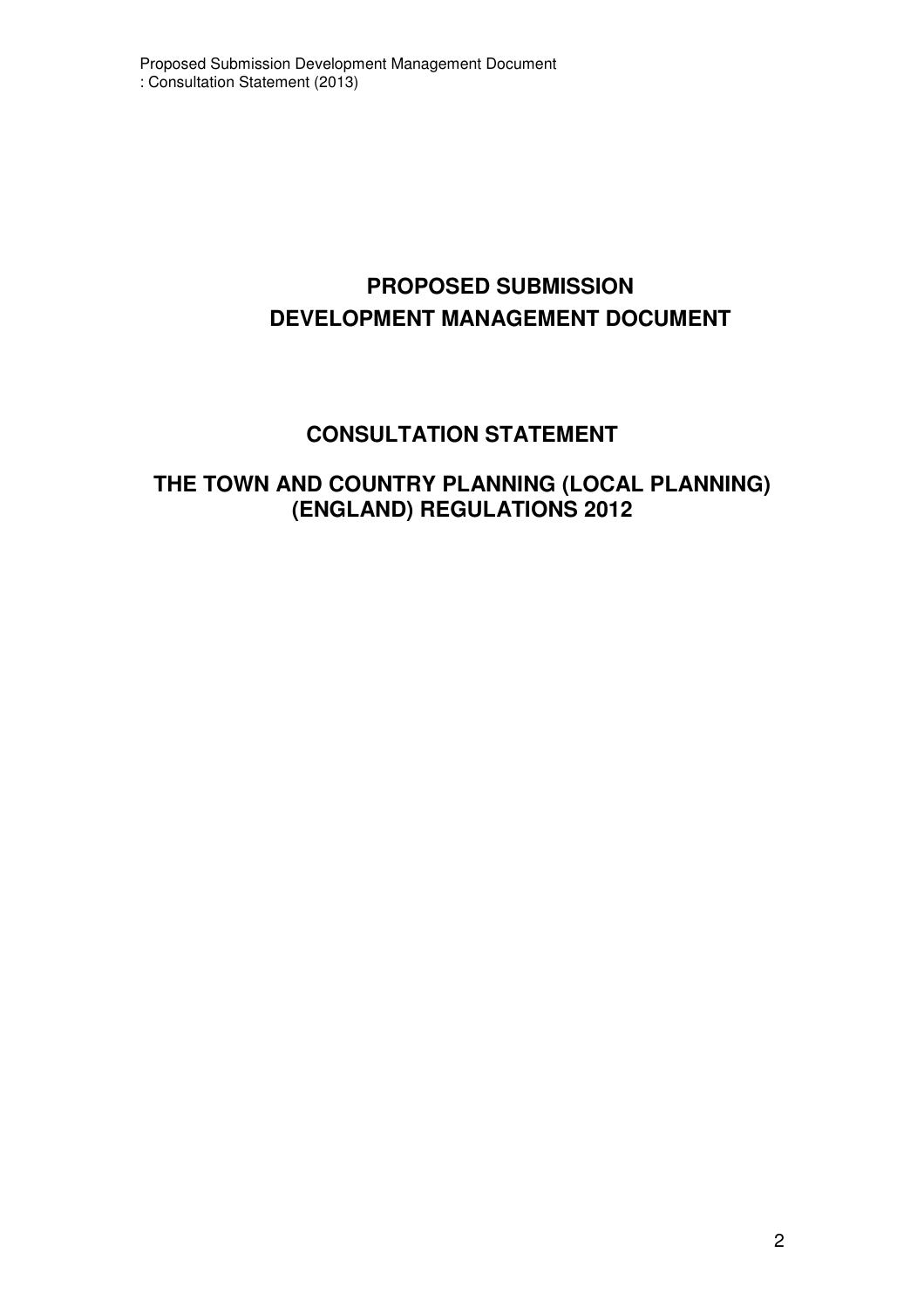# PROPOSED SUBMISSION DEVELOPMENT MANAGEMENT DOCUMENT

## CONSULTATION STATEMENT

## THE TOWN AND COUNTRY PLANNING (LOCAL PLANNING) (ENGLAND) REGULATIONS 2012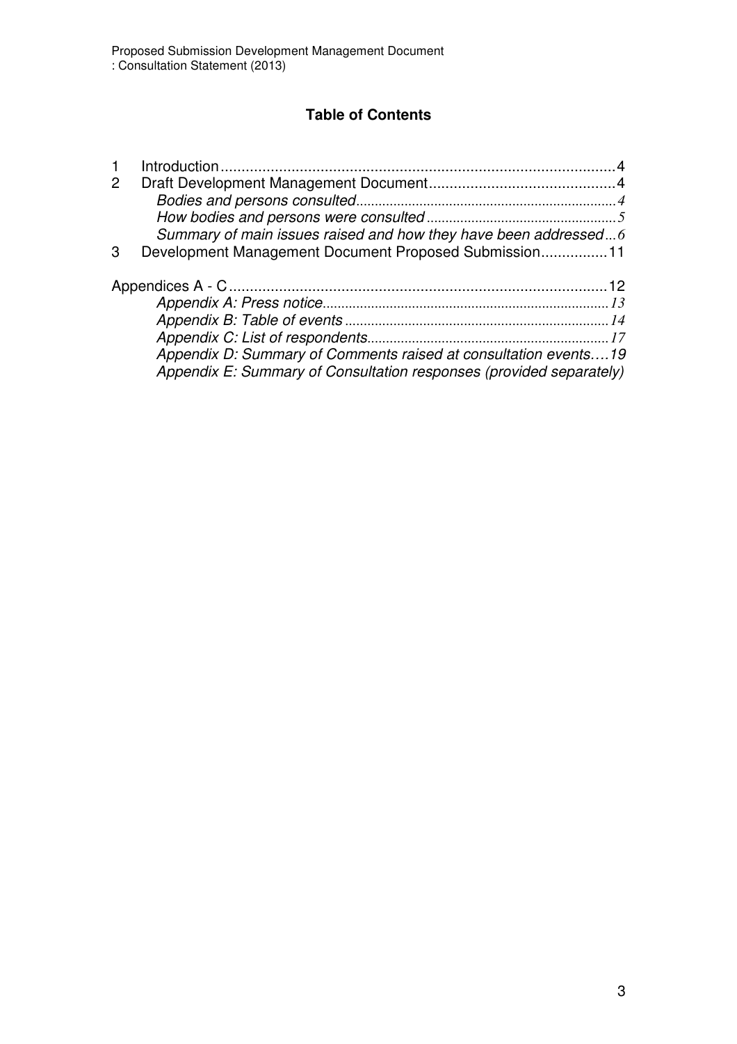## Table of Contents

1 Introduction .......... 4
2 Draft Development Management Document .......... 4
   *Bodies and persons consulted* .......... 4
   *How bodies and persons were consulted* .......... 5
   *Summary of main issues raised and how they have been addressed* ... 6
3 Development Management Document Proposed Submission .......... 11

Appendices A - C .......... 12
   *Appendix A: Press notice* .......... 13
   *Appendix B: Table of events* .......... 14
   *Appendix C: List of respondents* .......... 17
   *Appendix D: Summary of Comments raised at consultation events* .... 19
   *Appendix E: Summary of Consultation responses (provided separately)*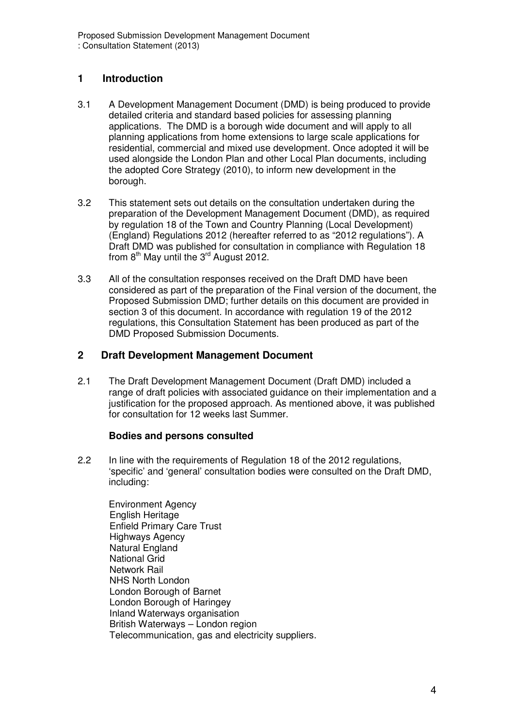## 1 Introduction

3.1 A Development Management Document (DMD) is being produced to provide detailed criteria and standard based policies for assessing planning applications. The DMD is a borough wide document and will apply to all planning applications from home extensions to large scale applications for residential, commercial and mixed use development. Once adopted it will be used alongside the London Plan and other Local Plan documents, including the adopted Core Strategy (2010), to inform new development in the borough.

3.2 This statement sets out details on the consultation undertaken during the preparation of the Development Management Document (DMD), as required by regulation 18 of the Town and Country Planning (Local Development) (England) Regulations 2012 (hereafter referred to as "2012 regulations"). A Draft DMD was published for consultation in compliance with Regulation 18 from 8th May until the 3rd August 2012.

3.3 All of the consultation responses received on the Draft DMD have been considered as part of the preparation of the Final version of the document, the Proposed Submission DMD; further details on this document are provided in section 3 of this document. In accordance with regulation 19 of the 2012 regulations, this Consultation Statement has been produced as part of the DMD Proposed Submission Documents.

## 2 Draft Development Management Document

2.1 The Draft Development Management Document (Draft DMD) included a range of draft policies with associated guidance on their implementation and a justification for the proposed approach. As mentioned above, it was published for consultation for 12 weeks last Summer.

### Bodies and persons consulted

2.2 In line with the requirements of Regulation 18 of the 2012 regulations, 'specific' and 'general' consultation bodies were consulted on the Draft DMD, including:

Environment Agency
English Heritage
Enfield Primary Care Trust
Highways Agency
Natural England
National Grid
Network Rail
NHS North London
London Borough of Barnet
London Borough of Haringey
Inland Waterways organisation
British Waterways – London region
Telecommunication, gas and electricity suppliers.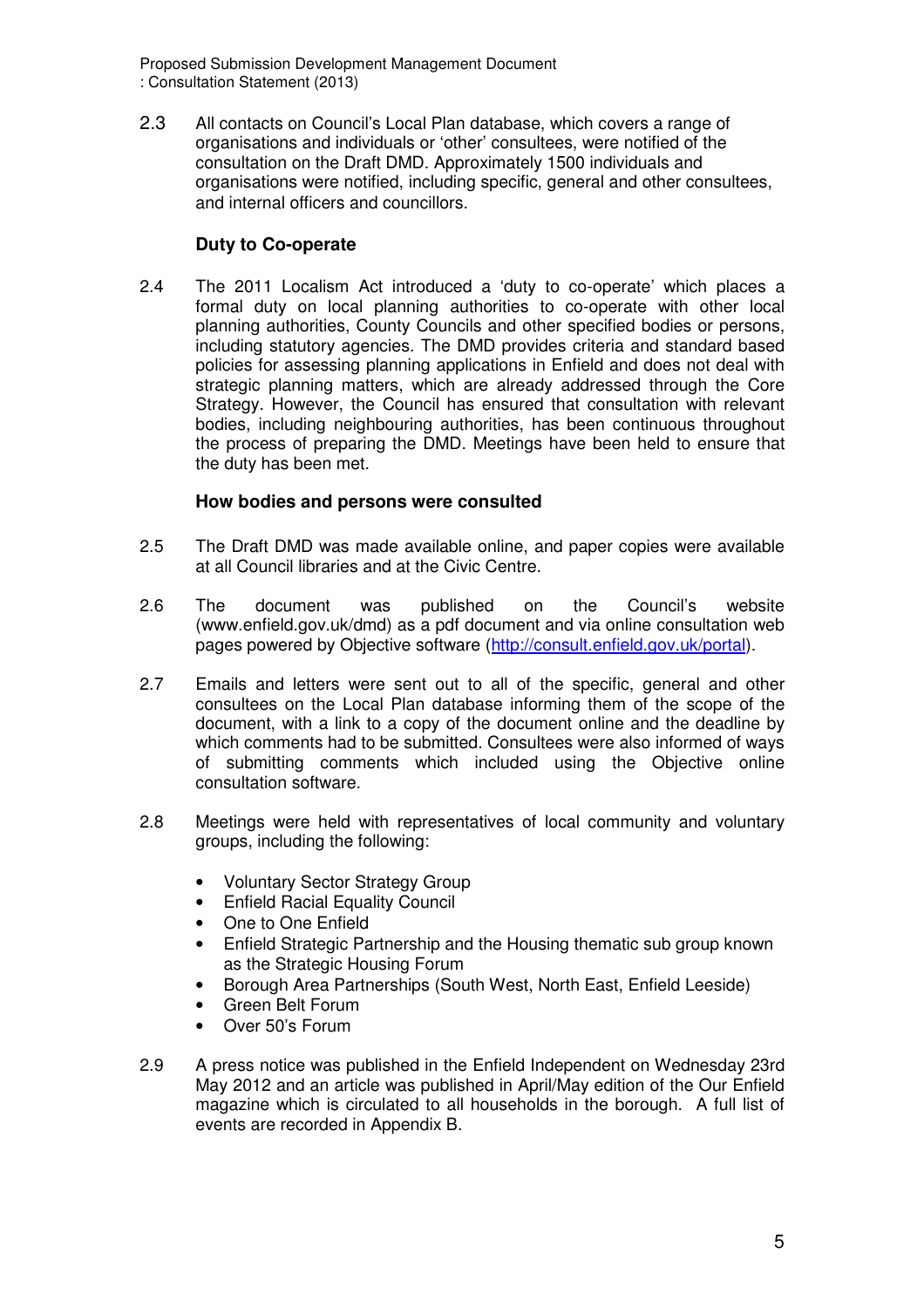2.3 All contacts on Council's Local Plan database, which covers a range of organisations and individuals or 'other' consultees, were notified of the consultation on the Draft DMD. Approximately 1500 individuals and organisations were notified, including specific, general and other consultees, and internal officers and councillors.

**Duty to Co-operate**

2.4 The 2011 Localism Act introduced a 'duty to co-operate' which places a formal duty on local planning authorities to co-operate with other local planning authorities, County Councils and other specified bodies or persons, including statutory agencies. The DMD provides criteria and standard based policies for assessing planning applications in Enfield and does not deal with strategic planning matters, which are already addressed through the Core Strategy. However, the Council has ensured that consultation with relevant bodies, including neighbouring authorities, has been continuous throughout the process of preparing the DMD. Meetings have been held to ensure that the duty has been met.

**How bodies and persons were consulted**

2.5 The Draft DMD was made available online, and paper copies were available at all Council libraries and at the Civic Centre.

2.6 The document was published on the Council's website (www.enfield.gov.uk/dmd) as a pdf document and via online consultation web pages powered by Objective software (http://consult.enfield.gov.uk/portal).

2.7 Emails and letters were sent out to all of the specific, general and other consultees on the Local Plan database informing them of the scope of the document, with a link to a copy of the document online and the deadline by which comments had to be submitted. Consultees were also informed of ways of submitting comments which included using the Objective online consultation software.

2.8 Meetings were held with representatives of local community and voluntary groups, including the following:

- Voluntary Sector Strategy Group
- Enfield Racial Equality Council
- One to One Enfield
- Enfield Strategic Partnership and the Housing thematic sub group known as the Strategic Housing Forum
- Borough Area Partnerships (South West, North East, Enfield Leeside)
- Green Belt Forum
- Over 50's Forum

2.9 A press notice was published in the Enfield Independent on Wednesday 23rd May 2012 and an article was published in April/May edition of the Our Enfield magazine which is circulated to all households in the borough. A full list of events are recorded in Appendix B.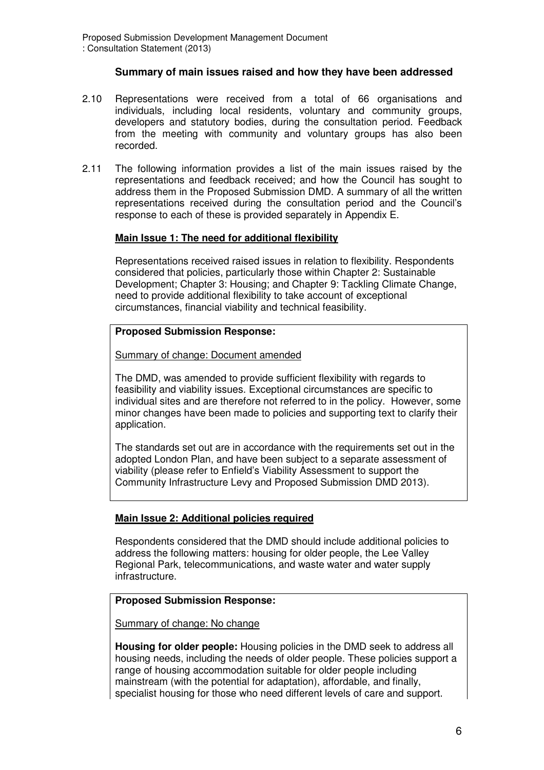### Summary of main issues raised and how they have been addressed

2.10 Representations were received from a total of 66 organisations and individuals, including local residents, voluntary and community groups, developers and statutory bodies, during the consultation period. Feedback from the meeting with community and voluntary groups has also been recorded.

2.11 The following information provides a list of the main issues raised by the representations and feedback received; and how the Council has sought to address them in the Proposed Submission DMD. A summary of all the written representations received during the consultation period and the Council's response to each of these is provided separately in Appendix E.

**Main Issue 1: The need for additional flexibility**

Representations received raised issues in relation to flexibility. Respondents considered that policies, particularly those within Chapter 2: Sustainable Development; Chapter 3: Housing; and Chapter 9: Tackling Climate Change, need to provide additional flexibility to take account of exceptional circumstances, financial viability and technical feasibility.

**Proposed Submission Response:**

Summary of change: Document amended

The DMD, was amended to provide sufficient flexibility with regards to feasibility and viability issues. Exceptional circumstances are specific to individual sites and are therefore not referred to in the policy. However, some minor changes have been made to policies and supporting text to clarify their application.

The standards set out are in accordance with the requirements set out in the adopted London Plan, and have been subject to a separate assessment of viability (please refer to Enfield's Viability Assessment to support the Community Infrastructure Levy and Proposed Submission DMD 2013).

**Main Issue 2: Additional policies required**

Respondents considered that the DMD should include additional policies to address the following matters: housing for older people, the Lee Valley Regional Park, telecommunications, and waste water and water supply infrastructure.

**Proposed Submission Response:**

Summary of change: No change

**Housing for older people:** Housing policies in the DMD seek to address all housing needs, including the needs of older people. These policies support a range of housing accommodation suitable for older people including mainstream (with the potential for adaptation), affordable, and finally, specialist housing for those who need different levels of care and support.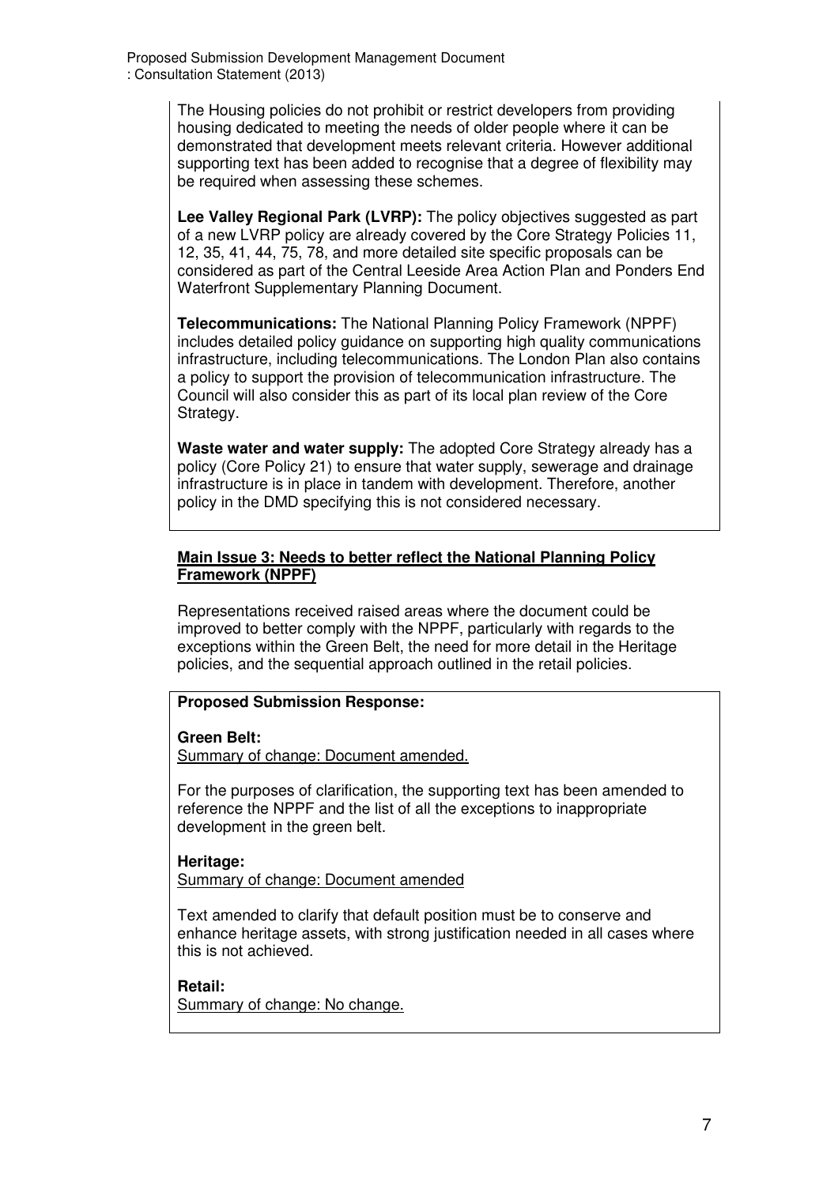The Housing policies do not prohibit or restrict developers from providing housing dedicated to meeting the needs of older people where it can be demonstrated that development meets relevant criteria. However additional supporting text has been added to recognise that a degree of flexibility may be required when assessing these schemes.

**Lee Valley Regional Park (LVRP):** The policy objectives suggested as part of a new LVRP policy are already covered by the Core Strategy Policies 11, 12, 35, 41, 44, 75, 78, and more detailed site specific proposals can be considered as part of the Central Leeside Area Action Plan and Ponders End Waterfront Supplementary Planning Document.

**Telecommunications:** The National Planning Policy Framework (NPPF) includes detailed policy guidance on supporting high quality communications infrastructure, including telecommunications. The London Plan also contains a policy to support the provision of telecommunication infrastructure. The Council will also consider this as part of its local plan review of the Core Strategy.

**Waste water and water supply:** The adopted Core Strategy already has a policy (Core Policy 21) to ensure that water supply, sewerage and drainage infrastructure is in place in tandem with development. Therefore, another policy in the DMD specifying this is not considered necessary.

## Main Issue 3: Needs to better reflect the National Planning Policy Framework (NPPF)

Representations received raised areas where the document could be improved to better comply with the NPPF, particularly with regards to the exceptions within the Green Belt, the need for more detail in the Heritage policies, and the sequential approach outlined in the retail policies.

**Proposed Submission Response:**

**Green Belt:**
Summary of change: Document amended.

For the purposes of clarification, the supporting text has been amended to reference the NPPF and the list of all the exceptions to inappropriate development in the green belt.

**Heritage:**
Summary of change: Document amended

Text amended to clarify that default position must be to conserve and enhance heritage assets, with strong justification needed in all cases where this is not achieved.

**Retail:**
Summary of change: No change.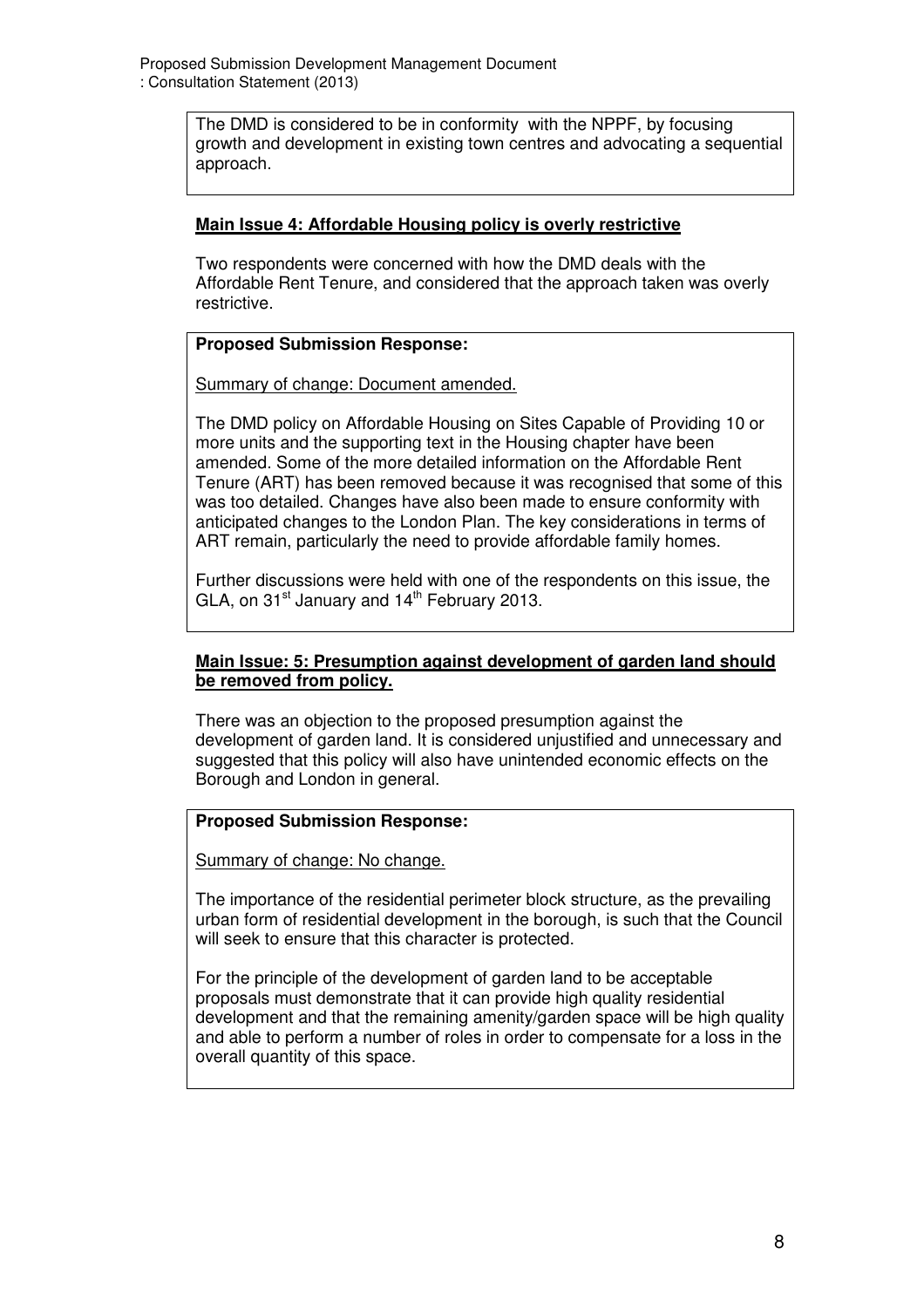The DMD is considered to be in conformity with the NPPF, by focusing growth and development in existing town centres and advocating a sequential approach.

**Main Issue 4: Affordable Housing policy is overly restrictive**

Two respondents were concerned with how the DMD deals with the Affordable Rent Tenure, and considered that the approach taken was overly restrictive.

**Proposed Submission Response:**

Summary of change: Document amended.

The DMD policy on Affordable Housing on Sites Capable of Providing 10 or more units and the supporting text in the Housing chapter have been amended. Some of the more detailed information on the Affordable Rent Tenure (ART) has been removed because it was recognised that some of this was too detailed. Changes have also been made to ensure conformity with anticipated changes to the London Plan. The key considerations in terms of ART remain, particularly the need to provide affordable family homes.

Further discussions were held with one of the respondents on this issue, the GLA, on 31st January and 14th February 2013.

**Main Issue: 5: Presumption against development of garden land should be removed from policy.**

There was an objection to the proposed presumption against the development of garden land. It is considered unjustified and unnecessary and suggested that this policy will also have unintended economic effects on the Borough and London in general.

**Proposed Submission Response:**

Summary of change: No change.

The importance of the residential perimeter block structure, as the prevailing urban form of residential development in the borough, is such that the Council will seek to ensure that this character is protected.

For the principle of the development of garden land to be acceptable proposals must demonstrate that it can provide high quality residential development and that the remaining amenity/garden space will be high quality and able to perform a number of roles in order to compensate for a loss in the overall quantity of this space.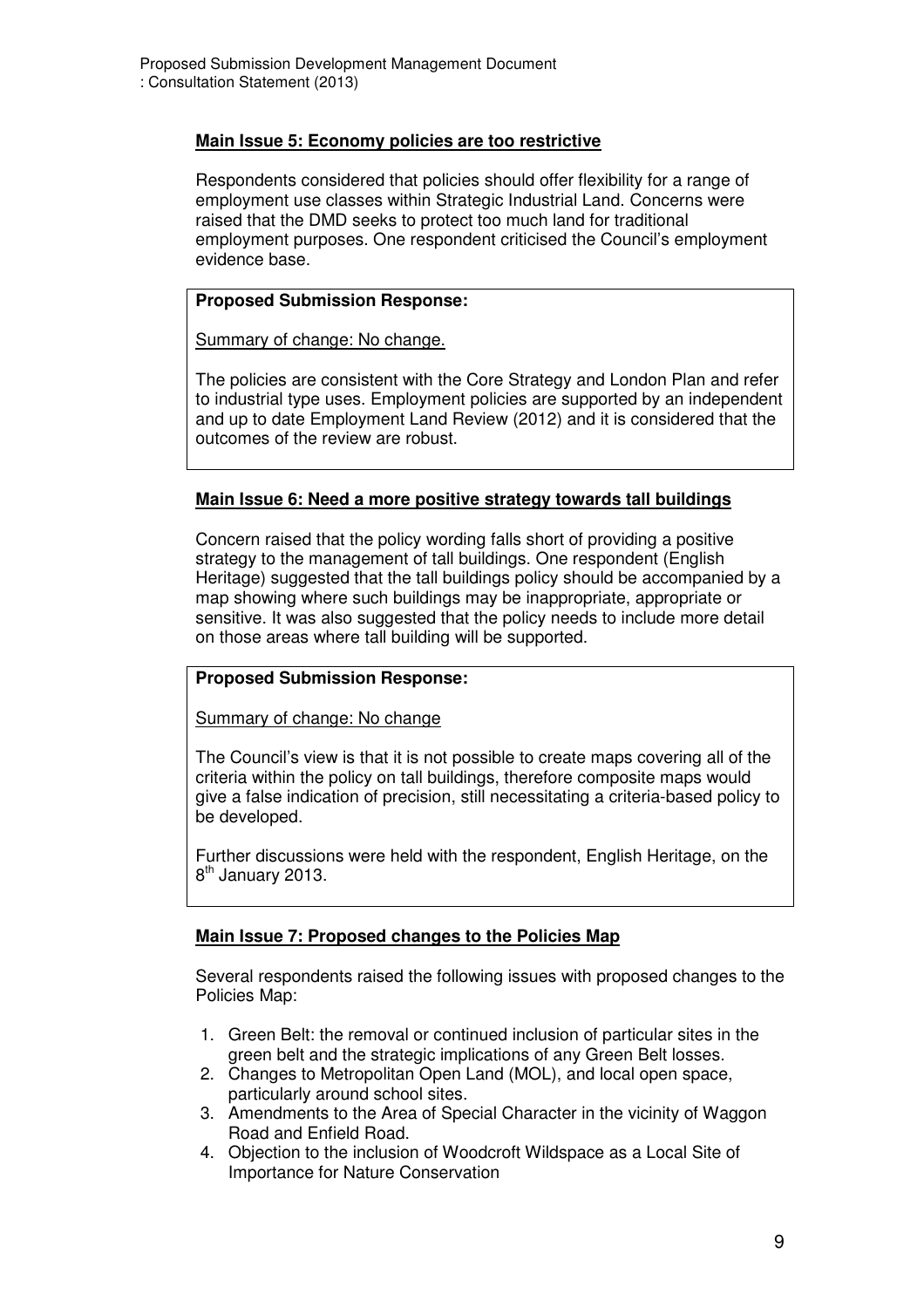**Main Issue 5: Economy policies are too restrictive**

Respondents considered that policies should offer flexibility for a range of employment use classes within Strategic Industrial Land. Concerns were raised that the DMD seeks to protect too much land for traditional employment purposes. One respondent criticised the Council's employment evidence base.

> **Proposed Submission Response:**
>
> Summary of change: No change.
>
> The policies are consistent with the Core Strategy and London Plan and refer to industrial type uses. Employment policies are supported by an independent and up to date Employment Land Review (2012) and it is considered that the outcomes of the review are robust.

**Main Issue 6: Need a more positive strategy towards tall buildings**

Concern raised that the policy wording falls short of providing a positive strategy to the management of tall buildings. One respondent (English Heritage) suggested that the tall buildings policy should be accompanied by a map showing where such buildings may be inappropriate, appropriate or sensitive. It was also suggested that the policy needs to include more detail on those areas where tall building will be supported.

> **Proposed Submission Response:**
>
> Summary of change: No change
>
> The Council's view is that it is not possible to create maps covering all of the criteria within the policy on tall buildings, therefore composite maps would give a false indication of precision, still necessitating a criteria-based policy to be developed.
>
> Further discussions were held with the respondent, English Heritage, on the 8th January 2013.

**Main Issue 7: Proposed changes to the Policies Map**

Several respondents raised the following issues with proposed changes to the Policies Map:

1. Green Belt: the removal or continued inclusion of particular sites in the green belt and the strategic implications of any Green Belt losses.
2. Changes to Metropolitan Open Land (MOL), and local open space, particularly around school sites.
3. Amendments to the Area of Special Character in the vicinity of Waggon Road and Enfield Road.
4. Objection to the inclusion of Woodcroft Wildspace as a Local Site of Importance for Nature Conservation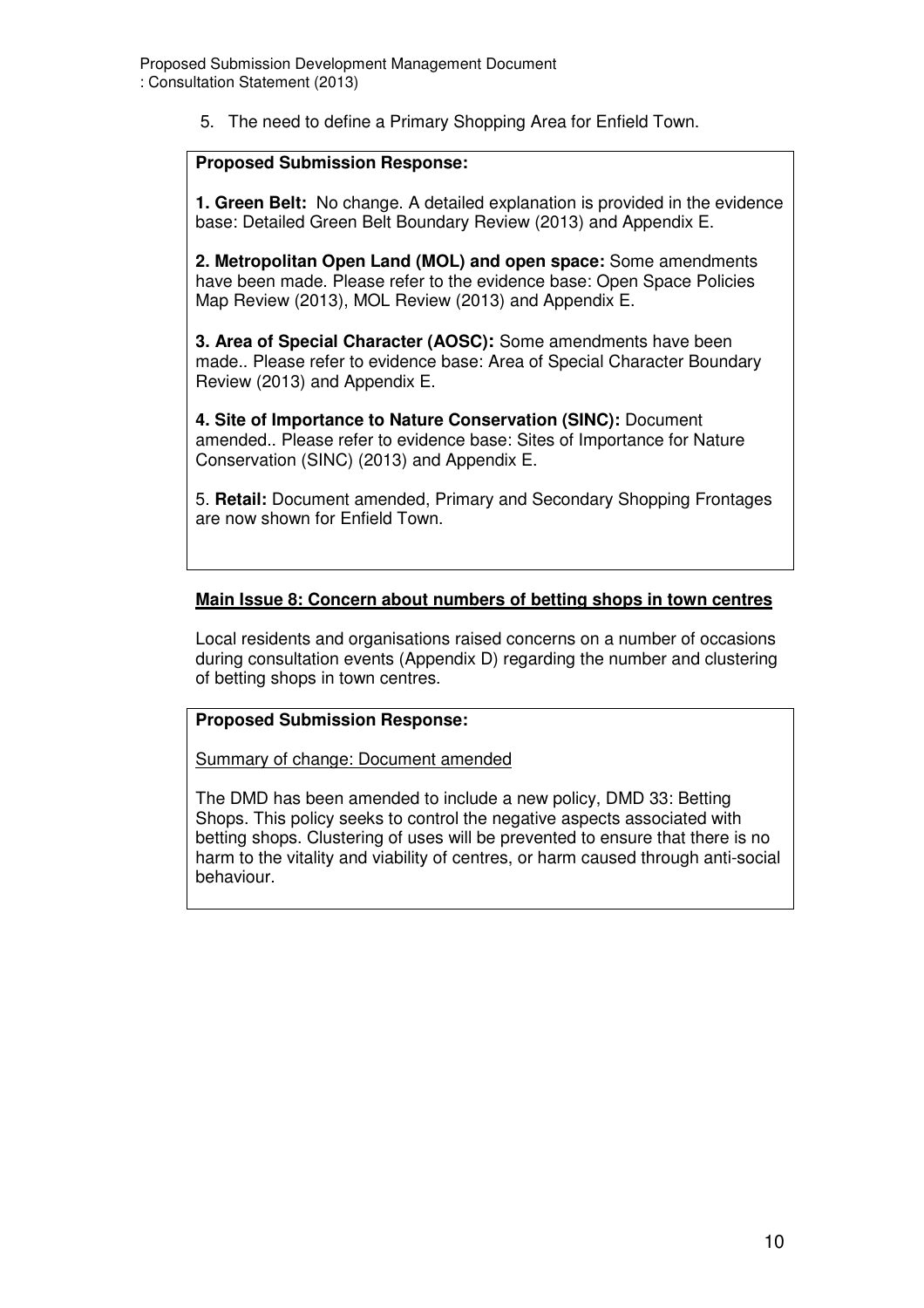5. The need to define a Primary Shopping Area for Enfield Town.

**Proposed Submission Response:**

**1. Green Belt:** No change. A detailed explanation is provided in the evidence base: Detailed Green Belt Boundary Review (2013) and Appendix E.

**2. Metropolitan Open Land (MOL) and open space:** Some amendments have been made. Please refer to the evidence base: Open Space Policies Map Review (2013), MOL Review (2013) and Appendix E.

**3. Area of Special Character (AOSC):** Some amendments have been made.. Please refer to evidence base: Area of Special Character Boundary Review (2013) and Appendix E.

**4. Site of Importance to Nature Conservation (SINC):** Document amended.. Please refer to evidence base: Sites of Importance for Nature Conservation (SINC) (2013) and Appendix E.

5. **Retail:** Document amended, Primary and Secondary Shopping Frontages are now shown for Enfield Town.

**Main Issue 8: Concern about numbers of betting shops in town centres**

Local residents and organisations raised concerns on a number of occasions during consultation events (Appendix D) regarding the number and clustering of betting shops in town centres.

**Proposed Submission Response:**

Summary of change: Document amended

The DMD has been amended to include a new policy, DMD 33: Betting Shops. This policy seeks to control the negative aspects associated with betting shops. Clustering of uses will be prevented to ensure that there is no harm to the vitality and viability of centres, or harm caused through anti-social behaviour.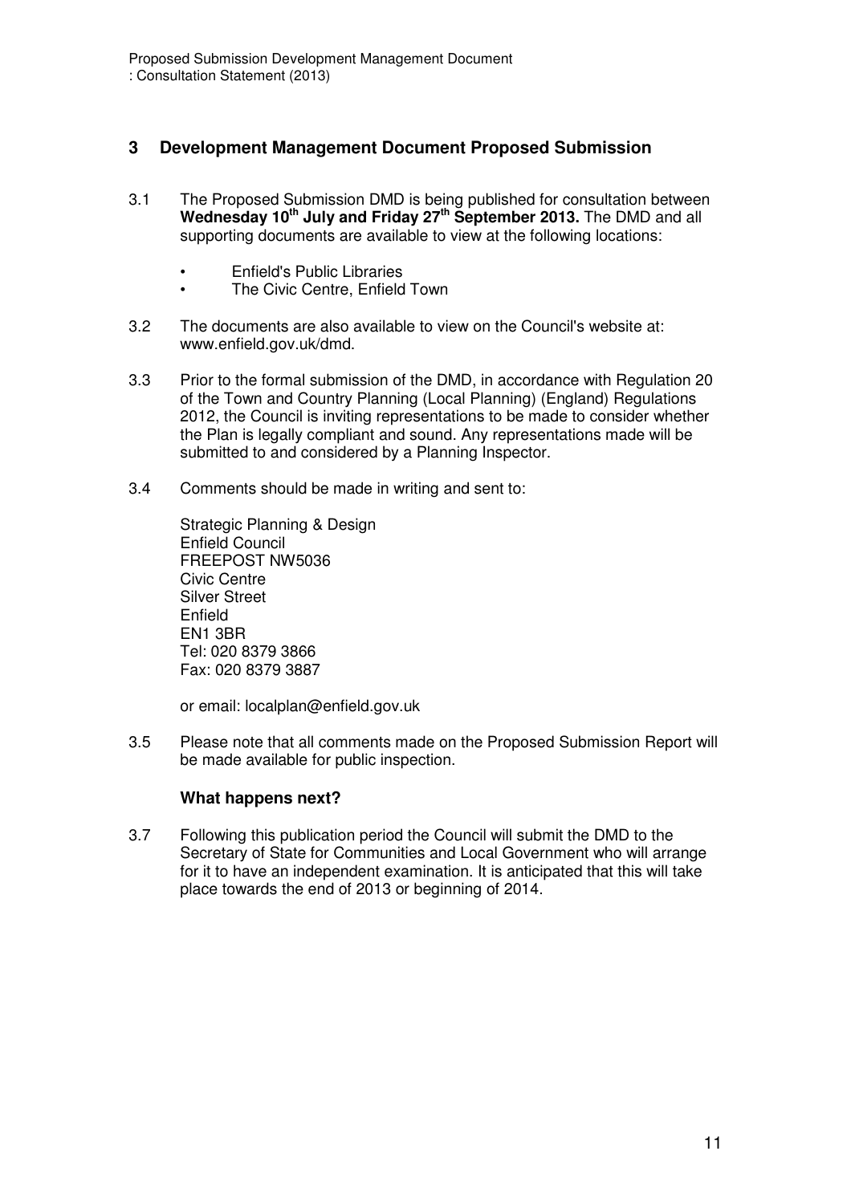## 3 Development Management Document Proposed Submission

3.1 The Proposed Submission DMD is being published for consultation between **Wednesday 10th July and Friday 27th September 2013.** The DMD and all supporting documents are available to view at the following locations:

- Enfield's Public Libraries
- The Civic Centre, Enfield Town

3.2 The documents are also available to view on the Council's website at: www.enfield.gov.uk/dmd.

3.3 Prior to the formal submission of the DMD, in accordance with Regulation 20 of the Town and Country Planning (Local Planning) (England) Regulations 2012, the Council is inviting representations to be made to consider whether the Plan is legally compliant and sound. Any representations made will be submitted to and considered by a Planning Inspector.

3.4 Comments should be made in writing and sent to:

Strategic Planning & Design
Enfield Council
FREEPOST NW5036
Civic Centre
Silver Street
Enfield
EN1 3BR
Tel: 020 8379 3866
Fax: 020 8379 3887

or email: localplan@enfield.gov.uk

3.5 Please note that all comments made on the Proposed Submission Report will be made available for public inspection.

### What happens next?

3.7 Following this publication period the Council will submit the DMD to the Secretary of State for Communities and Local Government who will arrange for it to have an independent examination. It is anticipated that this will take place towards the end of 2013 or beginning of 2014.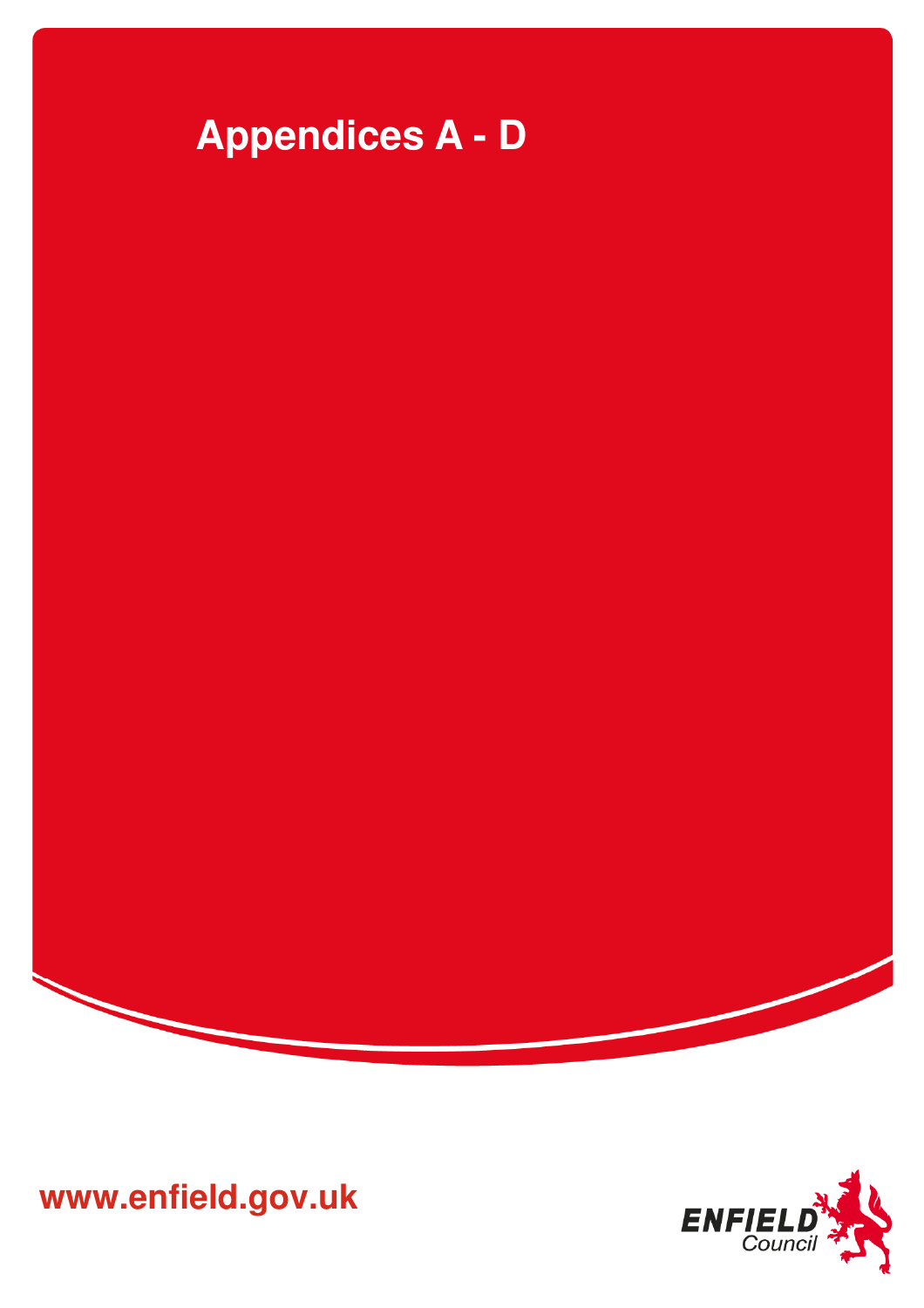# Appendices A - D

www.enfield.gov.uk

ENFIELD Council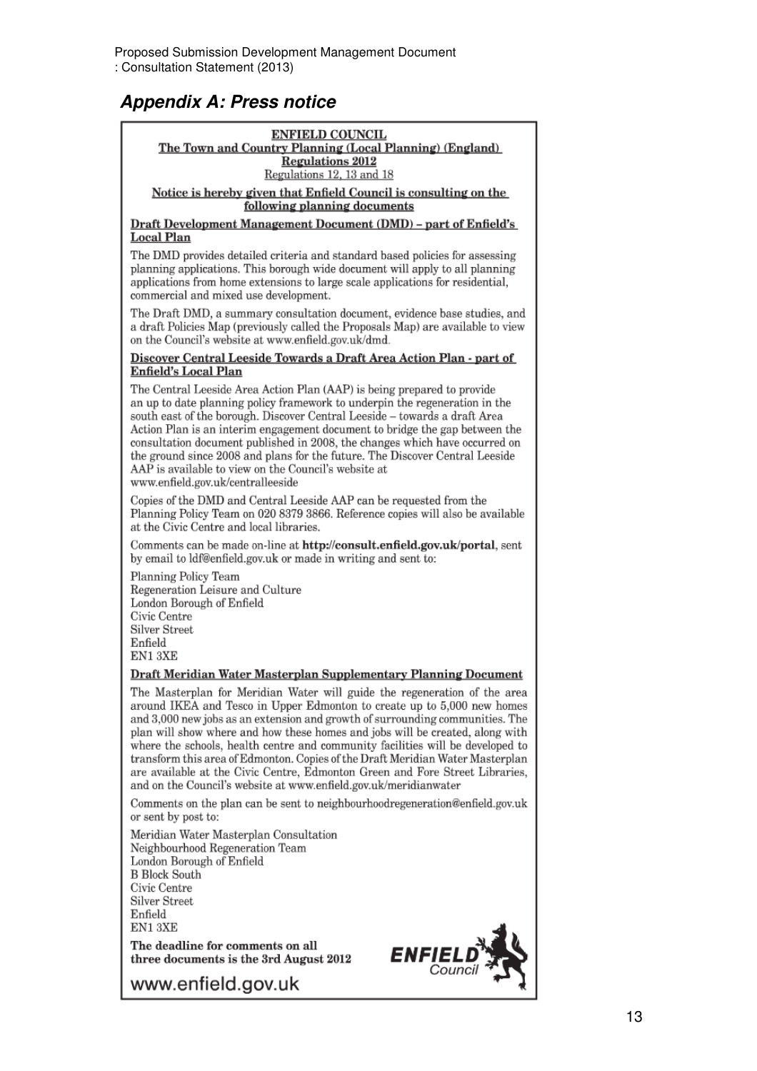## Appendix A: Press notice

**ENFIELD COUNCIL**
**The Town and Country Planning (Local Planning) (England) Regulations 2012**
Regulations 12, 13 and 18

**Notice is hereby given that Enfield Council is consulting on the following planning documents**

**Draft Development Management Document (DMD) – part of Enfield's Local Plan**

The DMD provides detailed criteria and standard based policies for assessing planning applications. This borough wide document will apply to all planning applications from home extensions to large scale applications for residential, commercial and mixed use development.

The Draft DMD, a summary consultation document, evidence base studies, and a draft Policies Map (previously called the Proposals Map) are available to view on the Council's website at www.enfield.gov.uk/dmd.

**Discover Central Leeside Towards a Draft Area Action Plan - part of Enfield's Local Plan**

The Central Leeside Area Action Plan (AAP) is being prepared to provide an up to date planning policy framework to underpin the regeneration in the south east of the borough. Discover Central Leeside – towards a draft Area Action Plan is an interim engagement document to bridge the gap between the consultation document published in 2008, the changes which have occurred on the ground since 2008 and plans for the future. The Discover Central Leeside AAP is available to view on the Council's website at www.enfield.gov.uk/centralleeside

Copies of the DMD and Central Leeside AAP can be requested from the Planning Policy Team on 020 8379 3866. Reference copies will also be available at the Civic Centre and local libraries.

Comments can be made on-line at **http://consult.enfield.gov.uk/portal**, sent by email to ldf@enfield.gov.uk or made in writing and sent to:

Planning Policy Team
Regeneration Leisure and Culture
London Borough of Enfield
Civic Centre
Silver Street
Enfield
EN1 3XE

**Draft Meridian Water Masterplan Supplementary Planning Document**

The Masterplan for Meridian Water will guide the regeneration of the area around IKEA and Tesco in Upper Edmonton to create up to 5,000 new homes and 3,000 new jobs as an extension and growth of surrounding communities. The plan will show where and how these homes and jobs will be created, along with where the schools, health centre and community facilities will be developed to transform this area of Edmonton. Copies of the Draft Meridian Water Masterplan are available at the Civic Centre, Edmonton Green and Fore Street Libraries, and on the Council's website at www.enfield.gov.uk/meridianwater

Comments on the plan can be sent to neighbourhoodregeneration@enfield.gov.uk or sent by post to:

Meridian Water Masterplan Consultation
Neighbourhood Regeneration Team
London Borough of Enfield
B Block South
Civic Centre
Silver Street
Enfield
EN1 3XE

**The deadline for comments on all three documents is the 3rd August 2012**

ENFIELD Council

www.enfield.gov.uk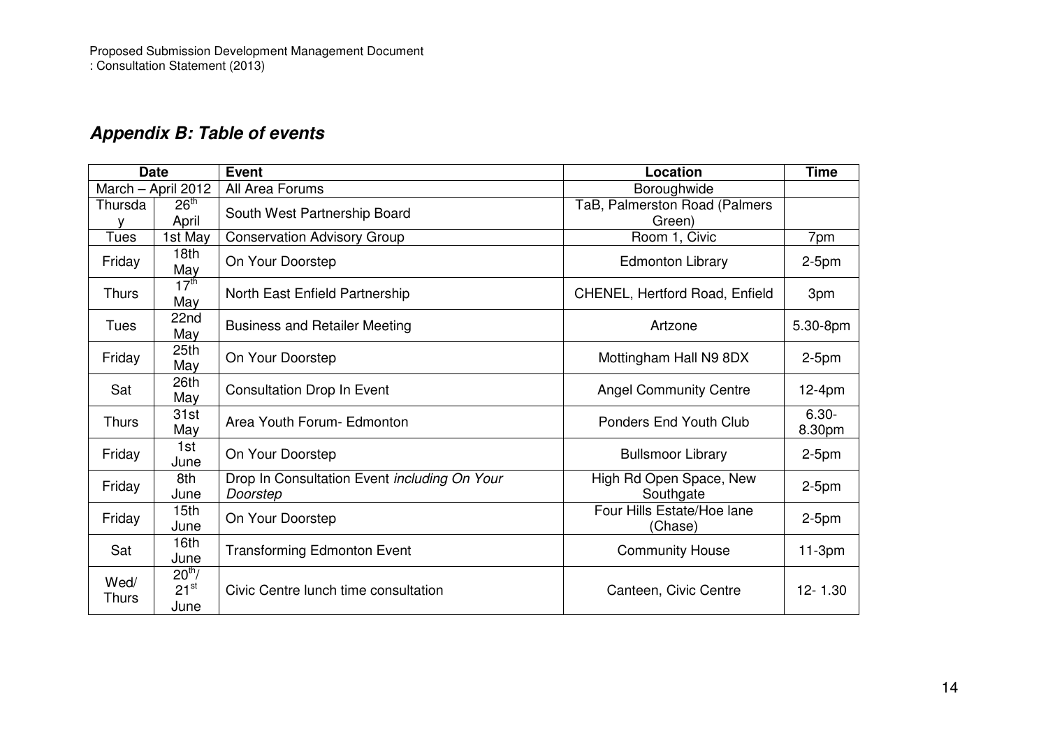## *Appendix B: Table of events*

| Date | | Event | Location | Time |
|---|---|---|---|---|
| March – April 2012 | | All Area Forums | Boroughwide | |
| Thursday | 26th April | South West Partnership Board | TaB, Palmerston Road (Palmers Green) | |
| Tues | 1st May | Conservation Advisory Group | Room 1, Civic | 7pm |
| Friday | 18th May | On Your Doorstep | Edmonton Library | 2-5pm |
| Thurs | 17th May | North East Enfield Partnership | CHENEL, Hertford Road, Enfield | 3pm |
| Tues | 22nd May | Business and Retailer Meeting | Artzone | 5.30-8pm |
| Friday | 25th May | On Your Doorstep | Mottingham Hall N9 8DX | 2-5pm |
| Sat | 26th May | Consultation Drop In Event | Angel Community Centre | 12-4pm |
| Thurs | 31st May | Area Youth Forum- Edmonton | Ponders End Youth Club | 6.30-8.30pm |
| Friday | 1st June | On Your Doorstep | Bullsmoor Library | 2-5pm |
| Friday | 8th June | Drop In Consultation Event *including On Your Doorstep* | High Rd Open Space, New Southgate | 2-5pm |
| Friday | 15th June | On Your Doorstep | Four Hills Estate/Hoe lane (Chase) | 2-5pm |
| Sat | 16th June | Transforming Edmonton Event | Community House | 11-3pm |
| Wed/ Thurs | 20th/ 21st June | Civic Centre lunch time consultation | Canteen, Civic Centre | 12- 1.30 |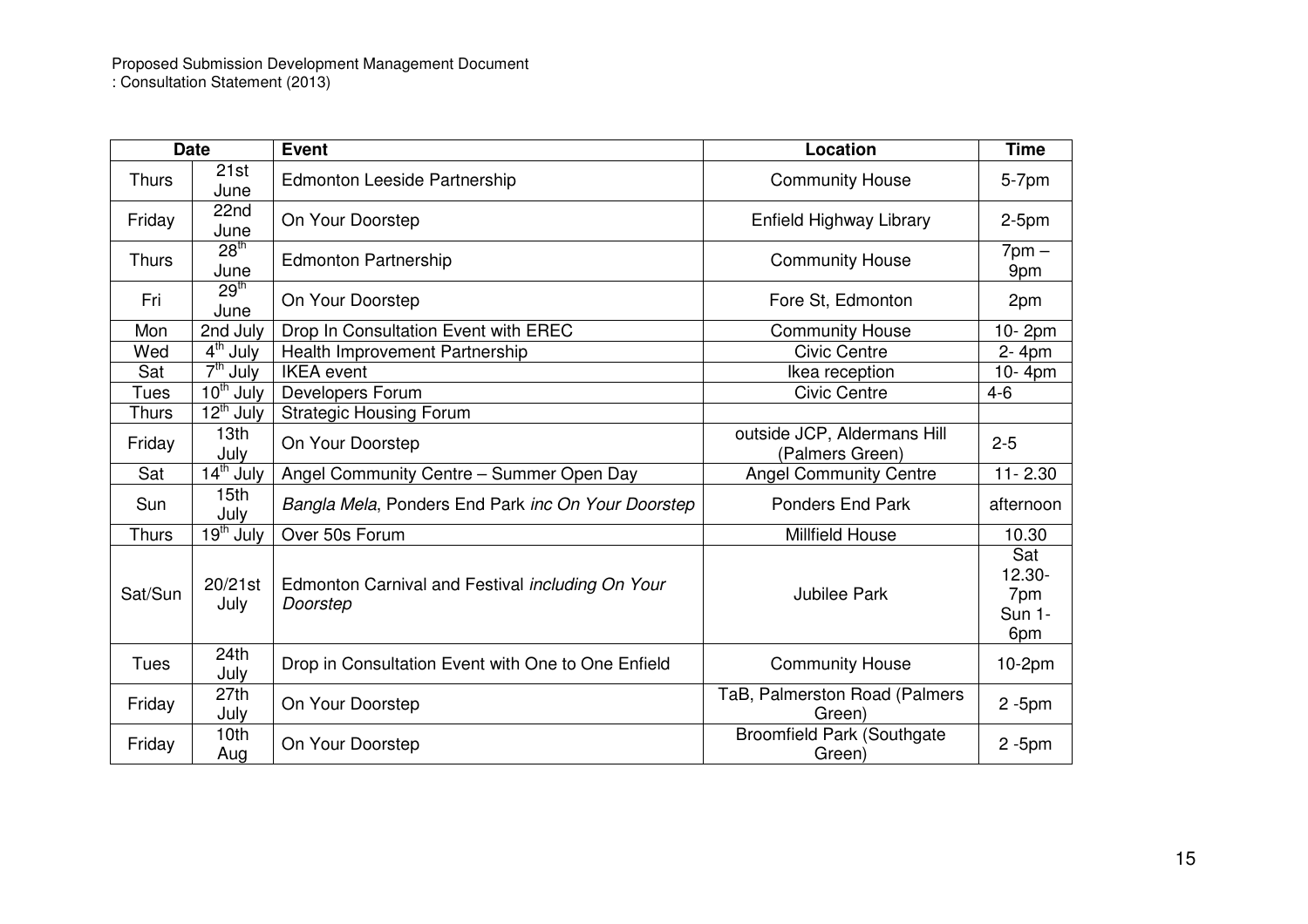Proposed Submission Development Management Document
: Consultation Statement (2013)

| Date | | Event | Location | Time |
|---|---|---|---|---|
| Thurs | 21st June | Edmonton Leeside Partnership | Community House | 5-7pm |
| Friday | 22nd June | On Your Doorstep | Enfield Highway Library | 2-5pm |
| Thurs | 28th June | Edmonton Partnership | Community House | 7pm – 9pm |
| Fri | 29th June | On Your Doorstep | Fore St, Edmonton | 2pm |
| Mon | 2nd July | Drop In Consultation Event with EREC | Community House | 10- 2pm |
| Wed | 4th July | Health Improvement Partnership | Civic Centre | 2- 4pm |
| Sat | 7th July | IKEA event | Ikea reception | 10- 4pm |
| Tues | 10th July | Developers Forum | Civic Centre | 4-6 |
| Thurs | 12th July | Strategic Housing Forum | | |
| Friday | 13th July | On Your Doorstep | outside JCP, Aldermans Hill (Palmers Green) | 2-5 |
| Sat | 14th July | Angel Community Centre – Summer Open Day | Angel Community Centre | 11- 2.30 |
| Sun | 15th July | *Bangla Mela*, Ponders End Park *inc On Your Doorstep* | Ponders End Park | afternoon |
| Thurs | 19th July | Over 50s Forum | Millfield House | 10.30 |
| Sat/Sun | 20/21st July | Edmonton Carnival and Festival *including On Your Doorstep* | Jubilee Park | Sat 12.30-7pm Sun 1-6pm |
| Tues | 24th July | Drop in Consultation Event with One to One Enfield | Community House | 10-2pm |
| Friday | 27th July | On Your Doorstep | TaB, Palmerston Road (Palmers Green) | 2 -5pm |
| Friday | 10th Aug | On Your Doorstep | Broomfield Park (Southgate Green) | 2 -5pm |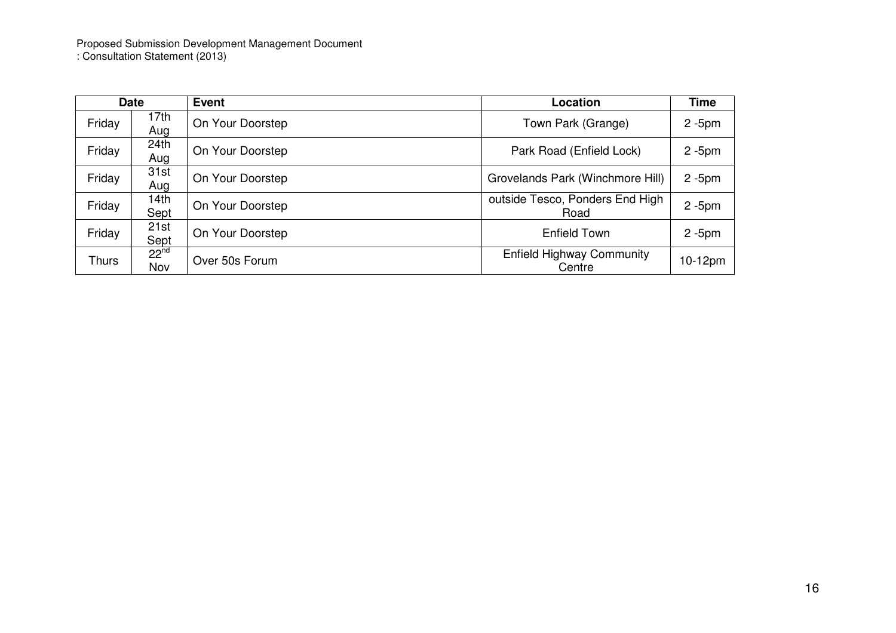| Date | | Event | Location | Time |
|---|---|---|---|---|
| Friday | 17th Aug | On Your Doorstep | Town Park (Grange) | 2 -5pm |
| Friday | 24th Aug | On Your Doorstep | Park Road (Enfield Lock) | 2 -5pm |
| Friday | 31st Aug | On Your Doorstep | Grovelands Park (Winchmore Hill) | 2 -5pm |
| Friday | 14th Sept | On Your Doorstep | outside Tesco, Ponders End High Road | 2 -5pm |
| Friday | 21st Sept | On Your Doorstep | Enfield Town | 2 -5pm |
| Thurs | 22nd Nov | Over 50s Forum | Enfield Highway Community Centre | 10-12pm |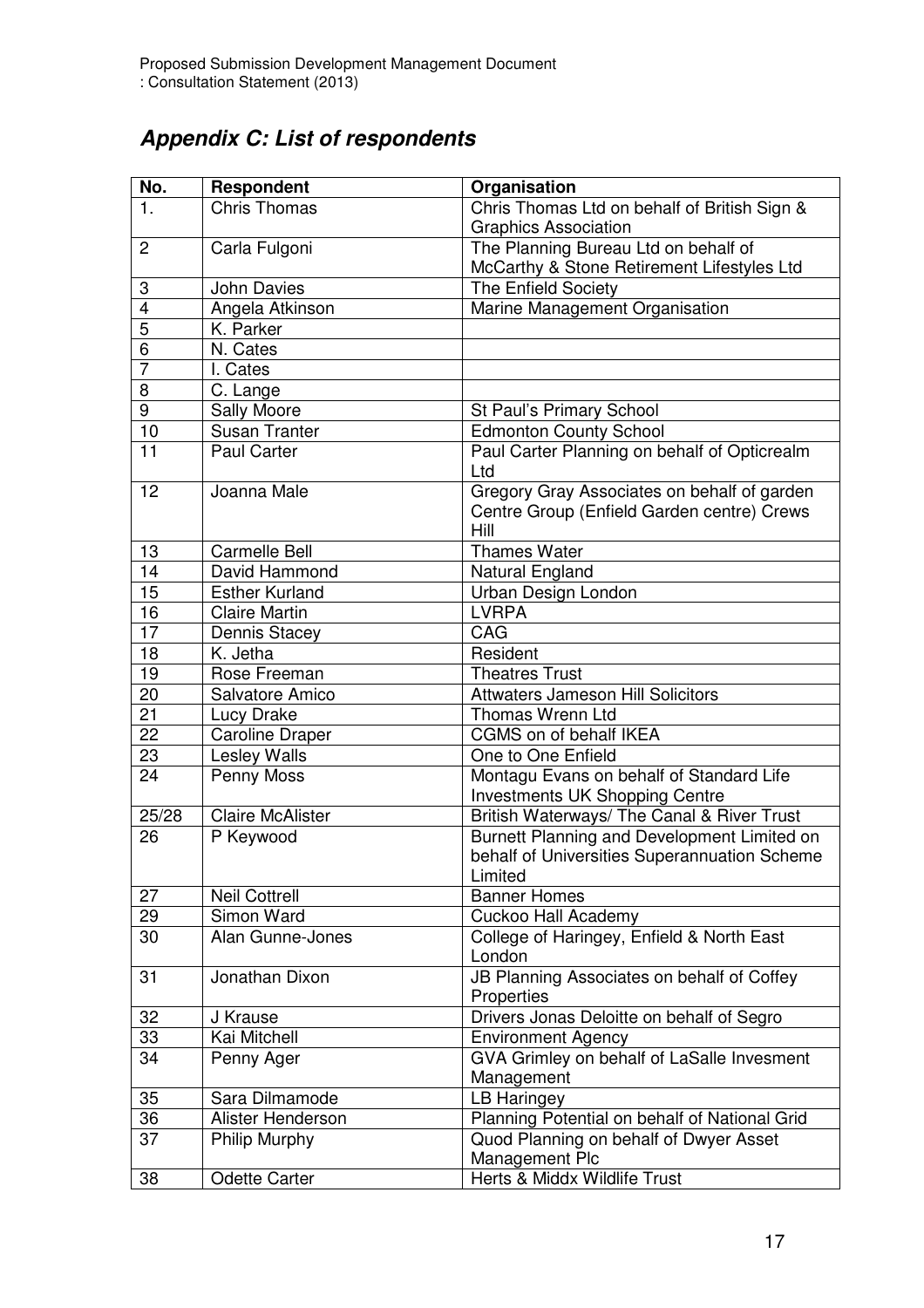## *Appendix C: List of respondents*

| No. | Respondent | Organisation |
|---|---|---|
| 1. | Chris Thomas | Chris Thomas Ltd on behalf of British Sign & Graphics Association |
| 2 | Carla Fulgoni | The Planning Bureau Ltd on behalf of McCarthy & Stone Retirement Lifestyles Ltd |
| 3 | John Davies | The Enfield Society |
| 4 | Angela Atkinson | Marine Management Organisation |
| 5 | K. Parker | |
| 6 | N. Cates | |
| 7 | I. Cates | |
| 8 | C. Lange | |
| 9 | Sally Moore | St Paul's Primary School |
| 10 | Susan Tranter | Edmonton County School |
| 11 | Paul Carter | Paul Carter Planning on behalf of Opticrealm Ltd |
| 12 | Joanna Male | Gregory Gray Associates on behalf of garden Centre Group (Enfield Garden centre) Crews Hill |
| 13 | Carmelle Bell | Thames Water |
| 14 | David Hammond | Natural England |
| 15 | Esther Kurland | Urban Design London |
| 16 | Claire Martin | LVRPA |
| 17 | Dennis Stacey | CAG |
| 18 | K. Jetha | Resident |
| 19 | Rose Freeman | Theatres Trust |
| 20 | Salvatore Amico | Attwaters Jameson Hill Solicitors |
| 21 | Lucy Drake | Thomas Wrenn Ltd |
| 22 | Caroline Draper | CGMS on of behalf IKEA |
| 23 | Lesley Walls | One to One Enfield |
| 24 | Penny Moss | Montagu Evans on behalf of Standard Life Investments UK Shopping Centre |
| 25/28 | Claire McAlister | British Waterways/ The Canal & River Trust |
| 26 | P Keywood | Burnett Planning and Development Limited on behalf of Universities Superannuation Scheme Limited |
| 27 | Neil Cottrell | Banner Homes |
| 29 | Simon Ward | Cuckoo Hall Academy |
| 30 | Alan Gunne-Jones | College of Haringey, Enfield & North East London |
| 31 | Jonathan Dixon | JB Planning Associates on behalf of Coffey Properties |
| 32 | J Krause | Drivers Jonas Deloitte on behalf of Segro |
| 33 | Kai Mitchell | Environment Agency |
| 34 | Penny Ager | GVA Grimley on behalf of LaSalle Invesment Management |
| 35 | Sara Dilmamode | LB Haringey |
| 36 | Alister Henderson | Planning Potential on behalf of National Grid |
| 37 | Philip Murphy | Quod Planning on behalf of Dwyer Asset Management Plc |
| 38 | Odette Carter | Herts & Middx Wildlife Trust |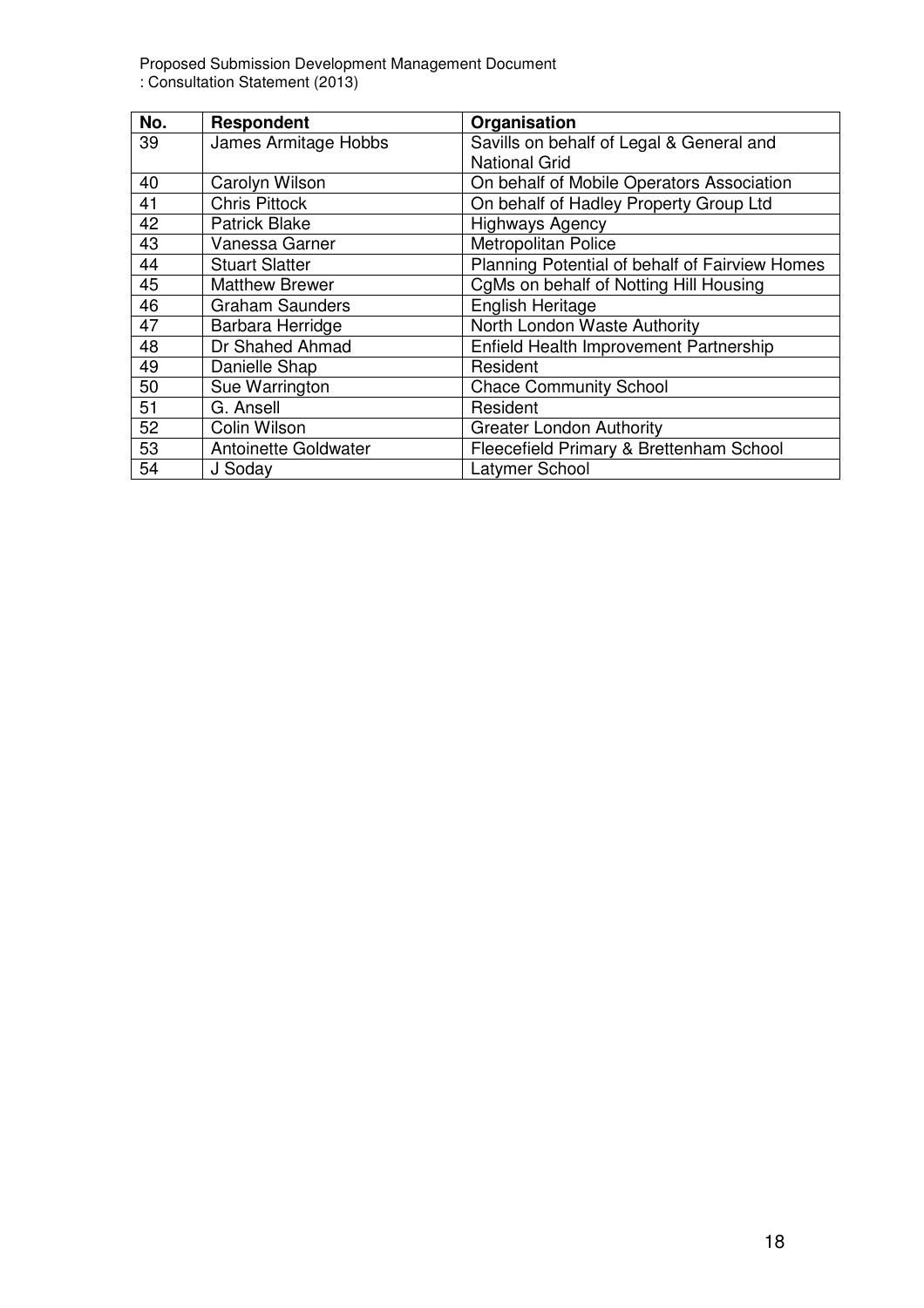| No. | Respondent | Organisation |
| --- | --- | --- |
| 39 | James Armitage Hobbs | Savills on behalf of Legal & General and National Grid |
| 40 | Carolyn Wilson | On behalf of Mobile Operators Association |
| 41 | Chris Pittock | On behalf of Hadley Property Group Ltd |
| 42 | Patrick Blake | Highways Agency |
| 43 | Vanessa Garner | Metropolitan Police |
| 44 | Stuart Slatter | Planning Potential of behalf of Fairview Homes |
| 45 | Matthew Brewer | CgMs on behalf of Notting Hill Housing |
| 46 | Graham Saunders | English Heritage |
| 47 | Barbara Herridge | North London Waste Authority |
| 48 | Dr Shahed Ahmad | Enfield Health Improvement Partnership |
| 49 | Danielle Shap | Resident |
| 50 | Sue Warrington | Chace Community School |
| 51 | G. Ansell | Resident |
| 52 | Colin Wilson | Greater London Authority |
| 53 | Antoinette Goldwater | Fleecefield Primary & Brettenham School |
| 54 | J Soday | Latymer School |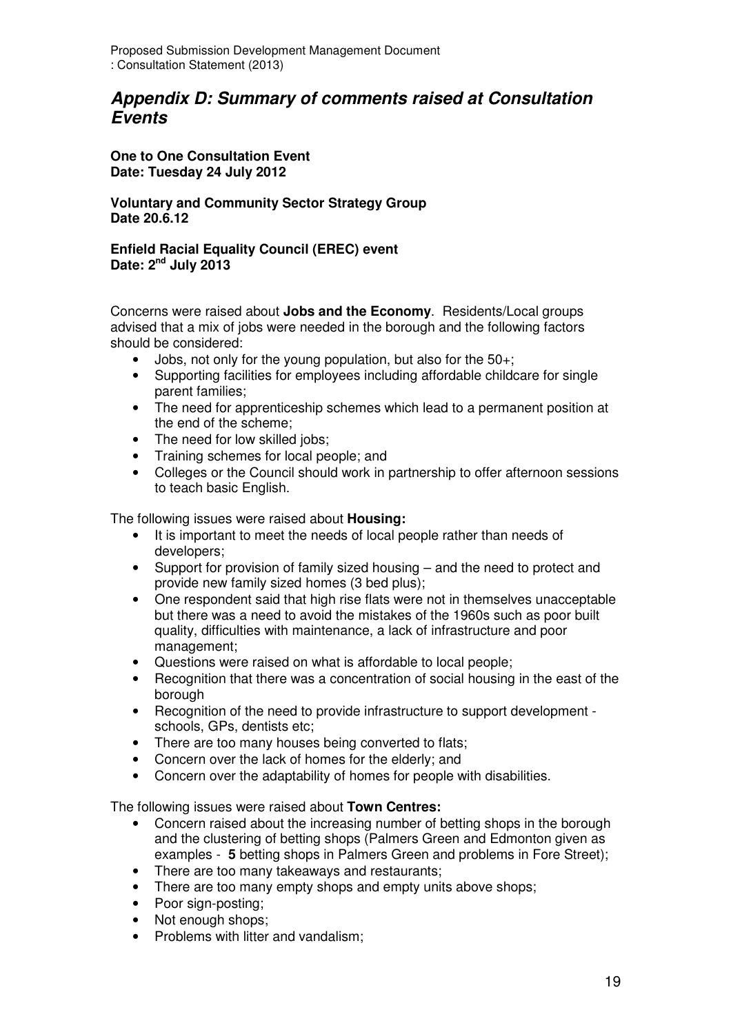## *Appendix D: Summary of comments raised at Consultation Events*

**One to One Consultation Event**
**Date: Tuesday 24 July 2012**

**Voluntary and Community Sector Strategy Group**
**Date 20.6.12**

**Enfield Racial Equality Council (EREC) event**
**Date: 2nd July 2013**

Concerns were raised about **Jobs and the Economy**. Residents/Local groups advised that a mix of jobs were needed in the borough and the following factors should be considered:

- Jobs, not only for the young population, but also for the 50+;
- Supporting facilities for employees including affordable childcare for single parent families;
- The need for apprenticeship schemes which lead to a permanent position at the end of the scheme;
- The need for low skilled jobs;
- Training schemes for local people; and
- Colleges or the Council should work in partnership to offer afternoon sessions to teach basic English.

The following issues were raised about **Housing:**

- It is important to meet the needs of local people rather than needs of developers;
- Support for provision of family sized housing – and the need to protect and provide new family sized homes (3 bed plus);
- One respondent said that high rise flats were not in themselves unacceptable but there was a need to avoid the mistakes of the 1960s such as poor built quality, difficulties with maintenance, a lack of infrastructure and poor management;
- Questions were raised on what is affordable to local people;
- Recognition that there was a concentration of social housing in the east of the borough
- Recognition of the need to provide infrastructure to support development - schools, GPs, dentists etc;
- There are too many houses being converted to flats;
- Concern over the lack of homes for the elderly; and
- Concern over the adaptability of homes for people with disabilities.

The following issues were raised about **Town Centres:**

- Concern raised about the increasing number of betting shops in the borough and the clustering of betting shops (Palmers Green and Edmonton given as examples - **5** betting shops in Palmers Green and problems in Fore Street);
- There are too many takeaways and restaurants;
- There are too many empty shops and empty units above shops;
- Poor sign-posting;
- Not enough shops;
- Problems with litter and vandalism;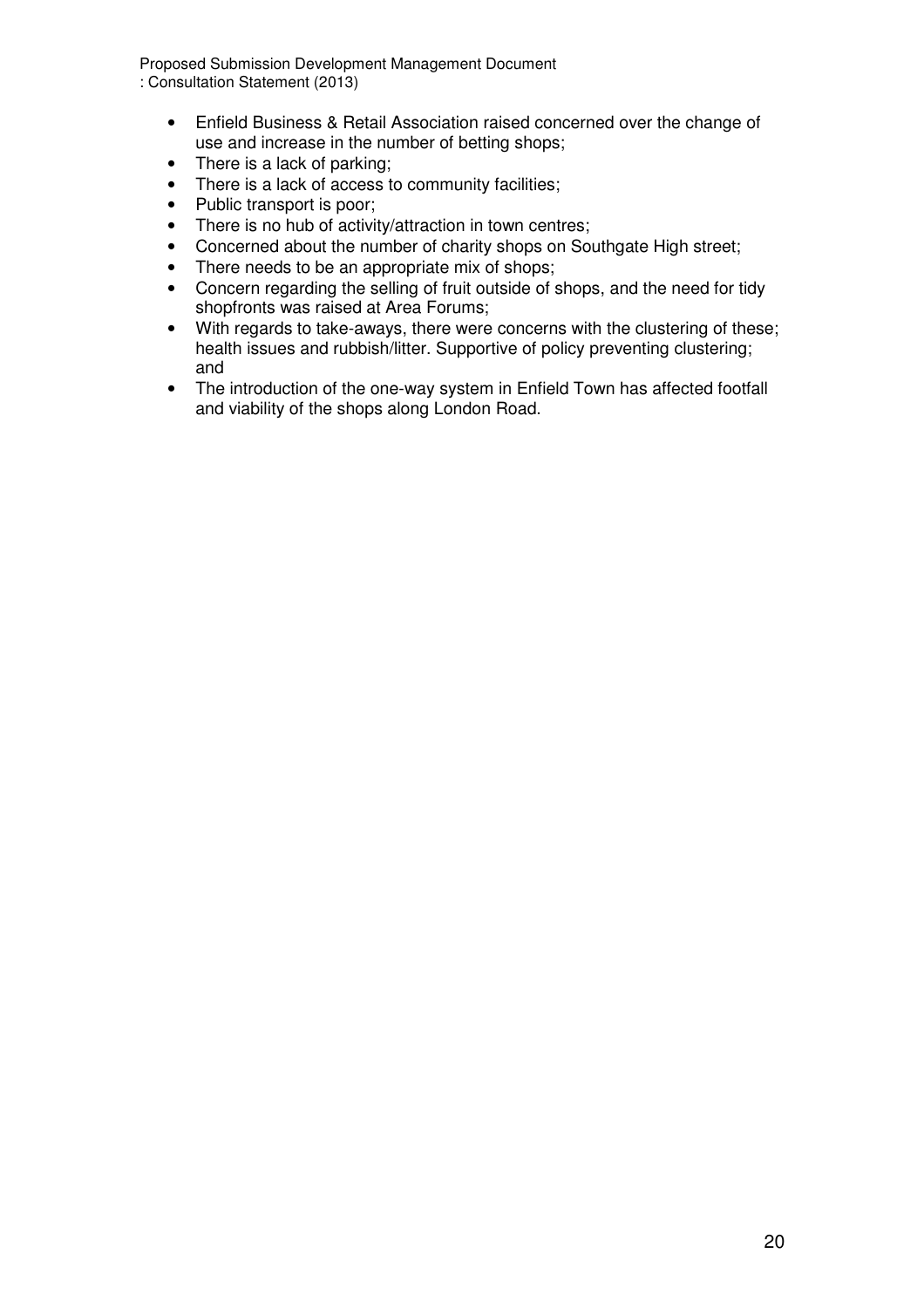- Enfield Business & Retail Association raised concerned over the change of use and increase in the number of betting shops;
- There is a lack of parking;
- There is a lack of access to community facilities;
- Public transport is poor;
- There is no hub of activity/attraction in town centres;
- Concerned about the number of charity shops on Southgate High street;
- There needs to be an appropriate mix of shops;
- Concern regarding the selling of fruit outside of shops, and the need for tidy shopfronts was raised at Area Forums;
- With regards to take-aways, there were concerns with the clustering of these; health issues and rubbish/litter. Supportive of policy preventing clustering; and
- The introduction of the one-way system in Enfield Town has affected footfall and viability of the shops along London Road.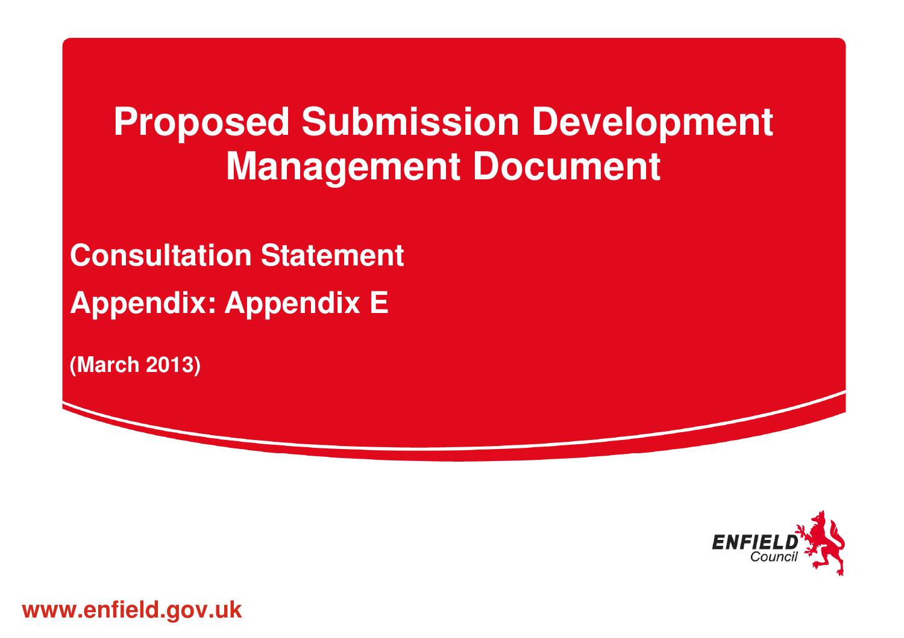# Proposed Submission Development Management Document

## Consultation Statement

## Appendix: Appendix E

**(March 2013)**

ENFIELD Council

**www.enfield.gov.uk**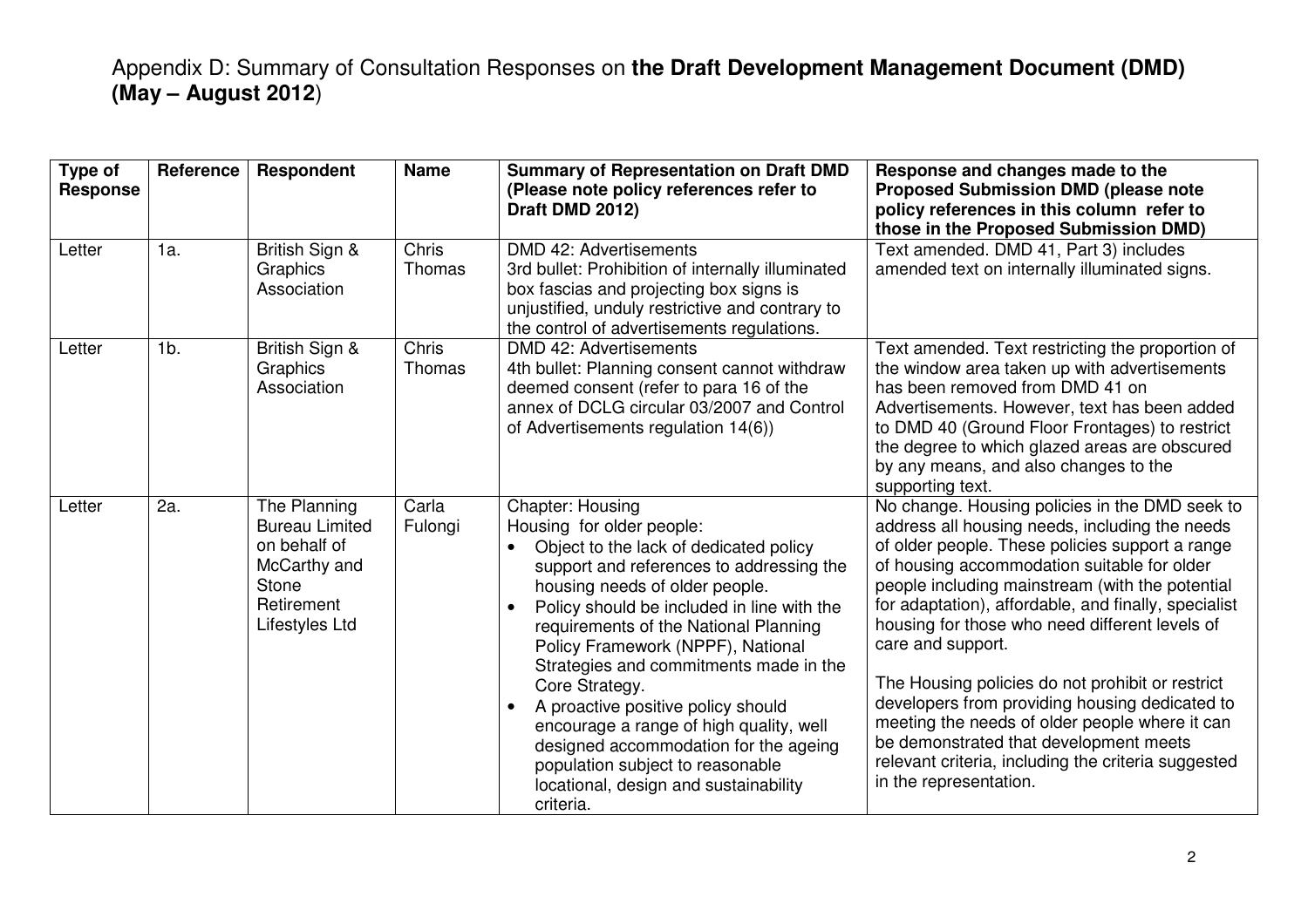# Appendix D: Summary of Consultation Responses on **the Draft Development Management Document (DMD) (May – August 2012**)

| Type of Response | Reference | Respondent | Name | Summary of Representation on Draft DMD (Please note policy references refer to Draft DMD 2012) | Response and changes made to the Proposed Submission DMD (please note policy references in this column refer to those in the Proposed Submission DMD) |
|---|---|---|---|---|---|
| Letter | 1a. | British Sign & Graphics Association | Chris Thomas | DMD 42: Advertisements<br>3rd bullet: Prohibition of internally illuminated box fascias and projecting box signs is unjustified, unduly restrictive and contrary to the control of advertisements regulations. | Text amended. DMD 41, Part 3) includes amended text on internally illuminated signs. |
| Letter | 1b. | British Sign & Graphics Association | Chris Thomas | DMD 42: Advertisements<br>4th bullet: Planning consent cannot withdraw deemed consent (refer to para 16 of the annex of DCLG circular 03/2007 and Control of Advertisements regulation 14(6)) | Text amended. Text restricting the proportion of the window area taken up with advertisements has been removed from DMD 41 on Advertisements. However, text has been added to DMD 40 (Ground Floor Frontages) to restrict the degree to which glazed areas are obscured by any means, and also changes to the supporting text. |
| Letter | 2a. | The Planning Bureau Limited on behalf of McCarthy and Stone Retirement Lifestyles Ltd | Carla Fulongi | Chapter: Housing<br>Housing for older people:<br>• Object to the lack of dedicated policy support and references to addressing the housing needs of older people.<br>• Policy should be included in line with the requirements of the National Planning Policy Framework (NPPF), National Strategies and commitments made in the Core Strategy.<br>• A proactive positive policy should encourage a range of high quality, well designed accommodation for the ageing population subject to reasonable locational, design and sustainability criteria. | No change. Housing policies in the DMD seek to address all housing needs, including the needs of older people. These policies support a range of housing accommodation suitable for older people including mainstream (with the potential for adaptation), affordable, and finally, specialist housing for those who need different levels of care and support.<br><br>The Housing policies do not prohibit or restrict developers from providing housing dedicated to meeting the needs of older people where it can be demonstrated that development meets relevant criteria, including the criteria suggested in the representation. |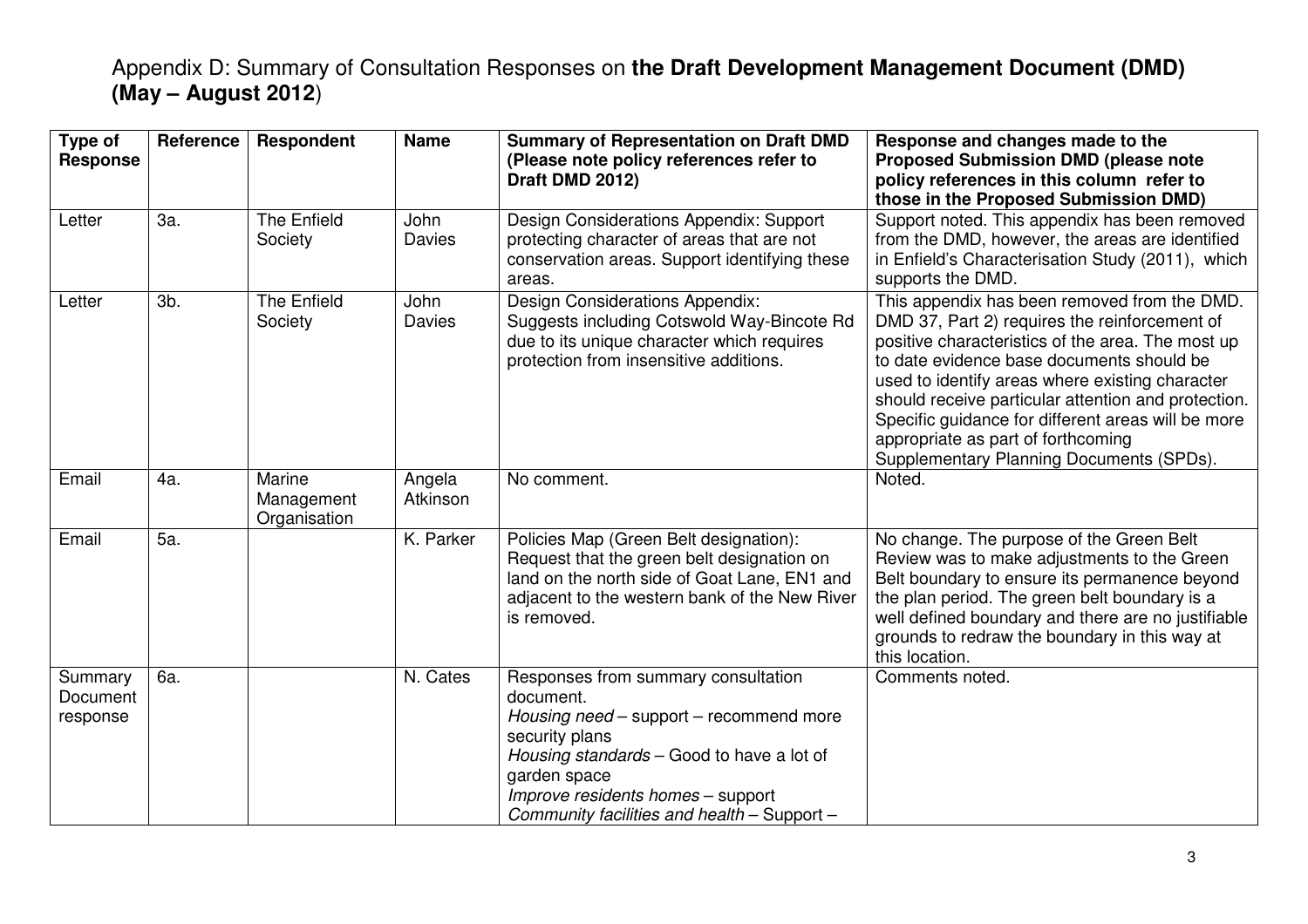# Appendix D: Summary of Consultation Responses on **the Draft Development Management Document (DMD) (May – August 2012**)

| Type of Response | Reference | Respondent | Name | Summary of Representation on Draft DMD (Please note policy references refer to Draft DMD 2012) | Response and changes made to the Proposed Submission DMD (please note policy references in this column refer to those in the Proposed Submission DMD) |
|---|---|---|---|---|---|
| Letter | 3a. | The Enfield Society | John Davies | Design Considerations Appendix: Support protecting character of areas that are not conservation areas. Support identifying these areas. | Support noted. This appendix has been removed from the DMD, however, the areas are identified in Enfield's Characterisation Study (2011), which supports the DMD. |
| Letter | 3b. | The Enfield Society | John Davies | Design Considerations Appendix: Suggests including Cotswold Way-Bincote Rd due to its unique character which requires protection from insensitive additions. | This appendix has been removed from the DMD. DMD 37, Part 2) requires the reinforcement of positive characteristics of the area. The most up to date evidence base documents should be used to identify areas where existing character should receive particular attention and protection. Specific guidance for different areas will be more appropriate as part of forthcoming Supplementary Planning Documents (SPDs). |
| Email | 4a. | Marine Management Organisation | Angela Atkinson | No comment. | Noted. |
| Email | 5a. | | K. Parker | Policies Map (Green Belt designation): Request that the green belt designation on land on the north side of Goat Lane, EN1 and adjacent to the western bank of the New River is removed. | No change. The purpose of the Green Belt Review was to make adjustments to the Green Belt boundary to ensure its permanence beyond the plan period. The green belt boundary is a well defined boundary and there are no justifiable grounds to redraw the boundary in this way at this location. |
| Summary Document response | 6a. | | N. Cates | Responses from summary consultation document.<br>*Housing need* – support – recommend more security plans<br>*Housing standards* – Good to have a lot of garden space<br>*Improve residents homes* – support<br>*Community facilities and health* – Support – | Comments noted. |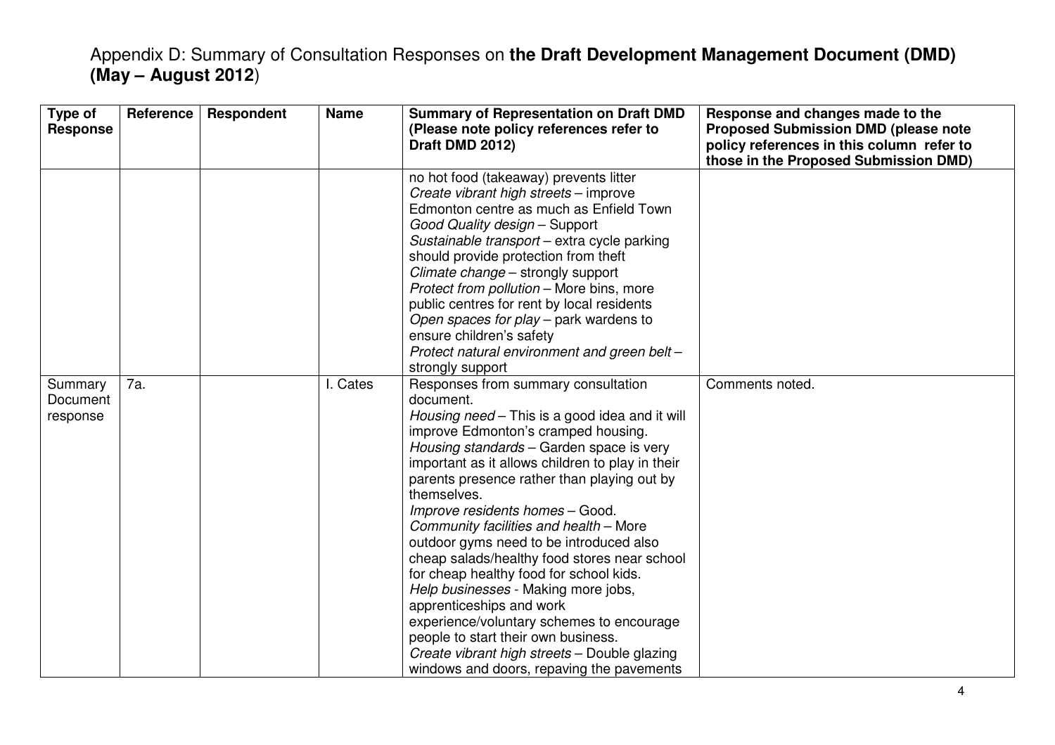# Appendix D: Summary of Consultation Responses on **the Draft Development Management Document (DMD) (May – August 2012**)

| Type of Response | Reference | Respondent | Name | Summary of Representation on Draft DMD (Please note policy references refer to Draft DMD 2012) | Response and changes made to the Proposed Submission DMD (please note policy references in this column refer to those in the Proposed Submission DMD) |
|---|---|---|---|---|---|
| | | | | no hot food (takeaway) prevents litter<br>*Create vibrant high streets* – improve Edmonton centre as much as Enfield Town<br>*Good Quality design* – Support<br>*Sustainable transport* – extra cycle parking should provide protection from theft<br>*Climate change* – strongly support<br>*Protect from pollution* – More bins, more public centres for rent by local residents<br>*Open spaces for play* – park wardens to ensure children's safety<br>*Protect natural environment and green belt* – strongly support | |
| Summary Document response | 7a. | | I. Cates | Responses from summary consultation document.<br>*Housing need* – This is a good idea and it will improve Edmonton's cramped housing.<br>*Housing standards* – Garden space is very important as it allows children to play in their parents presence rather than playing out by themselves.<br>*Improve residents homes* – Good.<br>*Community facilities and health* – More outdoor gyms need to be introduced also cheap salads/healthy food stores near school for cheap healthy food for school kids.<br>*Help businesses* - Making more jobs, apprenticeships and work experience/voluntary schemes to encourage people to start their own business.<br>*Create vibrant high streets* – Double glazing windows and doors, repaving the pavements | Comments noted. |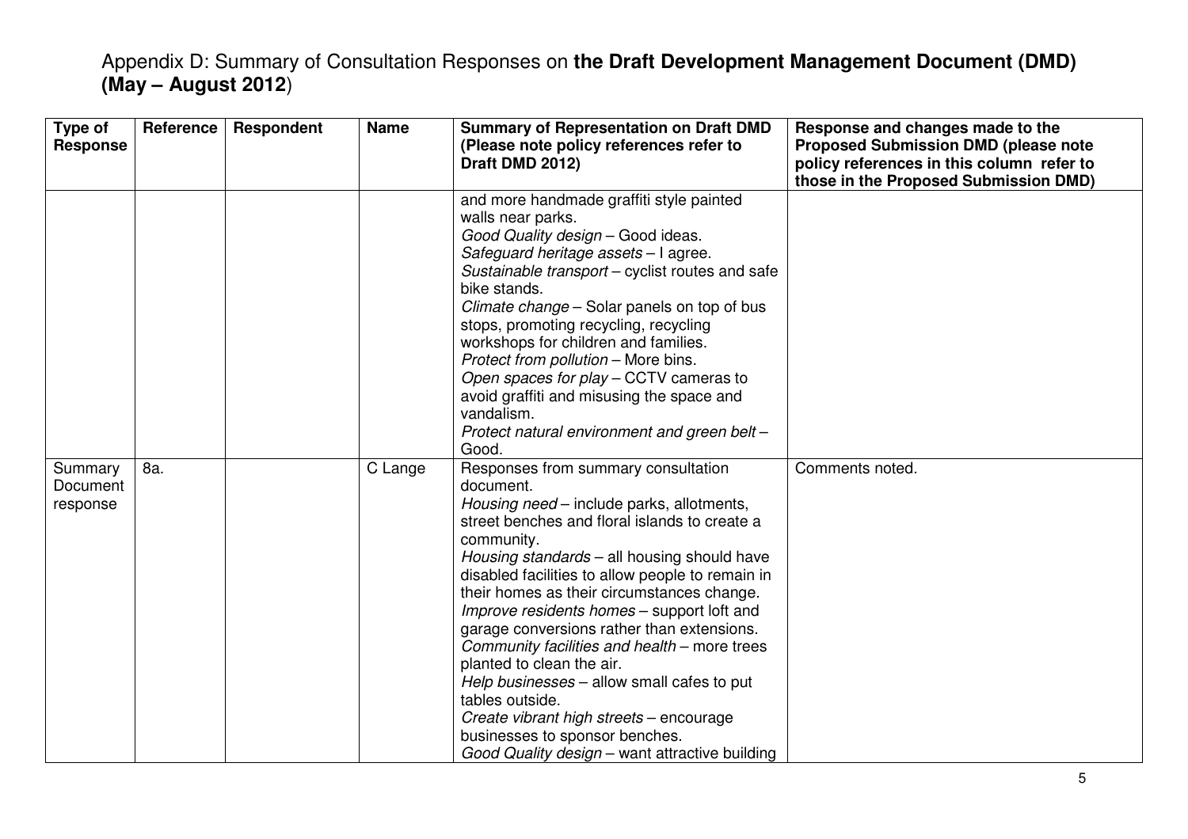# Appendix D: Summary of Consultation Responses on **the Draft Development Management Document (DMD) (May – August 2012**)

| Type of Response | Reference | Respondent | Name | Summary of Representation on Draft DMD (Please note policy references refer to Draft DMD 2012) | Response and changes made to the Proposed Submission DMD (please note policy references in this column refer to those in the Proposed Submission DMD) |
|---|---|---|---|---|---|
| | | | | and more handmade graffiti style painted walls near parks.<br>*Good Quality design* – Good ideas.<br>*Safeguard heritage assets* – I agree.<br>*Sustainable transport* – cyclist routes and safe bike stands.<br>*Climate change* – Solar panels on top of bus stops, promoting recycling, recycling workshops for children and families.<br>*Protect from pollution* – More bins.<br>*Open spaces for play* – CCTV cameras to avoid graffiti and misusing the space and vandalism.<br>*Protect natural environment and green belt* – Good. | |
| Summary Document response | 8a. | | C Lange | Responses from summary consultation document.<br>*Housing need* – include parks, allotments, street benches and floral islands to create a community.<br>*Housing standards* – all housing should have disabled facilities to allow people to remain in their homes as their circumstances change.<br>*Improve residents homes* – support loft and garage conversions rather than extensions.<br>*Community facilities and health* – more trees planted to clean the air.<br>*Help businesses* – allow small cafes to put tables outside.<br>*Create vibrant high streets* – encourage businesses to sponsor benches.<br>*Good Quality design* – want attractive building | Comments noted. |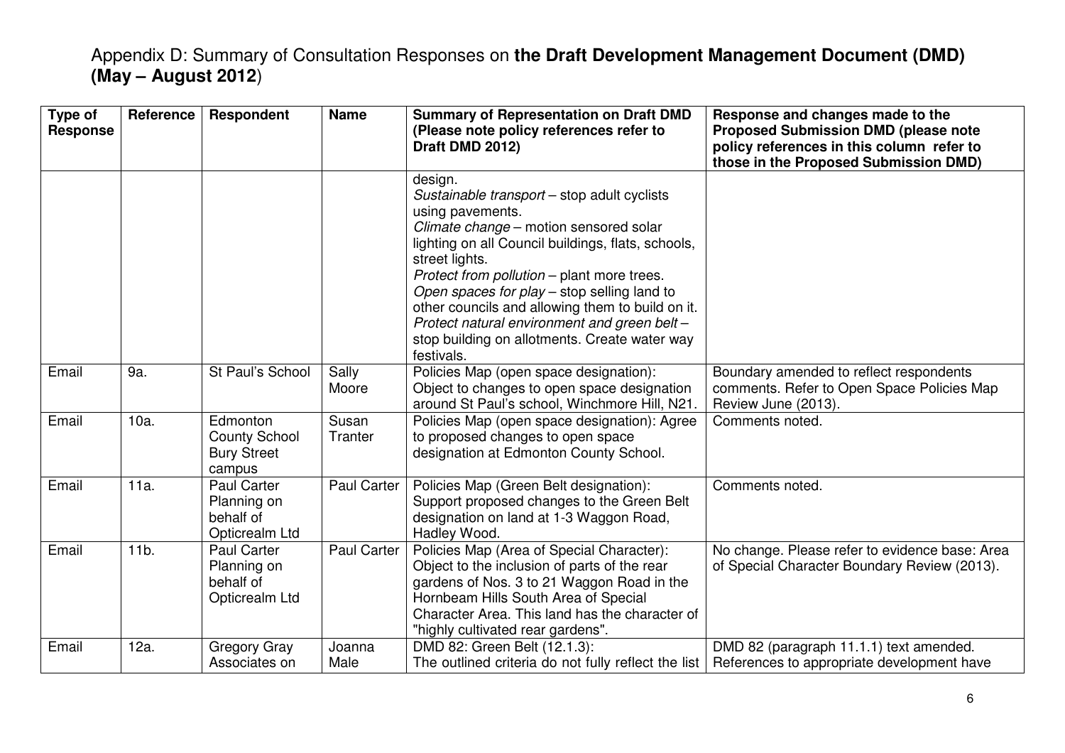Appendix D: Summary of Consultation Responses on **the Draft Development Management Document (DMD) (May – August 2012**)

| Type of Response | Reference | Respondent | Name | Summary of Representation on Draft DMD (Please note policy references refer to Draft DMD 2012) | Response and changes made to the Proposed Submission DMD (please note policy references in this column refer to those in the Proposed Submission DMD) |
|---|---|---|---|---|---|
| | | | | design. *Sustainable transport* – stop adult cyclists using pavements. *Climate change* – motion sensored solar lighting on all Council buildings, flats, schools, street lights. *Protect from pollution* – plant more trees. *Open spaces for play* – stop selling land to other councils and allowing them to build on it. *Protect natural environment and green belt* – stop building on allotments. Create water way festivals. | |
| Email | 9a. | St Paul's School | Sally Moore | Policies Map (open space designation): Object to changes to open space designation around St Paul's school, Winchmore Hill, N21. | Boundary amended to reflect respondents comments. Refer to Open Space Policies Map Review June (2013). |
| Email | 10a. | Edmonton County School Bury Street campus | Susan Tranter | Policies Map (open space designation): Agree to proposed changes to open space designation at Edmonton County School. | Comments noted. |
| Email | 11a. | Paul Carter Planning on behalf of Opticrealm Ltd | Paul Carter | Policies Map (Green Belt designation): Support proposed changes to the Green Belt designation on land at 1-3 Waggon Road, Hadley Wood. | Comments noted. |
| Email | 11b. | Paul Carter Planning on behalf of Opticrealm Ltd | Paul Carter | Policies Map (Area of Special Character): Object to the inclusion of parts of the rear gardens of Nos. 3 to 21 Waggon Road in the Hornbeam Hills South Area of Special Character Area. This land has the character of "highly cultivated rear gardens". | No change. Please refer to evidence base: Area of Special Character Boundary Review (2013). |
| Email | 12a. | Gregory Gray Associates on | Joanna Male | DMD 82: Green Belt (12.1.3): The outlined criteria do not fully reflect the list | DMD 82 (paragraph 11.1.1) text amended. References to appropriate development have |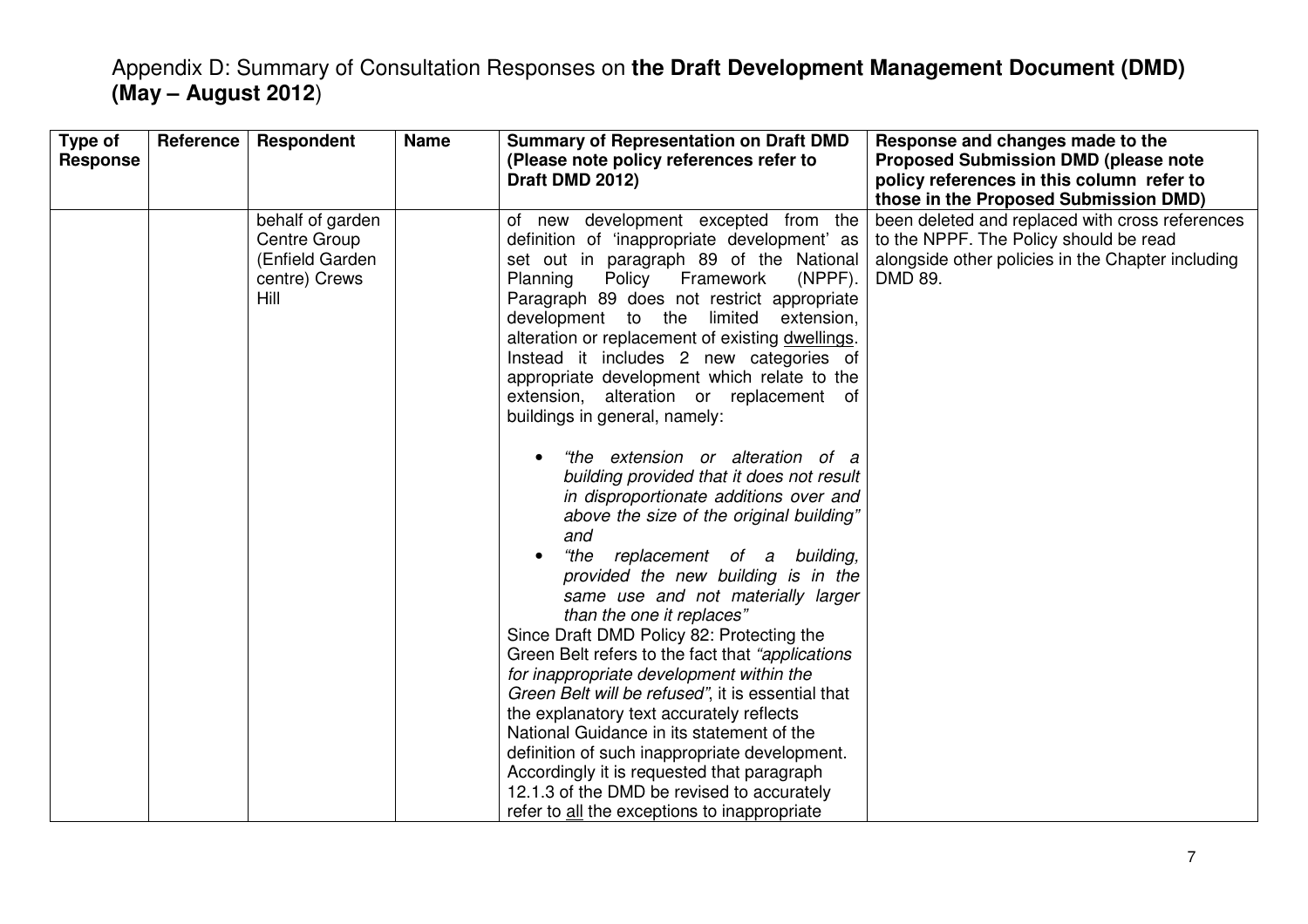# Appendix D: Summary of Consultation Responses on **the Draft Development Management Document (DMD) (May – August 2012**)

| Type of Response | Reference | Respondent | Name | Summary of Representation on Draft DMD (Please note policy references refer to Draft DMD 2012) | Response and changes made to the Proposed Submission DMD (please note policy references in this column refer to those in the Proposed Submission DMD) |
|---|---|---|---|---|---|
| | | behalf of garden Centre Group (Enfield Garden centre) Crews Hill | | of new development excepted from the definition of 'inappropriate development' as set out in paragraph 89 of the National Planning Policy Framework (NPPF). Paragraph 89 does not restrict appropriate development to the limited extension, alteration or replacement of existing dwellings. Instead it includes 2 new categories of appropriate development which relate to the extension, alteration or replacement of buildings in general, namely:<br><br>• *"the extension or alteration of a building provided that it does not result in disproportionate additions over and above the size of the original building"* and<br>• *"the replacement of a building, provided the new building is in the same use and not materially larger than the one it replaces"*<br><br>Since Draft DMD Policy 82: Protecting the Green Belt refers to the fact that *"applications for inappropriate development within the Green Belt will be refused"*, it is essential that the explanatory text accurately reflects National Guidance in its statement of the definition of such inappropriate development. Accordingly it is requested that paragraph 12.1.3 of the DMD be revised to accurately refer to all the exceptions to inappropriate | been deleted and replaced with cross references to the NPPF. The Policy should be read alongside other policies in the Chapter including DMD 89. |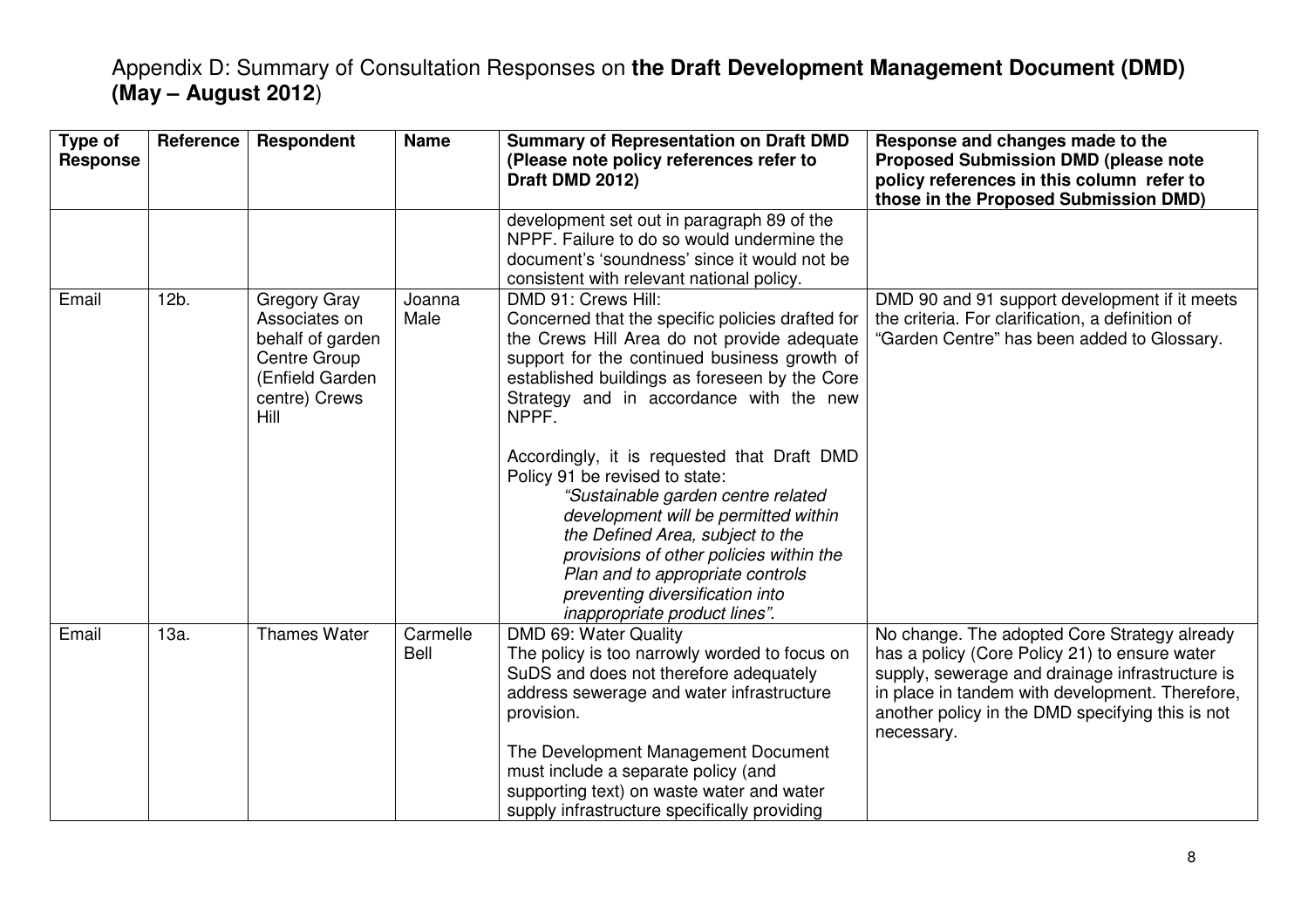# Appendix D: Summary of Consultation Responses on **the Draft Development Management Document (DMD) (May – August 2012**)

| Type of Response | Reference | Respondent | Name | Summary of Representation on Draft DMD (Please note policy references refer to Draft DMD 2012) | Response and changes made to the Proposed Submission DMD (please note policy references in this column refer to those in the Proposed Submission DMD) |
|---|---|---|---|---|---|
| | | | | development set out in paragraph 89 of the NPPF. Failure to do so would undermine the document's 'soundness' since it would not be consistent with relevant national policy. | |
| Email | 12b. | Gregory Gray Associates on behalf of garden Centre Group (Enfield Garden centre) Crews Hill | Joanna Male | DMD 91: Crews Hill:<br>Concerned that the specific policies drafted for the Crews Hill Area do not provide adequate support for the continued business growth of established buildings as foreseen by the Core Strategy and in accordance with the new NPPF.<br><br>Accordingly, it is requested that Draft DMD Policy 91 be revised to state:<br>*"Sustainable garden centre related development will be permitted within the Defined Area, subject to the provisions of other policies within the Plan and to appropriate controls preventing diversification into inappropriate product lines".* | DMD 90 and 91 support development if it meets the criteria. For clarification, a definition of "Garden Centre" has been added to Glossary. |
| Email | 13a. | Thames Water | Carmelle Bell | DMD 69: Water Quality<br>The policy is too narrowly worded to focus on SuDS and does not therefore adequately address sewerage and water infrastructure provision.<br><br>The Development Management Document must include a separate policy (and supporting text) on waste water and water supply infrastructure specifically providing | No change. The adopted Core Strategy already has a policy (Core Policy 21) to ensure water supply, sewerage and drainage infrastructure is in place in tandem with development. Therefore, another policy in the DMD specifying this is not necessary. |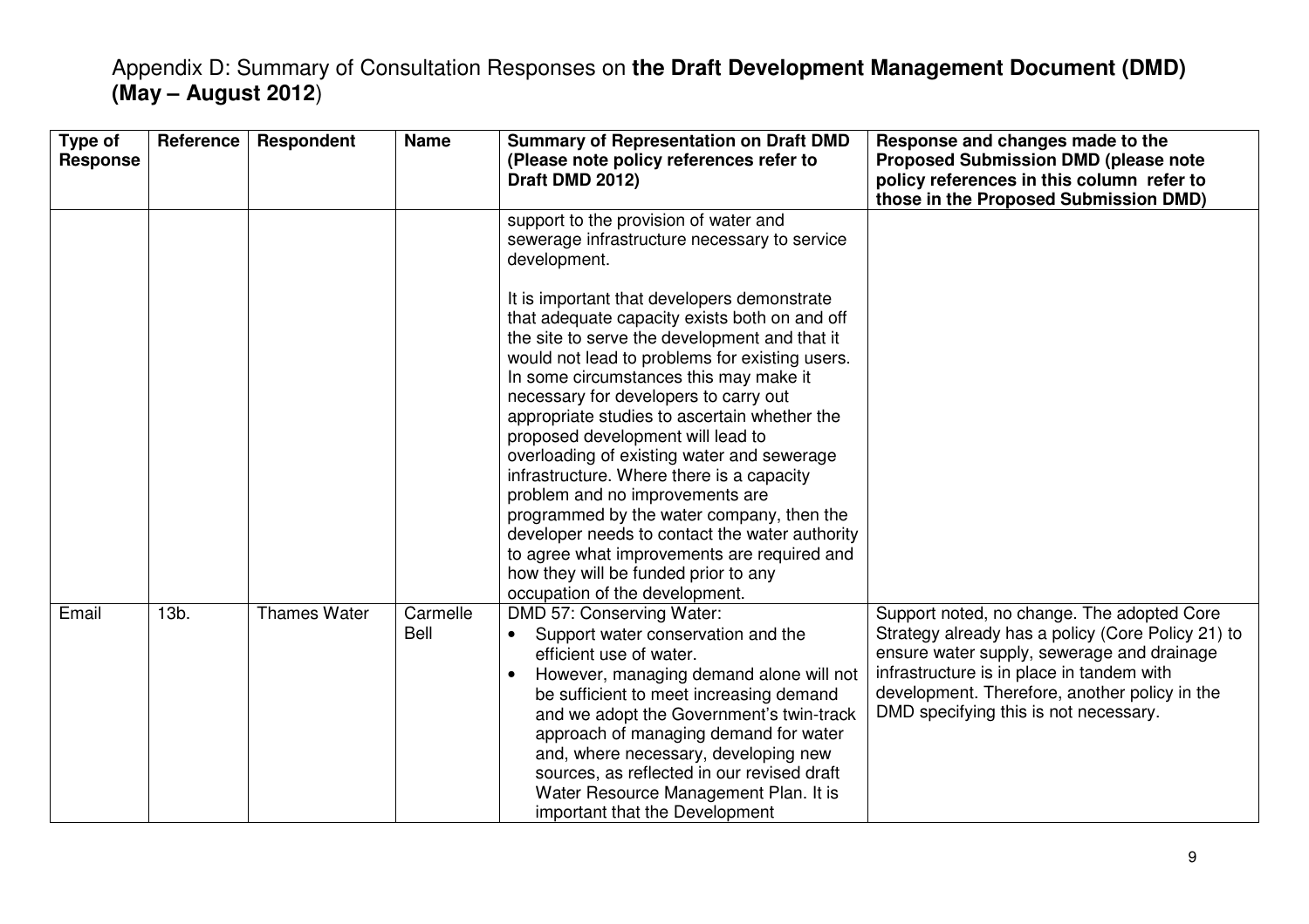# Appendix D: Summary of Consultation Responses on **the Draft Development Management Document (DMD) (May – August 2012**)

| Type of Response | Reference | Respondent | Name | Summary of Representation on Draft DMD (Please note policy references refer to Draft DMD 2012) | Response and changes made to the Proposed Submission DMD (please note policy references in this column refer to those in the Proposed Submission DMD) |
|---|---|---|---|---|---|
| | | | | support to the provision of water and sewerage infrastructure necessary to service development.<br><br>It is important that developers demonstrate that adequate capacity exists both on and off the site to serve the development and that it would not lead to problems for existing users. In some circumstances this may make it necessary for developers to carry out appropriate studies to ascertain whether the proposed development will lead to overloading of existing water and sewerage infrastructure. Where there is a capacity problem and no improvements are programmed by the water company, then the developer needs to contact the water authority to agree what improvements are required and how they will be funded prior to any occupation of the development. | |
| Email | 13b. | Thames Water | Carmelle Bell | DMD 57: Conserving Water:<br>• Support water conservation and the efficient use of water.<br>• However, managing demand alone will not be sufficient to meet increasing demand and we adopt the Government's twin-track approach of managing demand for water and, where necessary, developing new sources, as reflected in our revised draft Water Resource Management Plan. It is important that the Development | Support noted, no change. The adopted Core Strategy already has a policy (Core Policy 21) to ensure water supply, sewerage and drainage infrastructure is in place in tandem with development. Therefore, another policy in the DMD specifying this is not necessary. |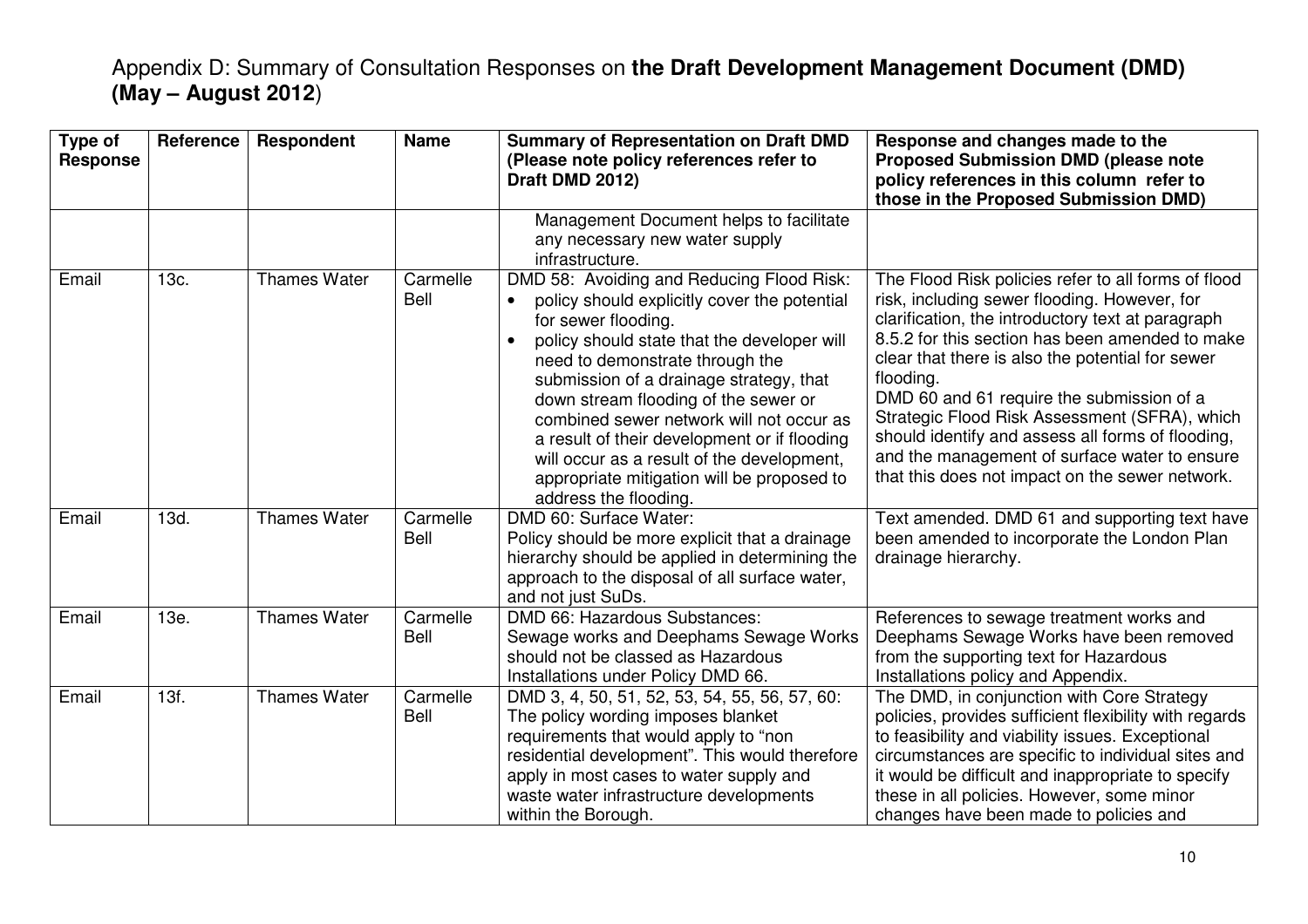# Appendix D: Summary of Consultation Responses on **the Draft Development Management Document (DMD) (May – August 2012**)

| Type of Response | Reference | Respondent | Name | Summary of Representation on Draft DMD (Please note policy references refer to Draft DMD 2012) | Response and changes made to the Proposed Submission DMD (please note policy references in this column refer to those in the Proposed Submission DMD) |
|---|---|---|---|---|---|
| | | | | Management Document helps to facilitate any necessary new water supply infrastructure. | |
| Email | 13c. | Thames Water | Carmelle Bell | DMD 58: Avoiding and Reducing Flood Risk:<br>• policy should explicitly cover the potential for sewer flooding.<br>• policy should state that the developer will need to demonstrate through the submission of a drainage strategy, that down stream flooding of the sewer or combined sewer network will not occur as a result of their development or if flooding will occur as a result of the development, appropriate mitigation will be proposed to address the flooding. | The Flood Risk policies refer to all forms of flood risk, including sewer flooding. However, for clarification, the introductory text at paragraph 8.5.2 for this section has been amended to make clear that there is also the potential for sewer flooding.<br>DMD 60 and 61 require the submission of a Strategic Flood Risk Assessment (SFRA), which should identify and assess all forms of flooding, and the management of surface water to ensure that this does not impact on the sewer network. |
| Email | 13d. | Thames Water | Carmelle Bell | DMD 60: Surface Water:<br>Policy should be more explicit that a drainage hierarchy should be applied in determining the approach to the disposal of all surface water, and not just SuDs. | Text amended. DMD 61 and supporting text have been amended to incorporate the London Plan drainage hierarchy. |
| Email | 13e. | Thames Water | Carmelle Bell | DMD 66: Hazardous Substances:<br>Sewage works and Deephams Sewage Works should not be classed as Hazardous Installations under Policy DMD 66. | References to sewage treatment works and Deephams Sewage Works have been removed from the supporting text for Hazardous Installations policy and Appendix. |
| Email | 13f. | Thames Water | Carmelle Bell | DMD 3, 4, 50, 51, 52, 53, 54, 55, 56, 57, 60:<br>The policy wording imposes blanket requirements that would apply to "non residential development". This would therefore apply in most cases to water supply and waste water infrastructure developments within the Borough. | The DMD, in conjunction with Core Strategy policies, provides sufficient flexibility with regards to feasibility and viability issues. Exceptional circumstances are specific to individual sites and it would be difficult and inappropriate to specify these in all policies. However, some minor changes have been made to policies and |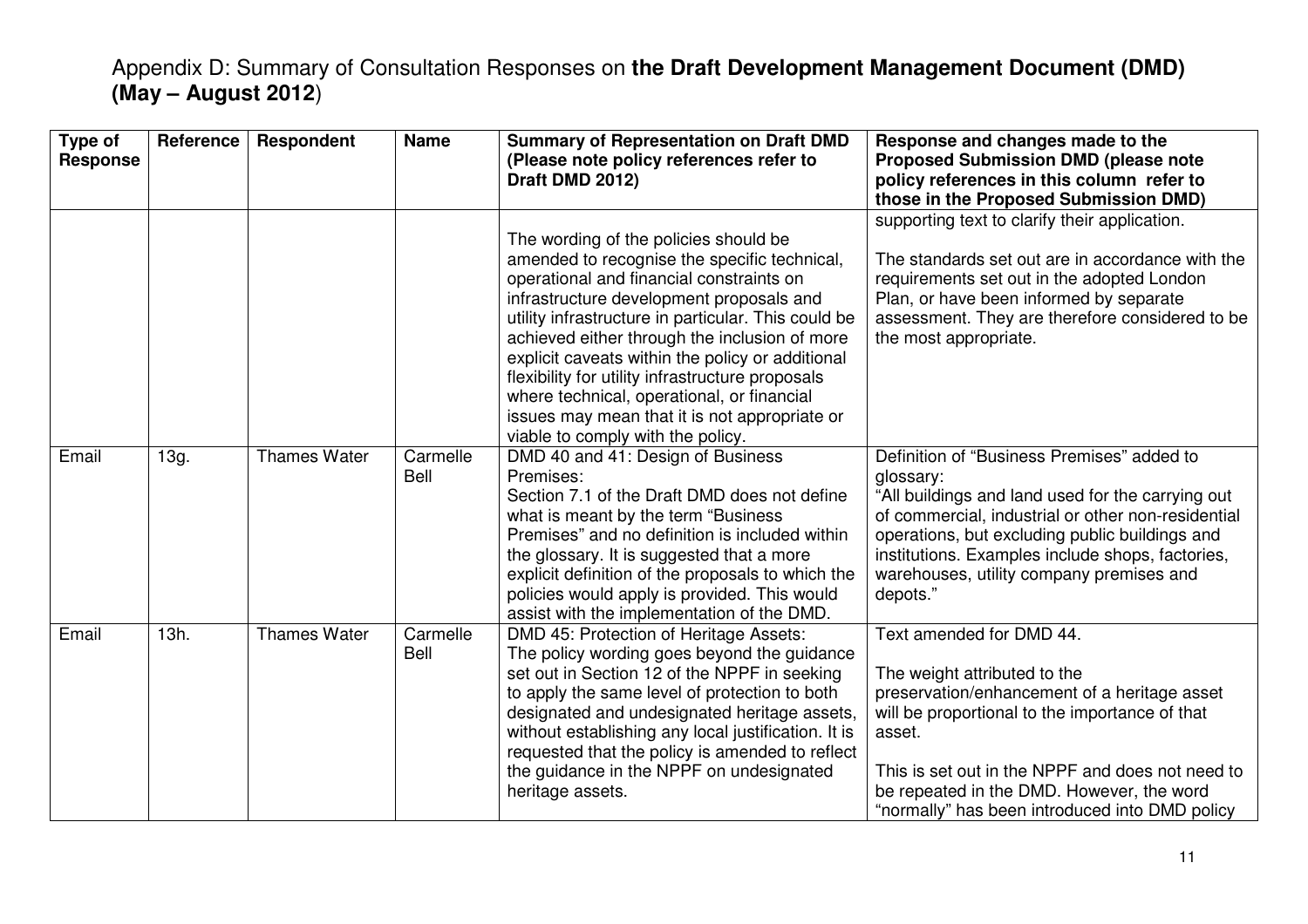# Appendix D: Summary of Consultation Responses on **the Draft Development Management Document (DMD) (May – August 2012**)

| Type of Response | Reference | Respondent | Name | Summary of Representation on Draft DMD (Please note policy references refer to Draft DMD 2012) | Response and changes made to the Proposed Submission DMD (please note policy references in this column refer to those in the Proposed Submission DMD) |
|---|---|---|---|---|---|
| | | | | The wording of the policies should be amended to recognise the specific technical, operational and financial constraints on infrastructure development proposals and utility infrastructure in particular. This could be achieved either through the inclusion of more explicit caveats within the policy or additional flexibility for utility infrastructure proposals where technical, operational, or financial issues may mean that it is not appropriate or viable to comply with the policy. | supporting text to clarify their application.<br><br>The standards set out are in accordance with the requirements set out in the adopted London Plan, or have been informed by separate assessment. They are therefore considered to be the most appropriate. |
| Email | 13g. | Thames Water | Carmelle Bell | DMD 40 and 41: Design of Business Premises:<br>Section 7.1 of the Draft DMD does not define what is meant by the term "Business Premises" and no definition is included within the glossary. It is suggested that a more explicit definition of the proposals to which the policies would apply is provided. This would assist with the implementation of the DMD. | Definition of "Business Premises" added to glossary:<br>"All buildings and land used for the carrying out of commercial, industrial or other non-residential operations, but excluding public buildings and institutions. Examples include shops, factories, warehouses, utility company premises and depots." |
| Email | 13h. | Thames Water | Carmelle Bell | DMD 45: Protection of Heritage Assets:<br>The policy wording goes beyond the guidance set out in Section 12 of the NPPF in seeking to apply the same level of protection to both designated and undesignated heritage assets, without establishing any local justification. It is requested that the policy is amended to reflect the guidance in the NPPF on undesignated heritage assets. | Text amended for DMD 44.<br><br>The weight attributed to the preservation/enhancement of a heritage asset will be proportional to the importance of that asset.<br><br>This is set out in the NPPF and does not need to be repeated in the DMD. However, the word "normally" has been introduced into DMD policy |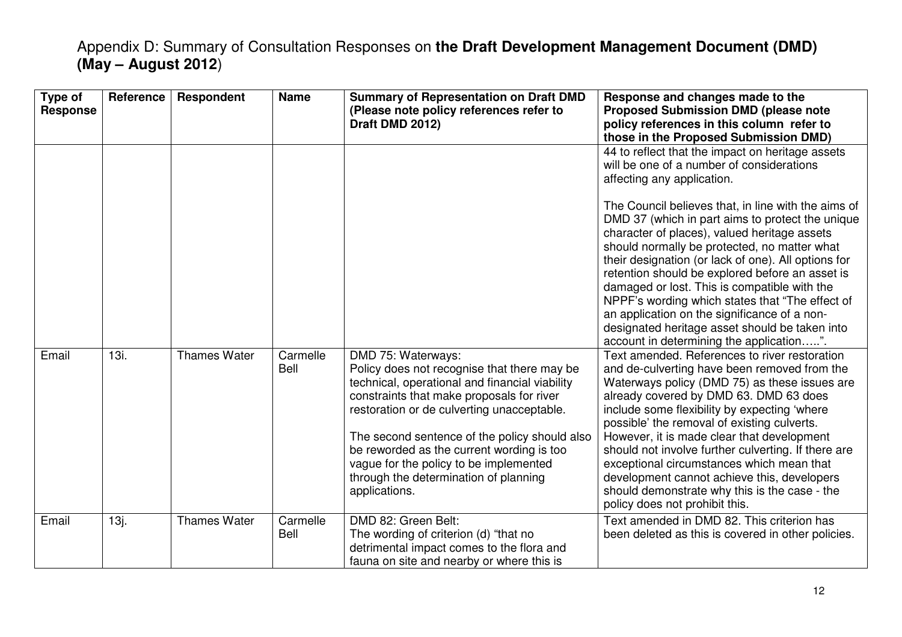Appendix D: Summary of Consultation Responses on **the Draft Development Management Document (DMD) (May – August 2012**)

| Type of Response | Reference | Respondent | Name | Summary of Representation on Draft DMD (Please note policy references refer to Draft DMD 2012) | Response and changes made to the Proposed Submission DMD (please note policy references in this column refer to those in the Proposed Submission DMD) |
|---|---|---|---|---|---|
| | | | | | 44 to reflect that the impact on heritage assets will be one of a number of considerations affecting any application.<br><br>The Council believes that, in line with the aims of DMD 37 (which in part aims to protect the unique character of places), valued heritage assets should normally be protected, no matter what their designation (or lack of one). All options for retention should be explored before an asset is damaged or lost. This is compatible with the NPPF's wording which states that "The effect of an application on the significance of a non-designated heritage asset should be taken into account in determining the application…..". |
| Email | 13i. | Thames Water | Carmelle Bell | DMD 75: Waterways:<br>Policy does not recognise that there may be technical, operational and financial viability constraints that make proposals for river restoration or de culverting unacceptable.<br><br>The second sentence of the policy should also be reworded as the current wording is too vague for the policy to be implemented through the determination of planning applications. | Text amended. References to river restoration and de-culverting have been removed from the Waterways policy (DMD 75) as these issues are already covered by DMD 63. DMD 63 does include some flexibility by expecting 'where possible' the removal of existing culverts. However, it is made clear that development should not involve further culverting. If there are exceptional circumstances which mean that development cannot achieve this, developers should demonstrate why this is the case - the policy does not prohibit this. |
| Email | 13j. | Thames Water | Carmelle Bell | DMD 82: Green Belt:<br>The wording of criterion (d) "that no detrimental impact comes to the flora and fauna on site and nearby or where this is | Text amended in DMD 82. This criterion has been deleted as this is covered in other policies. |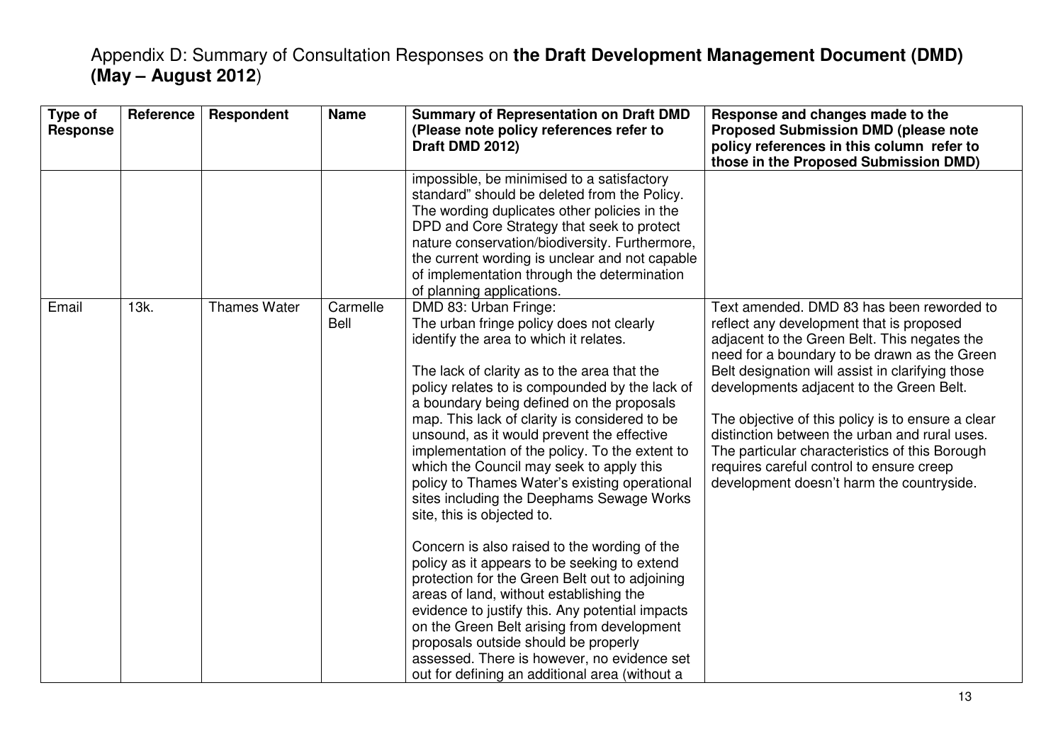# Appendix D: Summary of Consultation Responses on **the Draft Development Management Document (DMD) (May – August 2012**)

| Type of Response | Reference | Respondent | Name | Summary of Representation on Draft DMD (Please note policy references refer to Draft DMD 2012) | Response and changes made to the Proposed Submission DMD (please note policy references in this column refer to those in the Proposed Submission DMD) |
|---|---|---|---|---|---|
| | | | | impossible, be minimised to a satisfactory standard" should be deleted from the Policy. The wording duplicates other policies in the DPD and Core Strategy that seek to protect nature conservation/biodiversity. Furthermore, the current wording is unclear and not capable of implementation through the determination of planning applications. | |
| Email | 13k. | Thames Water | Carmelle Bell | DMD 83: Urban Fringe:<br>The urban fringe policy does not clearly identify the area to which it relates.<br><br>The lack of clarity as to the area that the policy relates to is compounded by the lack of a boundary being defined on the proposals map. This lack of clarity is considered to be unsound, as it would prevent the effective implementation of the policy. To the extent to which the Council may seek to apply this policy to Thames Water's existing operational sites including the Deephams Sewage Works site, this is objected to.<br><br>Concern is also raised to the wording of the policy as it appears to be seeking to extend protection for the Green Belt out to adjoining areas of land, without establishing the evidence to justify this. Any potential impacts on the Green Belt arising from development proposals outside should be properly assessed. There is however, no evidence set out for defining an additional area (without a | Text amended. DMD 83 has been reworded to reflect any development that is proposed adjacent to the Green Belt. This negates the need for a boundary to be drawn as the Green Belt designation will assist in clarifying those developments adjacent to the Green Belt.<br><br>The objective of this policy is to ensure a clear distinction between the urban and rural uses. The particular characteristics of this Borough requires careful control to ensure creep development doesn't harm the countryside. |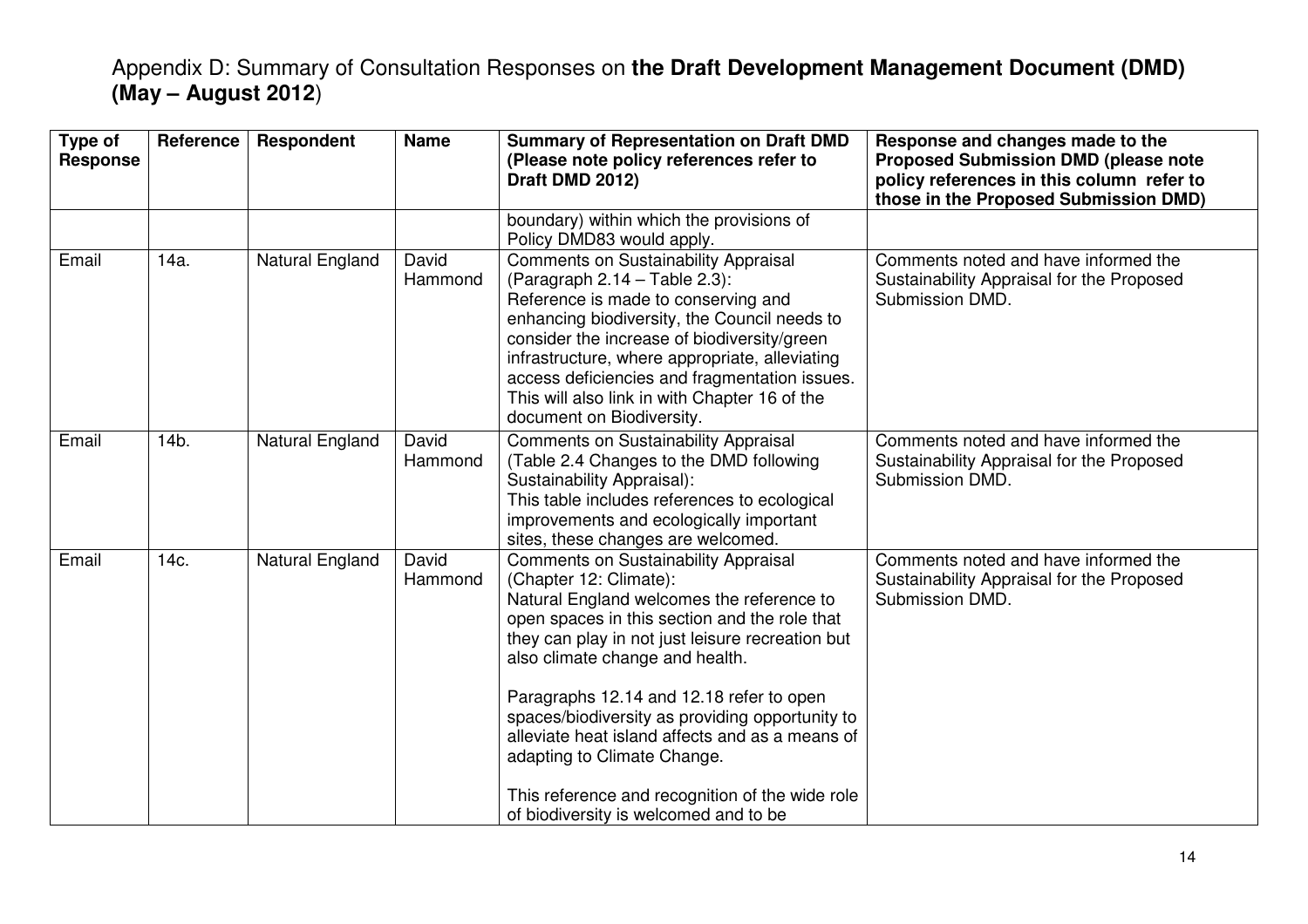# Appendix D: Summary of Consultation Responses on **the Draft Development Management Document (DMD) (May – August 2012**)

| Type of Response | Reference | Respondent | Name | Summary of Representation on Draft DMD (Please note policy references refer to Draft DMD 2012) | Response and changes made to the Proposed Submission DMD (please note policy references in this column refer to those in the Proposed Submission DMD) |
|---|---|---|---|---|---|
| | | | | boundary) within which the provisions of Policy DMD83 would apply. | |
| Email | 14a. | Natural England | David Hammond | Comments on Sustainability Appraisal (Paragraph 2.14 – Table 2.3): Reference is made to conserving and enhancing biodiversity, the Council needs to consider the increase of biodiversity/green infrastructure, where appropriate, alleviating access deficiencies and fragmentation issues. This will also link in with Chapter 16 of the document on Biodiversity. | Comments noted and have informed the Sustainability Appraisal for the Proposed Submission DMD. |
| Email | 14b. | Natural England | David Hammond | Comments on Sustainability Appraisal (Table 2.4 Changes to the DMD following Sustainability Appraisal): This table includes references to ecological improvements and ecologically important sites, these changes are welcomed. | Comments noted and have informed the Sustainability Appraisal for the Proposed Submission DMD. |
| Email | 14c. | Natural England | David Hammond | Comments on Sustainability Appraisal (Chapter 12: Climate): Natural England welcomes the reference to open spaces in this section and the role that they can play in not just leisure recreation but also climate change and health.<br><br>Paragraphs 12.14 and 12.18 refer to open spaces/biodiversity as providing opportunity to alleviate heat island affects and as a means of adapting to Climate Change.<br><br>This reference and recognition of the wide role of biodiversity is welcomed and to be | Comments noted and have informed the Sustainability Appraisal for the Proposed Submission DMD. |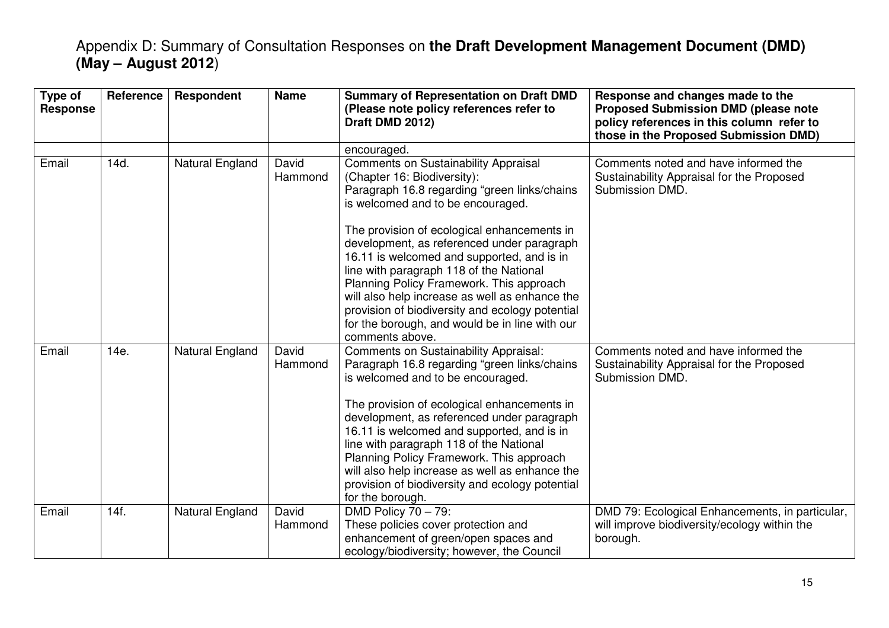# Appendix D: Summary of Consultation Responses on **the Draft Development Management Document (DMD) (May – August 2012**)

| Type of Response | Reference | Respondent | Name | Summary of Representation on Draft DMD (Please note policy references refer to Draft DMD 2012) | Response and changes made to the Proposed Submission DMD (please note policy references in this column refer to those in the Proposed Submission DMD) |
|---|---|---|---|---|---|
| | | | | encouraged. | |
| Email | 14d. | Natural England | David Hammond | Comments on Sustainability Appraisal (Chapter 16: Biodiversity):<br>Paragraph 16.8 regarding "green links/chains is welcomed and to be encouraged.<br><br>The provision of ecological enhancements in development, as referenced under paragraph 16.11 is welcomed and supported, and is in line with paragraph 118 of the National Planning Policy Framework. This approach will also help increase as well as enhance the provision of biodiversity and ecology potential for the borough, and would be in line with our comments above. | Comments noted and have informed the Sustainability Appraisal for the Proposed Submission DMD. |
| Email | 14e. | Natural England | David Hammond | Comments on Sustainability Appraisal:<br>Paragraph 16.8 regarding "green links/chains is welcomed and to be encouraged.<br><br>The provision of ecological enhancements in development, as referenced under paragraph 16.11 is welcomed and supported, and is in line with paragraph 118 of the National Planning Policy Framework. This approach will also help increase as well as enhance the provision of biodiversity and ecology potential for the borough. | Comments noted and have informed the Sustainability Appraisal for the Proposed Submission DMD. |
| Email | 14f. | Natural England | David Hammond | DMD Policy 70 – 79:<br>These policies cover protection and enhancement of green/open spaces and ecology/biodiversity; however, the Council | DMD 79: Ecological Enhancements, in particular, will improve biodiversity/ecology within the borough. |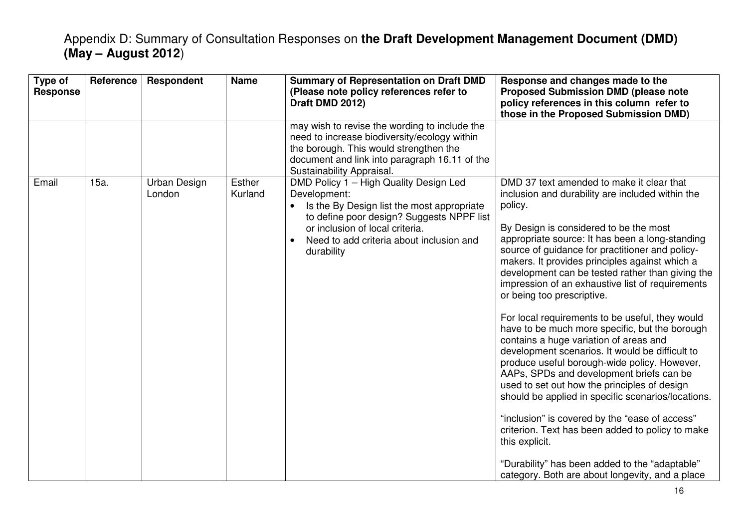Appendix D: Summary of Consultation Responses on **the Draft Development Management Document (DMD) (May – August 2012**)

| Type of Response | Reference | Respondent | Name | Summary of Representation on Draft DMD (Please note policy references refer to Draft DMD 2012) | Response and changes made to the Proposed Submission DMD (please note policy references in this column refer to those in the Proposed Submission DMD) |
|---|---|---|---|---|---|
| | | | | may wish to revise the wording to include the need to increase biodiversity/ecology within the borough. This would strengthen the document and link into paragraph 16.11 of the Sustainability Appraisal. | |
| Email | 15a. | Urban Design London | Esther Kurland | DMD Policy 1 – High Quality Design Led Development:<br>• Is the By Design list the most appropriate to define poor design? Suggests NPPF list or inclusion of local criteria.<br>• Need to add criteria about inclusion and durability | DMD 37 text amended to make it clear that inclusion and durability are included within the policy.<br><br>By Design is considered to be the most appropriate source: It has been a long-standing source of guidance for practitioner and policy-makers. It provides principles against which a development can be tested rather than giving the impression of an exhaustive list of requirements or being too prescriptive.<br><br>For local requirements to be useful, they would have to be much more specific, but the borough contains a huge variation of areas and development scenarios. It would be difficult to produce useful borough-wide policy. However, AAPs, SPDs and development briefs can be used to set out how the principles of design should be applied in specific scenarios/locations.<br><br>"inclusion" is covered by the "ease of access" criterion. Text has been added to policy to make this explicit.<br><br>"Durability" has been added to the "adaptable" category. Both are about longevity, and a place |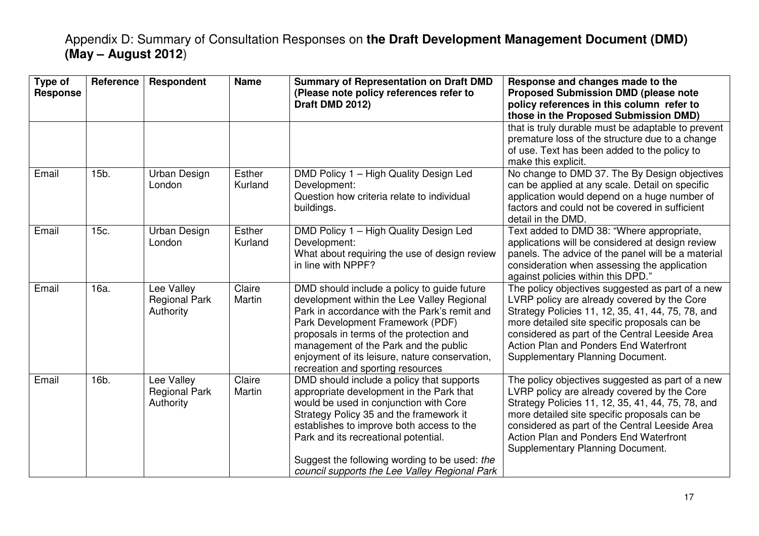# Appendix D: Summary of Consultation Responses on **the Draft Development Management Document (DMD) (May – August 2012**)

| Type of Response | Reference | Respondent | Name | Summary of Representation on Draft DMD (Please note policy references refer to Draft DMD 2012) | Response and changes made to the Proposed Submission DMD (please note policy references in this column refer to those in the Proposed Submission DMD) |
|---|---|---|---|---|---|
| | | | | | that is truly durable must be adaptable to prevent premature loss of the structure due to a change of use. Text has been added to the policy to make this explicit. |
| Email | 15b. | Urban Design London | Esther Kurland | DMD Policy 1 – High Quality Design Led Development: Question how criteria relate to individual buildings. | No change to DMD 37. The By Design objectives can be applied at any scale. Detail on specific application would depend on a huge number of factors and could not be covered in sufficient detail in the DMD. |
| Email | 15c. | Urban Design London | Esther Kurland | DMD Policy 1 – High Quality Design Led Development: What about requiring the use of design review in line with NPPF? | Text added to DMD 38: "Where appropriate, applications will be considered at design review panels. The advice of the panel will be a material consideration when assessing the application against policies within this DPD." |
| Email | 16a. | Lee Valley Regional Park Authority | Claire Martin | DMD should include a policy to guide future development within the Lee Valley Regional Park in accordance with the Park's remit and Park Development Framework (PDF) proposals in terms of the protection and management of the Park and the public enjoyment of its leisure, nature conservation, recreation and sporting resources | The policy objectives suggested as part of a new LVRP policy are already covered by the Core Strategy Policies 11, 12, 35, 41, 44, 75, 78, and more detailed site specific proposals can be considered as part of the Central Leeside Area Action Plan and Ponders End Waterfront Supplementary Planning Document. |
| Email | 16b. | Lee Valley Regional Park Authority | Claire Martin | DMD should include a policy that supports appropriate development in the Park that would be used in conjunction with Core Strategy Policy 35 and the framework it establishes to improve both access to the Park and its recreational potential.<br><br>Suggest the following wording to be used: *the council supports the Lee Valley Regional Park* | The policy objectives suggested as part of a new LVRP policy are already covered by the Core Strategy Policies 11, 12, 35, 41, 44, 75, 78, and more detailed site specific proposals can be considered as part of the Central Leeside Area Action Plan and Ponders End Waterfront Supplementary Planning Document. |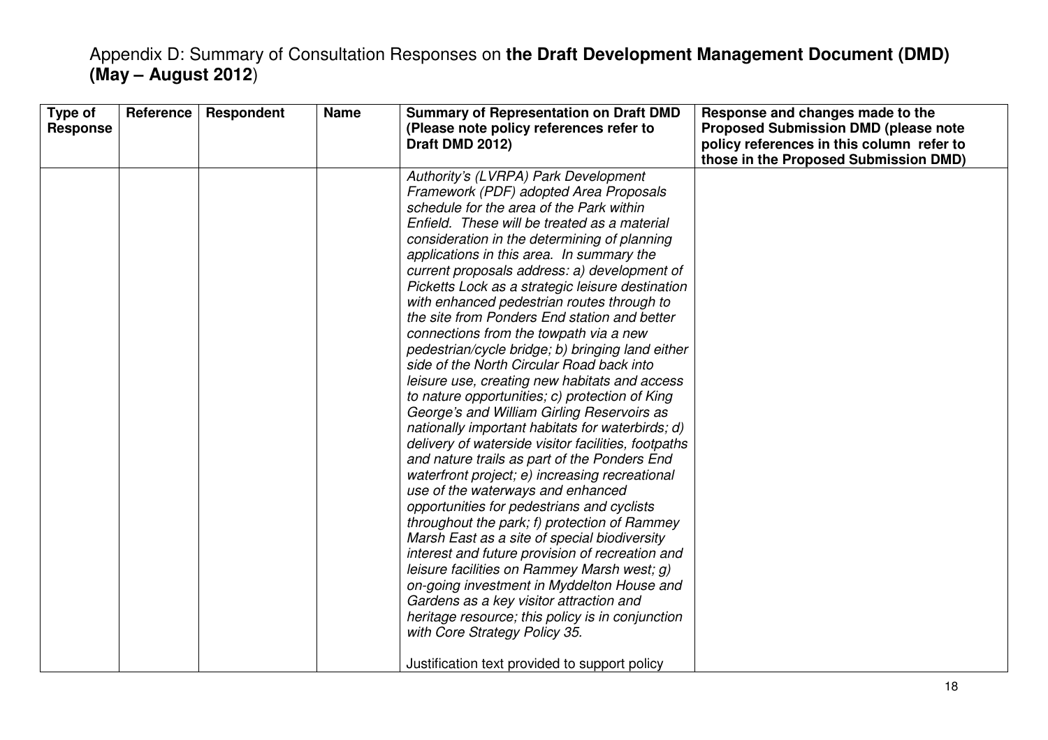# Appendix D: Summary of Consultation Responses on **the Draft Development Management Document (DMD) (May – August 2012**)

| Type of Response | Reference | Respondent | Name | Summary of Representation on Draft DMD (Please note policy references refer to Draft DMD 2012) | Response and changes made to the Proposed Submission DMD (please note policy references in this column refer to those in the Proposed Submission DMD) |
|---|---|---|---|---|---|
| | | | | *Authority's (LVRPA) Park Development Framework (PDF) adopted Area Proposals schedule for the area of the Park within Enfield. These will be treated as a material consideration in the determining of planning applications in this area. In summary the current proposals address: a) development of Picketts Lock as a strategic leisure destination with enhanced pedestrian routes through to the site from Ponders End station and better connections from the towpath via a new pedestrian/cycle bridge; b) bringing land either side of the North Circular Road back into leisure use, creating new habitats and access to nature opportunities; c) protection of King George's and William Girling Reservoirs as nationally important habitats for waterbirds; d) delivery of waterside visitor facilities, footpaths and nature trails as part of the Ponders End waterfront project; e) increasing recreational use of the waterways and enhanced opportunities for pedestrians and cyclists throughout the park; f) protection of Rammey Marsh East as a site of special biodiversity interest and future provision of recreation and leisure facilities on Rammey Marsh west; g) on-going investment in Myddelton House and Gardens as a key visitor attraction and heritage resource; this policy is in conjunction with Core Strategy Policy 35.*<br><br>Justification text provided to support policy | |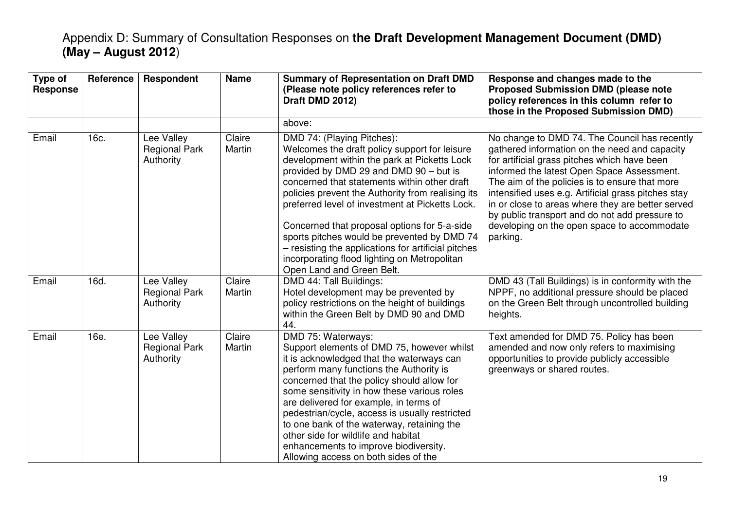# Appendix D: Summary of Consultation Responses on **the Draft Development Management Document (DMD) (May – August 2012)**

| Type of Response | Reference | Respondent | Name | Summary of Representation on Draft DMD (Please note policy references refer to Draft DMD 2012) | Response and changes made to the Proposed Submission DMD (please note policy references in this column refer to those in the Proposed Submission DMD) |
|---|---|---|---|---|---|
| | | | | above: | |
| Email | 16c. | Lee Valley Regional Park Authority | Claire Martin | DMD 74: (Playing Pitches):<br>Welcomes the draft policy support for leisure development within the park at Picketts Lock provided by DMD 29 and DMD 90 – but is concerned that statements within other draft policies prevent the Authority from realising its preferred level of investment at Picketts Lock.<br><br>Concerned that proposal options for 5-a-side sports pitches would be prevented by DMD 74 – resisting the applications for artificial pitches incorporating flood lighting on Metropolitan Open Land and Green Belt. | No change to DMD 74. The Council has recently gathered information on the need and capacity for artificial grass pitches which have been informed the latest Open Space Assessment. The aim of the policies is to ensure that more intensified uses e.g. Artificial grass pitches stay in or close to areas where they are better served by public transport and do not add pressure to developing on the open space to accommodate parking. |
| Email | 16d. | Lee Valley Regional Park Authority | Claire Martin | DMD 44: Tall Buildings:<br>Hotel development may be prevented by policy restrictions on the height of buildings within the Green Belt by DMD 90 and DMD 44. | DMD 43 (Tall Buildings) is in conformity with the NPPF, no additional pressure should be placed on the Green Belt through uncontrolled building heights. |
| Email | 16e. | Lee Valley Regional Park Authority | Claire Martin | DMD 75: Waterways:<br>Support elements of DMD 75, however whilst it is acknowledged that the waterways can perform many functions the Authority is concerned that the policy should allow for some sensitivity in how these various roles are delivered for example, in terms of pedestrian/cycle, access is usually restricted to one bank of the waterway, retaining the other side for wildlife and habitat enhancements to improve biodiversity. Allowing access on both sides of the | Text amended for DMD 75. Policy has been amended and now only refers to maximising opportunities to provide publicly accessible greenways or shared routes. |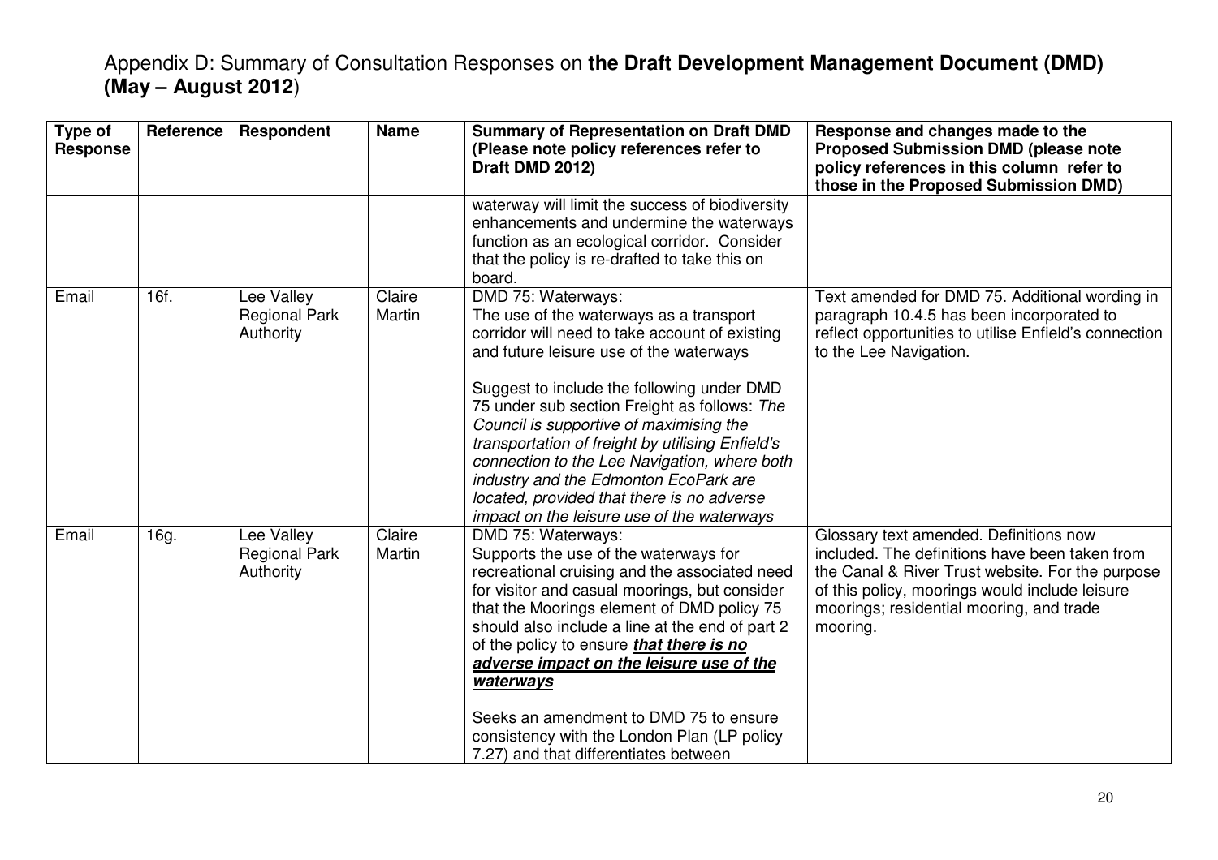# Appendix D: Summary of Consultation Responses on **the Draft Development Management Document (DMD) (May – August 2012)**

| Type of Response | Reference | Respondent | Name | Summary of Representation on Draft DMD (Please note policy references refer to Draft DMD 2012) | Response and changes made to the Proposed Submission DMD (please note policy references in this column refer to those in the Proposed Submission DMD) |
|---|---|---|---|---|---|
| | | | | waterway will limit the success of biodiversity enhancements and undermine the waterways function as an ecological corridor. Consider that the policy is re-drafted to take this on board. | |
| Email | 16f. | Lee Valley Regional Park Authority | Claire Martin | DMD 75: Waterways:<br>The use of the waterways as a transport corridor will need to take account of existing and future leisure use of the waterways<br><br>Suggest to include the following under DMD 75 under sub section Freight as follows: *The Council is supportive of maximising the transportation of freight by utilising Enfield's connection to the Lee Navigation, where both industry and the Edmonton EcoPark are located, provided that there is no adverse impact on the leisure use of the waterways* | Text amended for DMD 75. Additional wording in paragraph 10.4.5 has been incorporated to reflect opportunities to utilise Enfield's connection to the Lee Navigation. |
| Email | 16g. | Lee Valley Regional Park Authority | Claire Martin | DMD 75: Waterways:<br>Supports the use of the waterways for recreational cruising and the associated need for visitor and casual moorings, but consider that the Moorings element of DMD policy 75 should also include a line at the end of part 2 of the policy to ensure ***that there is no adverse impact on the leisure use of the waterways***<br><br>Seeks an amendment to DMD 75 to ensure consistency with the London Plan (LP policy 7.27) and that differentiates between | Glossary text amended. Definitions now included. The definitions have been taken from the Canal & River Trust website. For the purpose of this policy, moorings would include leisure moorings; residential mooring, and trade mooring. |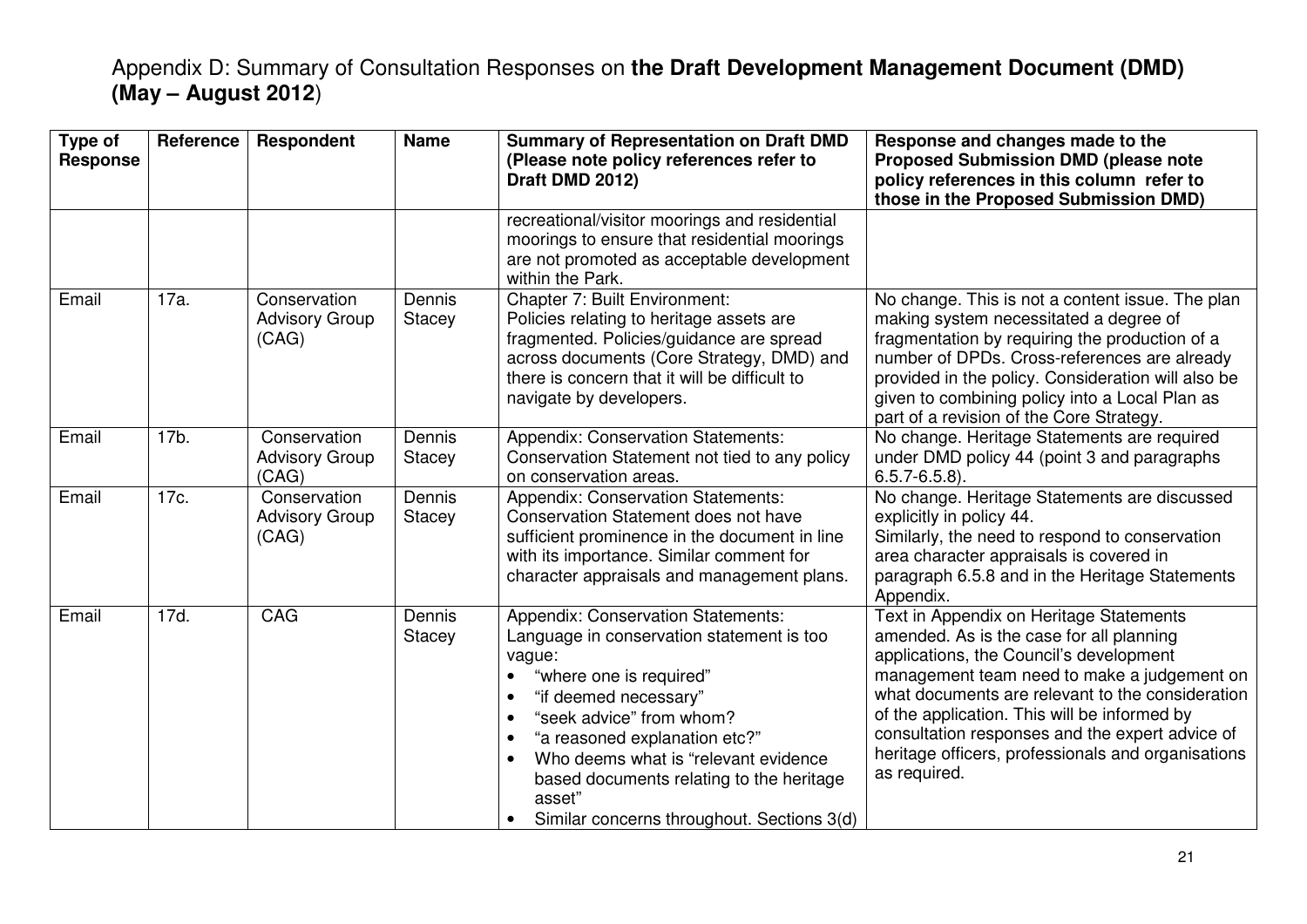# Appendix D: Summary of Consultation Responses on **the Draft Development Management Document (DMD) (May – August 2012**)

| Type of Response | Reference | Respondent | Name | Summary of Representation on Draft DMD (Please note policy references refer to Draft DMD 2012) | Response and changes made to the Proposed Submission DMD (please note policy references in this column refer to those in the Proposed Submission DMD) |
|---|---|---|---|---|---|
| | | | | recreational/visitor moorings and residential moorings to ensure that residential moorings are not promoted as acceptable development within the Park. | |
| Email | 17a. | Conservation Advisory Group (CAG) | Dennis Stacey | Chapter 7: Built Environment: Policies relating to heritage assets are fragmented. Policies/guidance are spread across documents (Core Strategy, DMD) and there is concern that it will be difficult to navigate by developers. | No change. This is not a content issue. The plan making system necessitated a degree of fragmentation by requiring the production of a number of DPDs. Cross-references are already provided in the policy. Consideration will also be given to combining policy into a Local Plan as part of a revision of the Core Strategy. |
| Email | 17b. | Conservation Advisory Group (CAG) | Dennis Stacey | Appendix: Conservation Statements: Conservation Statement not tied to any policy on conservation areas. | No change. Heritage Statements are required under DMD policy 44 (point 3 and paragraphs 6.5.7-6.5.8). |
| Email | 17c. | Conservation Advisory Group (CAG) | Dennis Stacey | Appendix: Conservation Statements: Conservation Statement does not have sufficient prominence in the document in line with its importance. Similar comment for character appraisals and management plans. | No change. Heritage Statements are discussed explicitly in policy 44.<br>Similarly, the need to respond to conservation area character appraisals is covered in paragraph 6.5.8 and in the Heritage Statements Appendix. |
| Email | 17d. | CAG | Dennis Stacey | Appendix: Conservation Statements: Language in conservation statement is too vague:<br>• "where one is required"<br>• "if deemed necessary"<br>• "seek advice" from whom?<br>• "a reasoned explanation etc?"<br>• Who deems what is "relevant evidence based documents relating to the heritage asset"<br>• Similar concerns throughout. Sections 3(d) | Text in Appendix on Heritage Statements amended. As is the case for all planning applications, the Council's development management team need to make a judgement on what documents are relevant to the consideration of the application. This will be informed by consultation responses and the expert advice of heritage officers, professionals and organisations as required. |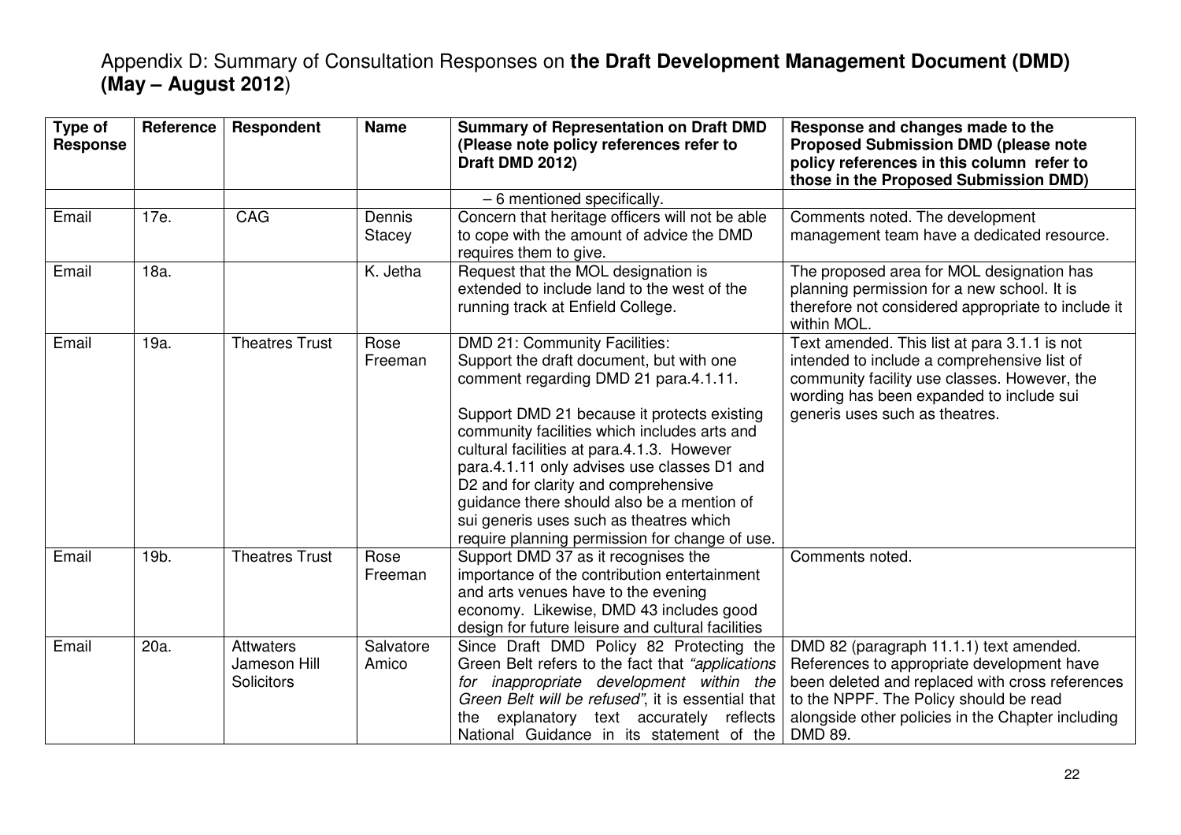# Appendix D: Summary of Consultation Responses on **the Draft Development Management Document (DMD) (May – August 2012)**

| Type of Response | Reference | Respondent | Name | Summary of Representation on Draft DMD (Please note policy references refer to Draft DMD 2012) | Response and changes made to the Proposed Submission DMD (please note policy references in this column refer to those in the Proposed Submission DMD) |
|---|---|---|---|---|---|
| | | | | – 6 mentioned specifically. | |
| Email | 17e. | CAG | Dennis Stacey | Concern that heritage officers will not be able to cope with the amount of advice the DMD requires them to give. | Comments noted. The development management team have a dedicated resource. |
| Email | 18a. | | K. Jetha | Request that the MOL designation is extended to include land to the west of the running track at Enfield College. | The proposed area for MOL designation has planning permission for a new school. It is therefore not considered appropriate to include it within MOL. |
| Email | 19a. | Theatres Trust | Rose Freeman | DMD 21: Community Facilities:<br>Support the draft document, but with one comment regarding DMD 21 para.4.1.11.<br><br>Support DMD 21 because it protects existing community facilities which includes arts and cultural facilities at para.4.1.3. However para.4.1.11 only advises use classes D1 and D2 and for clarity and comprehensive guidance there should also be a mention of sui generis uses such as theatres which require planning permission for change of use. | Text amended. This list at para 3.1.1 is not intended to include a comprehensive list of community facility use classes. However, the wording has been expanded to include sui generis uses such as theatres. |
| Email | 19b. | Theatres Trust | Rose Freeman | Support DMD 37 as it recognises the importance of the contribution entertainment and arts venues have to the evening economy. Likewise, DMD 43 includes good design for future leisure and cultural facilities | Comments noted. |
| Email | 20a. | Attwaters Jameson Hill Solicitors | Salvatore Amico | Since Draft DMD Policy 82 Protecting the Green Belt refers to the fact that *"applications for inappropriate development within the Green Belt will be refused"*, it is essential that the explanatory text accurately reflects National Guidance in its statement of the | DMD 82 (paragraph 11.1.1) text amended. References to appropriate development have been deleted and replaced with cross references to the NPPF. The Policy should be read alongside other policies in the Chapter including DMD 89. |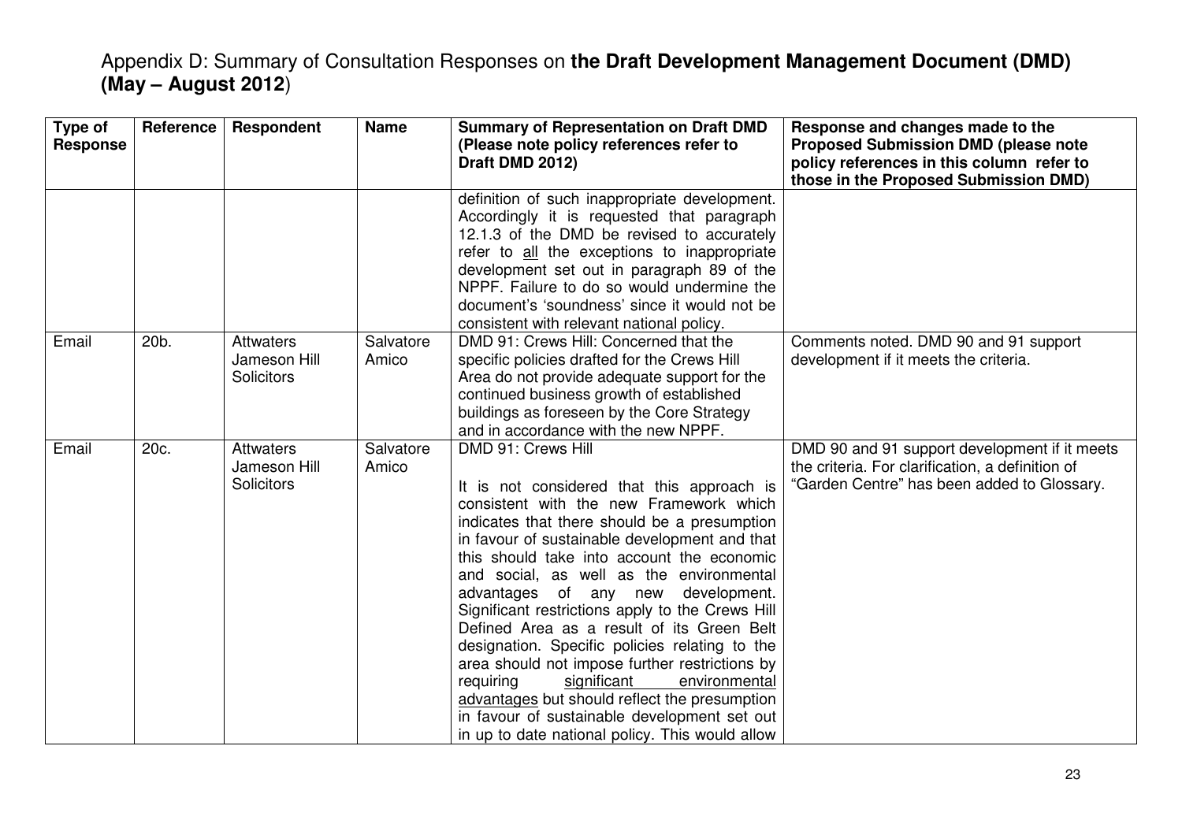# Appendix D: Summary of Consultation Responses on **the Draft Development Management Document (DMD) (May – August 2012**)

| Type of Response | Reference | Respondent | Name | Summary of Representation on Draft DMD (Please note policy references refer to Draft DMD 2012) | Response and changes made to the Proposed Submission DMD (please note policy references in this column refer to those in the Proposed Submission DMD) |
|---|---|---|---|---|---|
| | | | | definition of such inappropriate development. Accordingly it is requested that paragraph 12.1.3 of the DMD be revised to accurately refer to all the exceptions to inappropriate development set out in paragraph 89 of the NPPF. Failure to do so would undermine the document's 'soundness' since it would not be consistent with relevant national policy. | |
| Email | 20b. | Attwaters Jameson Hill Solicitors | Salvatore Amico | DMD 91: Crews Hill: Concerned that the specific policies drafted for the Crews Hill Area do not provide adequate support for the continued business growth of established buildings as foreseen by the Core Strategy and in accordance with the new NPPF. | Comments noted. DMD 90 and 91 support development if it meets the criteria. |
| Email | 20c. | Attwaters Jameson Hill Solicitors | Salvatore Amico | DMD 91: Crews Hill<br><br>It is not considered that this approach is consistent with the new Framework which indicates that there should be a presumption in favour of sustainable development and that this should take into account the economic and social, as well as the environmental advantages of any new development. Significant restrictions apply to the Crews Hill Defined Area as a result of its Green Belt designation. Specific policies relating to the area should not impose further restrictions by requiring significant environmental advantages but should reflect the presumption in favour of sustainable development set out in up to date national policy. This would allow | DMD 90 and 91 support development if it meets the criteria. For clarification, a definition of "Garden Centre" has been added to Glossary. |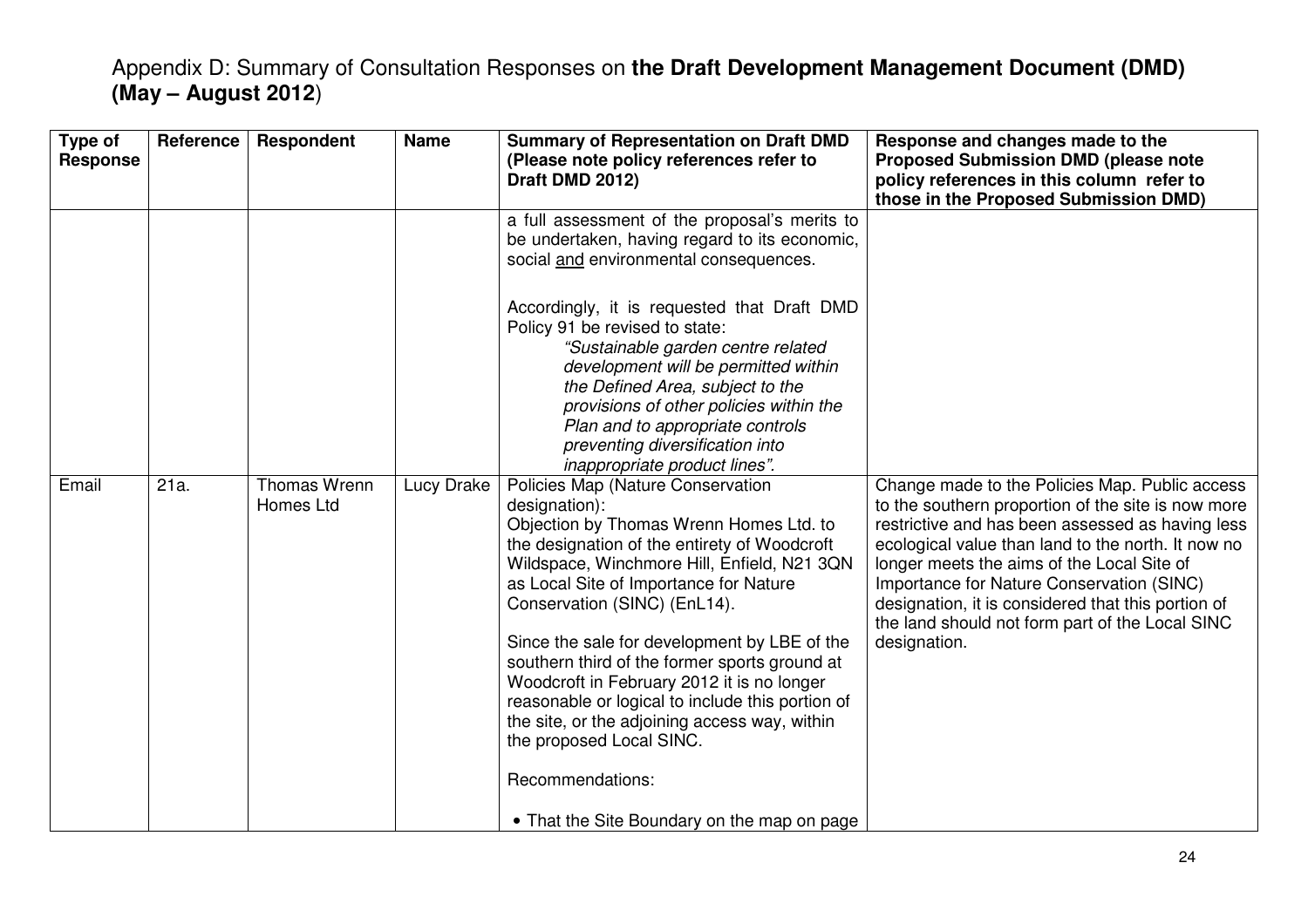Appendix D: Summary of Consultation Responses on **the Draft Development Management Document (DMD) (May – August 2012**)

| Type of Response | Reference | Respondent | Name | Summary of Representation on Draft DMD (Please note policy references refer to Draft DMD 2012) | Response and changes made to the Proposed Submission DMD (please note policy references in this column refer to those in the Proposed Submission DMD) |
|---|---|---|---|---|---|
| | | | | a full assessment of the proposal's merits to be undertaken, having regard to its economic, social <u>and</u> environmental consequences.<br><br>Accordingly, it is requested that Draft DMD Policy 91 be revised to state:<br>*"Sustainable garden centre related development will be permitted within the Defined Area, subject to the provisions of other policies within the Plan and to appropriate controls preventing diversification into inappropriate product lines".* | |
| Email | 21a. | Thomas Wrenn Homes Ltd | Lucy Drake | Policies Map (Nature Conservation designation):<br>Objection by Thomas Wrenn Homes Ltd. to the designation of the entirety of Woodcroft Wildspace, Winchmore Hill, Enfield, N21 3QN as Local Site of Importance for Nature Conservation (SINC) (EnL14).<br><br>Since the sale for development by LBE of the southern third of the former sports ground at Woodcroft in February 2012 it is no longer reasonable or logical to include this portion of the site, or the adjoining access way, within the proposed Local SINC.<br><br>Recommendations:<br><br>• That the Site Boundary on the map on page | Change made to the Policies Map. Public access to the southern proportion of the site is now more restrictive and has been assessed as having less ecological value than land to the north. It now no longer meets the aims of the Local Site of Importance for Nature Conservation (SINC) designation, it is considered that this portion of the land should not form part of the Local SINC designation. |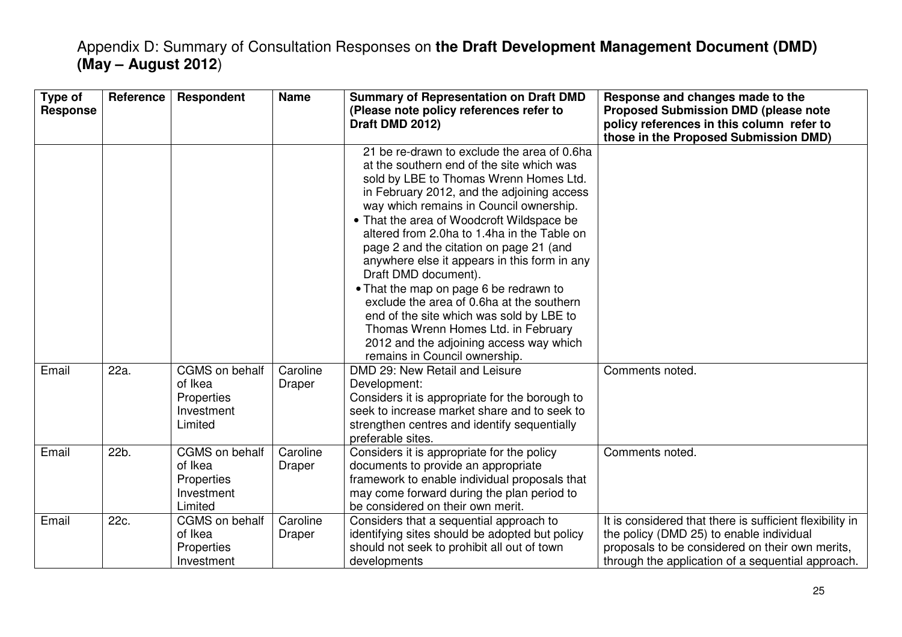# Appendix D: Summary of Consultation Responses on **the Draft Development Management Document (DMD) (May – August 2012**)

| Type of Response | Reference | Respondent | Name | Summary of Representation on Draft DMD (Please note policy references refer to Draft DMD 2012) | Response and changes made to the Proposed Submission DMD (please note policy references in this column refer to those in the Proposed Submission DMD) |
|---|---|---|---|---|---|
| | | | | 21 be re-drawn to exclude the area of 0.6ha at the southern end of the site which was sold by LBE to Thomas Wrenn Homes Ltd. in February 2012, and the adjoining access way which remains in Council ownership.<br>• That the area of Woodcroft Wildspace be altered from 2.0ha to 1.4ha in the Table on page 2 and the citation on page 21 (and anywhere else it appears in this form in any Draft DMD document).<br>• That the map on page 6 be redrawn to exclude the area of 0.6ha at the southern end of the site which was sold by LBE to Thomas Wrenn Homes Ltd. in February 2012 and the adjoining access way which remains in Council ownership. | |
| Email | 22a. | CGMS on behalf of Ikea Properties Investment Limited | Caroline Draper | DMD 29: New Retail and Leisure Development:<br>Considers it is appropriate for the borough to seek to increase market share and to seek to strengthen centres and identify sequentially preferable sites. | Comments noted. |
| Email | 22b. | CGMS on behalf of Ikea Properties Investment Limited | Caroline Draper | Considers it is appropriate for the policy documents to provide an appropriate framework to enable individual proposals that may come forward during the plan period to be considered on their own merit. | Comments noted. |
| Email | 22c. | CGMS on behalf of Ikea Properties Investment | Caroline Draper | Considers that a sequential approach to identifying sites should be adopted but policy should not seek to prohibit all out of town developments | It is considered that there is sufficient flexibility in the policy (DMD 25) to enable individual proposals to be considered on their own merits, through the application of a sequential approach. |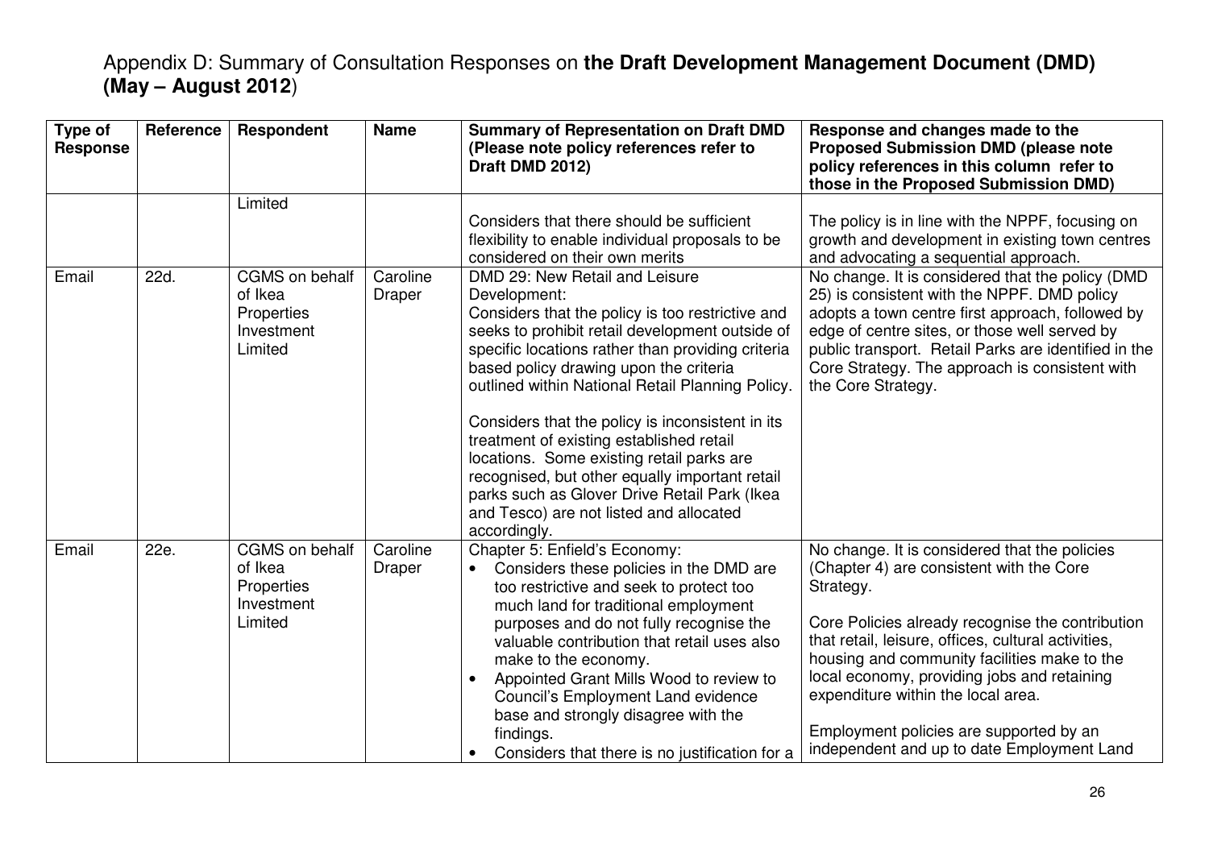# Appendix D: Summary of Consultation Responses on **the Draft Development Management Document (DMD) (May – August 2012**)

| Type of Response | Reference | Respondent | Name | Summary of Representation on Draft DMD (Please note policy references refer to Draft DMD 2012) | Response and changes made to the Proposed Submission DMD (please note policy references in this column refer to those in the Proposed Submission DMD) |
|---|---|---|---|---|---|
| | | Limited | | Considers that there should be sufficient flexibility to enable individual proposals to be considered on their own merits | The policy is in line with the NPPF, focusing on growth and development in existing town centres and advocating a sequential approach. |
| Email | 22d. | CGMS on behalf of Ikea Properties Investment Limited | Caroline Draper | DMD 29: New Retail and Leisure Development:<br>Considers that the policy is too restrictive and seeks to prohibit retail development outside of specific locations rather than providing criteria based policy drawing upon the criteria outlined within National Retail Planning Policy.<br><br>Considers that the policy is inconsistent in its treatment of existing established retail locations. Some existing retail parks are recognised, but other equally important retail parks such as Glover Drive Retail Park (Ikea and Tesco) are not listed and allocated accordingly. | No change. It is considered that the policy (DMD 25) is consistent with the NPPF. DMD policy adopts a town centre first approach, followed by edge of centre sites, or those well served by public transport. Retail Parks are identified in the Core Strategy. The approach is consistent with the Core Strategy. |
| Email | 22e. | CGMS on behalf of Ikea Properties Investment Limited | Caroline Draper | Chapter 5: Enfield's Economy:<br>• Considers these policies in the DMD are too restrictive and seek to protect too much land for traditional employment purposes and do not fully recognise the valuable contribution that retail uses also make to the economy.<br>• Appointed Grant Mills Wood to review to Council's Employment Land evidence base and strongly disagree with the findings.<br>• Considers that there is no justification for a | No change. It is considered that the policies (Chapter 4) are consistent with the Core Strategy.<br><br>Core Policies already recognise the contribution that retail, leisure, offices, cultural activities, housing and community facilities make to the local economy, providing jobs and retaining expenditure within the local area.<br><br>Employment policies are supported by an independent and up to date Employment Land |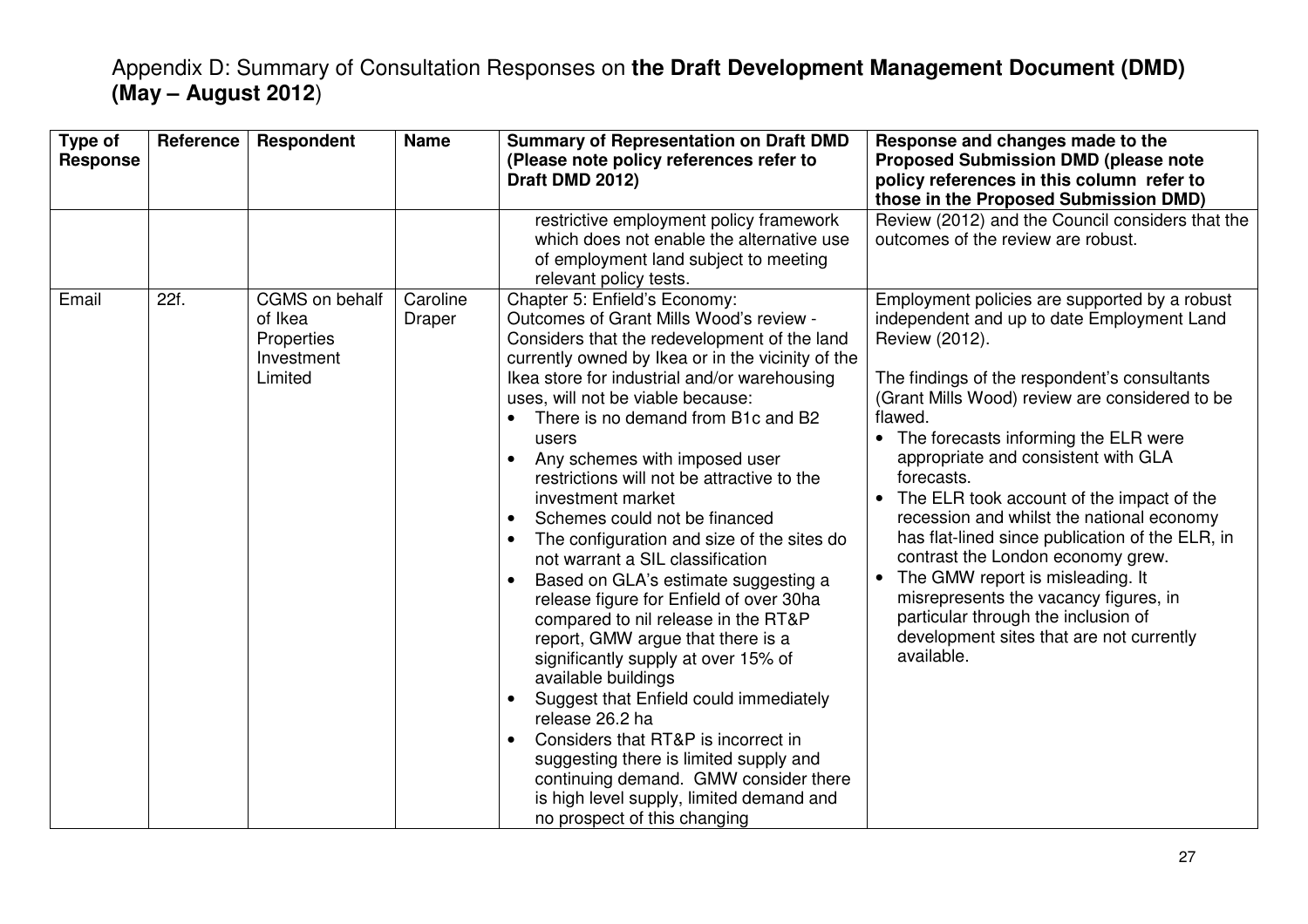Appendix D: Summary of Consultation Responses on **the Draft Development Management Document (DMD) (May – August 2012**)

| Type of Response | Reference | Respondent | Name | Summary of Representation on Draft DMD (Please note policy references refer to Draft DMD 2012) | Response and changes made to the Proposed Submission DMD (please note policy references in this column refer to those in the Proposed Submission DMD) |
|---|---|---|---|---|---|
| | | | | restrictive employment policy framework which does not enable the alternative use of employment land subject to meeting relevant policy tests. | Review (2012) and the Council considers that the outcomes of the review are robust. |
| Email | 22f. | CGMS on behalf of Ikea Properties Investment Limited | Caroline Draper | Chapter 5: Enfield's Economy:<br>Outcomes of Grant Mills Wood's review - Considers that the redevelopment of the land currently owned by Ikea or in the vicinity of the Ikea store for industrial and/or warehousing uses, will not be viable because:<br>• There is no demand from B1c and B2 users<br>• Any schemes with imposed user restrictions will not be attractive to the investment market<br>• Schemes could not be financed<br>• The configuration and size of the sites do not warrant a SIL classification<br>• Based on GLA's estimate suggesting a release figure for Enfield of over 30ha compared to nil release in the RT&P report, GMW argue that there is a significantly supply at over 15% of available buildings<br>• Suggest that Enfield could immediately release 26.2 ha<br>• Considers that RT&P is incorrect in suggesting there is limited supply and continuing demand. GMW consider there is high level supply, limited demand and no prospect of this changing | Employment policies are supported by a robust independent and up to date Employment Land Review (2012).<br><br>The findings of the respondent's consultants (Grant Mills Wood) review are considered to be flawed.<br>• The forecasts informing the ELR were appropriate and consistent with GLA forecasts.<br>• The ELR took account of the impact of the recession and whilst the national economy has flat-lined since publication of the ELR, in contrast the London economy grew.<br>• The GMW report is misleading. It misrepresents the vacancy figures, in particular through the inclusion of development sites that are not currently available. |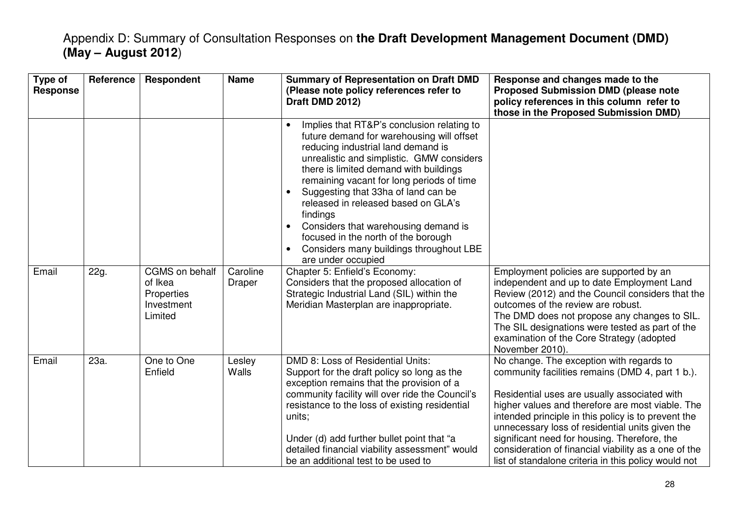Appendix D: Summary of Consultation Responses on **the Draft Development Management Document (DMD) (May – August 2012**)

| Type of Response | Reference | Respondent | Name | Summary of Representation on Draft DMD (Please note policy references refer to Draft DMD 2012) | Response and changes made to the Proposed Submission DMD (please note policy references in this column refer to those in the Proposed Submission DMD) |
|---|---|---|---|---|---|
| | | | | • Implies that RT&P's conclusion relating to future demand for warehousing will offset reducing industrial land demand is unrealistic and simplistic. GMW considers there is limited demand with buildings remaining vacant for long periods of time<br>• Suggesting that 33ha of land can be released in released based on GLA's findings<br>• Considers that warehousing demand is focused in the north of the borough<br>• Considers many buildings throughout LBE are under occupied | |
| Email | 22g. | CGMS on behalf of Ikea Properties Investment Limited | Caroline Draper | Chapter 5: Enfield's Economy:<br>Considers that the proposed allocation of Strategic Industrial Land (SIL) within the Meridian Masterplan are inappropriate. | Employment policies are supported by an independent and up to date Employment Land Review (2012) and the Council considers that the outcomes of the review are robust.<br>The DMD does not propose any changes to SIL. The SIL designations were tested as part of the examination of the Core Strategy (adopted November 2010). |
| Email | 23a. | One to One Enfield | Lesley Walls | DMD 8: Loss of Residential Units:<br>Support for the draft policy so long as the exception remains that the provision of a community facility will over ride the Council's resistance to the loss of existing residential units;<br><br>Under (d) add further bullet point that "a detailed financial viability assessment" would be an additional test to be used to | No change. The exception with regards to community facilities remains (DMD 4, part 1 b.).<br><br>Residential uses are usually associated with higher values and therefore are most viable. The intended principle in this policy is to prevent the unnecessary loss of residential units given the significant need for housing. Therefore, the consideration of financial viability as a one of the list of standalone criteria in this policy would not |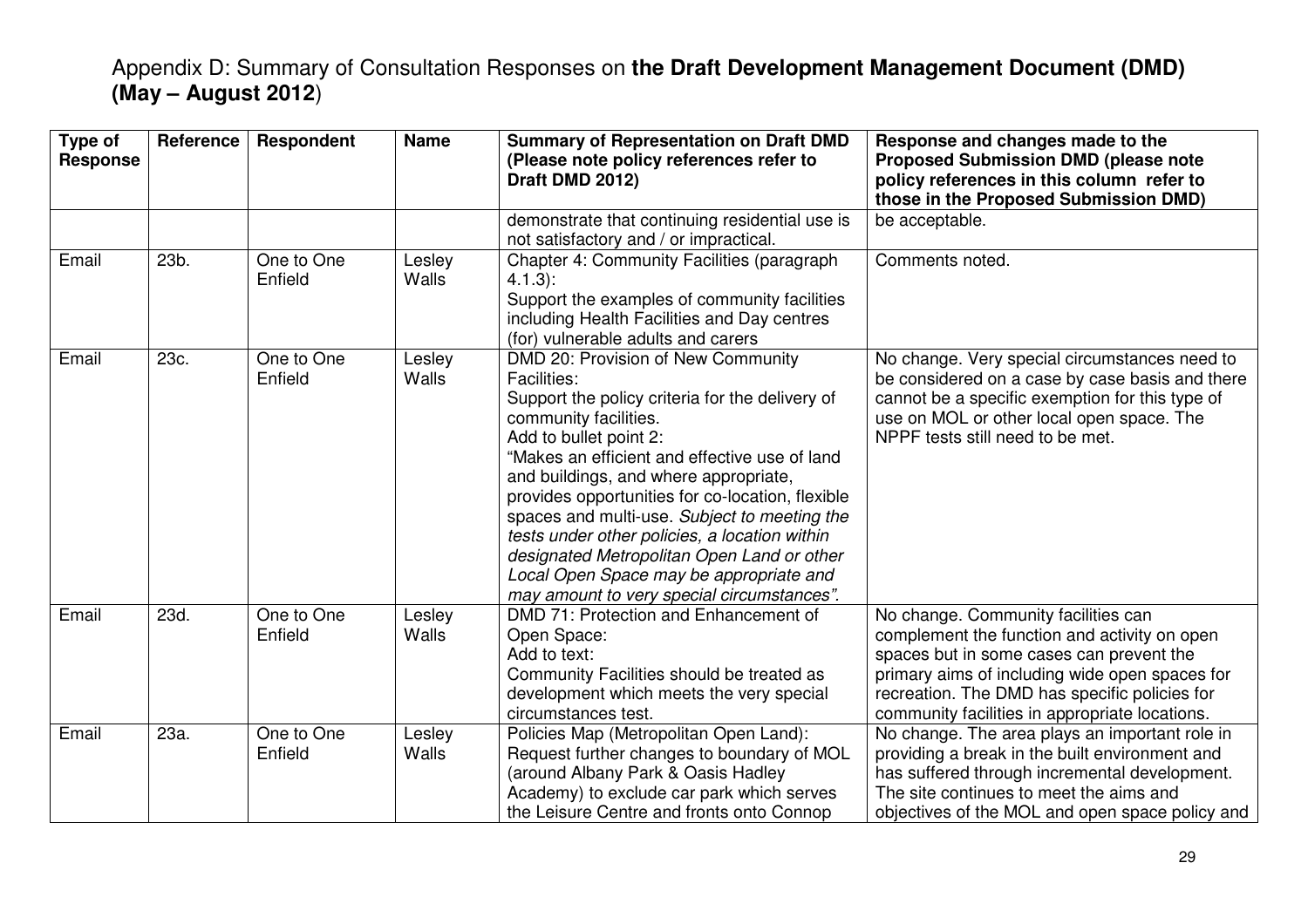Appendix D: Summary of Consultation Responses on **the Draft Development Management Document (DMD) (May – August 2012**)

| Type of Response | Reference | Respondent | Name | Summary of Representation on Draft DMD (Please note policy references refer to Draft DMD 2012) | Response and changes made to the Proposed Submission DMD (please note policy references in this column refer to those in the Proposed Submission DMD) |
|---|---|---|---|---|---|
| | | | | demonstrate that continuing residential use is not satisfactory and / or impractical. | be acceptable. |
| Email | 23b. | One to One Enfield | Lesley Walls | Chapter 4: Community Facilities (paragraph 4.1.3):<br>Support the examples of community facilities including Health Facilities and Day centres (for) vulnerable adults and carers | Comments noted. |
| Email | 23c. | One to One Enfield | Lesley Walls | DMD 20: Provision of New Community Facilities:<br>Support the policy criteria for the delivery of community facilities.<br>Add to bullet point 2:<br>"Makes an efficient and effective use of land and buildings, and where appropriate, provides opportunities for co-location, flexible spaces and multi-use. *Subject to meeting the tests under other policies, a location within designated Metropolitan Open Land or other Local Open Space may be appropriate and may amount to very special circumstances".* | No change. Very special circumstances need to be considered on a case by case basis and there cannot be a specific exemption for this type of use on MOL or other local open space. The NPPF tests still need to be met. |
| Email | 23d. | One to One Enfield | Lesley Walls | DMD 71: Protection and Enhancement of Open Space:<br>Add to text:<br>Community Facilities should be treated as development which meets the very special circumstances test. | No change. Community facilities can complement the function and activity on open spaces but in some cases can prevent the primary aims of including wide open spaces for recreation. The DMD has specific policies for community facilities in appropriate locations. |
| Email | 23a. | One to One Enfield | Lesley Walls | Policies Map (Metropolitan Open Land):<br>Request further changes to boundary of MOL (around Albany Park & Oasis Hadley Academy) to exclude car park which serves the Leisure Centre and fronts onto Connop | No change. The area plays an important role in providing a break in the built environment and has suffered through incremental development. The site continues to meet the aims and objectives of the MOL and open space policy and |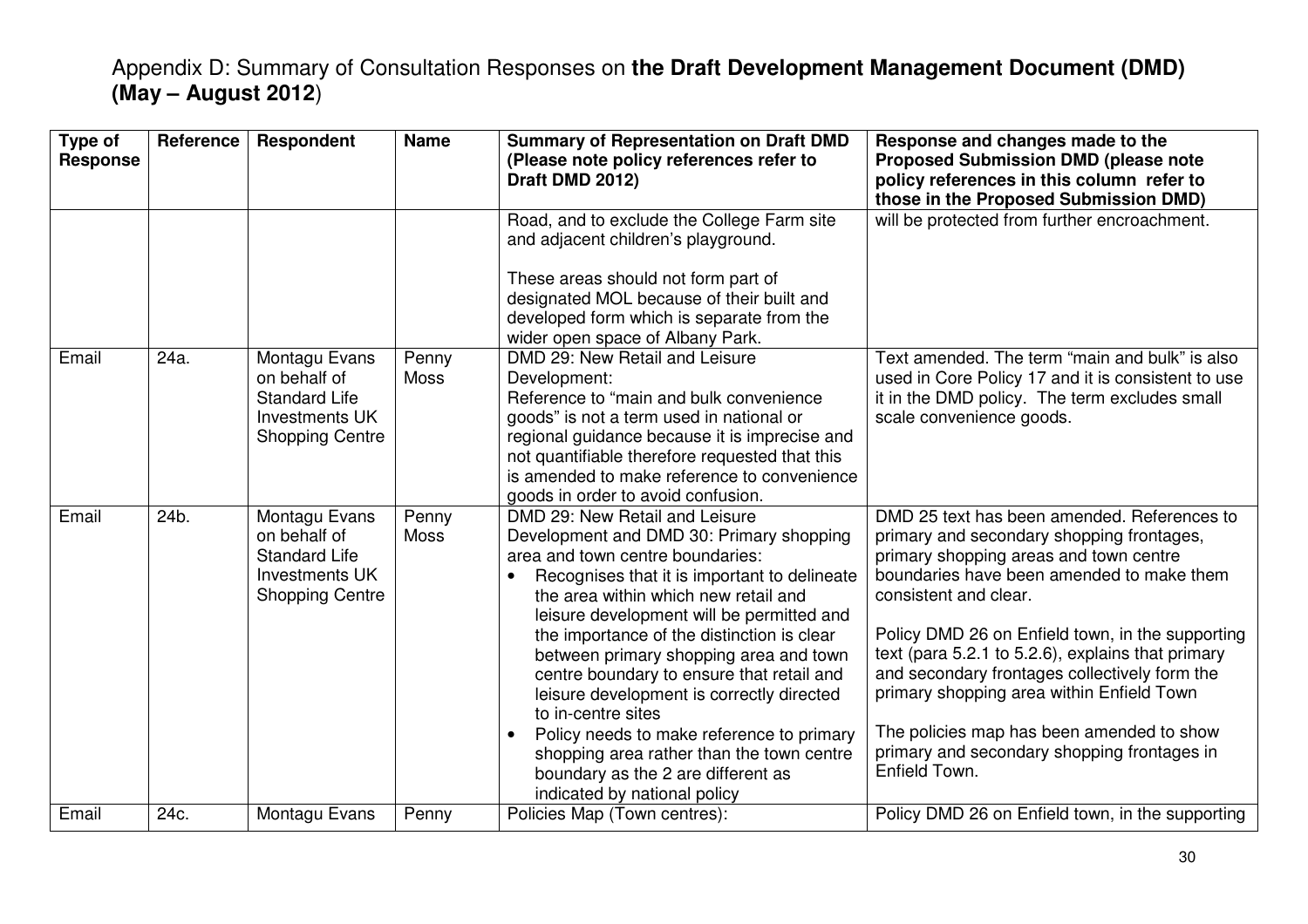## Appendix D: Summary of Consultation Responses on **the Draft Development Management Document (DMD) (May – August 2012)**

| Type of Response | Reference | Respondent | Name | Summary of Representation on Draft DMD (Please note policy references refer to Draft DMD 2012) | Response and changes made to the Proposed Submission DMD (please note policy references in this column refer to those in the Proposed Submission DMD) |
|---|---|---|---|---|---|
| | | | | Road, and to exclude the College Farm site and adjacent children's playground.<br><br>These areas should not form part of designated MOL because of their built and developed form which is separate from the wider open space of Albany Park. | will be protected from further encroachment. |
| Email | 24a. | Montagu Evans on behalf of Standard Life Investments UK Shopping Centre | Penny Moss | DMD 29: New Retail and Leisure Development:<br>Reference to "main and bulk convenience goods" is not a term used in national or regional guidance because it is imprecise and not quantifiable therefore requested that this is amended to make reference to convenience goods in order to avoid confusion. | Text amended. The term "main and bulk" is also used in Core Policy 17 and it is consistent to use it in the DMD policy. The term excludes small scale convenience goods. |
| Email | 24b. | Montagu Evans on behalf of Standard Life Investments UK Shopping Centre | Penny Moss | DMD 29: New Retail and Leisure Development and DMD 30: Primary shopping area and town centre boundaries:<br>• Recognises that it is important to delineate the area within which new retail and leisure development will be permitted and the importance of the distinction is clear between primary shopping area and town centre boundary to ensure that retail and leisure development is correctly directed to in-centre sites<br>• Policy needs to make reference to primary shopping area rather than the town centre boundary as the 2 are different as indicated by national policy | DMD 25 text has been amended. References to primary and secondary shopping frontages, primary shopping areas and town centre boundaries have been amended to make them consistent and clear.<br><br>Policy DMD 26 on Enfield town, in the supporting text (para 5.2.1 to 5.2.6), explains that primary and secondary frontages collectively form the primary shopping area within Enfield Town<br><br>The policies map has been amended to show primary and secondary shopping frontages in Enfield Town. |
| Email | 24c. | Montagu Evans | Penny | Policies Map (Town centres): | Policy DMD 26 on Enfield town, in the supporting |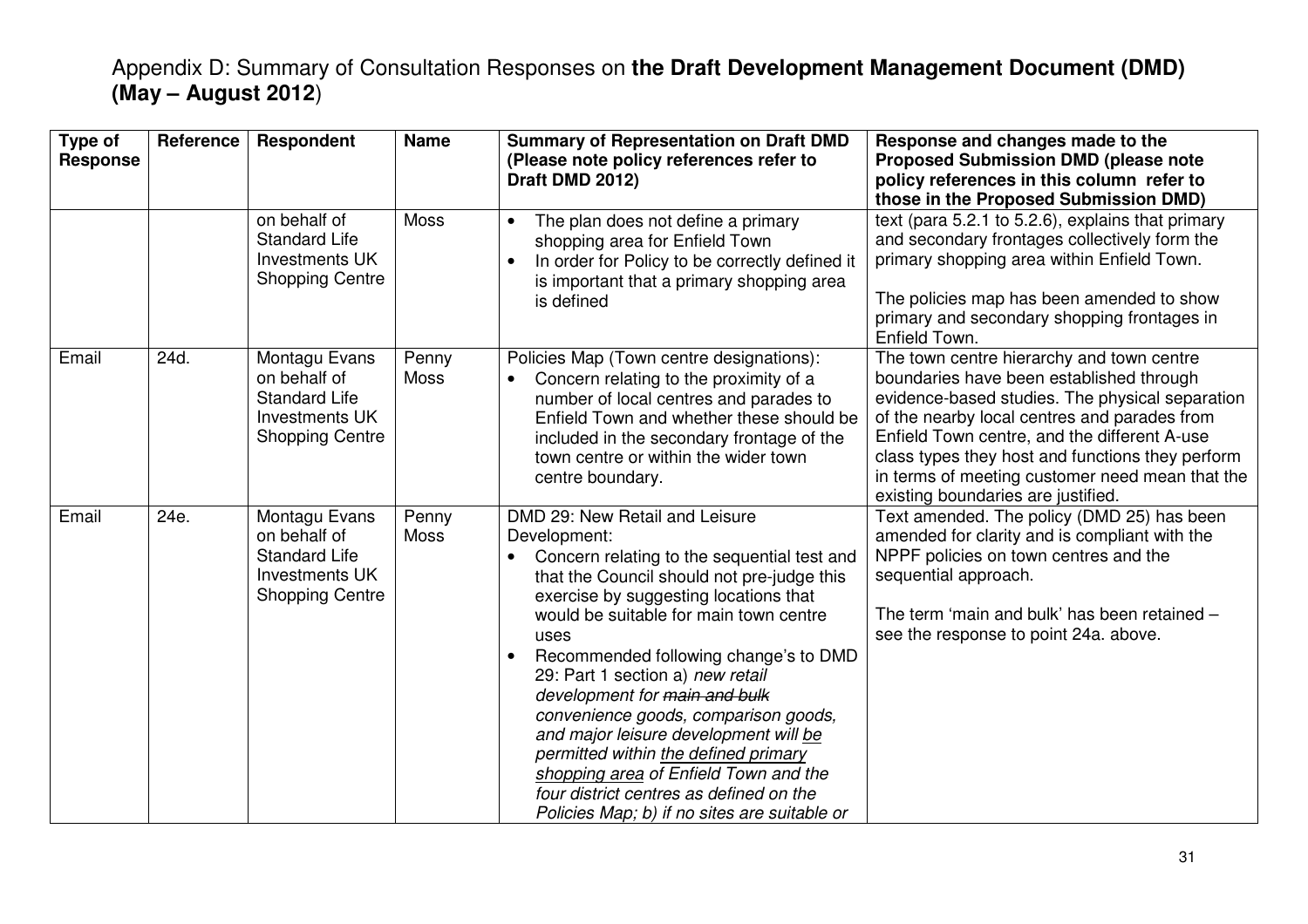## Appendix D: Summary of Consultation Responses on **the Draft Development Management Document (DMD) (May – August 2012)**

| Type of Response | Reference | Respondent | Name | Summary of Representation on Draft DMD (Please note policy references refer to Draft DMD 2012) | Response and changes made to the Proposed Submission DMD (please note policy references in this column refer to those in the Proposed Submission DMD) |
|---|---|---|---|---|---|
| | | on behalf of Standard Life Investments UK Shopping Centre | Moss | • The plan does not define a primary shopping area for Enfield Town<br>• In order for Policy to be correctly defined it is important that a primary shopping area is defined | text (para 5.2.1 to 5.2.6), explains that primary and secondary frontages collectively form the primary shopping area within Enfield Town.<br><br>The policies map has been amended to show primary and secondary shopping frontages in Enfield Town. |
| Email | 24d. | Montagu Evans on behalf of Standard Life Investments UK Shopping Centre | Penny Moss | Policies Map (Town centre designations):<br>• Concern relating to the proximity of a number of local centres and parades to Enfield Town and whether these should be included in the secondary frontage of the town centre or within the wider town centre boundary. | The town centre hierarchy and town centre boundaries have been established through evidence-based studies. The physical separation of the nearby local centres and parades from Enfield Town centre, and the different A-use class types they host and functions they perform in terms of meeting customer need mean that the existing boundaries are justified. |
| Email | 24e. | Montagu Evans on behalf of Standard Life Investments UK Shopping Centre | Penny Moss | DMD 29: New Retail and Leisure Development:<br>• Concern relating to the sequential test and that the Council should not pre-judge this exercise by suggesting locations that would be suitable for main town centre uses<br>• Recommended following change's to DMD 29: Part 1 section a) *new retail development for ~~main and bulk~~ convenience goods, comparison goods, and major leisure development will <u>be</u> permitted within <u>the defined primary shopping area</u> of Enfield Town and the four district centres as defined on the Policies Map; b) if no sites are suitable or* | Text amended. The policy (DMD 25) has been amended for clarity and is compliant with the NPPF policies on town centres and the sequential approach.<br><br>The term 'main and bulk' has been retained – see the response to point 24a. above. |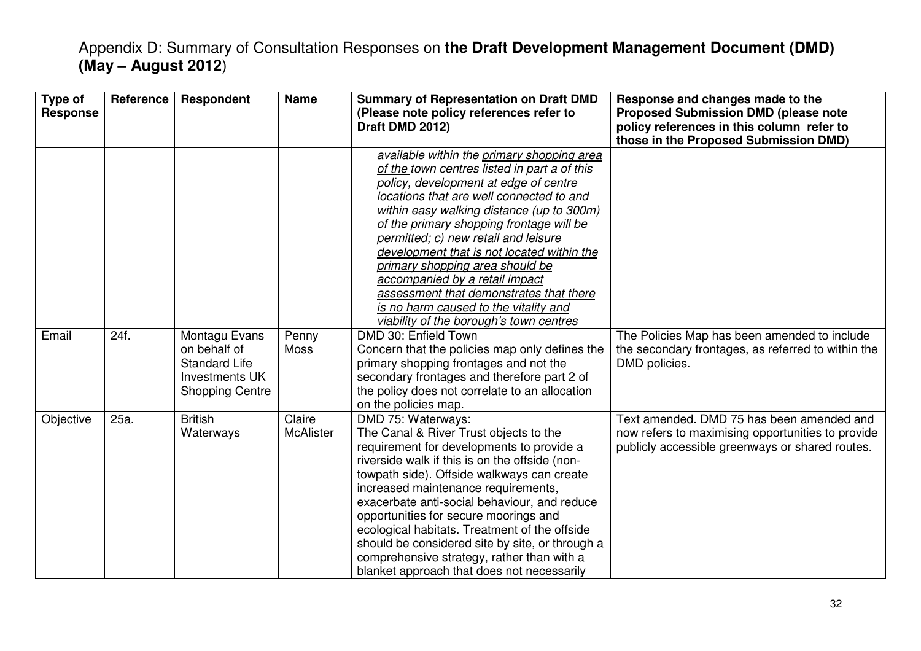# Appendix D: Summary of Consultation Responses on **the Draft Development Management Document (DMD) (May – August 2012**)

| Type of Response | Reference | Respondent | Name | Summary of Representation on Draft DMD (Please note policy references refer to Draft DMD 2012) | Response and changes made to the Proposed Submission DMD (please note policy references in this column refer to those in the Proposed Submission DMD) |
|---|---|---|---|---|---|
| | | | | *available within the <u>primary shopping area of the</u> town centres listed in part a of this policy, development at edge of centre locations that are well connected to and within easy walking distance (up to 300m) of the primary shopping frontage will be permitted; c) <u>new retail and leisure development that is not located within the primary shopping area should be accompanied by a retail impact assessment that demonstrates that there is no harm caused to the vitality and viability of the borough's town centres</u>* | |
| Email | 24f. | Montagu Evans on behalf of Standard Life Investments UK Shopping Centre | Penny Moss | DMD 30: Enfield Town<br>Concern that the policies map only defines the primary shopping frontages and not the secondary frontages and therefore part 2 of the policy does not correlate to an allocation on the policies map. | The Policies Map has been amended to include the secondary frontages, as referred to within the DMD policies. |
| Objective | 25a. | British Waterways | Claire McAlister | DMD 75: Waterways:<br>The Canal & River Trust objects to the requirement for developments to provide a riverside walk if this is on the offside (non-towpath side). Offside walkways can create increased maintenance requirements, exacerbate anti-social behaviour, and reduce opportunities for secure moorings and ecological habitats. Treatment of the offside should be considered site by site, or through a comprehensive strategy, rather than with a blanket approach that does not necessarily | Text amended. DMD 75 has been amended and now refers to maximising opportunities to provide publicly accessible greenways or shared routes. |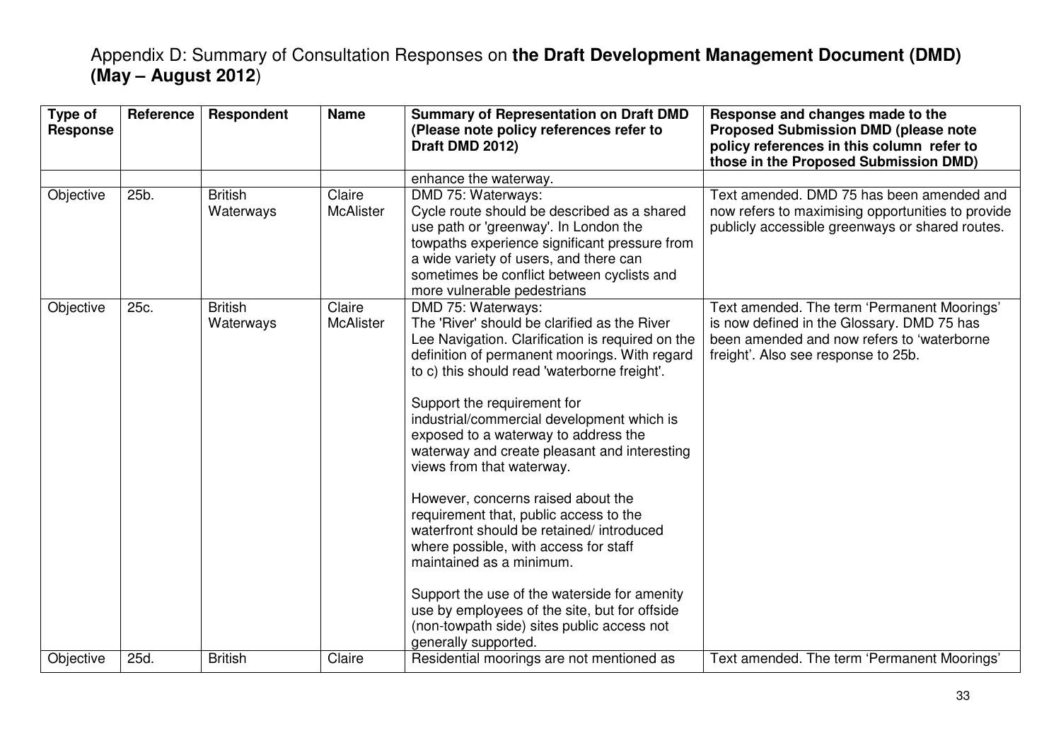# Appendix D: Summary of Consultation Responses on **the Draft Development Management Document (DMD) (May – August 2012**)

| Type of Response | Reference | Respondent | Name | Summary of Representation on Draft DMD (Please note policy references refer to Draft DMD 2012) | Response and changes made to the Proposed Submission DMD (please note policy references in this column refer to those in the Proposed Submission DMD) |
|---|---|---|---|---|---|
| | | | | enhance the waterway. | |
| Objective | 25b. | British Waterways | Claire McAlister | DMD 75: Waterways:<br>Cycle route should be described as a shared use path or 'greenway'. In London the towpaths experience significant pressure from a wide variety of users, and there can sometimes be conflict between cyclists and more vulnerable pedestrians | Text amended. DMD 75 has been amended and now refers to maximising opportunities to provide publicly accessible greenways or shared routes. |
| Objective | 25c. | British Waterways | Claire McAlister | DMD 75: Waterways:<br>The 'River' should be clarified as the River Lee Navigation. Clarification is required on the definition of permanent moorings. With regard to c) this should read 'waterborne freight'.<br><br>Support the requirement for industrial/commercial development which is exposed to a waterway to address the waterway and create pleasant and interesting views from that waterway.<br><br>However, concerns raised about the requirement that, public access to the waterfront should be retained/ introduced where possible, with access for staff maintained as a minimum.<br><br>Support the use of the waterside for amenity use by employees of the site, but for offside (non-towpath side) sites public access not generally supported. | Text amended. The term 'Permanent Moorings' is now defined in the Glossary. DMD 75 has been amended and now refers to 'waterborne freight'. Also see response to 25b. |
| Objective | 25d. | British | Claire | Residential moorings are not mentioned as | Text amended. The term 'Permanent Moorings' |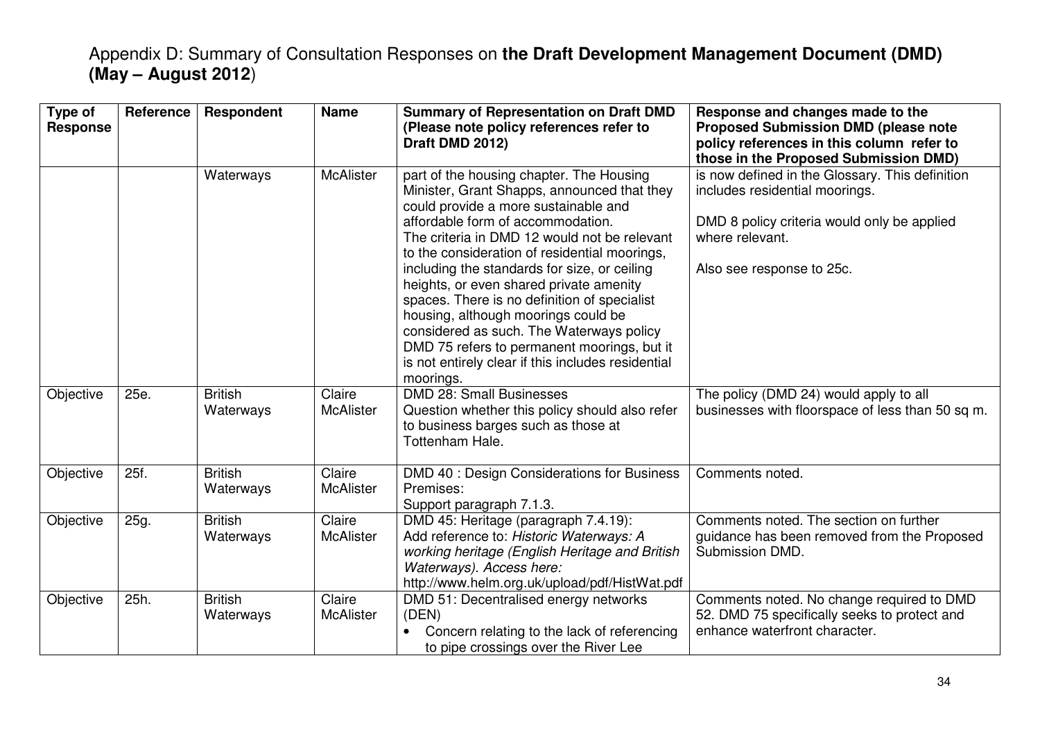# Appendix D: Summary of Consultation Responses on **the Draft Development Management Document (DMD) (May – August 2012**)

| Type of Response | Reference | Respondent | Name | Summary of Representation on Draft DMD (Please note policy references refer to Draft DMD 2012) | Response and changes made to the Proposed Submission DMD (please note policy references in this column refer to those in the Proposed Submission DMD) |
|---|---|---|---|---|---|
| | | Waterways | McAlister | part of the housing chapter. The Housing Minister, Grant Shapps, announced that they could provide a more sustainable and affordable form of accommodation.<br>The criteria in DMD 12 would not be relevant to the consideration of residential moorings, including the standards for size, or ceiling heights, or even shared private amenity spaces. There is no definition of specialist housing, although moorings could be considered as such. The Waterways policy DMD 75 refers to permanent moorings, but it is not entirely clear if this includes residential moorings. | is now defined in the Glossary. This definition includes residential moorings.<br><br>DMD 8 policy criteria would only be applied where relevant.<br><br>Also see response to 25c. |
| Objective | 25e. | British Waterways | Claire McAlister | DMD 28: Small Businesses<br>Question whether this policy should also refer to business barges such as those at Tottenham Hale. | The policy (DMD 24) would apply to all businesses with floorspace of less than 50 sq m. |
| Objective | 25f. | British Waterways | Claire McAlister | DMD 40 : Design Considerations for Business Premises:<br>Support paragraph 7.1.3. | Comments noted. |
| Objective | 25g. | British Waterways | Claire McAlister | DMD 45: Heritage (paragraph 7.4.19):<br>Add reference to: *Historic Waterways: A working heritage (English Heritage and British Waterways). Access here:* http://www.helm.org.uk/upload/pdf/HistWat.pdf | Comments noted. The section on further guidance has been removed from the Proposed Submission DMD. |
| Objective | 25h. | British Waterways | Claire McAlister | DMD 51: Decentralised energy networks (DEN)<br>• Concern relating to the lack of referencing to pipe crossings over the River Lee | Comments noted. No change required to DMD 52. DMD 75 specifically seeks to protect and enhance waterfront character. |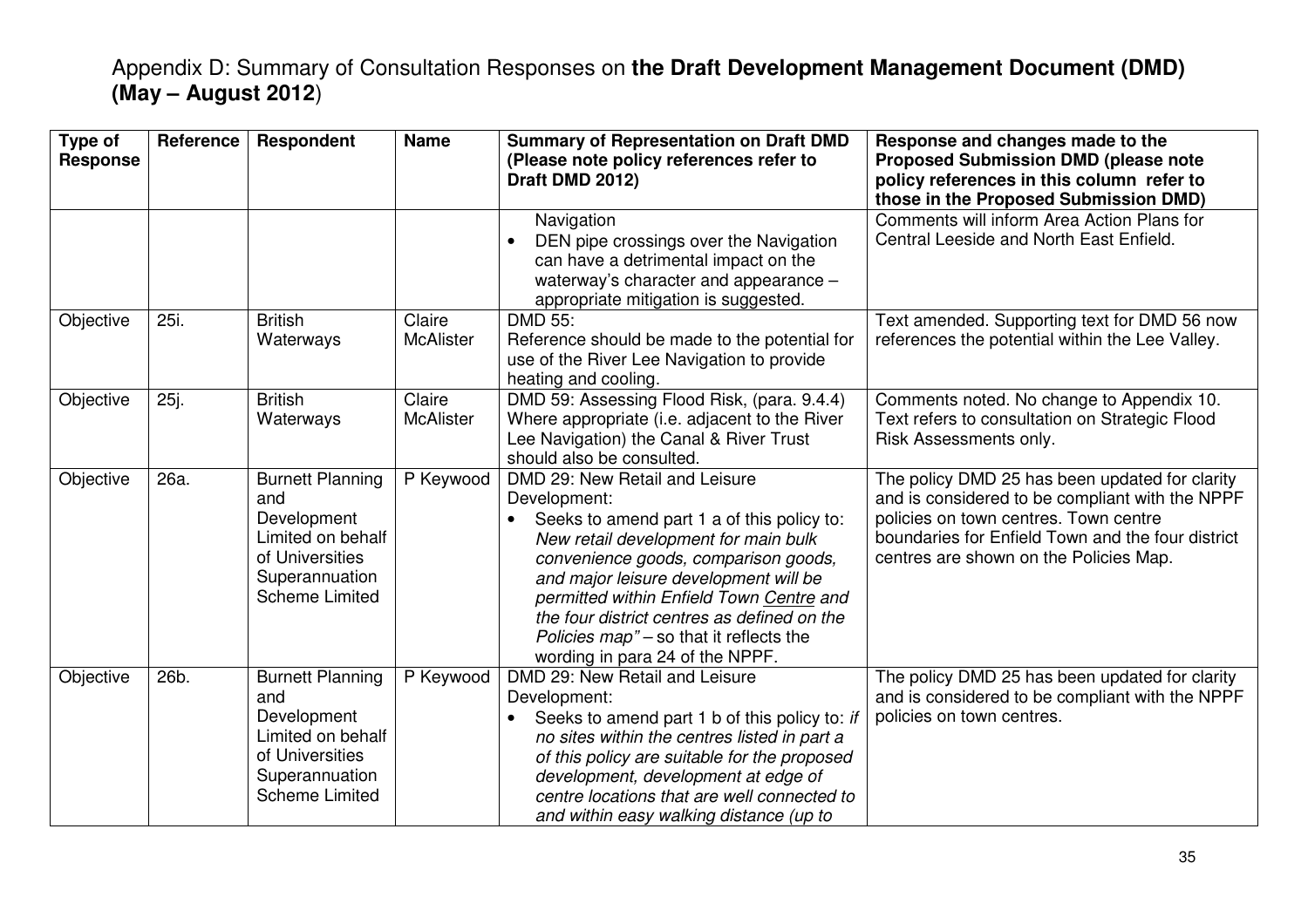Appendix D: Summary of Consultation Responses on **the Draft Development Management Document (DMD) (May – August 2012**)

| Type of Response | Reference | Respondent | Name | Summary of Representation on Draft DMD (Please note policy references refer to Draft DMD 2012) | Response and changes made to the Proposed Submission DMD (please note policy references in this column refer to those in the Proposed Submission DMD) |
|---|---|---|---|---|---|
| | | | | Navigation<br>• DEN pipe crossings over the Navigation can have a detrimental impact on the waterway's character and appearance – appropriate mitigation is suggested. | Comments will inform Area Action Plans for Central Leeside and North East Enfield. |
| Objective | 25i. | British Waterways | Claire McAlister | DMD 55:<br>Reference should be made to the potential for use of the River Lee Navigation to provide heating and cooling. | Text amended. Supporting text for DMD 56 now references the potential within the Lee Valley. |
| Objective | 25j. | British Waterways | Claire McAlister | DMD 59: Assessing Flood Risk, (para. 9.4.4) Where appropriate (i.e. adjacent to the River Lee Navigation) the Canal & River Trust should also be consulted. | Comments noted. No change to Appendix 10. Text refers to consultation on Strategic Flood Risk Assessments only. |
| Objective | 26a. | Burnett Planning and Development Limited on behalf of Universities Superannuation Scheme Limited | P Keywood | DMD 29: New Retail and Leisure Development:<br>• Seeks to amend part 1 a of this policy to: *New retail development for main bulk convenience goods, comparison goods, and major leisure development will be permitted within Enfield Town Centre and the four district centres as defined on the Policies map"* – so that it reflects the wording in para 24 of the NPPF. | The policy DMD 25 has been updated for clarity and is considered to be compliant with the NPPF policies on town centres. Town centre boundaries for Enfield Town and the four district centres are shown on the Policies Map. |
| Objective | 26b. | Burnett Planning and Development Limited on behalf of Universities Superannuation Scheme Limited | P Keywood | DMD 29: New Retail and Leisure Development:<br>• Seeks to amend part 1 b of this policy to: *if no sites within the centres listed in part a of this policy are suitable for the proposed development, development at edge of centre locations that are well connected to and within easy walking distance (up to* | The policy DMD 25 has been updated for clarity and is considered to be compliant with the NPPF policies on town centres. |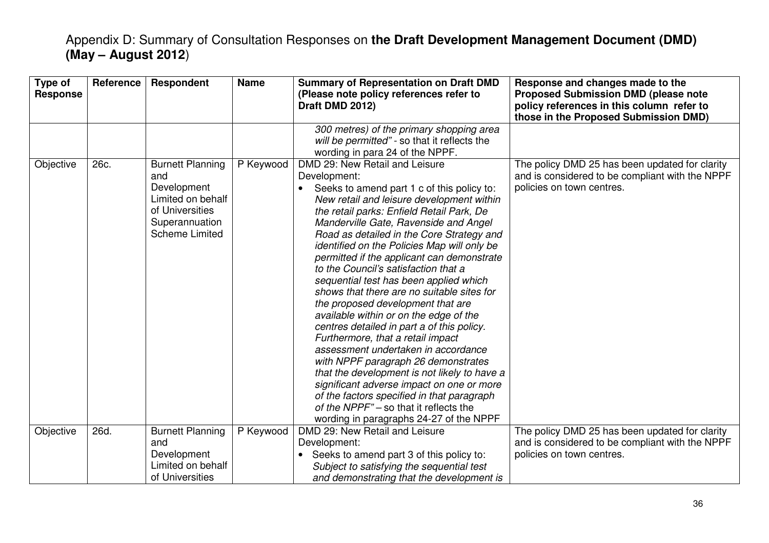# Appendix D: Summary of Consultation Responses on **the Draft Development Management Document (DMD) (May – August 2012**)

| Type of Response | Reference | Respondent | Name | Summary of Representation on Draft DMD (Please note policy references refer to Draft DMD 2012) | Response and changes made to the Proposed Submission DMD (please note policy references in this column refer to those in the Proposed Submission DMD) |
|---|---|---|---|---|---|
| | | | | *300 metres) of the primary shopping area will be permitted"* - so that it reflects the wording in para 24 of the NPPF. | |
| Objective | 26c. | Burnett Planning and Development Limited on behalf of Universities Superannuation Scheme Limited | P Keywood | DMD 29: New Retail and Leisure Development: <br>• Seeks to amend part 1 c of this policy to: *New retail and leisure development within the retail parks: Enfield Retail Park, De Manderville Gate, Ravenside and Angel Road as detailed in the Core Strategy and identified on the Policies Map will only be permitted if the applicant can demonstrate to the Council's satisfaction that a sequential test has been applied which shows that there are no suitable sites for the proposed development that are available within or on the edge of the centres detailed in part a of this policy. Furthermore, that a retail impact assessment undertaken in accordance with NPPF paragraph 26 demonstrates that the development is not likely to have a significant adverse impact on one or more of the factors specified in that paragraph of the NPPF"* – so that it reflects the wording in paragraphs 24-27 of the NPPF | The policy DMD 25 has been updated for clarity and is considered to be compliant with the NPPF policies on town centres. |
| Objective | 26d. | Burnett Planning and Development Limited on behalf of Universities | P Keywood | DMD 29: New Retail and Leisure Development: <br>• Seeks to amend part 3 of this policy to: *Subject to satisfying the sequential test and demonstrating that the development is* | The policy DMD 25 has been updated for clarity and is considered to be compliant with the NPPF policies on town centres. |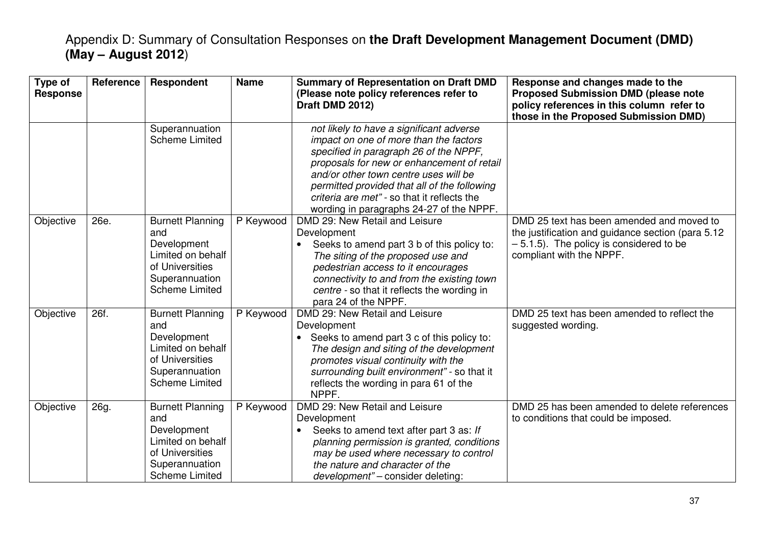# Appendix D: Summary of Consultation Responses on **the Draft Development Management Document (DMD) (May – August 2012**)

| Type of Response | Reference | Respondent | Name | Summary of Representation on Draft DMD (Please note policy references refer to Draft DMD 2012) | Response and changes made to the Proposed Submission DMD (please note policy references in this column refer to those in the Proposed Submission DMD) |
|---|---|---|---|---|---|
| | | Superannuation Scheme Limited | | *not likely to have a significant adverse impact on one of more than the factors specified in paragraph 26 of the NPPF, proposals for new or enhancement of retail and/or other town centre uses will be permitted provided that all of the following criteria are met"* - so that it reflects the wording in paragraphs 24-27 of the NPPF. | |
| Objective | 26e. | Burnett Planning and Development Limited on behalf of Universities Superannuation Scheme Limited | P Keywood | DMD 29: New Retail and Leisure Development<br>• Seeks to amend part 3 b of this policy to: *The siting of the proposed use and pedestrian access to it encourages connectivity to and from the existing town centre* - so that it reflects the wording in para 24 of the NPPF. | DMD 25 text has been amended and moved to the justification and guidance section (para 5.12 – 5.1.5). The policy is considered to be compliant with the NPPF. |
| Objective | 26f. | Burnett Planning and Development Limited on behalf of Universities Superannuation Scheme Limited | P Keywood | DMD 29: New Retail and Leisure Development<br>• Seeks to amend part 3 c of this policy to: *The design and siting of the development promotes visual continuity with the surrounding built environment"* - so that it reflects the wording in para 61 of the NPPF. | DMD 25 text has been amended to reflect the suggested wording. |
| Objective | 26g. | Burnett Planning and Development Limited on behalf of Universities Superannuation Scheme Limited | P Keywood | DMD 29: New Retail and Leisure Development<br>• Seeks to amend text after part 3 as: *If planning permission is granted, conditions may be used where necessary to control the nature and character of the development"* – consider deleting: | DMD 25 has been amended to delete references to conditions that could be imposed. |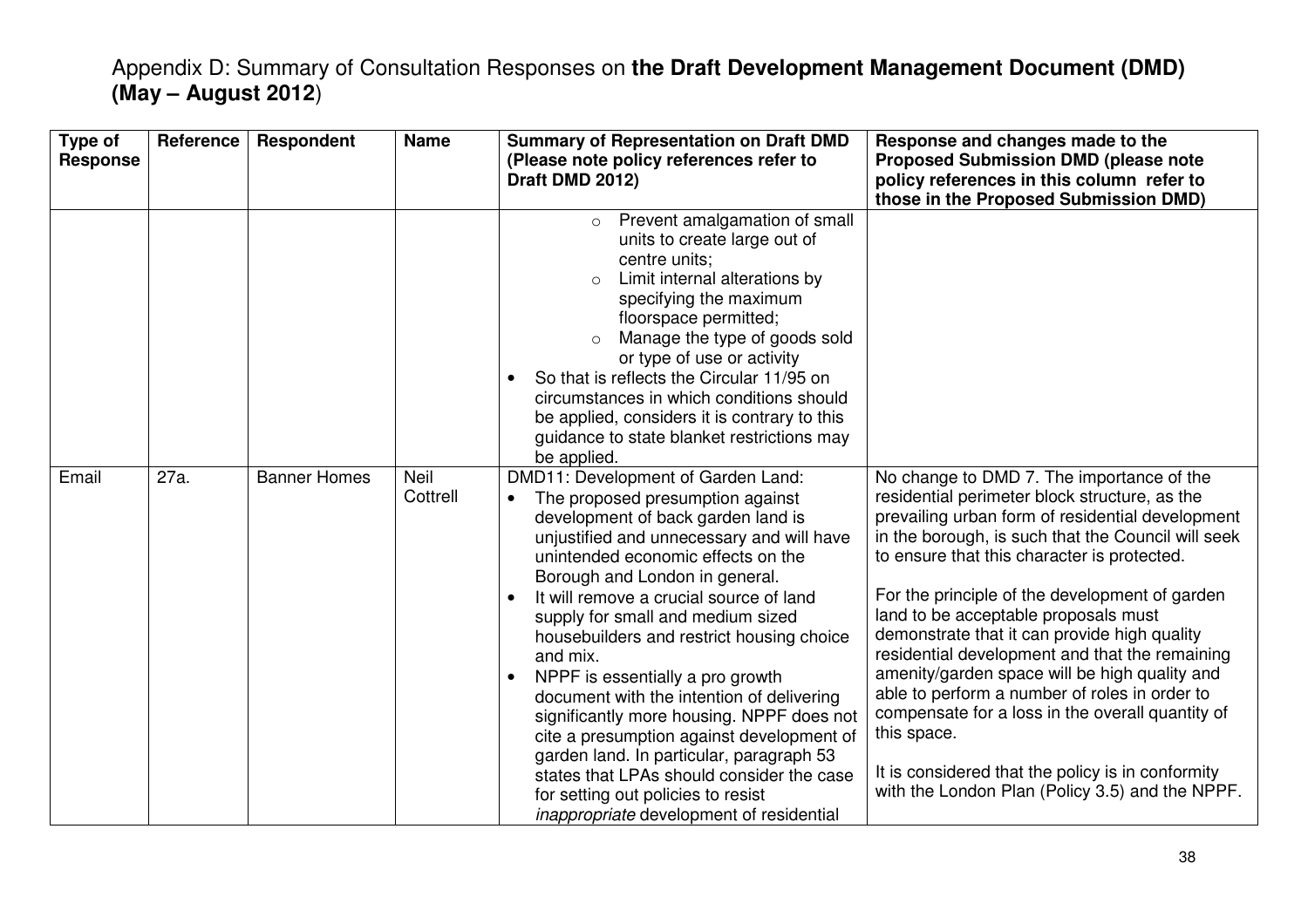# Appendix D: Summary of Consultation Responses on **the Draft Development Management Document (DMD) (May – August 2012)**

| Type of Response | Reference | Respondent | Name | Summary of Representation on Draft DMD (Please note policy references refer to Draft DMD 2012) | Response and changes made to the Proposed Submission DMD (please note policy references in this column refer to those in the Proposed Submission DMD) |
|---|---|---|---|---|---|
| | | | | ○ Prevent amalgamation of small units to create large out of centre units;<br>○ Limit internal alterations by specifying the maximum floorspace permitted;<br>○ Manage the type of goods sold or type of use or activity<br>• So that is reflects the Circular 11/95 on circumstances in which conditions should be applied, considers it is contrary to this guidance to state blanket restrictions may be applied. | |
| Email | 27a. | Banner Homes | Neil Cottrell | DMD11: Development of Garden Land:<br>• The proposed presumption against development of back garden land is unjustified and unnecessary and will have unintended economic effects on the Borough and London in general.<br>• It will remove a crucial source of land supply for small and medium sized housebuilders and restrict housing choice and mix.<br>• NPPF is essentially a pro growth document with the intention of delivering significantly more housing. NPPF does not cite a presumption against development of garden land. In particular, paragraph 53 states that LPAs should consider the case for setting out policies to resist *inappropriate* development of residential | No change to DMD 7. The importance of the residential perimeter block structure, as the prevailing urban form of residential development in the borough, is such that the Council will seek to ensure that this character is protected.<br><br>For the principle of the development of garden land to be acceptable proposals must demonstrate that it can provide high quality residential development and that the remaining amenity/garden space will be high quality and able to perform a number of roles in order to compensate for a loss in the overall quantity of this space.<br><br>It is considered that the policy is in conformity with the London Plan (Policy 3.5) and the NPPF. |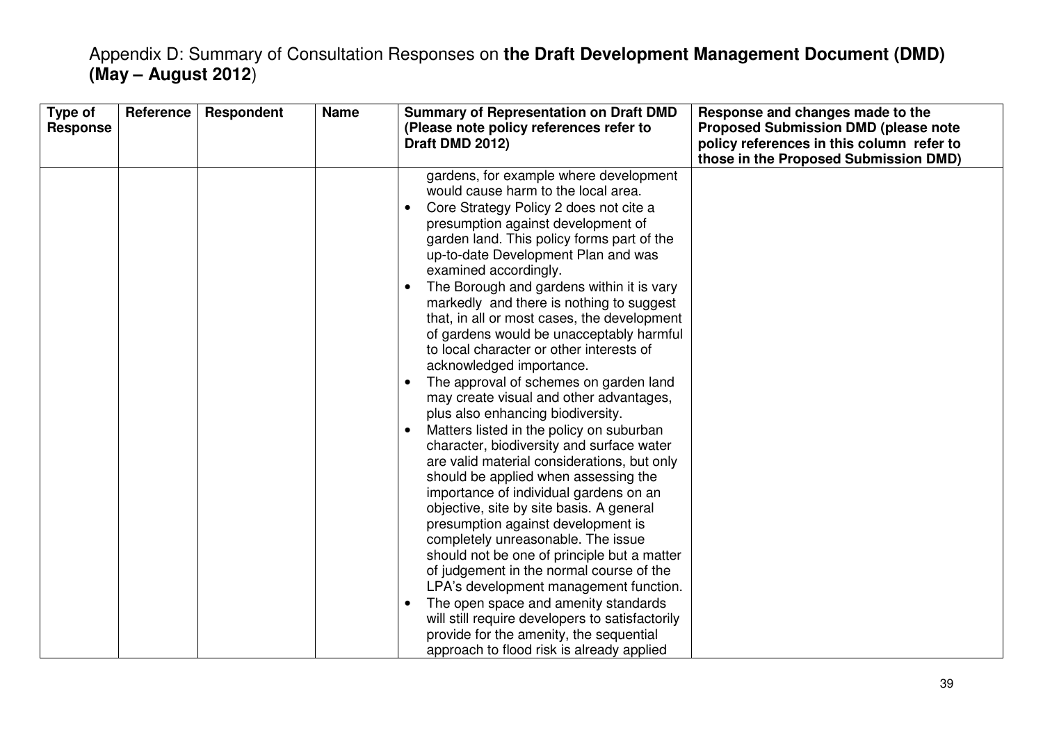# Appendix D: Summary of Consultation Responses on **the Draft Development Management Document (DMD) (May – August 2012**)

| Type of Response | Reference | Respondent | Name | Summary of Representation on Draft DMD (Please note policy references refer to Draft DMD 2012) | Response and changes made to the Proposed Submission DMD (please note policy references in this column refer to those in the Proposed Submission DMD) |
|---|---|---|---|---|---|
| | | | | gardens, for example where development would cause harm to the local area.<br>• Core Strategy Policy 2 does not cite a presumption against development of garden land. This policy forms part of the up-to-date Development Plan and was examined accordingly.<br>• The Borough and gardens within it is vary markedly and there is nothing to suggest that, in all or most cases, the development of gardens would be unacceptably harmful to local character or other interests of acknowledged importance.<br>• The approval of schemes on garden land may create visual and other advantages, plus also enhancing biodiversity.<br>• Matters listed in the policy on suburban character, biodiversity and surface water are valid material considerations, but only should be applied when assessing the importance of individual gardens on an objective, site by site basis. A general presumption against development is completely unreasonable. The issue should not be one of principle but a matter of judgement in the normal course of the LPA's development management function.<br>• The open space and amenity standards will still require developers to satisfactorily provide for the amenity, the sequential approach to flood risk is already applied | |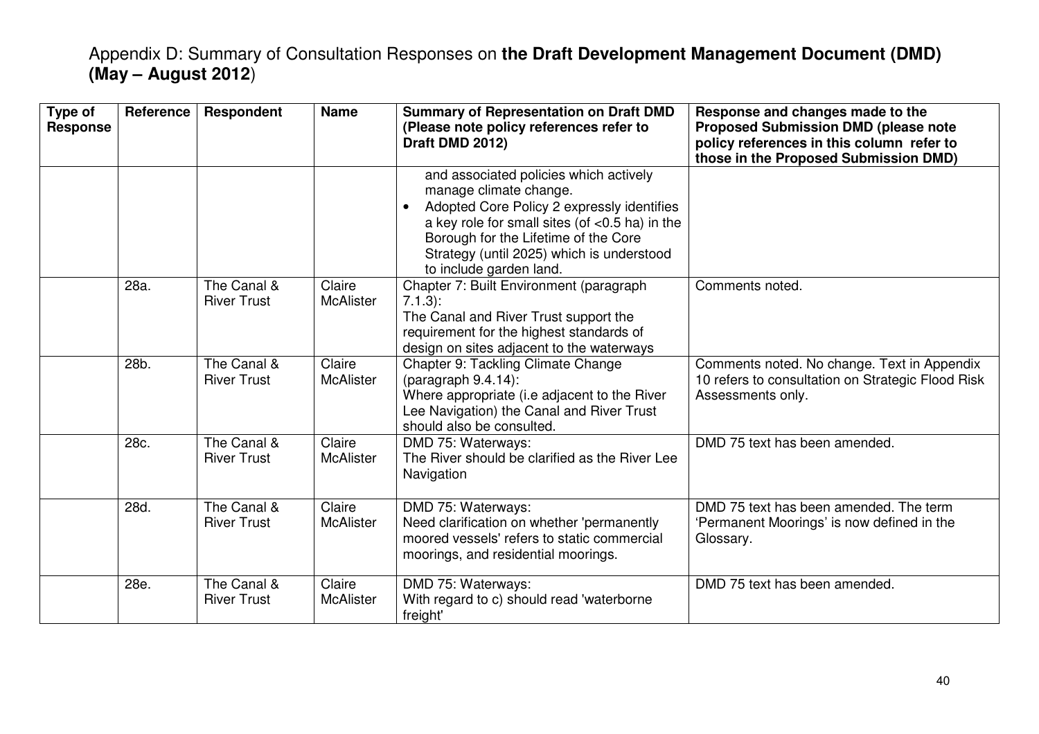# Appendix D: Summary of Consultation Responses on **the Draft Development Management Document (DMD) (May – August 2012)**

| Type of Response | Reference | Respondent | Name | Summary of Representation on Draft DMD (Please note policy references refer to Draft DMD 2012) | Response and changes made to the Proposed Submission DMD (please note policy references in this column refer to those in the Proposed Submission DMD) |
|---|---|---|---|---|---|
| | | | | and associated policies which actively manage climate change. <br>• Adopted Core Policy 2 expressly identifies a key role for small sites (of <0.5 ha) in the Borough for the Lifetime of the Core Strategy (until 2025) which is understood to include garden land. | |
| | 28a. | The Canal & River Trust | Claire McAlister | Chapter 7: Built Environment (paragraph 7.1.3): The Canal and River Trust support the requirement for the highest standards of design on sites adjacent to the waterways | Comments noted. |
| | 28b. | The Canal & River Trust | Claire McAlister | Chapter 9: Tackling Climate Change (paragraph 9.4.14): Where appropriate (i.e adjacent to the River Lee Navigation) the Canal and River Trust should also be consulted. | Comments noted. No change. Text in Appendix 10 refers to consultation on Strategic Flood Risk Assessments only. |
| | 28c. | The Canal & River Trust | Claire McAlister | DMD 75: Waterways: The River should be clarified as the River Lee Navigation | DMD 75 text has been amended. |
| | 28d. | The Canal & River Trust | Claire McAlister | DMD 75: Waterways: Need clarification on whether 'permanently moored vessels' refers to static commercial moorings, and residential moorings. | DMD 75 text has been amended. The term 'Permanent Moorings' is now defined in the Glossary. |
| | 28e. | The Canal & River Trust | Claire McAlister | DMD 75: Waterways: With regard to c) should read 'waterborne freight' | DMD 75 text has been amended. |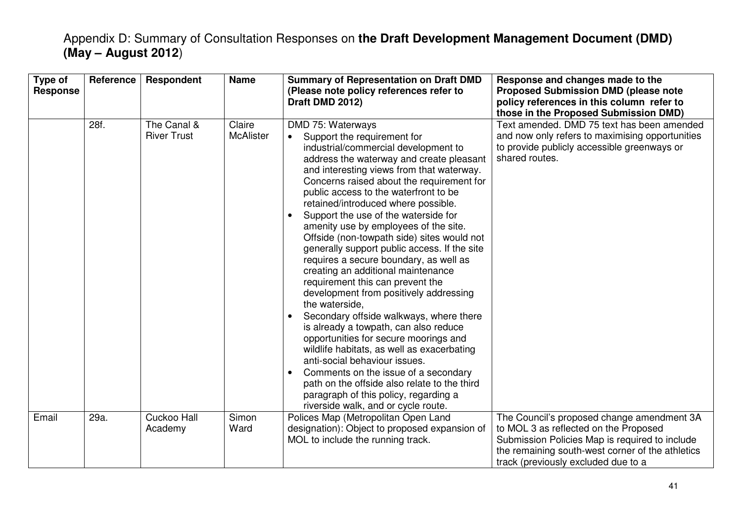# Appendix D: Summary of Consultation Responses on **the Draft Development Management Document (DMD) (May – August 2012**)

| Type of Response | Reference | Respondent | Name | Summary of Representation on Draft DMD (Please note policy references refer to Draft DMD 2012) | Response and changes made to the Proposed Submission DMD (please note policy references in this column refer to those in the Proposed Submission DMD) |
|---|---|---|---|---|---|
| | 28f. | The Canal & River Trust | Claire McAlister | DMD 75: Waterways<br>• Support the requirement for industrial/commercial development to address the waterway and create pleasant and interesting views from that waterway. Concerns raised about the requirement for public access to the waterfront to be retained/introduced where possible.<br>• Support the use of the waterside for amenity use by employees of the site. Offside (non-towpath side) sites would not generally support public access. If the site requires a secure boundary, as well as creating an additional maintenance requirement this can prevent the development from positively addressing the waterside,<br>• Secondary offside walkways, where there is already a towpath, can also reduce opportunities for secure moorings and wildlife habitats, as well as exacerbating anti-social behaviour issues.<br>• Comments on the issue of a secondary path on the offside also relate to the third paragraph of this policy, regarding a riverside walk, and or cycle route. | Text amended. DMD 75 text has been amended and now only refers to maximising opportunities to provide publicly accessible greenways or shared routes. |
| Email | 29a. | Cuckoo Hall Academy | Simon Ward | Polices Map (Metropolitan Open Land designation): Object to proposed expansion of MOL to include the running track. | The Council's proposed change amendment 3A to MOL 3 as reflected on the Proposed Submission Policies Map is required to include the remaining south-west corner of the athletics track (previously excluded due to a |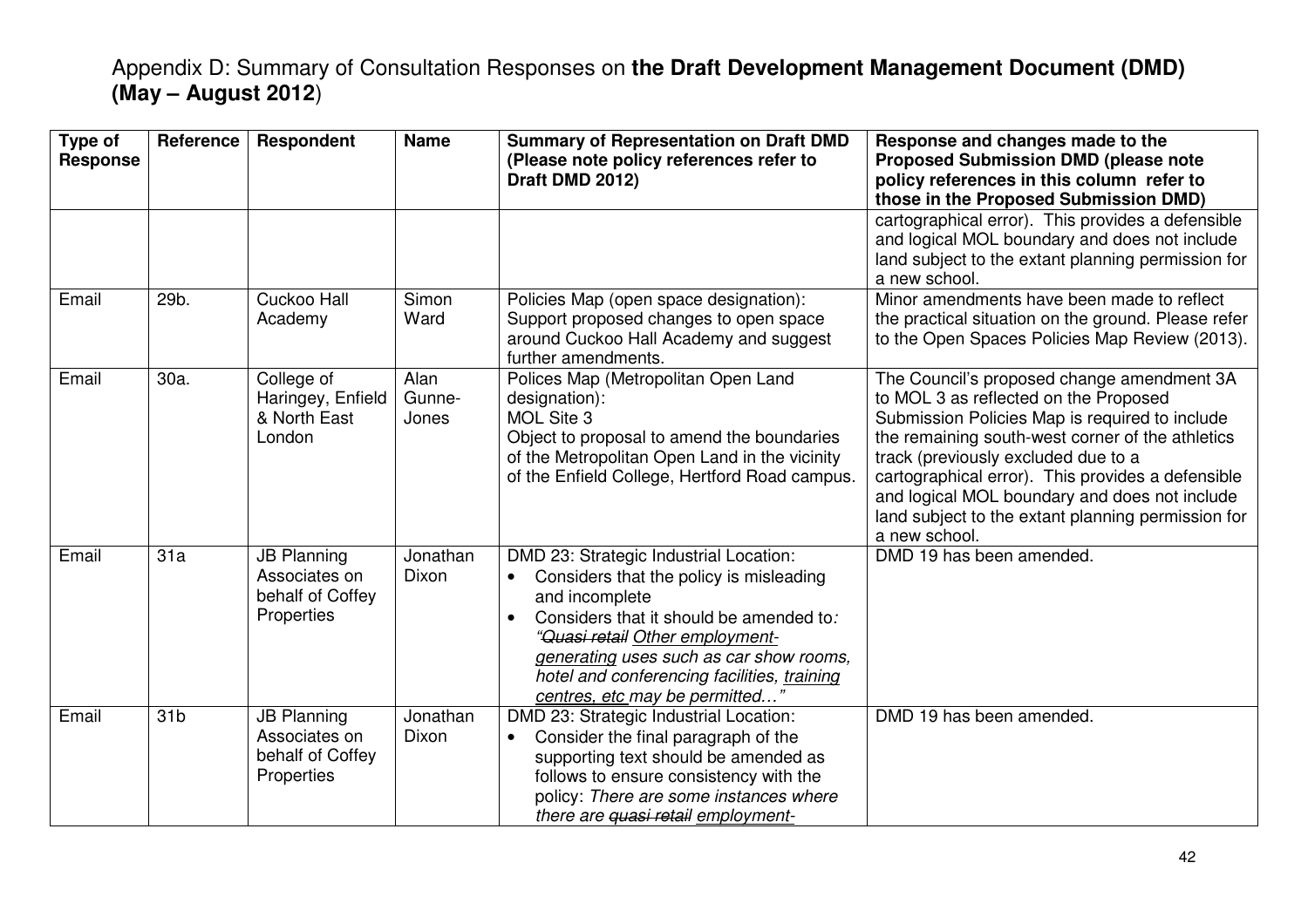Appendix D: Summary of Consultation Responses on **the Draft Development Management Document (DMD) (May – August 2012**)

| Type of Response | Reference | Respondent | Name | Summary of Representation on Draft DMD (Please note policy references refer to Draft DMD 2012) | Response and changes made to the Proposed Submission DMD (please note policy references in this column refer to those in the Proposed Submission DMD) |
|---|---|---|---|---|---|
| | | | | | cartographical error). This provides a defensible and logical MOL boundary and does not include land subject to the extant planning permission for a new school. |
| Email | 29b. | Cuckoo Hall Academy | Simon Ward | Policies Map (open space designation): Support proposed changes to open space around Cuckoo Hall Academy and suggest further amendments. | Minor amendments have been made to reflect the practical situation on the ground. Please refer to the Open Spaces Policies Map Review (2013). |
| Email | 30a. | College of Haringey, Enfield & North East London | Alan Gunne-Jones | Polices Map (Metropolitan Open Land designation):<br>MOL Site 3<br>Object to proposal to amend the boundaries of the Metropolitan Open Land in the vicinity of the Enfield College, Hertford Road campus. | The Council's proposed change amendment 3A to MOL 3 as reflected on the Proposed Submission Policies Map is required to include the remaining south-west corner of the athletics track (previously excluded due to a cartographical error). This provides a defensible and logical MOL boundary and does not include land subject to the extant planning permission for a new school. |
| Email | 31a | JB Planning Associates on behalf of Coffey Properties | Jonathan Dixon | DMD 23: Strategic Industrial Location:<br>• Considers that the policy is misleading and incomplete<br>• Considers that it should be amended to*:* *"~~Quasi retail~~ Other employment-generating uses such as car show rooms, hotel and conferencing facilities, training centres, etc may be permitted…"* | DMD 19 has been amended. |
| Email | 31b | JB Planning Associates on behalf of Coffey Properties | Jonathan Dixon | DMD 23: Strategic Industrial Location:<br>• Consider the final paragraph of the supporting text should be amended as follows to ensure consistency with the policy: *There are some instances where there are ~~quasi retail~~ employment-* | DMD 19 has been amended. |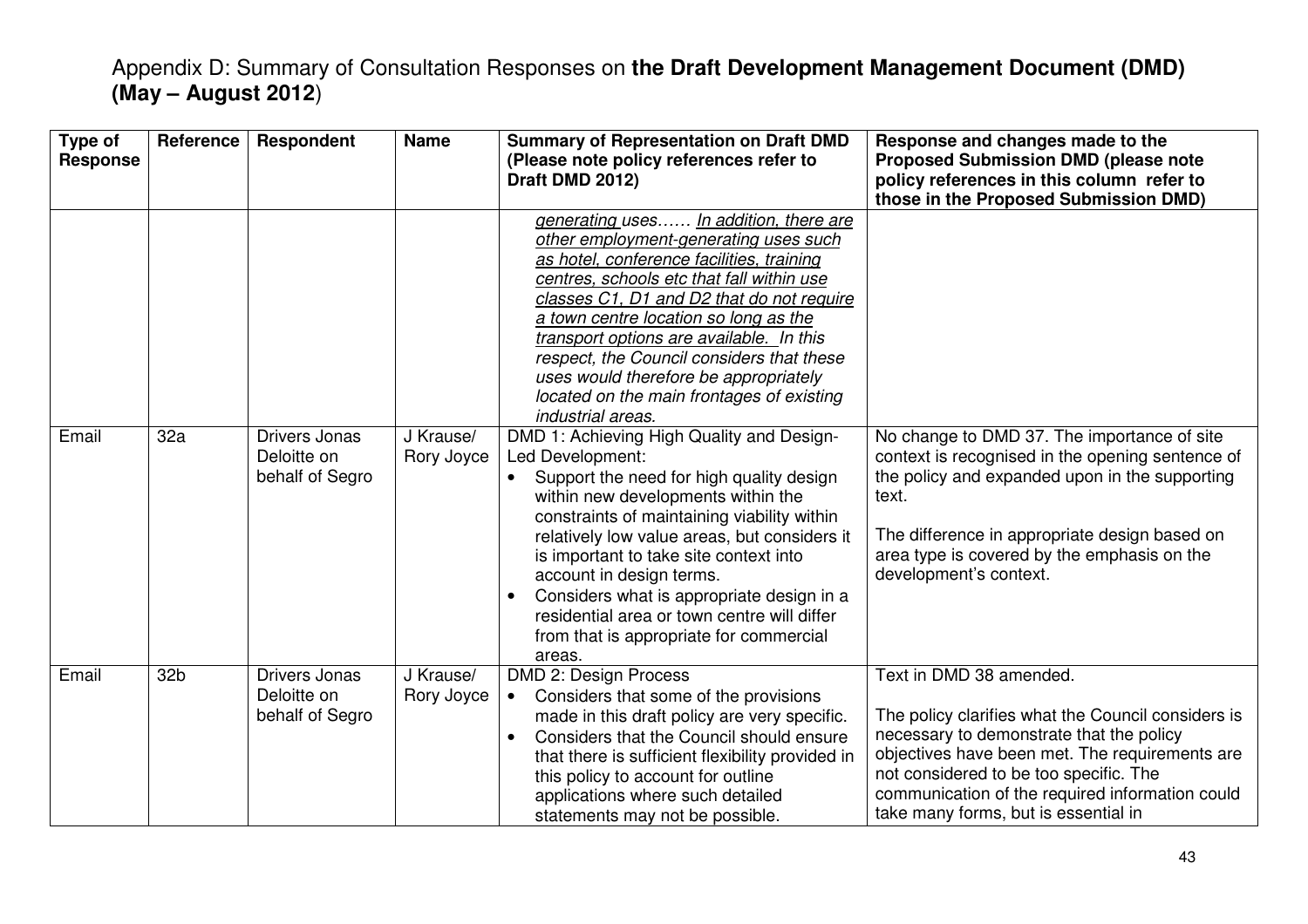Appendix D: Summary of Consultation Responses on **the Draft Development Management Document (DMD) (May – August 2012**)

| Type of Response | Reference | Respondent | Name | Summary of Representation on Draft DMD (Please note policy references refer to Draft DMD 2012) | Response and changes made to the Proposed Submission DMD (please note policy references in this column refer to those in the Proposed Submission DMD) |
|---|---|---|---|---|---|
| | | | | *generating uses…… In addition, there are other employment-generating uses such as hotel, conference facilities, training centres, schools etc that fall within use classes C1, D1 and D2 that do not require a town centre location so long as the transport options are available. In this respect, the Council considers that these uses would therefore be appropriately located on the main frontages of existing industrial areas.* | |
| Email | 32a | Drivers Jonas Deloitte on behalf of Segro | J Krause/ Rory Joyce | DMD 1: Achieving High Quality and Design-Led Development: <br>• Support the need for high quality design within new developments within the constraints of maintaining viability within relatively low value areas, but considers it is important to take site context into account in design terms. <br>• Considers what is appropriate design in a residential area or town centre will differ from that is appropriate for commercial areas. | No change to DMD 37. The importance of site context is recognised in the opening sentence of the policy and expanded upon in the supporting text. <br><br>The difference in appropriate design based on area type is covered by the emphasis on the development's context. |
| Email | 32b | Drivers Jonas Deloitte on behalf of Segro | J Krause/ Rory Joyce | DMD 2: Design Process <br>• Considers that some of the provisions made in this draft policy are very specific. <br>• Considers that the Council should ensure that there is sufficient flexibility provided in this policy to account for outline applications where such detailed statements may not be possible. | Text in DMD 38 amended. <br><br>The policy clarifies what the Council considers is necessary to demonstrate that the policy objectives have been met. The requirements are not considered to be too specific. The communication of the required information could take many forms, but is essential in |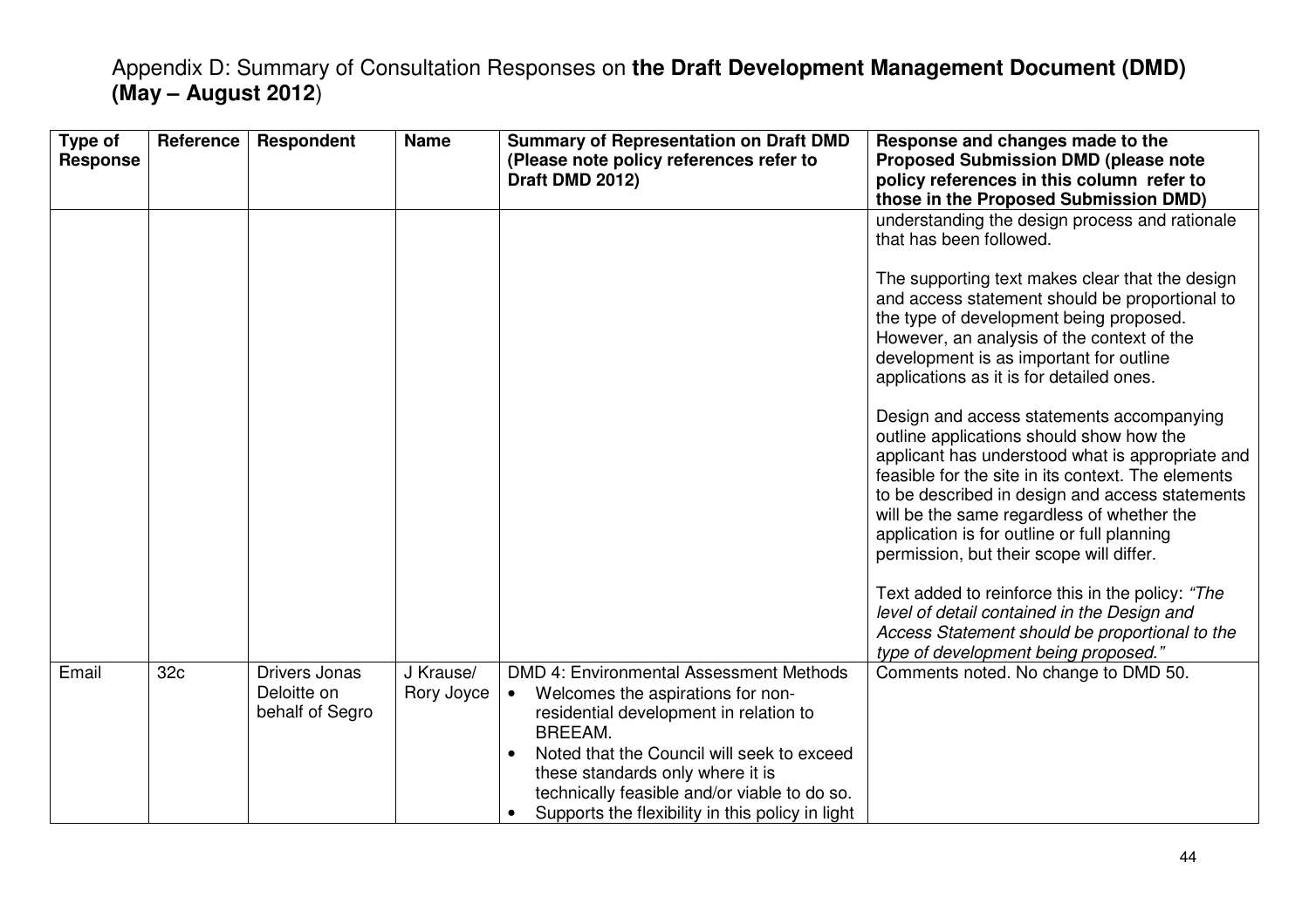# Appendix D: Summary of Consultation Responses on **the Draft Development Management Document (DMD) (May – August 2012**)

| Type of Response | Reference | Respondent | Name | Summary of Representation on Draft DMD (Please note policy references refer to Draft DMD 2012) | Response and changes made to the Proposed Submission DMD (please note policy references in this column refer to those in the Proposed Submission DMD) |
|---|---|---|---|---|---|
| | | | | | understanding the design process and rationale that has been followed.<br><br>The supporting text makes clear that the design and access statement should be proportional to the type of development being proposed. However, an analysis of the context of the development is as important for outline applications as it is for detailed ones.<br><br>Design and access statements accompanying outline applications should show how the applicant has understood what is appropriate and feasible for the site in its context. The elements to be described in design and access statements will be the same regardless of whether the application is for outline or full planning permission, but their scope will differ.<br><br>Text added to reinforce this in the policy: *"The level of detail contained in the Design and Access Statement should be proportional to the type of development being proposed."* |
| Email | 32c | Drivers Jonas Deloitte on behalf of Segro | J Krause/ Rory Joyce | DMD 4: Environmental Assessment Methods<br>• Welcomes the aspirations for non-residential development in relation to BREEAM.<br>• Noted that the Council will seek to exceed these standards only where it is technically feasible and/or viable to do so.<br>• Supports the flexibility in this policy in light | Comments noted. No change to DMD 50. |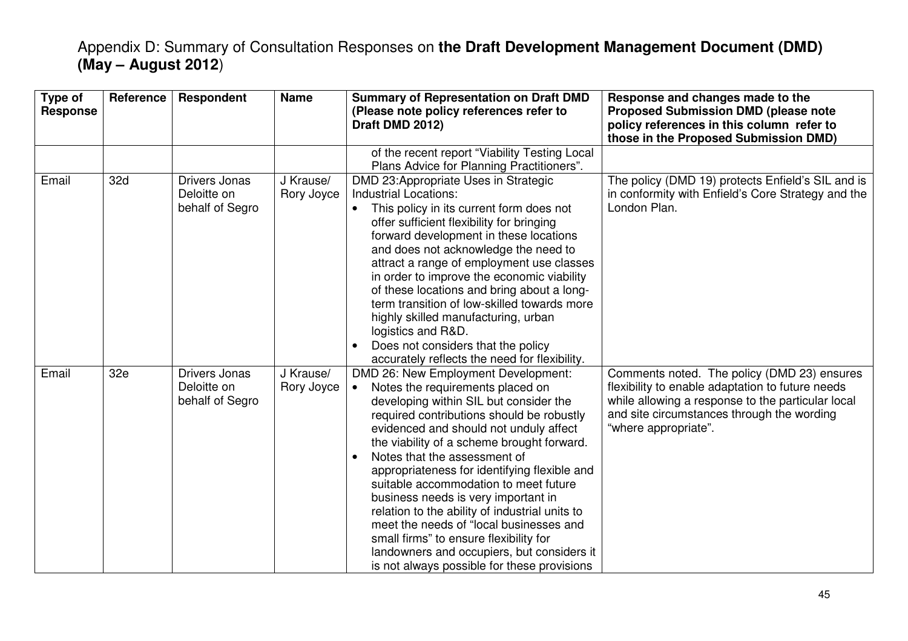# Appendix D: Summary of Consultation Responses on **the Draft Development Management Document (DMD) (May – August 2012)**

| Type of Response | Reference | Respondent | Name | Summary of Representation on Draft DMD (Please note policy references refer to Draft DMD 2012) | Response and changes made to the Proposed Submission DMD (please note policy references in this column refer to those in the Proposed Submission DMD) |
|---|---|---|---|---|---|
| | | | | of the recent report "Viability Testing Local Plans Advice for Planning Practitioners". | |
| Email | 32d | Drivers Jonas Deloitte on behalf of Segro | J Krause/ Rory Joyce | DMD 23:Appropriate Uses in Strategic Industrial Locations:<br>• This policy in its current form does not offer sufficient flexibility for bringing forward development in these locations and does not acknowledge the need to attract a range of employment use classes in order to improve the economic viability of these locations and bring about a long-term transition of low-skilled towards more highly skilled manufacturing, urban logistics and R&D.<br>• Does not considers that the policy accurately reflects the need for flexibility. | The policy (DMD 19) protects Enfield's SIL and is in conformity with Enfield's Core Strategy and the London Plan. |
| Email | 32e | Drivers Jonas Deloitte on behalf of Segro | J Krause/ Rory Joyce | DMD 26: New Employment Development:<br>• Notes the requirements placed on developing within SIL but consider the required contributions should be robustly evidenced and should not unduly affect the viability of a scheme brought forward.<br>• Notes that the assessment of appropriateness for identifying flexible and suitable accommodation to meet future business needs is very important in relation to the ability of industrial units to meet the needs of "local businesses and small firms" to ensure flexibility for landowners and occupiers, but considers it is not always possible for these provisions | Comments noted. The policy (DMD 23) ensures flexibility to enable adaptation to future needs while allowing a response to the particular local and site circumstances through the wording "where appropriate". |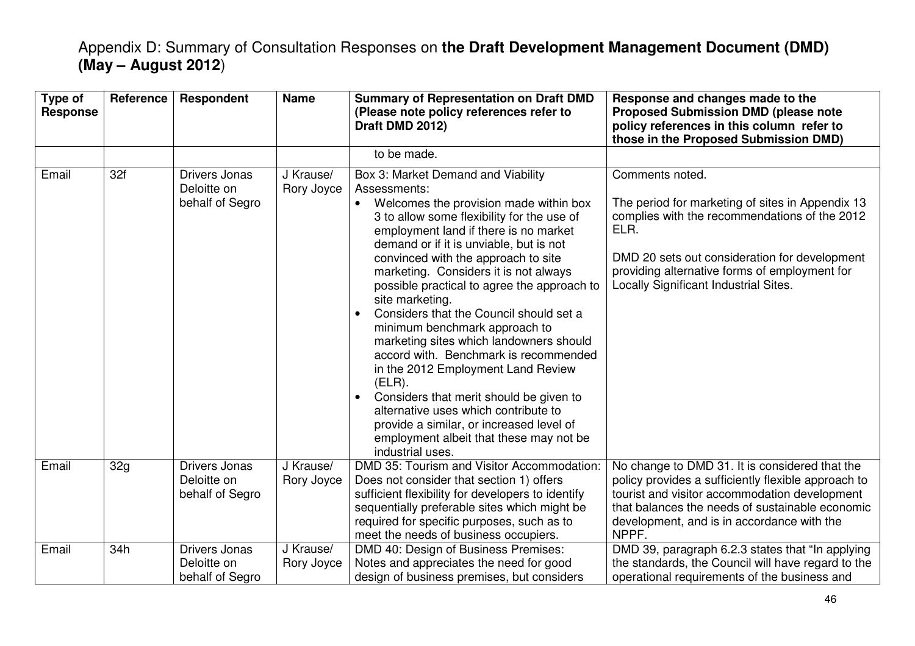# Appendix D: Summary of Consultation Responses on **the Draft Development Management Document (DMD) (May – August 2012)**

| Type of Response | Reference | Respondent | Name | Summary of Representation on Draft DMD (Please note policy references refer to Draft DMD 2012) | Response and changes made to the Proposed Submission DMD (please note policy references in this column refer to those in the Proposed Submission DMD) |
|---|---|---|---|---|---|
| | | | | to be made. | |
| Email | 32f | Drivers Jonas Deloitte on behalf of Segro | J Krause/ Rory Joyce | Box 3: Market Demand and Viability Assessments:<br>• Welcomes the provision made within box 3 to allow some flexibility for the use of employment land if there is no market demand or if it is unviable, but is not convinced with the approach to site marketing. Considers it is not always possible practical to agree the approach to site marketing.<br>• Considers that the Council should set a minimum benchmark approach to marketing sites which landowners should accord with. Benchmark is recommended in the 2012 Employment Land Review (ELR).<br>• Considers that merit should be given to alternative uses which contribute to provide a similar, or increased level of employment albeit that these may not be industrial uses. | Comments noted.<br><br>The period for marketing of sites in Appendix 13 complies with the recommendations of the 2012 ELR.<br><br>DMD 20 sets out consideration for development providing alternative forms of employment for Locally Significant Industrial Sites. |
| Email | 32g | Drivers Jonas Deloitte on behalf of Segro | J Krause/ Rory Joyce | DMD 35: Tourism and Visitor Accommodation: Does not consider that section 1) offers sufficient flexibility for developers to identify sequentially preferable sites which might be required for specific purposes, such as to meet the needs of business occupiers. | No change to DMD 31. It is considered that the policy provides a sufficiently flexible approach to tourist and visitor accommodation development that balances the needs of sustainable economic development, and is in accordance with the NPPF. |
| Email | 34h | Drivers Jonas Deloitte on behalf of Segro | J Krause/ Rory Joyce | DMD 40: Design of Business Premises: Notes and appreciates the need for good design of business premises, but considers | DMD 39, paragraph 6.2.3 states that "In applying the standards, the Council will have regard to the operational requirements of the business and |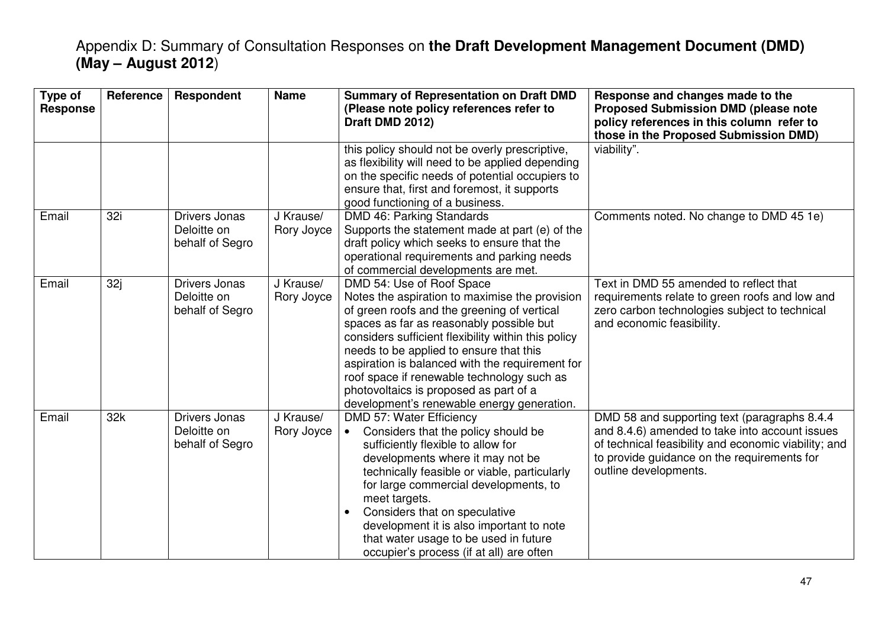## Appendix D: Summary of Consultation Responses on **the Draft Development Management Document (DMD) (May – August 2012**)

| Type of Response | Reference | Respondent | Name | Summary of Representation on Draft DMD (Please note policy references refer to Draft DMD 2012) | Response and changes made to the Proposed Submission DMD (please note policy references in this column refer to those in the Proposed Submission DMD) |
|---|---|---|---|---|---|
| | | | | this policy should not be overly prescriptive, as flexibility will need to be applied depending on the specific needs of potential occupiers to ensure that, first and foremost, it supports good functioning of a business. | viability". |
| Email | 32i | Drivers Jonas Deloitte on behalf of Segro | J Krause/ Rory Joyce | DMD 46: Parking Standards<br>Supports the statement made at part (e) of the draft policy which seeks to ensure that the operational requirements and parking needs of commercial developments are met. | Comments noted. No change to DMD 45 1e) |
| Email | 32j | Drivers Jonas Deloitte on behalf of Segro | J Krause/ Rory Joyce | DMD 54: Use of Roof Space<br>Notes the aspiration to maximise the provision of green roofs and the greening of vertical spaces as far as reasonably possible but considers sufficient flexibility within this policy needs to be applied to ensure that this aspiration is balanced with the requirement for roof space if renewable technology such as photovoltaics is proposed as part of a development's renewable energy generation. | Text in DMD 55 amended to reflect that requirements relate to green roofs and low and zero carbon technologies subject to technical and economic feasibility. |
| Email | 32k | Drivers Jonas Deloitte on behalf of Segro | J Krause/ Rory Joyce | DMD 57: Water Efficiency<br>• Considers that the policy should be sufficiently flexible to allow for developments where it may not be technically feasible or viable, particularly for large commercial developments, to meet targets.<br>• Considers that on speculative development it is also important to note that water usage to be used in future occupier's process (if at all) are often | DMD 58 and supporting text (paragraphs 8.4.4 and 8.4.6) amended to take into account issues of technical feasibility and economic viability; and to provide guidance on the requirements for outline developments. |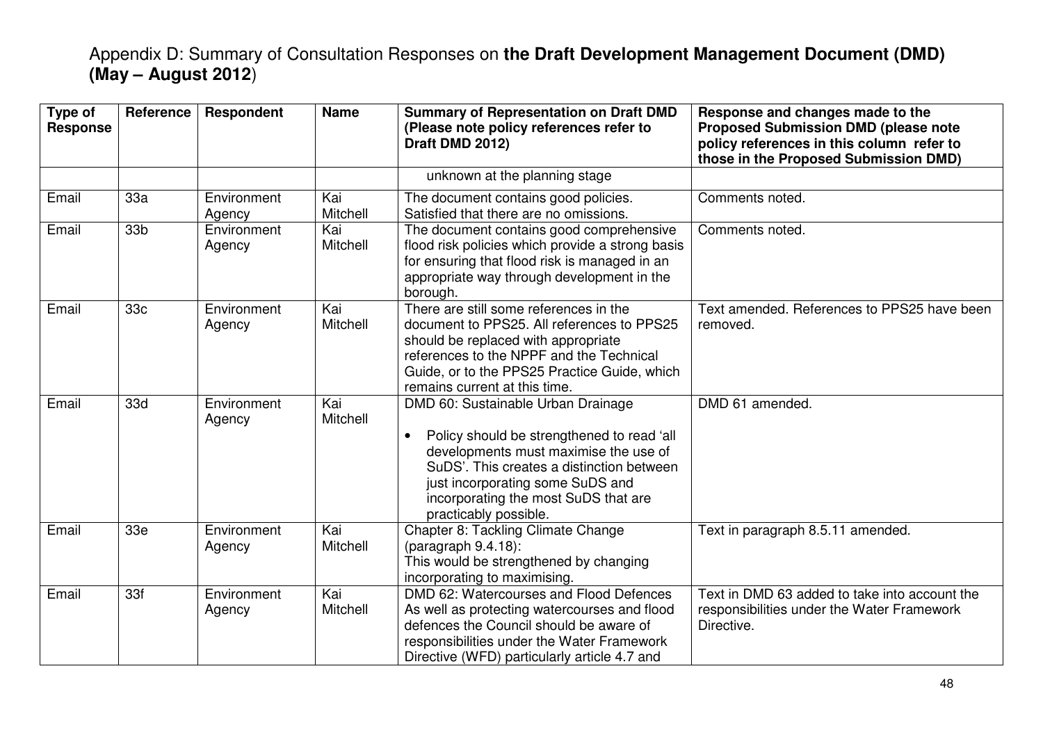# Appendix D: Summary of Consultation Responses on **the Draft Development Management Document (DMD) (May – August 2012**)

| Type of Response | Reference | Respondent | Name | Summary of Representation on Draft DMD (Please note policy references refer to Draft DMD 2012) | Response and changes made to the Proposed Submission DMD (please note policy references in this column refer to those in the Proposed Submission DMD) |
|---|---|---|---|---|---|
| | | | | unknown at the planning stage | |
| Email | 33a | Environment Agency | Kai Mitchell | The document contains good policies. Satisfied that there are no omissions. | Comments noted. |
| Email | 33b | Environment Agency | Kai Mitchell | The document contains good comprehensive flood risk policies which provide a strong basis for ensuring that flood risk is managed in an appropriate way through development in the borough. | Comments noted. |
| Email | 33c | Environment Agency | Kai Mitchell | There are still some references in the document to PPS25. All references to PPS25 should be replaced with appropriate references to the NPPF and the Technical Guide, or to the PPS25 Practice Guide, which remains current at this time. | Text amended. References to PPS25 have been removed. |
| Email | 33d | Environment Agency | Kai Mitchell | DMD 60: Sustainable Urban Drainage<br><br>• Policy should be strengthened to read 'all developments must maximise the use of SuDS'. This creates a distinction between just incorporating some SuDS and incorporating the most SuDS that are practicably possible. | DMD 61 amended. |
| Email | 33e | Environment Agency | Kai Mitchell | Chapter 8: Tackling Climate Change (paragraph 9.4.18):<br>This would be strengthened by changing incorporating to maximising. | Text in paragraph 8.5.11 amended. |
| Email | 33f | Environment Agency | Kai Mitchell | DMD 62: Watercourses and Flood Defences As well as protecting watercourses and flood defences the Council should be aware of responsibilities under the Water Framework Directive (WFD) particularly article 4.7 and | Text in DMD 63 added to take into account the responsibilities under the Water Framework Directive. |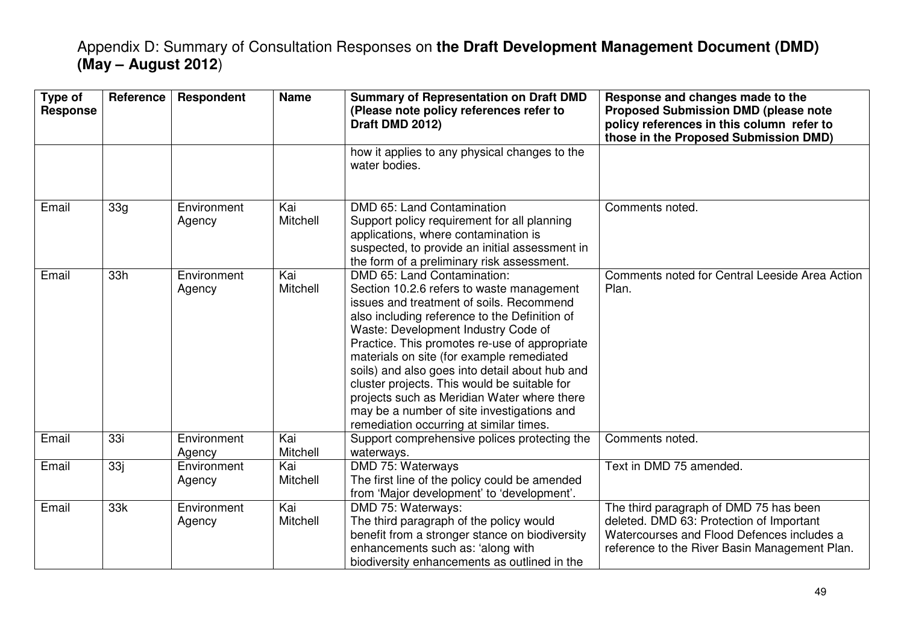# Appendix D: Summary of Consultation Responses on **the Draft Development Management Document (DMD) (May – August 2012**)

| Type of Response | Reference | Respondent | Name | Summary of Representation on Draft DMD (Please note policy references refer to Draft DMD 2012) | Response and changes made to the Proposed Submission DMD (please note policy references in this column refer to those in the Proposed Submission DMD) |
|---|---|---|---|---|---|
| | | | | how it applies to any physical changes to the water bodies. | |
| Email | 33g | Environment Agency | Kai Mitchell | DMD 65: Land Contamination<br>Support policy requirement for all planning applications, where contamination is suspected, to provide an initial assessment in the form of a preliminary risk assessment. | Comments noted. |
| Email | 33h | Environment Agency | Kai Mitchell | DMD 65: Land Contamination:<br>Section 10.2.6 refers to waste management issues and treatment of soils. Recommend also including reference to the Definition of Waste: Development Industry Code of Practice. This promotes re-use of appropriate materials on site (for example remediated soils) and also goes into detail about hub and cluster projects. This would be suitable for projects such as Meridian Water where there may be a number of site investigations and remediation occurring at similar times. | Comments noted for Central Leeside Area Action Plan. |
| Email | 33i | Environment Agency | Kai Mitchell | Support comprehensive polices protecting the waterways. | Comments noted. |
| Email | 33j | Environment Agency | Kai Mitchell | DMD 75: Waterways<br>The first line of the policy could be amended from 'Major development' to 'development'. | Text in DMD 75 amended. |
| Email | 33k | Environment Agency | Kai Mitchell | DMD 75: Waterways:<br>The third paragraph of the policy would benefit from a stronger stance on biodiversity enhancements such as: 'along with biodiversity enhancements as outlined in the | The third paragraph of DMD 75 has been deleted. DMD 63: Protection of Important Watercourses and Flood Defences includes a reference to the River Basin Management Plan. |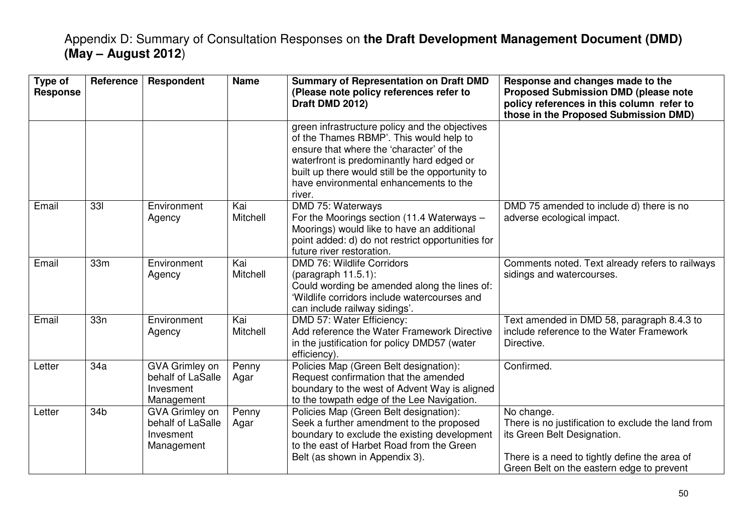# Appendix D: Summary of Consultation Responses on **the Draft Development Management Document (DMD) (May – August 2012**)

| Type of Response | Reference | Respondent | Name | Summary of Representation on Draft DMD (Please note policy references refer to Draft DMD 2012) | Response and changes made to the Proposed Submission DMD (please note policy references in this column refer to those in the Proposed Submission DMD) |
|---|---|---|---|---|---|
| | | | | green infrastructure policy and the objectives of the Thames RBMP'. This would help to ensure that where the 'character' of the waterfront is predominantly hard edged or built up there would still be the opportunity to have environmental enhancements to the river. | |
| Email | 33l | Environment Agency | Kai Mitchell | DMD 75: Waterways<br>For the Moorings section (11.4 Waterways – Moorings) would like to have an additional point added: d) do not restrict opportunities for future river restoration. | DMD 75 amended to include d) there is no adverse ecological impact. |
| Email | 33m | Environment Agency | Kai Mitchell | DMD 76: Wildlife Corridors<br>(paragraph 11.5.1):<br>Could wording be amended along the lines of: 'Wildlife corridors include watercourses and can include railway sidings'. | Comments noted. Text already refers to railways sidings and watercourses. |
| Email | 33n | Environment Agency | Kai Mitchell | DMD 57: Water Efficiency:<br>Add reference the Water Framework Directive in the justification for policy DMD57 (water efficiency). | Text amended in DMD 58, paragraph 8.4.3 to include reference to the Water Framework Directive. |
| Letter | 34a | GVA Grimley on behalf of LaSalle Invesment Management | Penny Agar | Policies Map (Green Belt designation):<br>Request confirmation that the amended boundary to the west of Advent Way is aligned to the towpath edge of the Lee Navigation. | Confirmed. |
| Letter | 34b | GVA Grimley on behalf of LaSalle Invesment Management | Penny Agar | Policies Map (Green Belt designation):<br>Seek a further amendment to the proposed boundary to exclude the existing development to the east of Harbet Road from the Green Belt (as shown in Appendix 3). | No change.<br>There is no justification to exclude the land from its Green Belt Designation.<br><br>There is a need to tightly define the area of Green Belt on the eastern edge to prevent |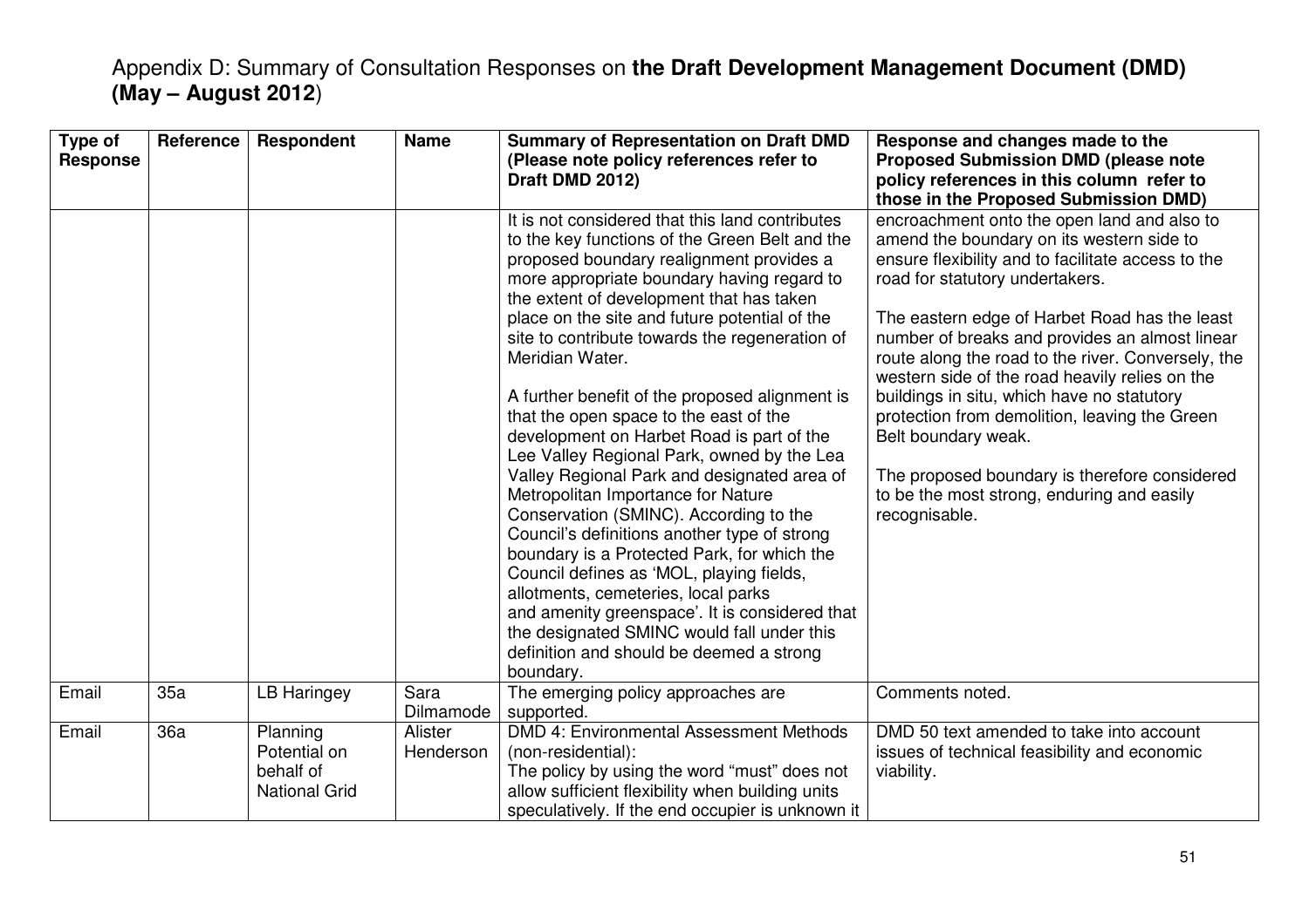# Appendix D: Summary of Consultation Responses on **the Draft Development Management Document (DMD) (May – August 2012**)

| Type of Response | Reference | Respondent | Name | Summary of Representation on Draft DMD (Please note policy references refer to Draft DMD 2012) | Response and changes made to the Proposed Submission DMD (please note policy references in this column refer to those in the Proposed Submission DMD) |
|---|---|---|---|---|---|
| | | | | It is not considered that this land contributes to the key functions of the Green Belt and the proposed boundary realignment provides a more appropriate boundary having regard to the extent of development that has taken place on the site and future potential of the site to contribute towards the regeneration of Meridian Water.<br><br>A further benefit of the proposed alignment is that the open space to the east of the development on Harbet Road is part of the Lee Valley Regional Park, owned by the Lea Valley Regional Park and designated area of Metropolitan Importance for Nature Conservation (SMINC). According to the Council's definitions another type of strong boundary is a Protected Park, for which the Council defines as 'MOL, playing fields, allotments, cemeteries, local parks and amenity greenspace'. It is considered that the designated SMINC would fall under this definition and should be deemed a strong boundary. | encroachment onto the open land and also to amend the boundary on its western side to ensure flexibility and to facilitate access to the road for statutory undertakers.<br><br>The eastern edge of Harbet Road has the least number of breaks and provides an almost linear route along the road to the river. Conversely, the western side of the road heavily relies on the buildings in situ, which have no statutory protection from demolition, leaving the Green Belt boundary weak.<br><br>The proposed boundary is therefore considered to be the most strong, enduring and easily recognisable. |
| Email | 35a | LB Haringey | Sara Dilmamode | The emerging policy approaches are supported. | Comments noted. |
| Email | 36a | Planning Potential on behalf of National Grid | Alister Henderson | DMD 4: Environmental Assessment Methods (non-residential):<br>The policy by using the word "must" does not allow sufficient flexibility when building units speculatively. If the end occupier is unknown it | DMD 50 text amended to take into account issues of technical feasibility and economic viability. |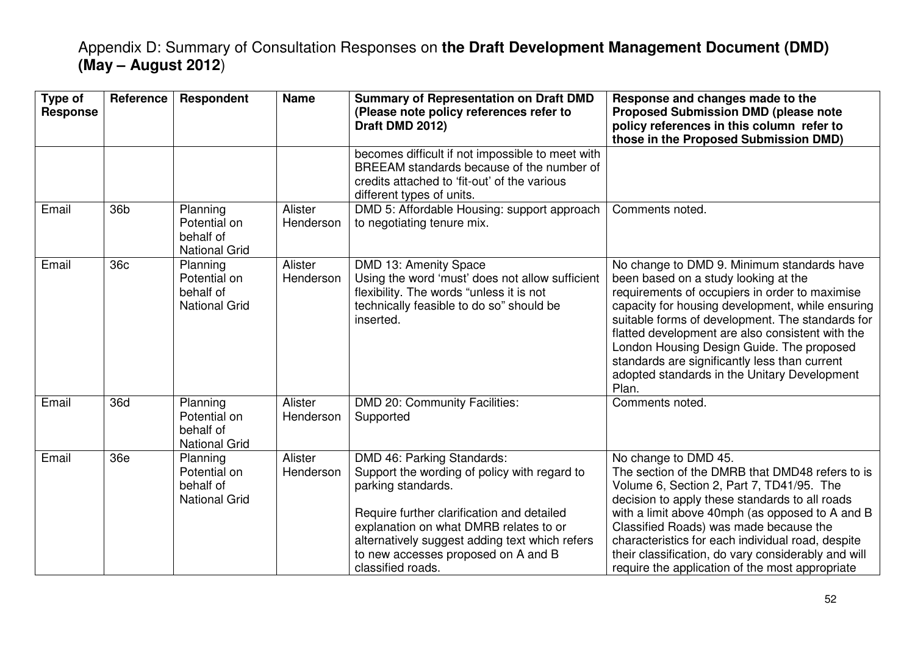# Appendix D: Summary of Consultation Responses on **the Draft Development Management Document (DMD) (May – August 2012)**

| Type of Response | Reference | Respondent | Name | Summary of Representation on Draft DMD (Please note policy references refer to Draft DMD 2012) | Response and changes made to the Proposed Submission DMD (please note policy references in this column refer to those in the Proposed Submission DMD) |
|---|---|---|---|---|---|
| | | | | becomes difficult if not impossible to meet with BREEAM standards because of the number of credits attached to 'fit-out' of the various different types of units. | |
| Email | 36b | Planning Potential on behalf of National Grid | Alister Henderson | DMD 5: Affordable Housing: support approach to negotiating tenure mix. | Comments noted. |
| Email | 36c | Planning Potential on behalf of National Grid | Alister Henderson | DMD 13: Amenity Space<br>Using the word 'must' does not allow sufficient flexibility. The words "unless it is not technically feasible to do so" should be inserted. | No change to DMD 9. Minimum standards have been based on a study looking at the requirements of occupiers in order to maximise capacity for housing development, while ensuring suitable forms of development. The standards for flatted development are also consistent with the London Housing Design Guide. The proposed standards are significantly less than current adopted standards in the Unitary Development Plan. |
| Email | 36d | Planning Potential on behalf of National Grid | Alister Henderson | DMD 20: Community Facilities:<br>Supported | Comments noted. |
| Email | 36e | Planning Potential on behalf of National Grid | Alister Henderson | DMD 46: Parking Standards:<br>Support the wording of policy with regard to parking standards.<br><br>Require further clarification and detailed explanation on what DMRB relates to or alternatively suggest adding text which refers to new accesses proposed on A and B classified roads. | No change to DMD 45.<br>The section of the DMRB that DMD48 refers to is Volume 6, Section 2, Part 7, TD41/95. The decision to apply these standards to all roads with a limit above 40mph (as opposed to A and B Classified Roads) was made because the characteristics for each individual road, despite their classification, do vary considerably and will require the application of the most appropriate |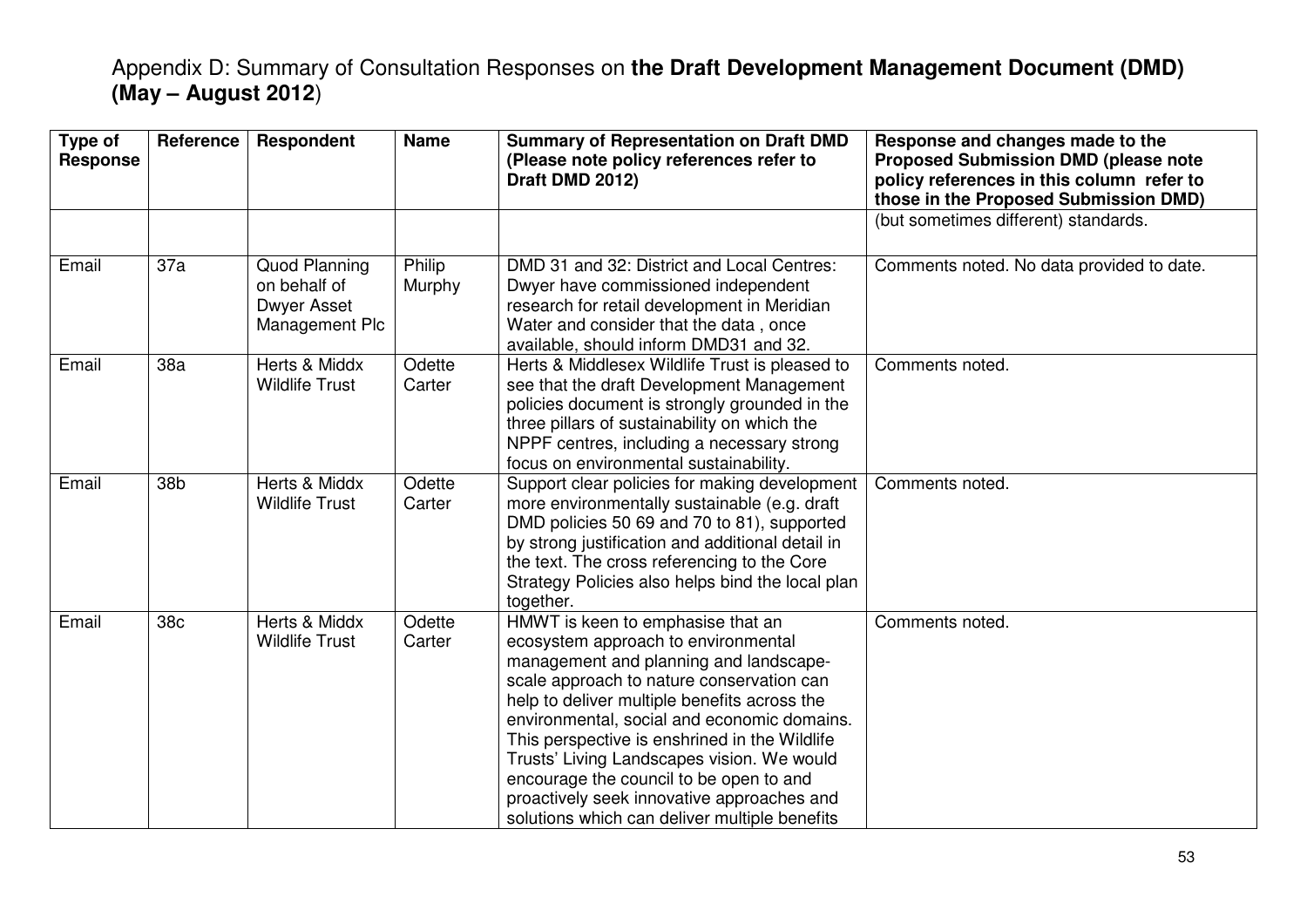Appendix D: Summary of Consultation Responses on **the Draft Development Management Document (DMD) (May – August 2012**)

| Type of Response | Reference | Respondent | Name | Summary of Representation on Draft DMD (Please note policy references refer to Draft DMD 2012) | Response and changes made to the Proposed Submission DMD (please note policy references in this column refer to those in the Proposed Submission DMD) |
|---|---|---|---|---|---|
| | | | | | (but sometimes different) standards. |
| Email | 37a | Quod Planning on behalf of Dwyer Asset Management Plc | Philip Murphy | DMD 31 and 32: District and Local Centres: Dwyer have commissioned independent research for retail development in Meridian Water and consider that the data , once available, should inform DMD31 and 32. | Comments noted. No data provided to date. |
| Email | 38a | Herts & Middx Wildlife Trust | Odette Carter | Herts & Middlesex Wildlife Trust is pleased to see that the draft Development Management policies document is strongly grounded in the three pillars of sustainability on which the NPPF centres, including a necessary strong focus on environmental sustainability. | Comments noted. |
| Email | 38b | Herts & Middx Wildlife Trust | Odette Carter | Support clear policies for making development more environmentally sustainable (e.g. draft DMD policies 50 69 and 70 to 81), supported by strong justification and additional detail in the text. The cross referencing to the Core Strategy Policies also helps bind the local plan together. | Comments noted. |
| Email | 38c | Herts & Middx Wildlife Trust | Odette Carter | HMWT is keen to emphasise that an ecosystem approach to environmental management and planning and landscape-scale approach to nature conservation can help to deliver multiple benefits across the environmental, social and economic domains. This perspective is enshrined in the Wildlife Trusts' Living Landscapes vision. We would encourage the council to be open to and proactively seek innovative approaches and solutions which can deliver multiple benefits | Comments noted. |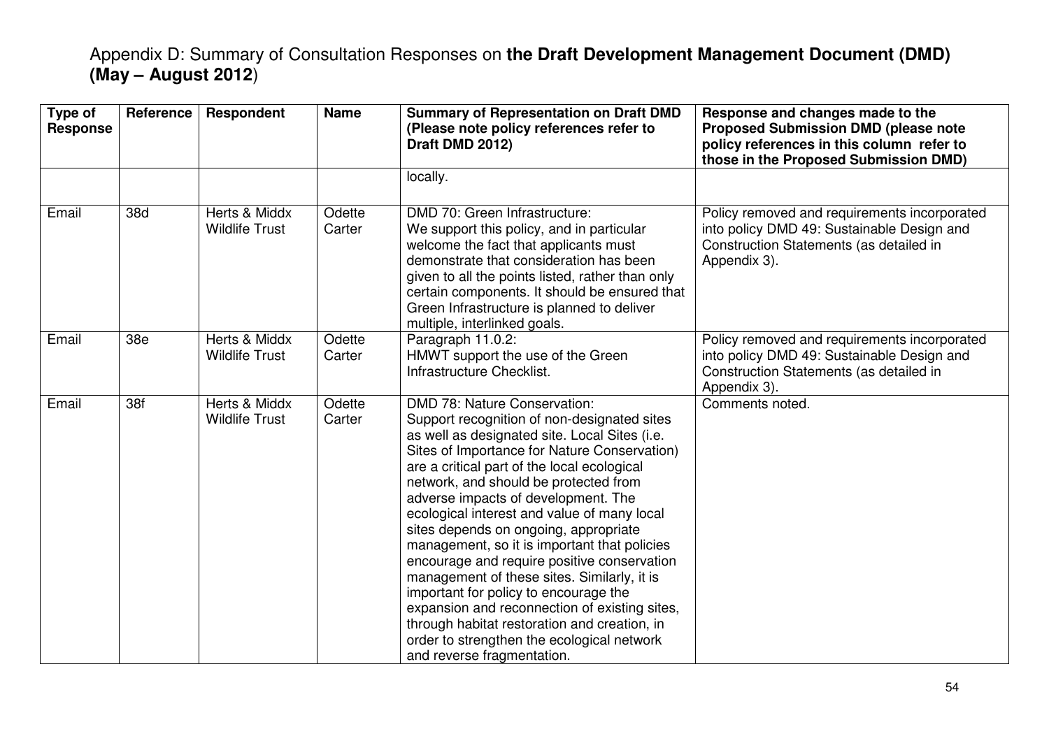Appendix D: Summary of Consultation Responses on **the Draft Development Management Document (DMD) (May – August 2012**)

| Type of Response | Reference | Respondent | Name | Summary of Representation on Draft DMD (Please note policy references refer to Draft DMD 2012) | Response and changes made to the Proposed Submission DMD (please note policy references in this column refer to those in the Proposed Submission DMD) |
|---|---|---|---|---|---|
| | | | | locally. | |
| Email | 38d | Herts & Middx Wildlife Trust | Odette Carter | DMD 70: Green Infrastructure: We support this policy, and in particular welcome the fact that applicants must demonstrate that consideration has been given to all the points listed, rather than only certain components. It should be ensured that Green Infrastructure is planned to deliver multiple, interlinked goals. | Policy removed and requirements incorporated into policy DMD 49: Sustainable Design and Construction Statements (as detailed in Appendix 3). |
| Email | 38e | Herts & Middx Wildlife Trust | Odette Carter | Paragraph 11.0.2: HMWT support the use of the Green Infrastructure Checklist. | Policy removed and requirements incorporated into policy DMD 49: Sustainable Design and Construction Statements (as detailed in Appendix 3). |
| Email | 38f | Herts & Middx Wildlife Trust | Odette Carter | DMD 78: Nature Conservation: Support recognition of non-designated sites as well as designated site. Local Sites (i.e. Sites of Importance for Nature Conservation) are a critical part of the local ecological network, and should be protected from adverse impacts of development. The ecological interest and value of many local sites depends on ongoing, appropriate management, so it is important that policies encourage and require positive conservation management of these sites. Similarly, it is important for policy to encourage the expansion and reconnection of existing sites, through habitat restoration and creation, in order to strengthen the ecological network and reverse fragmentation. | Comments noted. |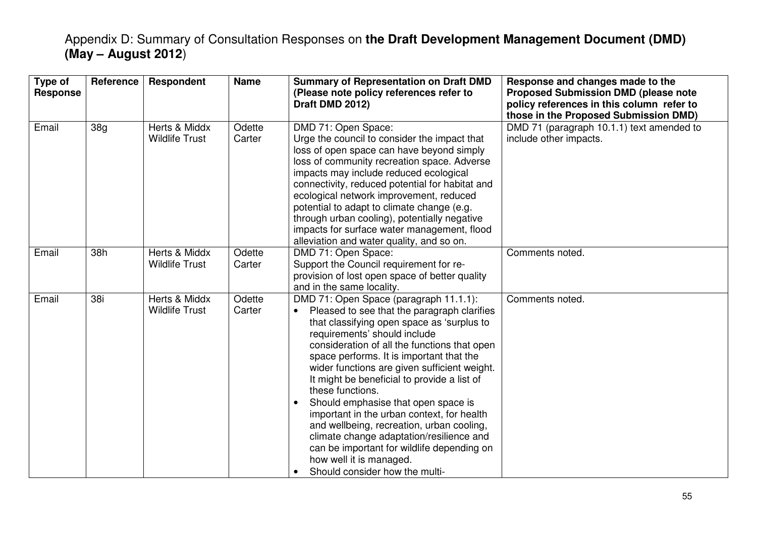# Appendix D: Summary of Consultation Responses on **the Draft Development Management Document (DMD) (May – August 2012**)

| Type of Response | Reference | Respondent | Name | Summary of Representation on Draft DMD (Please note policy references refer to Draft DMD 2012) | Response and changes made to the Proposed Submission DMD (please note policy references in this column refer to those in the Proposed Submission DMD) |
|---|---|---|---|---|---|
| Email | 38g | Herts & Middx Wildlife Trust | Odette Carter | DMD 71: Open Space:<br>Urge the council to consider the impact that loss of open space can have beyond simply loss of community recreation space. Adverse impacts may include reduced ecological connectivity, reduced potential for habitat and ecological network improvement, reduced potential to adapt to climate change (e.g. through urban cooling), potentially negative impacts for surface water management, flood alleviation and water quality, and so on. | DMD 71 (paragraph 10.1.1) text amended to include other impacts. |
| Email | 38h | Herts & Middx Wildlife Trust | Odette Carter | DMD 71: Open Space:<br>Support the Council requirement for re-provision of lost open space of better quality and in the same locality. | Comments noted. |
| Email | 38i | Herts & Middx Wildlife Trust | Odette Carter | DMD 71: Open Space (paragraph 11.1.1):<br>• Pleased to see that the paragraph clarifies that classifying open space as 'surplus to requirements' should include consideration of all the functions that open space performs. It is important that the wider functions are given sufficient weight. It might be beneficial to provide a list of these functions.<br>• Should emphasise that open space is important in the urban context, for health and wellbeing, recreation, urban cooling, climate change adaptation/resilience and can be important for wildlife depending on how well it is managed.<br>• Should consider how the multi- | Comments noted. |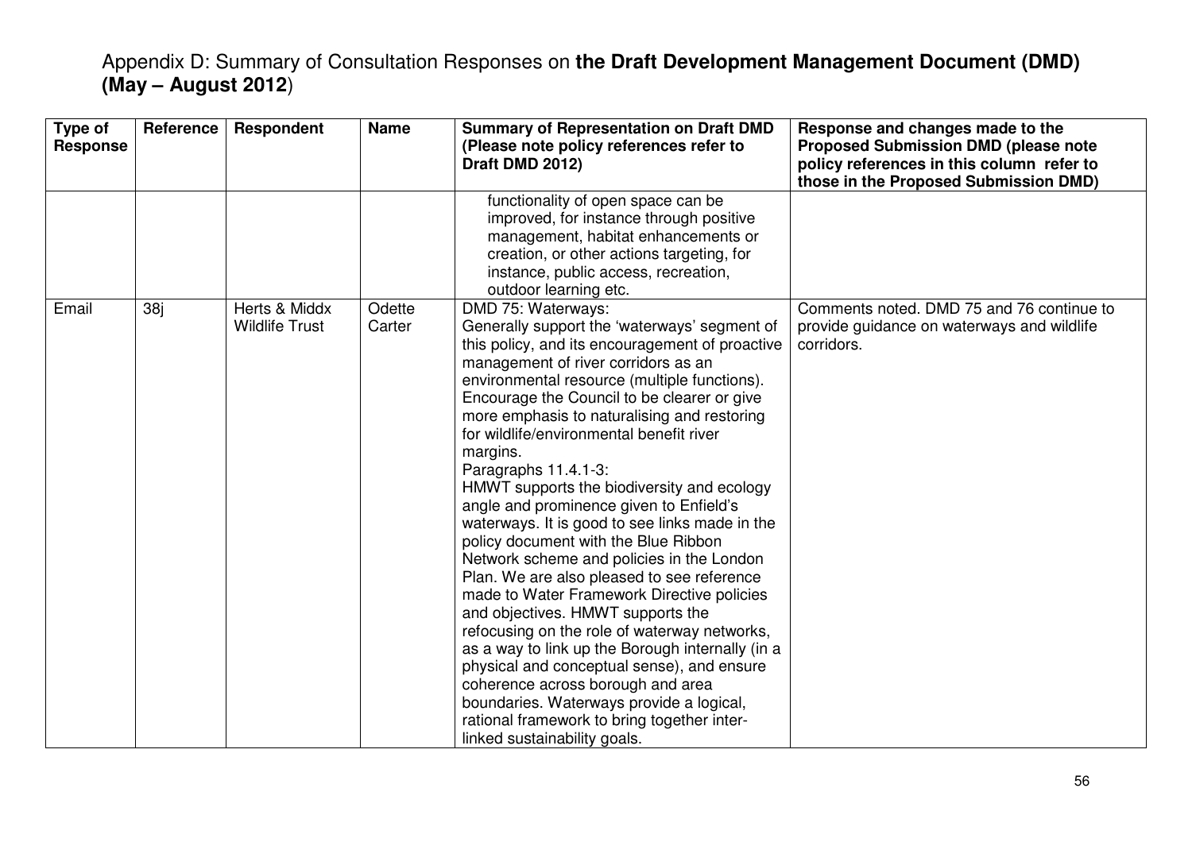# Appendix D: Summary of Consultation Responses on **the Draft Development Management Document (DMD) (May – August 2012)**

| Type of Response | Reference | Respondent | Name | Summary of Representation on Draft DMD (Please note policy references refer to Draft DMD 2012) | Response and changes made to the Proposed Submission DMD (please note policy references in this column refer to those in the Proposed Submission DMD) |
|---|---|---|---|---|---|
| | | | | functionality of open space can be improved, for instance through positive management, habitat enhancements or creation, or other actions targeting, for instance, public access, recreation, outdoor learning etc. | |
| Email | 38j | Herts & Middx Wildlife Trust | Odette Carter | DMD 75: Waterways:<br>Generally support the 'waterways' segment of this policy, and its encouragement of proactive management of river corridors as an environmental resource (multiple functions). Encourage the Council to be clearer or give more emphasis to naturalising and restoring for wildlife/environmental benefit river margins.<br>Paragraphs 11.4.1-3:<br>HMWT supports the biodiversity and ecology angle and prominence given to Enfield's waterways. It is good to see links made in the policy document with the Blue Ribbon Network scheme and policies in the London Plan. We are also pleased to see reference made to Water Framework Directive policies and objectives. HMWT supports the refocusing on the role of waterway networks, as a way to link up the Borough internally (in a physical and conceptual sense), and ensure coherence across borough and area boundaries. Waterways provide a logical, rational framework to bring together inter-linked sustainability goals. | Comments noted. DMD 75 and 76 continue to provide guidance on waterways and wildlife corridors. |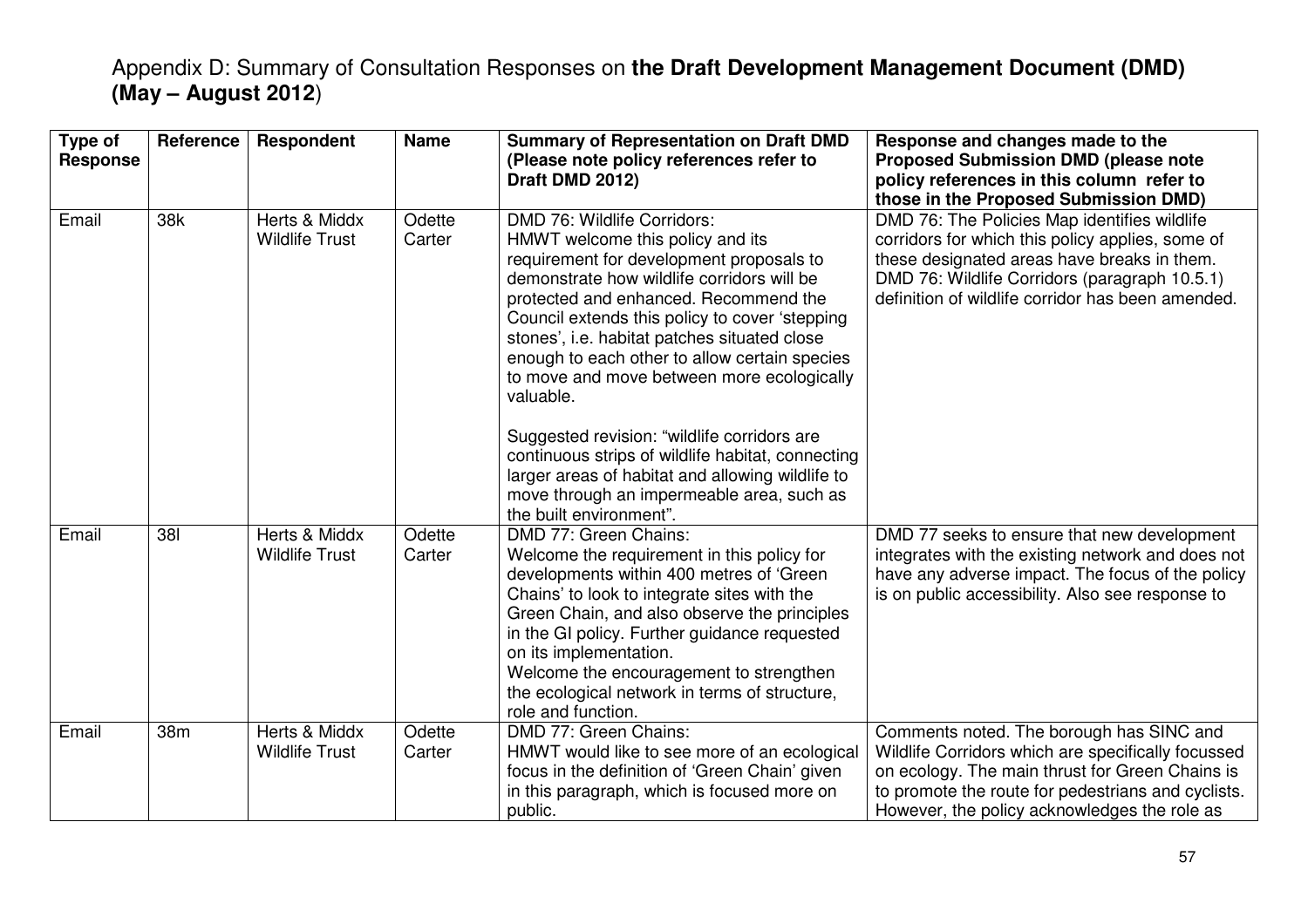# Appendix D: Summary of Consultation Responses on **the Draft Development Management Document (DMD) (May – August 2012**)

| Type of Response | Reference | Respondent | Name | Summary of Representation on Draft DMD (Please note policy references refer to Draft DMD 2012) | Response and changes made to the Proposed Submission DMD (please note policy references in this column refer to those in the Proposed Submission DMD) |
|---|---|---|---|---|---|
| Email | 38k | Herts & Middx Wildlife Trust | Odette Carter | DMD 76: Wildlife Corridors:<br>HMWT welcome this policy and its requirement for development proposals to demonstrate how wildlife corridors will be protected and enhanced. Recommend the Council extends this policy to cover 'stepping stones', i.e. habitat patches situated close enough to each other to allow certain species to move and move between more ecologically valuable.<br><br>Suggested revision: "wildlife corridors are continuous strips of wildlife habitat, connecting larger areas of habitat and allowing wildlife to move through an impermeable area, such as the built environment". | DMD 76: The Policies Map identifies wildlife corridors for which this policy applies, some of these designated areas have breaks in them. DMD 76: Wildlife Corridors (paragraph 10.5.1) definition of wildlife corridor has been amended. |
| Email | 38l | Herts & Middx Wildlife Trust | Odette Carter | DMD 77: Green Chains:<br>Welcome the requirement in this policy for developments within 400 metres of 'Green Chains' to look to integrate sites with the Green Chain, and also observe the principles in the GI policy. Further guidance requested on its implementation.<br>Welcome the encouragement to strengthen the ecological network in terms of structure, role and function. | DMD 77 seeks to ensure that new development integrates with the existing network and does not have any adverse impact. The focus of the policy is on public accessibility. Also see response to |
| Email | 38m | Herts & Middx Wildlife Trust | Odette Carter | DMD 77: Green Chains:<br>HMWT would like to see more of an ecological focus in the definition of 'Green Chain' given in this paragraph, which is focused more on public. | Comments noted. The borough has SINC and Wildlife Corridors which are specifically focussed on ecology. The main thrust for Green Chains is to promote the route for pedestrians and cyclists. However, the policy acknowledges the role as |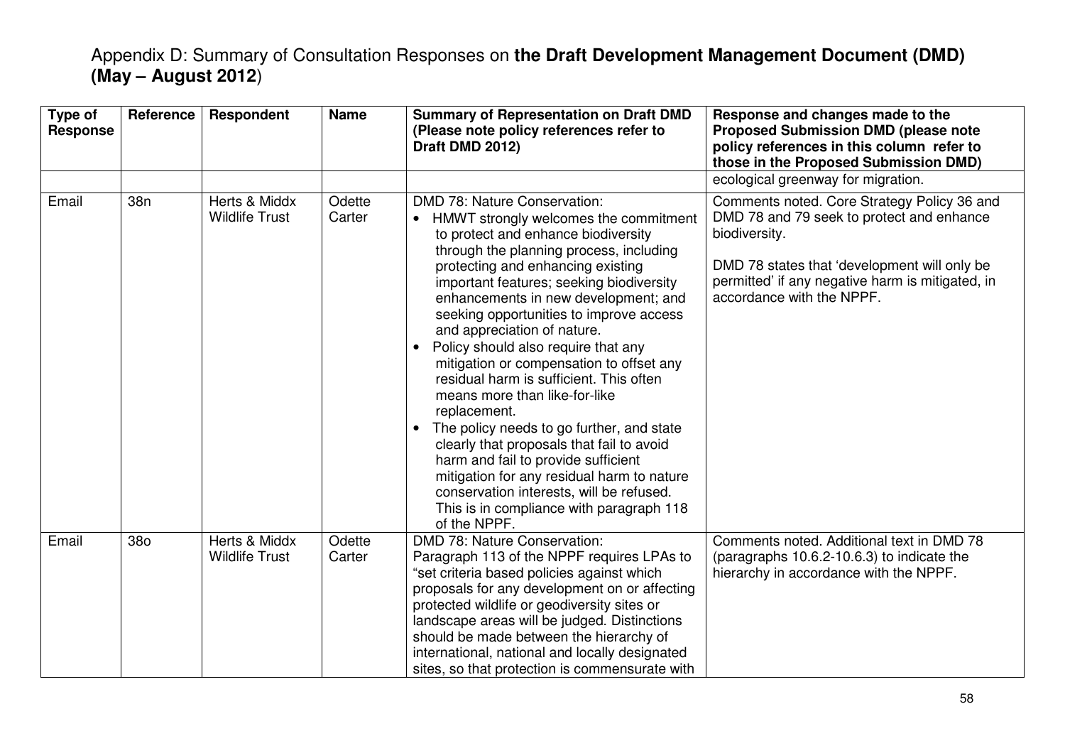Appendix D: Summary of Consultation Responses on **the Draft Development Management Document (DMD) (May – August 2012**)

| Type of Response | Reference | Respondent | Name | Summary of Representation on Draft DMD (Please note policy references refer to Draft DMD 2012) | Response and changes made to the Proposed Submission DMD (please note policy references in this column refer to those in the Proposed Submission DMD) |
|---|---|---|---|---|---|
| | | | | | ecological greenway for migration. |
| Email | 38n | Herts & Middx Wildlife Trust | Odette Carter | DMD 78: Nature Conservation: <br>• HMWT strongly welcomes the commitment to protect and enhance biodiversity through the planning process, including protecting and enhancing existing important features; seeking biodiversity enhancements in new development; and seeking opportunities to improve access and appreciation of nature. <br>• Policy should also require that any mitigation or compensation to offset any residual harm is sufficient. This often means more than like-for-like replacement. <br>• The policy needs to go further, and state clearly that proposals that fail to avoid harm and fail to provide sufficient mitigation for any residual harm to nature conservation interests, will be refused. This is in compliance with paragraph 118 of the NPPF. | Comments noted. Core Strategy Policy 36 and DMD 78 and 79 seek to protect and enhance biodiversity. <br><br>DMD 78 states that 'development will only be permitted' if any negative harm is mitigated, in accordance with the NPPF. |
| Email | 38o | Herts & Middx Wildlife Trust | Odette Carter | DMD 78: Nature Conservation: <br>Paragraph 113 of the NPPF requires LPAs to "set criteria based policies against which proposals for any development on or affecting protected wildlife or geodiversity sites or landscape areas will be judged. Distinctions should be made between the hierarchy of international, national and locally designated sites, so that protection is commensurate with | Comments noted. Additional text in DMD 78 (paragraphs 10.6.2-10.6.3) to indicate the hierarchy in accordance with the NPPF. |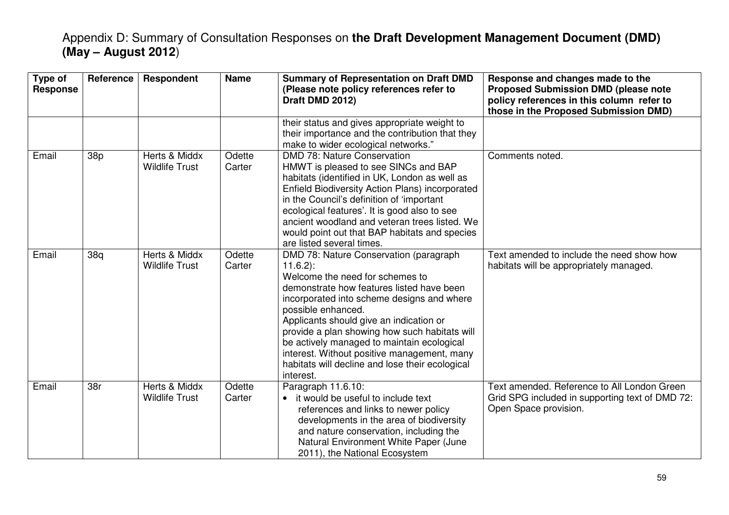# Appendix D: Summary of Consultation Responses on **the Draft Development Management Document (DMD) (May – August 2012)**

| Type of Response | Reference | Respondent | Name | Summary of Representation on Draft DMD (Please note policy references refer to Draft DMD 2012) | Response and changes made to the Proposed Submission DMD (please note policy references in this column refer to those in the Proposed Submission DMD) |
|---|---|---|---|---|---|
| | | | | their status and gives appropriate weight to their importance and the contribution that they make to wider ecological networks." | |
| Email | 38p | Herts & Middx Wildlife Trust | Odette Carter | DMD 78: Nature Conservation<br>HMWT is pleased to see SINCs and BAP habitats (identified in UK, London as well as Enfield Biodiversity Action Plans) incorporated in the Council's definition of 'important ecological features'. It is good also to see ancient woodland and veteran trees listed. We would point out that BAP habitats and species are listed several times. | Comments noted. |
| Email | 38q | Herts & Middx Wildlife Trust | Odette Carter | DMD 78: Nature Conservation (paragraph 11.6.2):<br>Welcome the need for schemes to demonstrate how features listed have been incorporated into scheme designs and where possible enhanced.<br>Applicants should give an indication or provide a plan showing how such habitats will be actively managed to maintain ecological interest. Without positive management, many habitats will decline and lose their ecological interest. | Text amended to include the need show how habitats will be appropriately managed. |
| Email | 38r | Herts & Middx Wildlife Trust | Odette Carter | Paragraph 11.6.10:<br>• it would be useful to include text references and links to newer policy developments in the area of biodiversity and nature conservation, including the Natural Environment White Paper (June 2011), the National Ecosystem | Text amended. Reference to All London Green Grid SPG included in supporting text of DMD 72: Open Space provision. |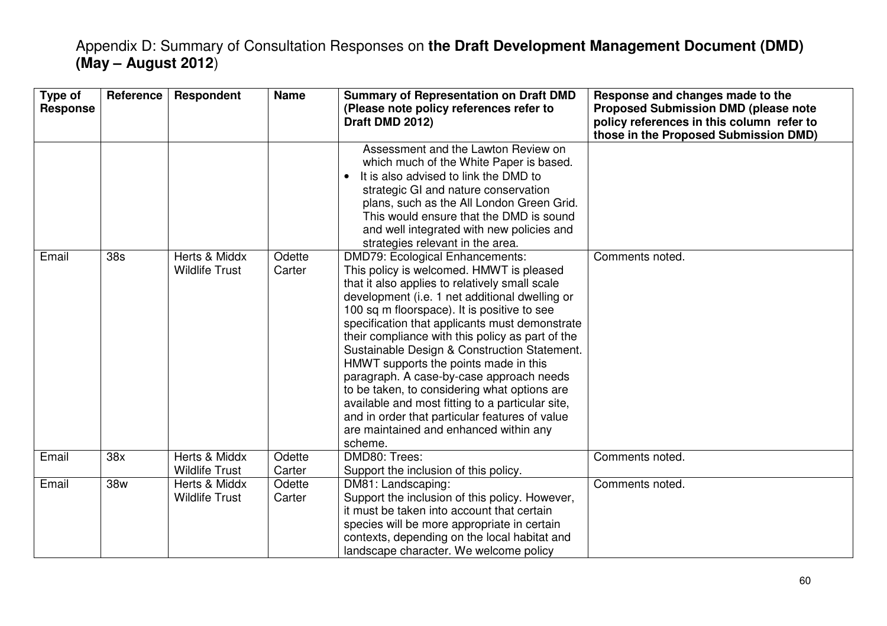# Appendix D: Summary of Consultation Responses on **the Draft Development Management Document (DMD) (May – August 2012**)

| Type of Response | Reference | Respondent | Name | Summary of Representation on Draft DMD (Please note policy references refer to Draft DMD 2012) | Response and changes made to the Proposed Submission DMD (please note policy references in this column refer to those in the Proposed Submission DMD) |
|---|---|---|---|---|---|
| | | | | Assessment and the Lawton Review on which much of the White Paper is based.<br>• It is also advised to link the DMD to strategic GI and nature conservation plans, such as the All London Green Grid. This would ensure that the DMD is sound and well integrated with new policies and strategies relevant in the area. | |
| Email | 38s | Herts & Middx Wildlife Trust | Odette Carter | DMD79: Ecological Enhancements:<br>This policy is welcomed. HMWT is pleased that it also applies to relatively small scale development (i.e. 1 net additional dwelling or 100 sq m floorspace). It is positive to see specification that applicants must demonstrate their compliance with this policy as part of the Sustainable Design & Construction Statement. HMWT supports the points made in this paragraph. A case-by-case approach needs to be taken, to considering what options are available and most fitting to a particular site, and in order that particular features of value are maintained and enhanced within any scheme. | Comments noted. |
| Email | 38x | Herts & Middx Wildlife Trust | Odette Carter | DMD80: Trees:<br>Support the inclusion of this policy. | Comments noted. |
| Email | 38w | Herts & Middx Wildlife Trust | Odette Carter | DM81: Landscaping:<br>Support the inclusion of this policy. However, it must be taken into account that certain species will be more appropriate in certain contexts, depending on the local habitat and landscape character. We welcome policy | Comments noted. |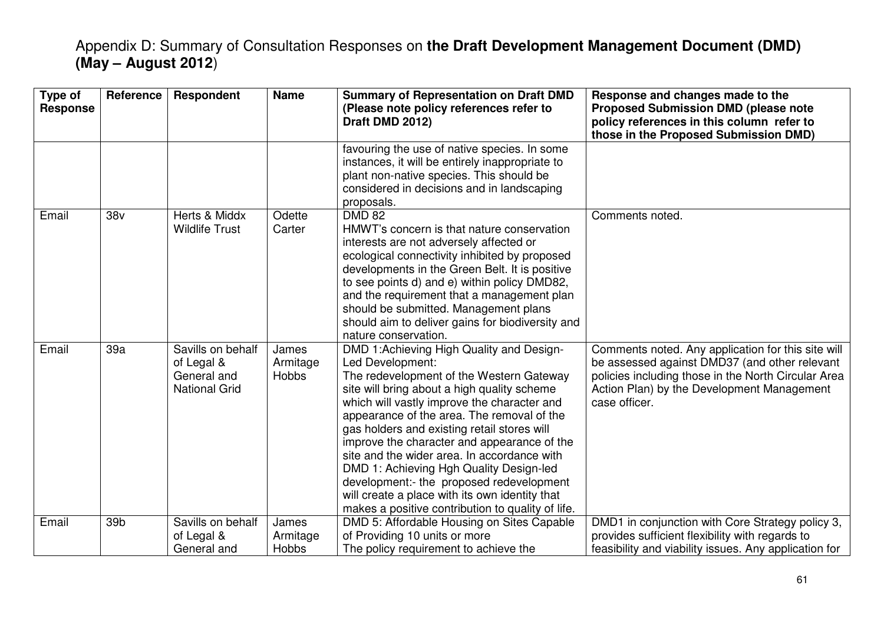Appendix D: Summary of Consultation Responses on **the Draft Development Management Document (DMD) (May – August 2012**)

| Type of Response | Reference | Respondent | Name | Summary of Representation on Draft DMD (Please note policy references refer to Draft DMD 2012) | Response and changes made to the Proposed Submission DMD (please note policy references in this column refer to those in the Proposed Submission DMD) |
|---|---|---|---|---|---|
| | | | | favouring the use of native species. In some instances, it will be entirely inappropriate to plant non-native species. This should be considered in decisions and in landscaping proposals. | |
| Email | 38v | Herts & Middx Wildlife Trust | Odette Carter | DMD 82<br>HMWT's concern is that nature conservation interests are not adversely affected or ecological connectivity inhibited by proposed developments in the Green Belt. It is positive to see points d) and e) within policy DMD82, and the requirement that a management plan should be submitted. Management plans should aim to deliver gains for biodiversity and nature conservation. | Comments noted. |
| Email | 39a | Savills on behalf of Legal & General and National Grid | James Armitage Hobbs | DMD 1:Achieving High Quality and Design-Led Development:<br>The redevelopment of the Western Gateway site will bring about a high quality scheme which will vastly improve the character and appearance of the area. The removal of the gas holders and existing retail stores will improve the character and appearance of the site and the wider area. In accordance with DMD 1: Achieving Hgh Quality Design-led development:- the proposed redevelopment will create a place with its own identity that makes a positive contribution to quality of life. | Comments noted. Any application for this site will be assessed against DMD37 (and other relevant policies including those in the North Circular Area Action Plan) by the Development Management case officer. |
| Email | 39b | Savills on behalf of Legal & General and | James Armitage Hobbs | DMD 5: Affordable Housing on Sites Capable of Providing 10 units or more<br>The policy requirement to achieve the | DMD1 in conjunction with Core Strategy policy 3, provides sufficient flexibility with regards to feasibility and viability issues. Any application for |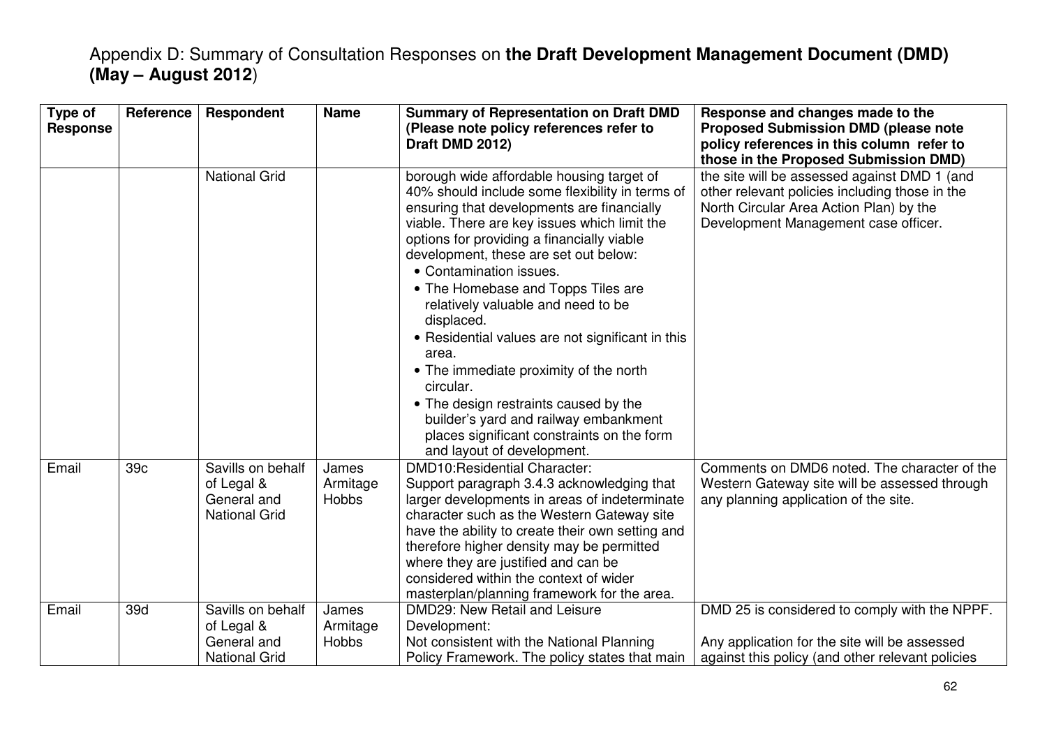# Appendix D: Summary of Consultation Responses on **the Draft Development Management Document (DMD) (May – August 2012**)

| Type of Response | Reference | Respondent | Name | Summary of Representation on Draft DMD (Please note policy references refer to Draft DMD 2012) | Response and changes made to the Proposed Submission DMD (please note policy references in this column refer to those in the Proposed Submission DMD) |
|---|---|---|---|---|---|
| | | National Grid | | borough wide affordable housing target of 40% should include some flexibility in terms of ensuring that developments are financially viable. There are key issues which limit the options for providing a financially viable development, these are set out below:<br>• Contamination issues.<br>• The Homebase and Topps Tiles are relatively valuable and need to be displaced.<br>• Residential values are not significant in this area.<br>• The immediate proximity of the north circular.<br>• The design restraints caused by the builder's yard and railway embankment places significant constraints on the form and layout of development. | the site will be assessed against DMD 1 (and other relevant policies including those in the North Circular Area Action Plan) by the Development Management case officer. |
| Email | 39c | Savills on behalf of Legal & General and National Grid | James Armitage Hobbs | DMD10:Residential Character:<br>Support paragraph 3.4.3 acknowledging that larger developments in areas of indeterminate character such as the Western Gateway site have the ability to create their own setting and therefore higher density may be permitted where they are justified and can be considered within the context of wider masterplan/planning framework for the area. | Comments on DMD6 noted. The character of the Western Gateway site will be assessed through any planning application of the site. |
| Email | 39d | Savills on behalf of Legal & General and National Grid | James Armitage Hobbs | DMD29: New Retail and Leisure Development:<br>Not consistent with the National Planning Policy Framework. The policy states that main | DMD 25 is considered to comply with the NPPF.<br><br>Any application for the site will be assessed against this policy (and other relevant policies |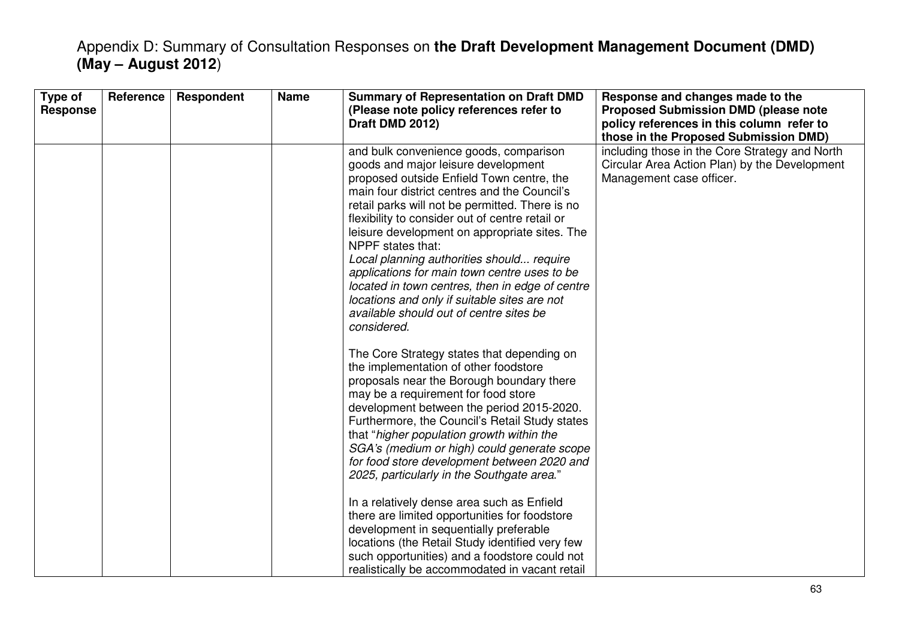# Appendix D: Summary of Consultation Responses on **the Draft Development Management Document (DMD) (May – August 2012**)

| Type of Response | Reference | Respondent | Name | Summary of Representation on Draft DMD (Please note policy references refer to Draft DMD 2012) | Response and changes made to the Proposed Submission DMD (please note policy references in this column refer to those in the Proposed Submission DMD) |
|---|---|---|---|---|---|
| | | | | and bulk convenience goods, comparison goods and major leisure development proposed outside Enfield Town centre, the main four district centres and the Council's retail parks will not be permitted. There is no flexibility to consider out of centre retail or leisure development on appropriate sites. The NPPF states that:<br>*Local planning authorities should... require applications for main town centre uses to be located in town centres, then in edge of centre locations and only if suitable sites are not available should out of centre sites be considered.*<br><br>The Core Strategy states that depending on the implementation of other foodstore proposals near the Borough boundary there may be a requirement for food store development between the period 2015-2020. Furthermore, the Council's Retail Study states that "*higher population growth within the SGA's (medium or high) could generate scope for food store development between 2020 and 2025, particularly in the Southgate area.*"<br><br>In a relatively dense area such as Enfield there are limited opportunities for foodstore development in sequentially preferable locations (the Retail Study identified very few such opportunities) and a foodstore could not realistically be accommodated in vacant retail | including those in the Core Strategy and North Circular Area Action Plan) by the Development Management case officer. |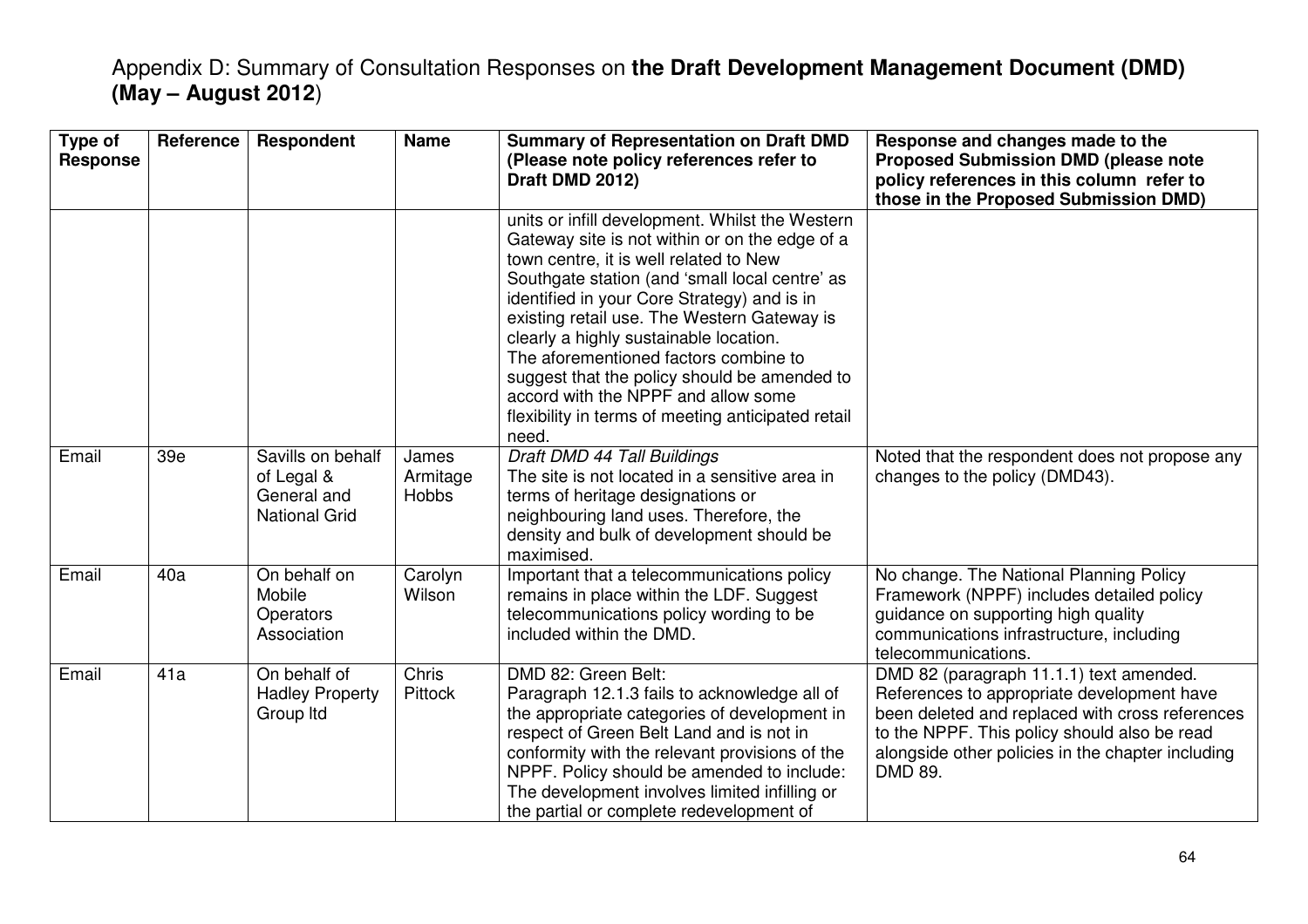# Appendix D: Summary of Consultation Responses on **the Draft Development Management Document (DMD) (May – August 2012)**

| Type of Response | Reference | Respondent | Name | Summary of Representation on Draft DMD (Please note policy references refer to Draft DMD 2012) | Response and changes made to the Proposed Submission DMD (please note policy references in this column refer to those in the Proposed Submission DMD) |
|---|---|---|---|---|---|
| | | | | units or infill development. Whilst the Western Gateway site is not within or on the edge of a town centre, it is well related to New Southgate station (and 'small local centre' as identified in your Core Strategy) and is in existing retail use. The Western Gateway is clearly a highly sustainable location. The aforementioned factors combine to suggest that the policy should be amended to accord with the NPPF and allow some flexibility in terms of meeting anticipated retail need. | |
| Email | 39e | Savills on behalf of Legal & General and National Grid | James Armitage Hobbs | *Draft DMD 44 Tall Buildings* The site is not located in a sensitive area in terms of heritage designations or neighbouring land uses. Therefore, the density and bulk of development should be maximised. | Noted that the respondent does not propose any changes to the policy (DMD43). |
| Email | 40a | On behalf on Mobile Operators Association | Carolyn Wilson | Important that a telecommunications policy remains in place within the LDF. Suggest telecommunications policy wording to be included within the DMD. | No change. The National Planning Policy Framework (NPPF) includes detailed policy guidance on supporting high quality communications infrastructure, including telecommunications. |
| Email | 41a | On behalf of Hadley Property Group ltd | Chris Pittock | DMD 82: Green Belt: Paragraph 12.1.3 fails to acknowledge all of the appropriate categories of development in respect of Green Belt Land and is not in conformity with the relevant provisions of the NPPF. Policy should be amended to include: The development involves limited infilling or the partial or complete redevelopment of | DMD 82 (paragraph 11.1.1) text amended. References to appropriate development have been deleted and replaced with cross references to the NPPF. This policy should also be read alongside other policies in the chapter including DMD 89. |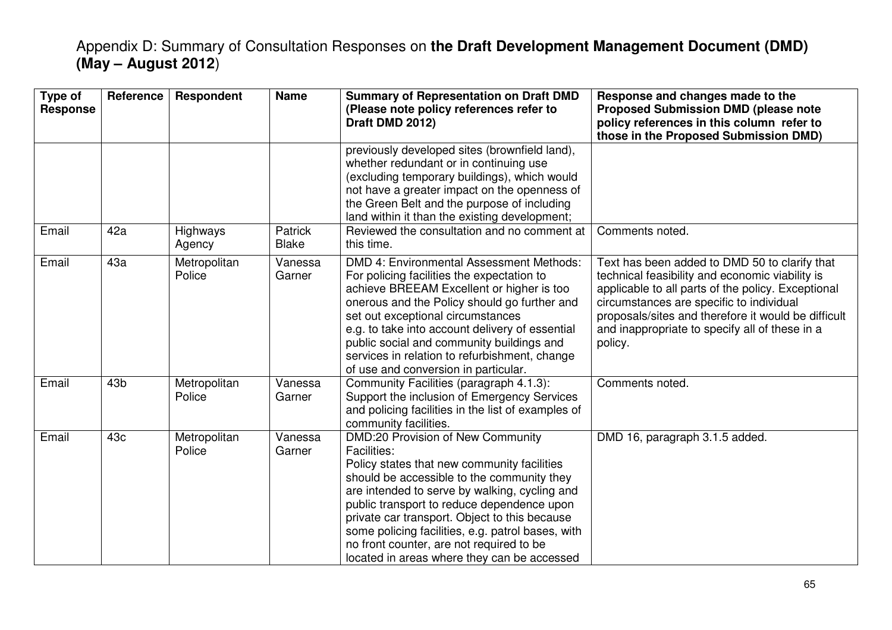Appendix D: Summary of Consultation Responses on **the Draft Development Management Document (DMD) (May – August 2012**)

| Type of Response | Reference | Respondent | Name | Summary of Representation on Draft DMD (Please note policy references refer to Draft DMD 2012) | Response and changes made to the Proposed Submission DMD (please note policy references in this column refer to those in the Proposed Submission DMD) |
|---|---|---|---|---|---|
| | | | | previously developed sites (brownfield land), whether redundant or in continuing use (excluding temporary buildings), which would not have a greater impact on the openness of the Green Belt and the purpose of including land within it than the existing development; | |
| Email | 42a | Highways Agency | Patrick Blake | Reviewed the consultation and no comment at this time. | Comments noted. |
| Email | 43a | Metropolitan Police | Vanessa Garner | DMD 4: Environmental Assessment Methods: For policing facilities the expectation to achieve BREEAM Excellent or higher is too onerous and the Policy should go further and set out exceptional circumstances e.g. to take into account delivery of essential public social and community buildings and services in relation to refurbishment, change of use and conversion in particular. | Text has been added to DMD 50 to clarify that technical feasibility and economic viability is applicable to all parts of the policy. Exceptional circumstances are specific to individual proposals/sites and therefore it would be difficult and inappropriate to specify all of these in a policy. |
| Email | 43b | Metropolitan Police | Vanessa Garner | Community Facilities (paragraph 4.1.3): Support the inclusion of Emergency Services and policing facilities in the list of examples of community facilities. | Comments noted. |
| Email | 43c | Metropolitan Police | Vanessa Garner | DMD:20 Provision of New Community Facilities: Policy states that new community facilities should be accessible to the community they are intended to serve by walking, cycling and public transport to reduce dependence upon private car transport. Object to this because some policing facilities, e.g. patrol bases, with no front counter, are not required to be located in areas where they can be accessed | DMD 16, paragraph 3.1.5 added. |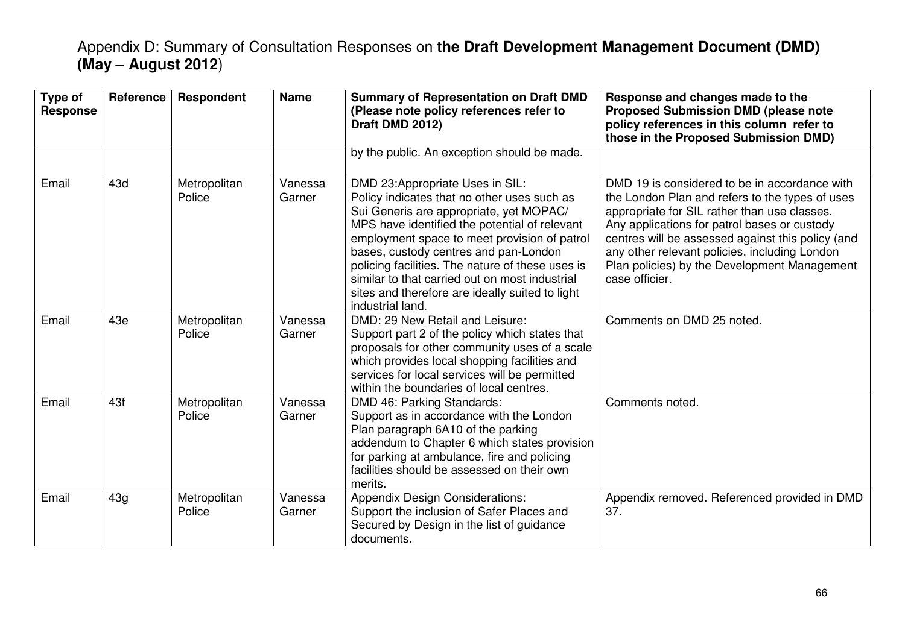Appendix D: Summary of Consultation Responses on **the Draft Development Management Document (DMD) (May – August 2012**)

| Type of Response | Reference | Respondent | Name | Summary of Representation on Draft DMD (Please note policy references refer to Draft DMD 2012) | Response and changes made to the Proposed Submission DMD (please note policy references in this column refer to those in the Proposed Submission DMD) |
|---|---|---|---|---|---|
| | | | | by the public. An exception should be made. | |
| Email | 43d | Metropolitan Police | Vanessa Garner | DMD 23:Appropriate Uses in SIL: Policy indicates that no other uses such as Sui Generis are appropriate, yet MOPAC/ MPS have identified the potential of relevant employment space to meet provision of patrol bases, custody centres and pan-London policing facilities. The nature of these uses is similar to that carried out on most industrial sites and therefore are ideally suited to light industrial land. | DMD 19 is considered to be in accordance with the London Plan and refers to the types of uses appropriate for SIL rather than use classes. Any applications for patrol bases or custody centres will be assessed against this policy (and any other relevant policies, including London Plan policies) by the Development Management case officier. |
| Email | 43e | Metropolitan Police | Vanessa Garner | DMD: 29 New Retail and Leisure: Support part 2 of the policy which states that proposals for other community uses of a scale which provides local shopping facilities and services for local services will be permitted within the boundaries of local centres. | Comments on DMD 25 noted. |
| Email | 43f | Metropolitan Police | Vanessa Garner | DMD 46: Parking Standards: Support as in accordance with the London Plan paragraph 6A10 of the parking addendum to Chapter 6 which states provision for parking at ambulance, fire and policing facilities should be assessed on their own merits. | Comments noted. |
| Email | 43g | Metropolitan Police | Vanessa Garner | Appendix Design Considerations: Support the inclusion of Safer Places and Secured by Design in the list of guidance documents. | Appendix removed. Referenced provided in DMD 37. |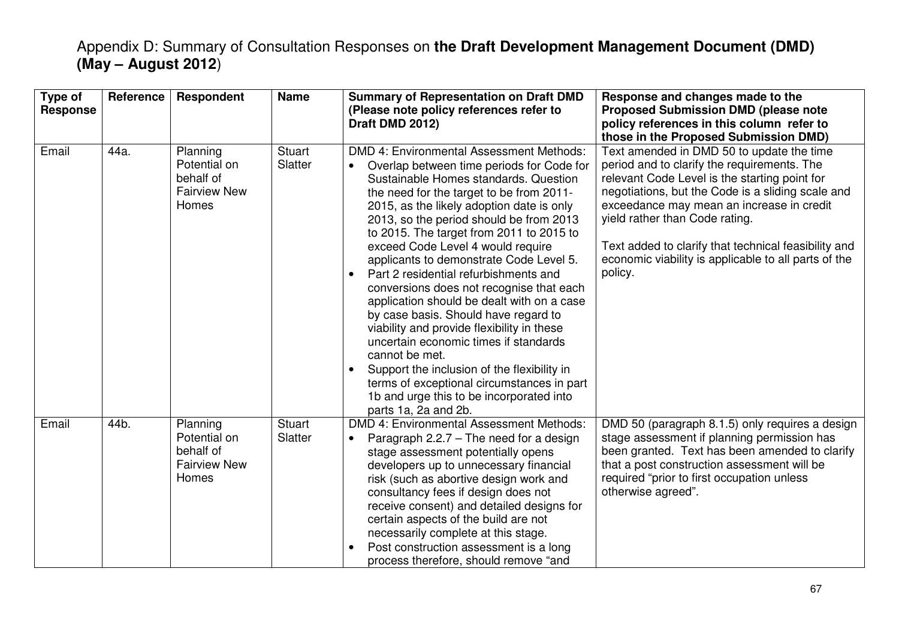# Appendix D: Summary of Consultation Responses on **the Draft Development Management Document (DMD) (May – August 2012**)

| Type of Response | Reference | Respondent | Name | Summary of Representation on Draft DMD (Please note policy references refer to Draft DMD 2012) | Response and changes made to the Proposed Submission DMD (please note policy references in this column refer to those in the Proposed Submission DMD) |
|---|---|---|---|---|---|
| Email | 44a. | Planning Potential on behalf of Fairview New Homes | Stuart Slatter | DMD 4: Environmental Assessment Methods: <br>• Overlap between time periods for Code for Sustainable Homes standards. Question the need for the target to be from 2011-2015, as the likely adoption date is only 2013, so the period should be from 2013 to 2015. The target from 2011 to 2015 to exceed Code Level 4 would require applicants to demonstrate Code Level 5. <br>• Part 2 residential refurbishments and conversions does not recognise that each application should be dealt with on a case by case basis. Should have regard to viability and provide flexibility in these uncertain economic times if standards cannot be met. <br>• Support the inclusion of the flexibility in terms of exceptional circumstances in part 1b and urge this to be incorporated into parts 1a, 2a and 2b. | Text amended in DMD 50 to update the time period and to clarify the requirements. The relevant Code Level is the starting point for negotiations, but the Code is a sliding scale and exceedance may mean an increase in credit yield rather than Code rating. <br><br>Text added to clarify that technical feasibility and economic viability is applicable to all parts of the policy. |
| Email | 44b. | Planning Potential on behalf of Fairview New Homes | Stuart Slatter | DMD 4: Environmental Assessment Methods: <br>• Paragraph 2.2.7 – The need for a design stage assessment potentially opens developers up to unnecessary financial risk (such as abortive design work and consultancy fees if design does not receive consent) and detailed designs for certain aspects of the build are not necessarily complete at this stage. <br>• Post construction assessment is a long process therefore, should remove "and | DMD 50 (paragraph 8.1.5) only requires a design stage assessment if planning permission has been granted. Text has been amended to clarify that a post construction assessment will be required "prior to first occupation unless otherwise agreed". |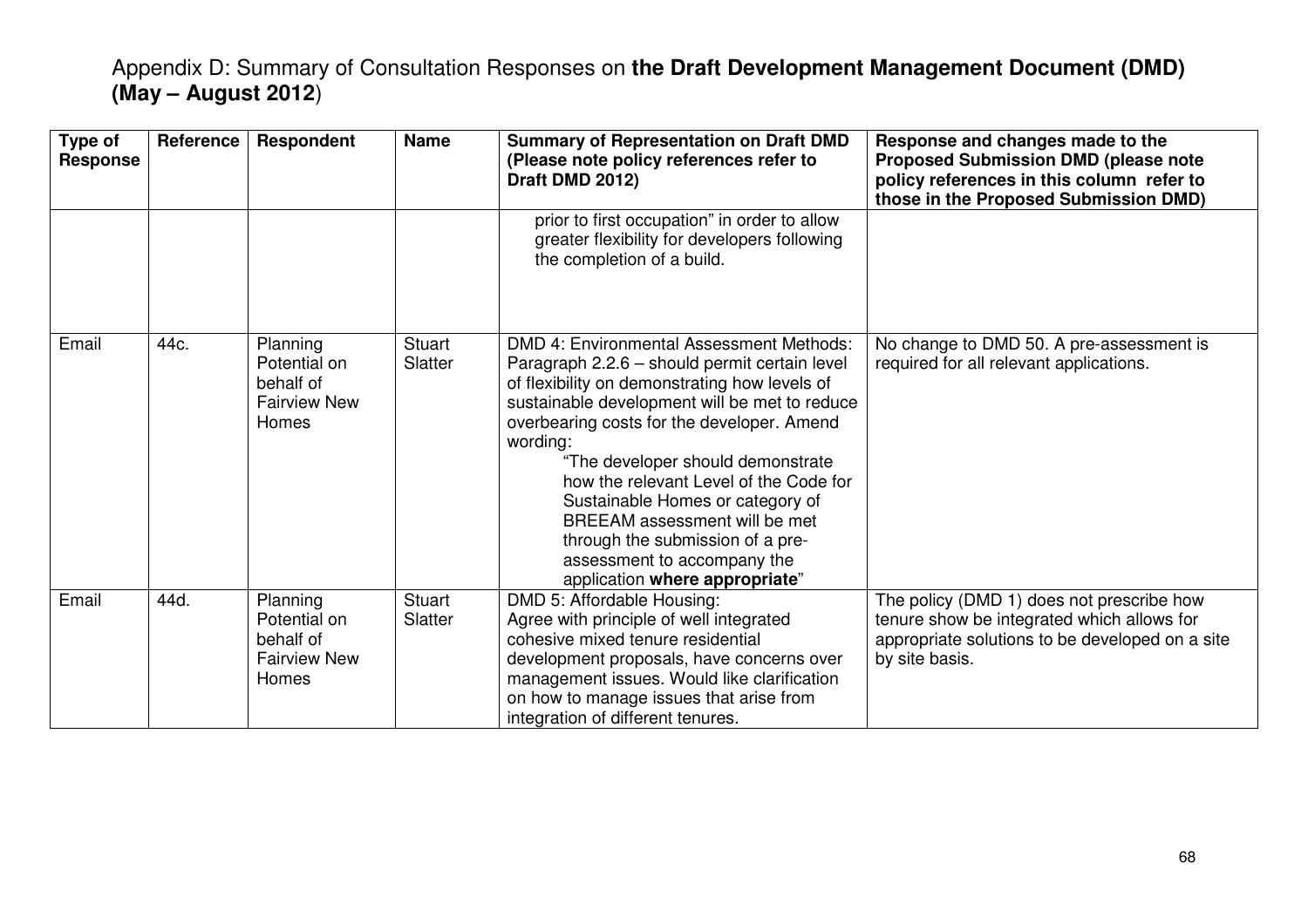Appendix D: Summary of Consultation Responses on **the Draft Development Management Document (DMD) (May – August 2012**)

| Type of Response | Reference | Respondent | Name | Summary of Representation on Draft DMD (Please note policy references refer to Draft DMD 2012) | Response and changes made to the Proposed Submission DMD (please note policy references in this column refer to those in the Proposed Submission DMD) |
|---|---|---|---|---|---|
| | | | | prior to first occupation" in order to allow greater flexibility for developers following the completion of a build. | |
| Email | 44c. | Planning Potential on behalf of Fairview New Homes | Stuart Slatter | DMD 4: Environmental Assessment Methods: Paragraph 2.2.6 – should permit certain level of flexibility on demonstrating how levels of sustainable development will be met to reduce overbearing costs for the developer. Amend wording: "The developer should demonstrate how the relevant Level of the Code for Sustainable Homes or category of BREEAM assessment will be met through the submission of a pre-assessment to accompany the application **where appropriate**" | No change to DMD 50. A pre-assessment is required for all relevant applications. |
| Email | 44d. | Planning Potential on behalf of Fairview New Homes | Stuart Slatter | DMD 5: Affordable Housing: Agree with principle of well integrated cohesive mixed tenure residential development proposals, have concerns over management issues. Would like clarification on how to manage issues that arise from integration of different tenures. | The policy (DMD 1) does not prescribe how tenure show be integrated which allows for appropriate solutions to be developed on a site by site basis. |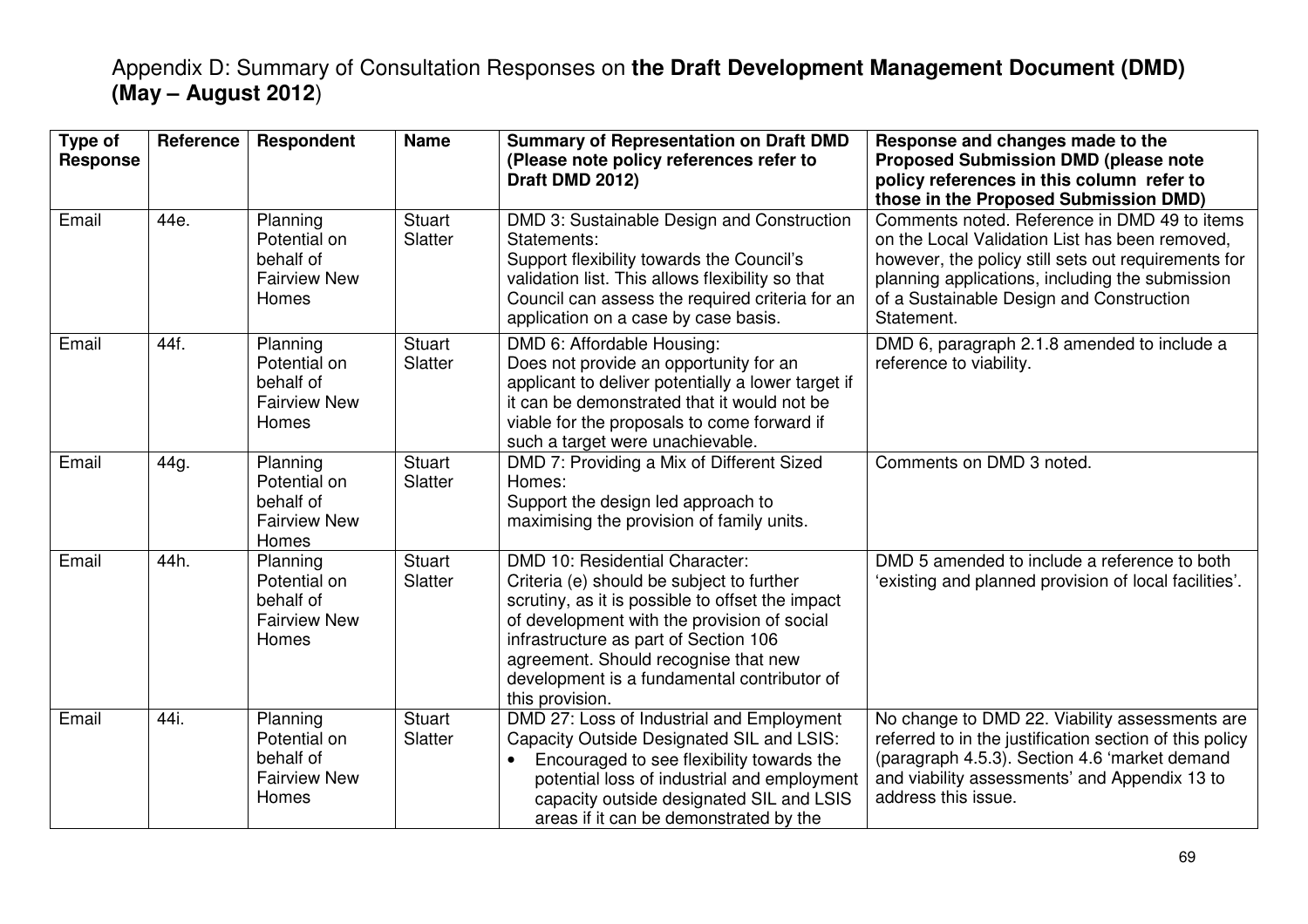Appendix D: Summary of Consultation Responses on **the Draft Development Management Document (DMD) (May – August 2012**)

| Type of Response | Reference | Respondent | Name | Summary of Representation on Draft DMD (Please note policy references refer to Draft DMD 2012) | Response and changes made to the Proposed Submission DMD (please note policy references in this column refer to those in the Proposed Submission DMD) |
|---|---|---|---|---|---|
| Email | 44e. | Planning Potential on behalf of Fairview New Homes | Stuart Slatter | DMD 3: Sustainable Design and Construction Statements:<br>Support flexibility towards the Council's validation list. This allows flexibility so that Council can assess the required criteria for an application on a case by case basis. | Comments noted. Reference in DMD 49 to items on the Local Validation List has been removed, however, the policy still sets out requirements for planning applications, including the submission of a Sustainable Design and Construction Statement. |
| Email | 44f. | Planning Potential on behalf of Fairview New Homes | Stuart Slatter | DMD 6: Affordable Housing:<br>Does not provide an opportunity for an applicant to deliver potentially a lower target if it can be demonstrated that it would not be viable for the proposals to come forward if such a target were unachievable. | DMD 6, paragraph 2.1.8 amended to include a reference to viability. |
| Email | 44g. | Planning Potential on behalf of Fairview New Homes | Stuart Slatter | DMD 7: Providing a Mix of Different Sized Homes:<br>Support the design led approach to maximising the provision of family units. | Comments on DMD 3 noted. |
| Email | 44h. | Planning Potential on behalf of Fairview New Homes | Stuart Slatter | DMD 10: Residential Character:<br>Criteria (e) should be subject to further scrutiny, as it is possible to offset the impact of development with the provision of social infrastructure as part of Section 106 agreement. Should recognise that new development is a fundamental contributor of this provision. | DMD 5 amended to include a reference to both 'existing and planned provision of local facilities'. |
| Email | 44i. | Planning Potential on behalf of Fairview New Homes | Stuart Slatter | DMD 27: Loss of Industrial and Employment Capacity Outside Designated SIL and LSIS:<br>• Encouraged to see flexibility towards the potential loss of industrial and employment capacity outside designated SIL and LSIS areas if it can be demonstrated by the | No change to DMD 22. Viability assessments are referred to in the justification section of this policy (paragraph 4.5.3). Section 4.6 'market demand and viability assessments' and Appendix 13 to address this issue. |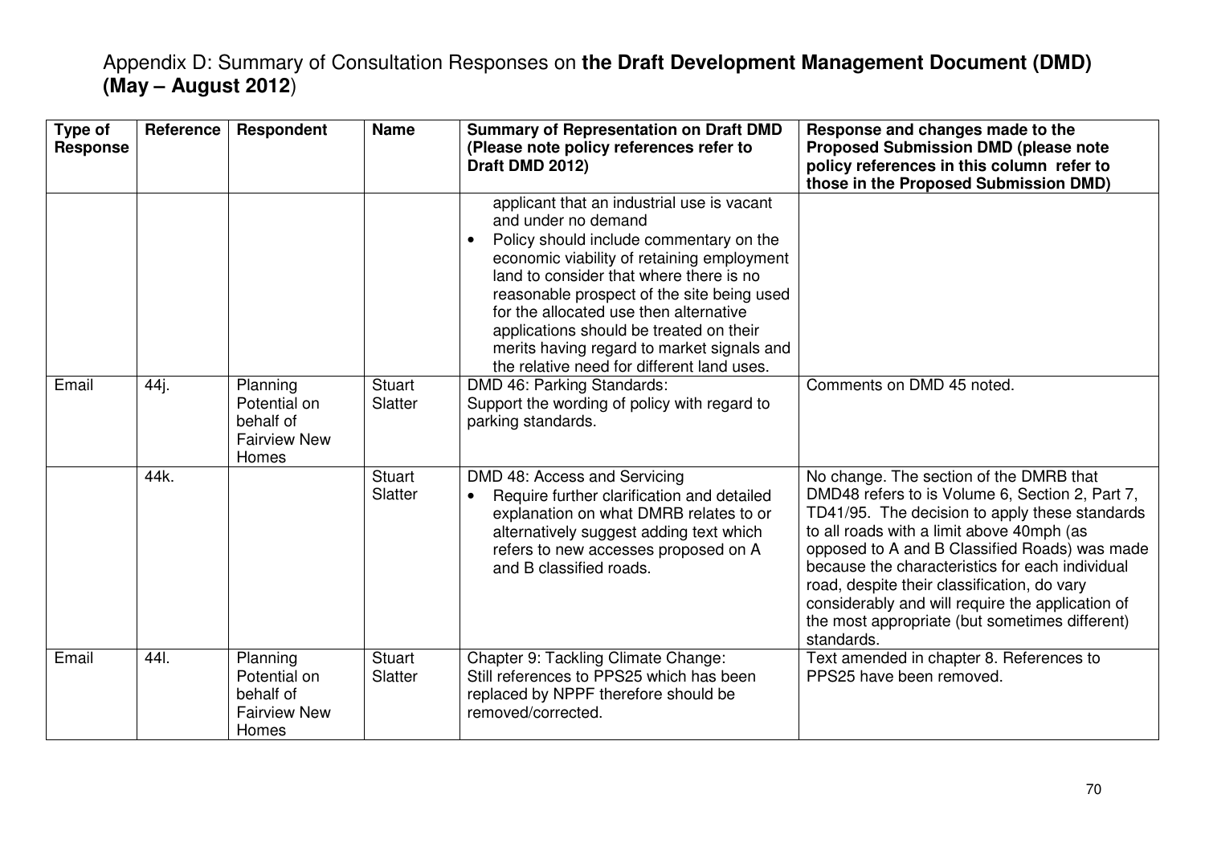# Appendix D: Summary of Consultation Responses on **the Draft Development Management Document (DMD) (May – August 2012**)

| Type of Response | Reference | Respondent | Name | Summary of Representation on Draft DMD (Please note policy references refer to Draft DMD 2012) | Response and changes made to the Proposed Submission DMD (please note policy references in this column refer to those in the Proposed Submission DMD) |
|---|---|---|---|---|---|
| | | | | applicant that an industrial use is vacant and under no demand<br>• Policy should include commentary on the economic viability of retaining employment land to consider that where there is no reasonable prospect of the site being used for the allocated use then alternative applications should be treated on their merits having regard to market signals and the relative need for different land uses. | |
| Email | 44j. | Planning Potential on behalf of Fairview New Homes | Stuart Slatter | DMD 46: Parking Standards:<br>Support the wording of policy with regard to parking standards. | Comments on DMD 45 noted. |
| | 44k. | | Stuart Slatter | DMD 48: Access and Servicing<br>• Require further clarification and detailed explanation on what DMRB relates to or alternatively suggest adding text which refers to new accesses proposed on A and B classified roads. | No change. The section of the DMRB that DMD48 refers to is Volume 6, Section 2, Part 7, TD41/95. The decision to apply these standards to all roads with a limit above 40mph (as opposed to A and B Classified Roads) was made because the characteristics for each individual road, despite their classification, do vary considerably and will require the application of the most appropriate (but sometimes different) standards. |
| Email | 44l. | Planning Potential on behalf of Fairview New Homes | Stuart Slatter | Chapter 9: Tackling Climate Change:<br>Still references to PPS25 which has been replaced by NPPF therefore should be removed/corrected. | Text amended in chapter 8. References to PPS25 have been removed. |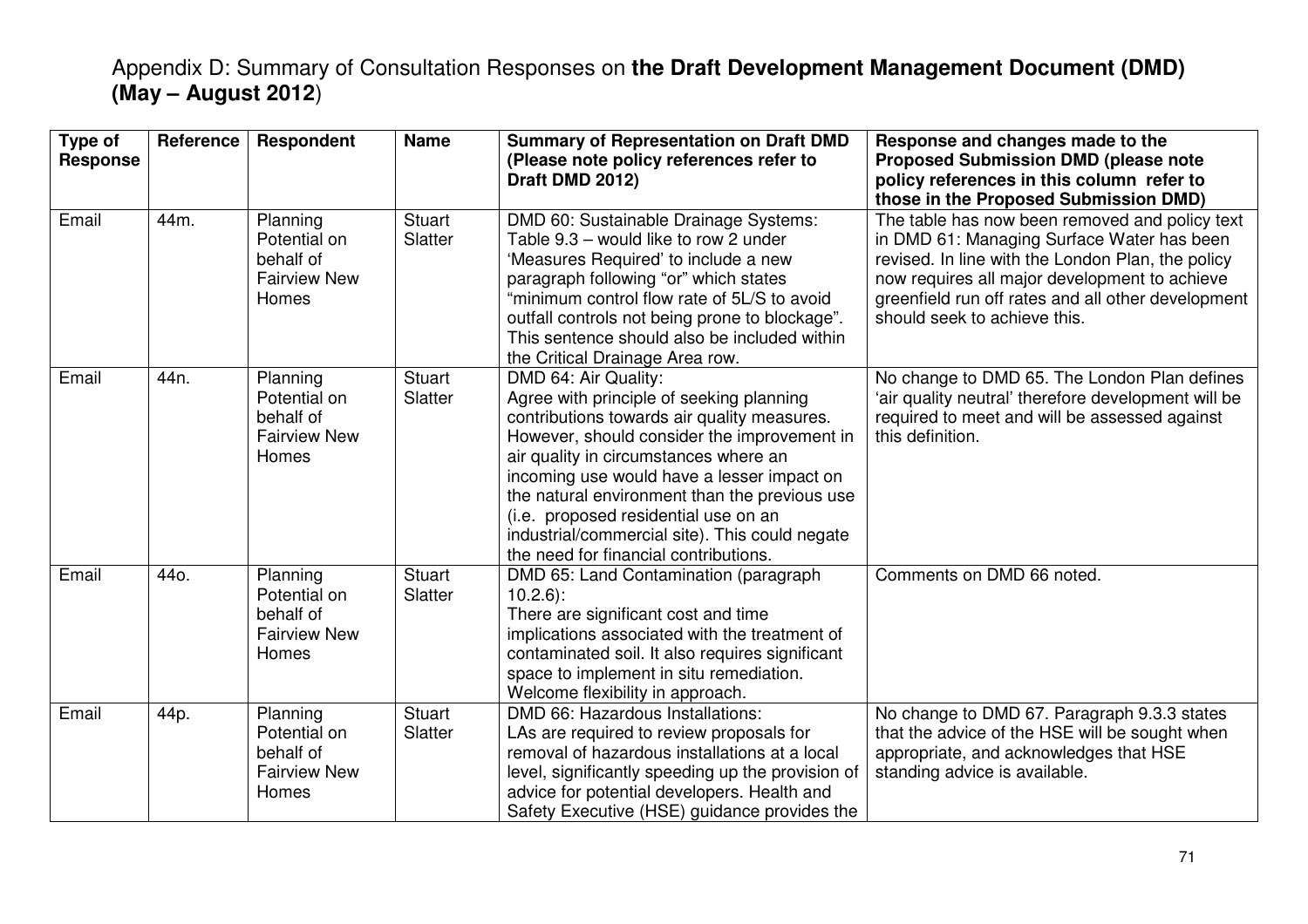# Appendix D: Summary of Consultation Responses on **the Draft Development Management Document (DMD) (May – August 2012**)

| Type of Response | Reference | Respondent | Name | Summary of Representation on Draft DMD (Please note policy references refer to Draft DMD 2012) | Response and changes made to the Proposed Submission DMD (please note policy references in this column refer to those in the Proposed Submission DMD) |
|---|---|---|---|---|---|
| Email | 44m. | Planning Potential on behalf of Fairview New Homes | Stuart Slatter | DMD 60: Sustainable Drainage Systems: Table 9.3 – would like to row 2 under 'Measures Required' to include a new paragraph following "or" which states "minimum control flow rate of 5L/S to avoid outfall controls not being prone to blockage". This sentence should also be included within the Critical Drainage Area row. | The table has now been removed and policy text in DMD 61: Managing Surface Water has been revised. In line with the London Plan, the policy now requires all major development to achieve greenfield run off rates and all other development should seek to achieve this. |
| Email | 44n. | Planning Potential on behalf of Fairview New Homes | Stuart Slatter | DMD 64: Air Quality: Agree with principle of seeking planning contributions towards air quality measures. However, should consider the improvement in air quality in circumstances where an incoming use would have a lesser impact on the natural environment than the previous use (i.e. proposed residential use on an industrial/commercial site). This could negate the need for financial contributions. | No change to DMD 65. The London Plan defines 'air quality neutral' therefore development will be required to meet and will be assessed against this definition. |
| Email | 44o. | Planning Potential on behalf of Fairview New Homes | Stuart Slatter | DMD 65: Land Contamination (paragraph 10.2.6): There are significant cost and time implications associated with the treatment of contaminated soil. It also requires significant space to implement in situ remediation. Welcome flexibility in approach. | Comments on DMD 66 noted. |
| Email | 44p. | Planning Potential on behalf of Fairview New Homes | Stuart Slatter | DMD 66: Hazardous Installations: LAs are required to review proposals for removal of hazardous installations at a local level, significantly speeding up the provision of advice for potential developers. Health and Safety Executive (HSE) guidance provides the | No change to DMD 67. Paragraph 9.3.3 states that the advice of the HSE will be sought when appropriate, and acknowledges that HSE standing advice is available. |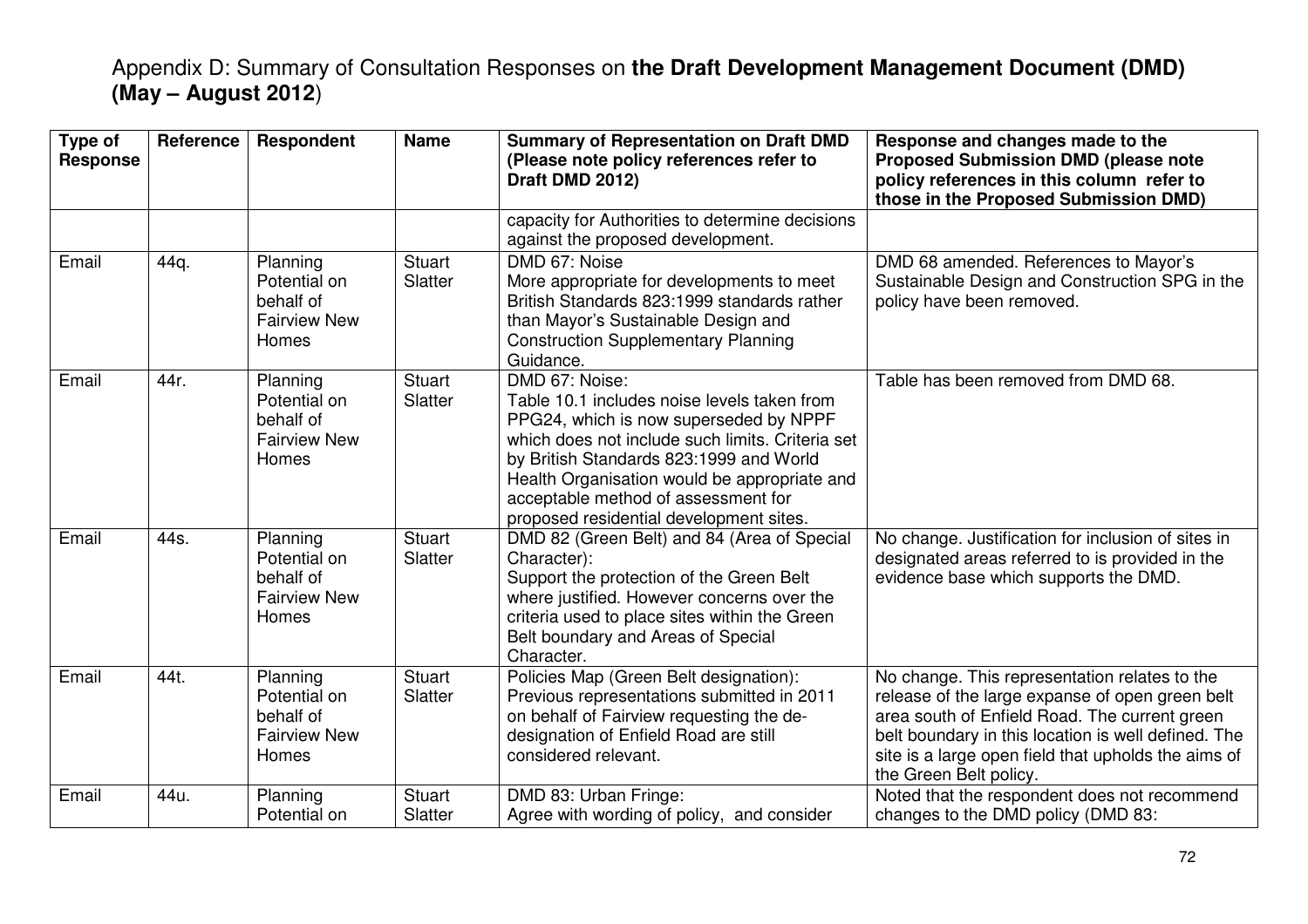## Appendix D: Summary of Consultation Responses on **the Draft Development Management Document (DMD) (May – August 2012)**

| Type of Response | Reference | Respondent | Name | Summary of Representation on Draft DMD (Please note policy references refer to Draft DMD 2012) | Response and changes made to the Proposed Submission DMD (please note policy references in this column refer to those in the Proposed Submission DMD) |
|---|---|---|---|---|---|
| | | | | capacity for Authorities to determine decisions against the proposed development. | |
| Email | 44q. | Planning Potential on behalf of Fairview New Homes | Stuart Slatter | DMD 67: Noise<br>More appropriate for developments to meet British Standards 823:1999 standards rather than Mayor's Sustainable Design and Construction Supplementary Planning Guidance. | DMD 68 amended. References to Mayor's Sustainable Design and Construction SPG in the policy have been removed. |
| Email | 44r. | Planning Potential on behalf of Fairview New Homes | Stuart Slatter | DMD 67: Noise:<br>Table 10.1 includes noise levels taken from PPG24, which is now superseded by NPPF which does not include such limits. Criteria set by British Standards 823:1999 and World Health Organisation would be appropriate and acceptable method of assessment for proposed residential development sites. | Table has been removed from DMD 68. |
| Email | 44s. | Planning Potential on behalf of Fairview New Homes | Stuart Slatter | DMD 82 (Green Belt) and 84 (Area of Special Character):<br>Support the protection of the Green Belt where justified. However concerns over the criteria used to place sites within the Green Belt boundary and Areas of Special Character. | No change. Justification for inclusion of sites in designated areas referred to is provided in the evidence base which supports the DMD. |
| Email | 44t. | Planning Potential on behalf of Fairview New Homes | Stuart Slatter | Policies Map (Green Belt designation):<br>Previous representations submitted in 2011 on behalf of Fairview requesting the de-designation of Enfield Road are still considered relevant. | No change. This representation relates to the release of the large expanse of open green belt area south of Enfield Road. The current green belt boundary in this location is well defined. The site is a large open field that upholds the aims of the Green Belt policy. |
| Email | 44u. | Planning Potential on | Stuart Slatter | DMD 83: Urban Fringe:<br>Agree with wording of policy, and consider | Noted that the respondent does not recommend changes to the DMD policy (DMD 83: |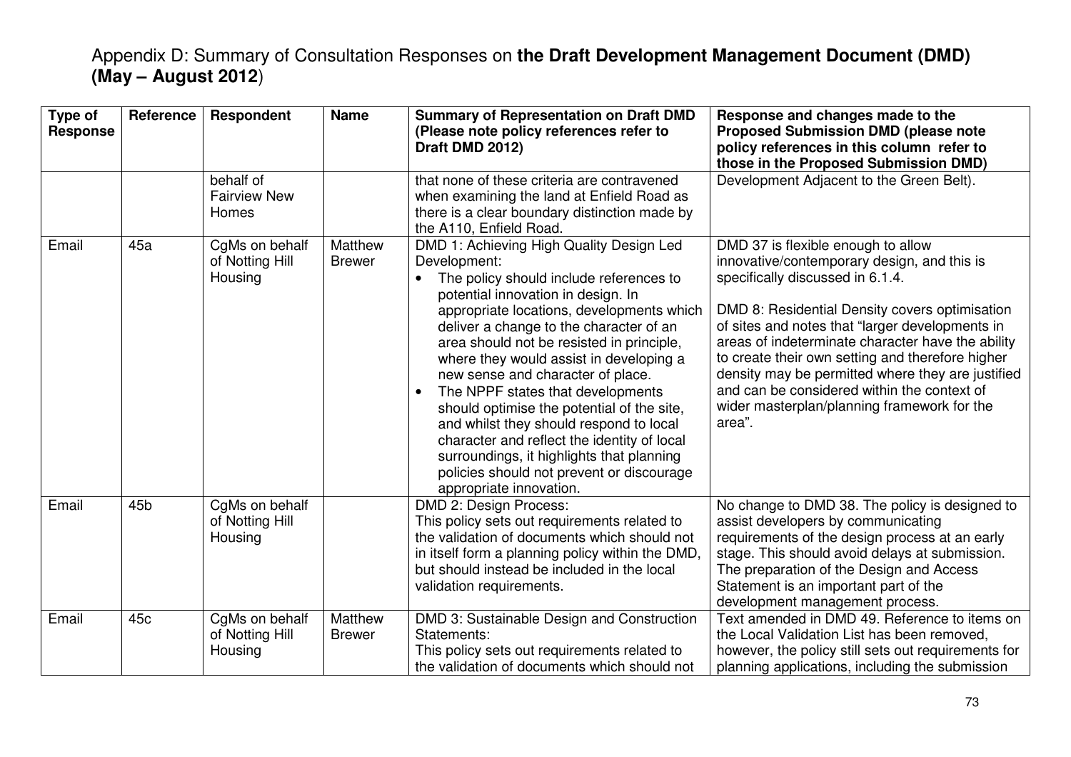# Appendix D: Summary of Consultation Responses on **the Draft Development Management Document (DMD) (May – August 2012**)

| Type of Response | Reference | Respondent | Name | Summary of Representation on Draft DMD (Please note policy references refer to Draft DMD 2012) | Response and changes made to the Proposed Submission DMD (please note policy references in this column refer to those in the Proposed Submission DMD) |
|---|---|---|---|---|---|
| | | behalf of Fairview New Homes | | that none of these criteria are contravened when examining the land at Enfield Road as there is a clear boundary distinction made by the A110, Enfield Road. | Development Adjacent to the Green Belt). |
| Email | 45a | CgMs on behalf of Notting Hill Housing | Matthew Brewer | DMD 1: Achieving High Quality Design Led Development:<br>• The policy should include references to potential innovation in design. In appropriate locations, developments which deliver a change to the character of an area should not be resisted in principle, where they would assist in developing a new sense and character of place.<br>• The NPPF states that developments should optimise the potential of the site, and whilst they should respond to local character and reflect the identity of local surroundings, it highlights that planning policies should not prevent or discourage appropriate innovation. | DMD 37 is flexible enough to allow innovative/contemporary design, and this is specifically discussed in 6.1.4.<br><br>DMD 8: Residential Density covers optimisation of sites and notes that "larger developments in areas of indeterminate character have the ability to create their own setting and therefore higher density may be permitted where they are justified and can be considered within the context of wider masterplan/planning framework for the area". |
| Email | 45b | CgMs on behalf of Notting Hill Housing | | DMD 2: Design Process:<br>This policy sets out requirements related to the validation of documents which should not in itself form a planning policy within the DMD, but should instead be included in the local validation requirements. | No change to DMD 38. The policy is designed to assist developers by communicating requirements of the design process at an early stage. This should avoid delays at submission. The preparation of the Design and Access Statement is an important part of the development management process. |
| Email | 45c | CgMs on behalf of Notting Hill Housing | Matthew Brewer | DMD 3: Sustainable Design and Construction Statements:<br>This policy sets out requirements related to the validation of documents which should not | Text amended in DMD 49. Reference to items on the Local Validation List has been removed, however, the policy still sets out requirements for planning applications, including the submission |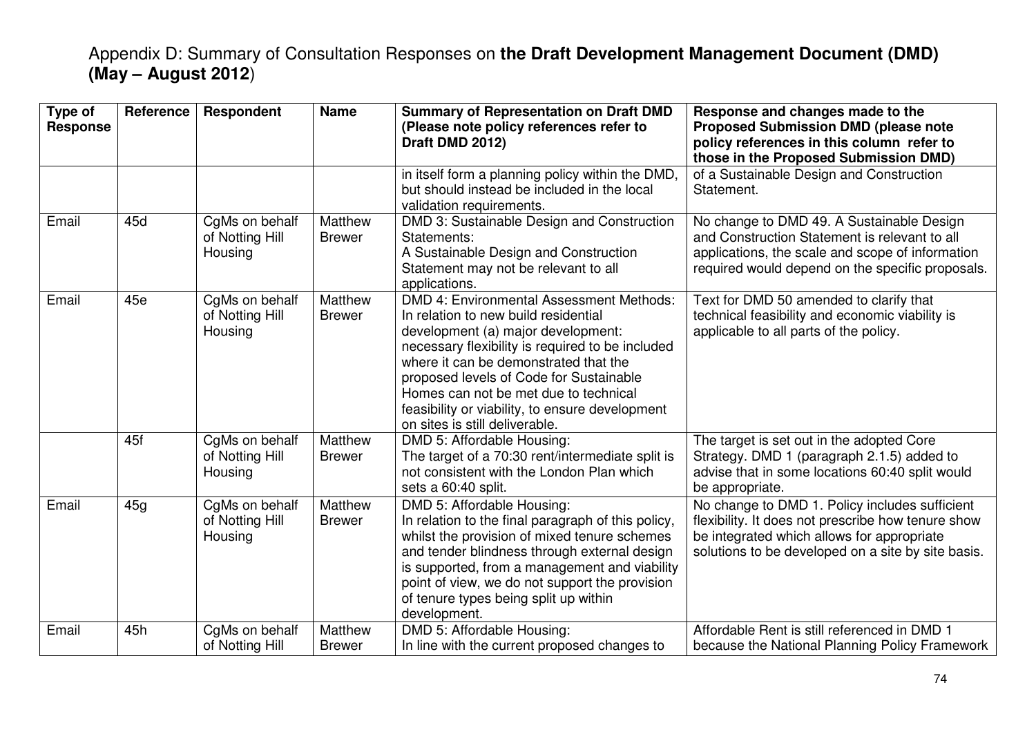Appendix D: Summary of Consultation Responses on **the Draft Development Management Document (DMD) (May – August 2012**)

| Type of Response | Reference | Respondent | Name | Summary of Representation on Draft DMD (Please note policy references refer to Draft DMD 2012) | Response and changes made to the Proposed Submission DMD (please note policy references in this column refer to those in the Proposed Submission DMD) |
|---|---|---|---|---|---|
| | | | | in itself form a planning policy within the DMD, but should instead be included in the local validation requirements. | of a Sustainable Design and Construction Statement. |
| Email | 45d | CgMs on behalf of Notting Hill Housing | Matthew Brewer | DMD 3: Sustainable Design and Construction Statements: A Sustainable Design and Construction Statement may not be relevant to all applications. | No change to DMD 49. A Sustainable Design and Construction Statement is relevant to all applications, the scale and scope of information required would depend on the specific proposals. |
| Email | 45e | CgMs on behalf of Notting Hill Housing | Matthew Brewer | DMD 4: Environmental Assessment Methods: In relation to new build residential development (a) major development: necessary flexibility is required to be included where it can be demonstrated that the proposed levels of Code for Sustainable Homes can not be met due to technical feasibility or viability, to ensure development on sites is still deliverable. | Text for DMD 50 amended to clarify that technical feasibility and economic viability is applicable to all parts of the policy. |
| | 45f | CgMs on behalf of Notting Hill Housing | Matthew Brewer | DMD 5: Affordable Housing: The target of a 70:30 rent/intermediate split is not consistent with the London Plan which sets a 60:40 split. | The target is set out in the adopted Core Strategy. DMD 1 (paragraph 2.1.5) added to advise that in some locations 60:40 split would be appropriate. |
| Email | 45g | CgMs on behalf of Notting Hill Housing | Matthew Brewer | DMD 5: Affordable Housing: In relation to the final paragraph of this policy, whilst the provision of mixed tenure schemes and tender blindness through external design is supported, from a management and viability point of view, we do not support the provision of tenure types being split up within development. | No change to DMD 1. Policy includes sufficient flexibility. It does not prescribe how tenure show be integrated which allows for appropriate solutions to be developed on a site by site basis. |
| Email | 45h | CgMs on behalf of Notting Hill | Matthew Brewer | DMD 5: Affordable Housing: In line with the current proposed changes to | Affordable Rent is still referenced in DMD 1 because the National Planning Policy Framework |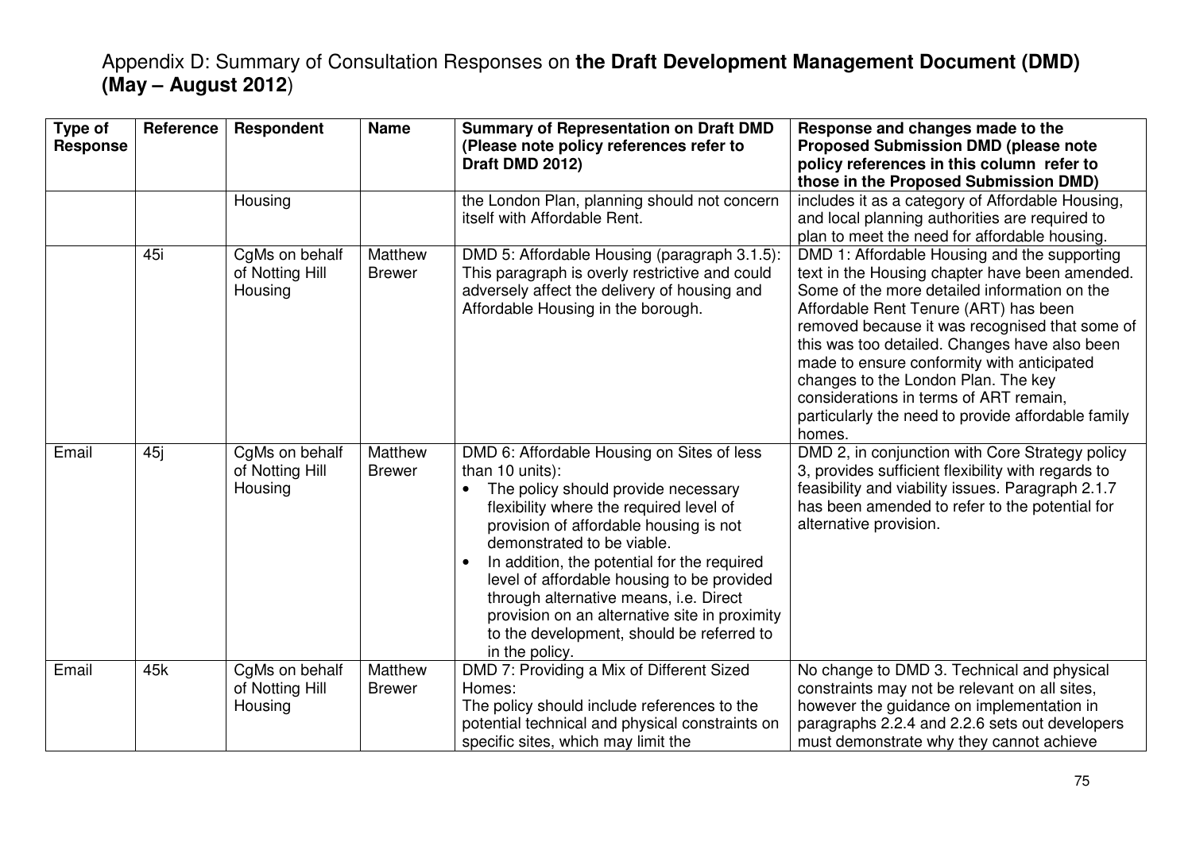Appendix D: Summary of Consultation Responses on **the Draft Development Management Document (DMD) (May – August 2012**)

| Type of Response | Reference | Respondent | Name | Summary of Representation on Draft DMD (Please note policy references refer to Draft DMD 2012) | Response and changes made to the Proposed Submission DMD (please note policy references in this column refer to those in the Proposed Submission DMD) |
|---|---|---|---|---|---|
| | | Housing | | the London Plan, planning should not concern itself with Affordable Rent. | includes it as a category of Affordable Housing, and local planning authorities are required to plan to meet the need for affordable housing. |
| | 45i | CgMs on behalf of Notting Hill Housing | Matthew Brewer | DMD 5: Affordable Housing (paragraph 3.1.5): This paragraph is overly restrictive and could adversely affect the delivery of housing and Affordable Housing in the borough. | DMD 1: Affordable Housing and the supporting text in the Housing chapter have been amended. Some of the more detailed information on the Affordable Rent Tenure (ART) has been removed because it was recognised that some of this was too detailed. Changes have also been made to ensure conformity with anticipated changes to the London Plan. The key considerations in terms of ART remain, particularly the need to provide affordable family homes. |
| Email | 45j | CgMs on behalf of Notting Hill Housing | Matthew Brewer | DMD 6: Affordable Housing on Sites of less than 10 units:<br>• The policy should provide necessary flexibility where the required level of provision of affordable housing is not demonstrated to be viable.<br>• In addition, the potential for the required level of affordable housing to be provided through alternative means, i.e. Direct provision on an alternative site in proximity to the development, should be referred to in the policy. | DMD 2, in conjunction with Core Strategy policy 3, provides sufficient flexibility with regards to feasibility and viability issues. Paragraph 2.1.7 has been amended to refer to the potential for alternative provision. |
| Email | 45k | CgMs on behalf of Notting Hill Housing | Matthew Brewer | DMD 7: Providing a Mix of Different Sized Homes:<br>The policy should include references to the potential technical and physical constraints on specific sites, which may limit the | No change to DMD 3. Technical and physical constraints may not be relevant on all sites, however the guidance on implementation in paragraphs 2.2.4 and 2.2.6 sets out developers must demonstrate why they cannot achieve |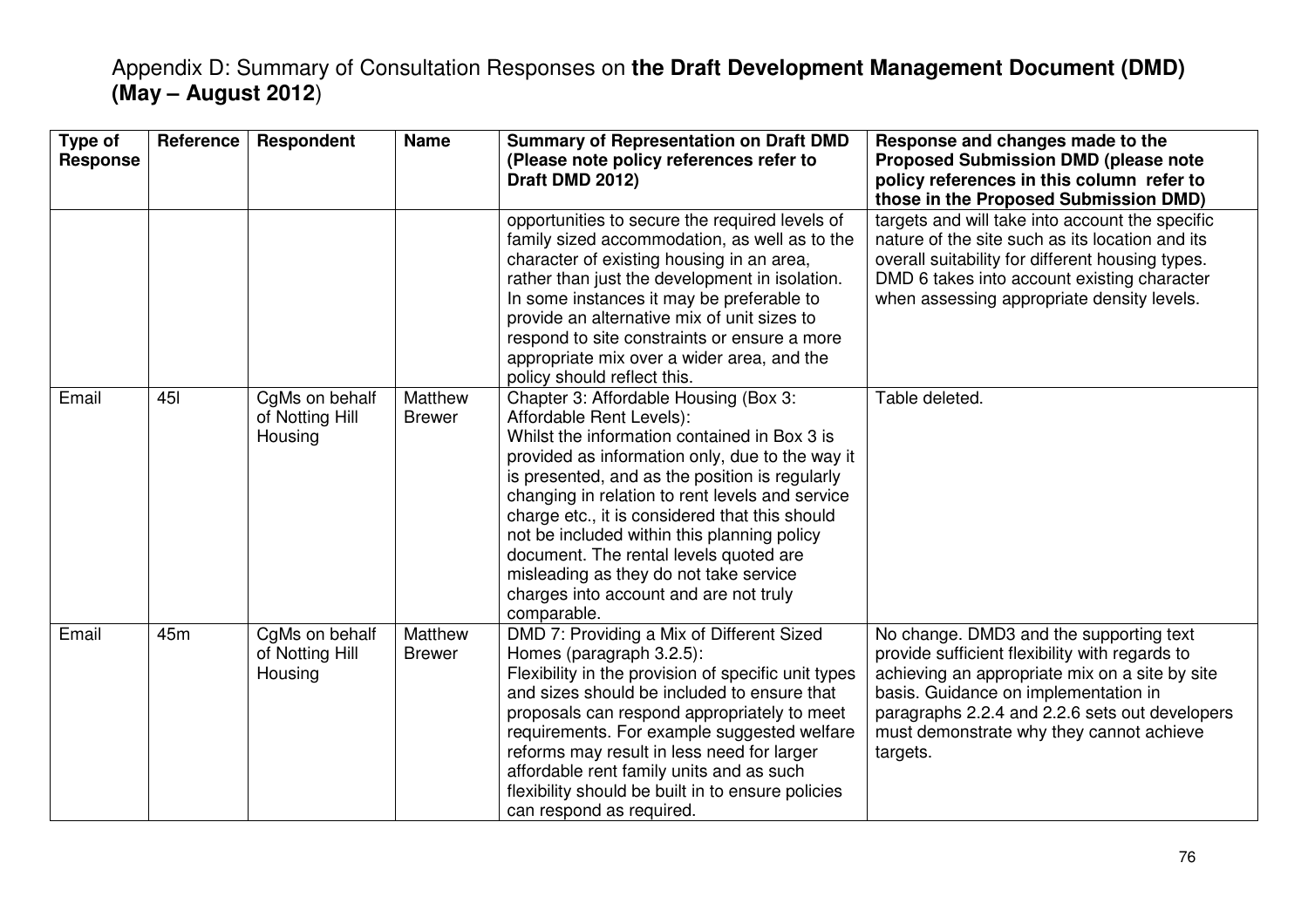# Appendix D: Summary of Consultation Responses on **the Draft Development Management Document (DMD) (May – August 2012**)

| Type of Response | Reference | Respondent | Name | Summary of Representation on Draft DMD (Please note policy references refer to Draft DMD 2012) | Response and changes made to the Proposed Submission DMD (please note policy references in this column refer to those in the Proposed Submission DMD) |
|---|---|---|---|---|---|
| | | | | opportunities to secure the required levels of family sized accommodation, as well as to the character of existing housing in an area, rather than just the development in isolation. In some instances it may be preferable to provide an alternative mix of unit sizes to respond to site constraints or ensure a more appropriate mix over a wider area, and the policy should reflect this. | targets and will take into account the specific nature of the site such as its location and its overall suitability for different housing types. DMD 6 takes into account existing character when assessing appropriate density levels. |
| Email | 45l | CgMs on behalf of Notting Hill Housing | Matthew Brewer | Chapter 3: Affordable Housing (Box 3: Affordable Rent Levels): Whilst the information contained in Box 3 is provided as information only, due to the way it is presented, and as the position is regularly changing in relation to rent levels and service charge etc., it is considered that this should not be included within this planning policy document. The rental levels quoted are misleading as they do not take service charges into account and are not truly comparable. | Table deleted. |
| Email | 45m | CgMs on behalf of Notting Hill Housing | Matthew Brewer | DMD 7: Providing a Mix of Different Sized Homes (paragraph 3.2.5): Flexibility in the provision of specific unit types and sizes should be included to ensure that proposals can respond appropriately to meet requirements. For example suggested welfare reforms may result in less need for larger affordable rent family units and as such flexibility should be built in to ensure policies can respond as required. | No change. DMD3 and the supporting text provide sufficient flexibility with regards to achieving an appropriate mix on a site by site basis. Guidance on implementation in paragraphs 2.2.4 and 2.2.6 sets out developers must demonstrate why they cannot achieve targets. |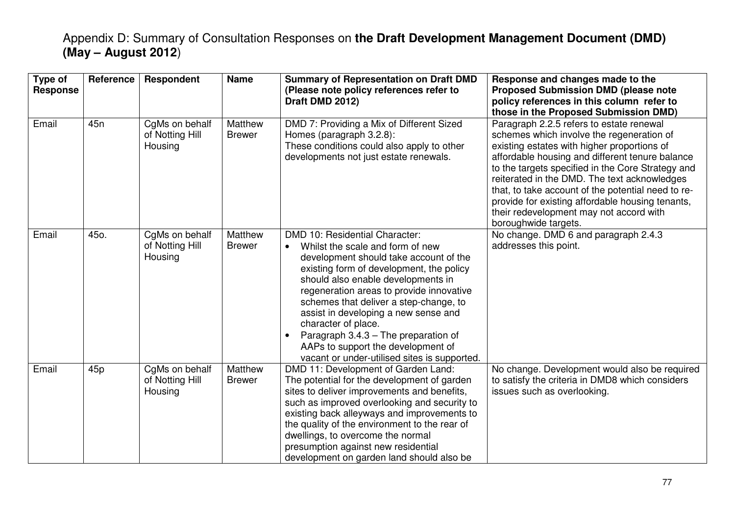# Appendix D: Summary of Consultation Responses on **the Draft Development Management Document (DMD) (May – August 2012)**

| Type of Response | Reference | Respondent | Name | Summary of Representation on Draft DMD (Please note policy references refer to Draft DMD 2012) | Response and changes made to the Proposed Submission DMD (please note policy references in this column refer to those in the Proposed Submission DMD) |
|---|---|---|---|---|---|
| Email | 45n | CgMs on behalf of Notting Hill Housing | Matthew Brewer | DMD 7: Providing a Mix of Different Sized Homes (paragraph 3.2.8): These conditions could also apply to other developments not just estate renewals. | Paragraph 2.2.5 refers to estate renewal schemes which involve the regeneration of existing estates with higher proportions of affordable housing and different tenure balance to the targets specified in the Core Strategy and reiterated in the DMD. The text acknowledges that, to take account of the potential need to re-provide for existing affordable housing tenants, their redevelopment may not accord with boroughwide targets. |
| Email | 45o. | CgMs on behalf of Notting Hill Housing | Matthew Brewer | DMD 10: Residential Character: <br>• Whilst the scale and form of new development should take account of the existing form of development, the policy should also enable developments in regeneration areas to provide innovative schemes that deliver a step-change, to assist in developing a new sense and character of place. <br>• Paragraph 3.4.3 – The preparation of AAPs to support the development of vacant or under-utilised sites is supported. | No change. DMD 6 and paragraph 2.4.3 addresses this point. |
| Email | 45p | CgMs on behalf of Notting Hill Housing | Matthew Brewer | DMD 11: Development of Garden Land: The potential for the development of garden sites to deliver improvements and benefits, such as improved overlooking and security to existing back alleyways and improvements to the quality of the environment to the rear of dwellings, to overcome the normal presumption against new residential development on garden land should also be | No change. Development would also be required to satisfy the criteria in DMD8 which considers issues such as overlooking. |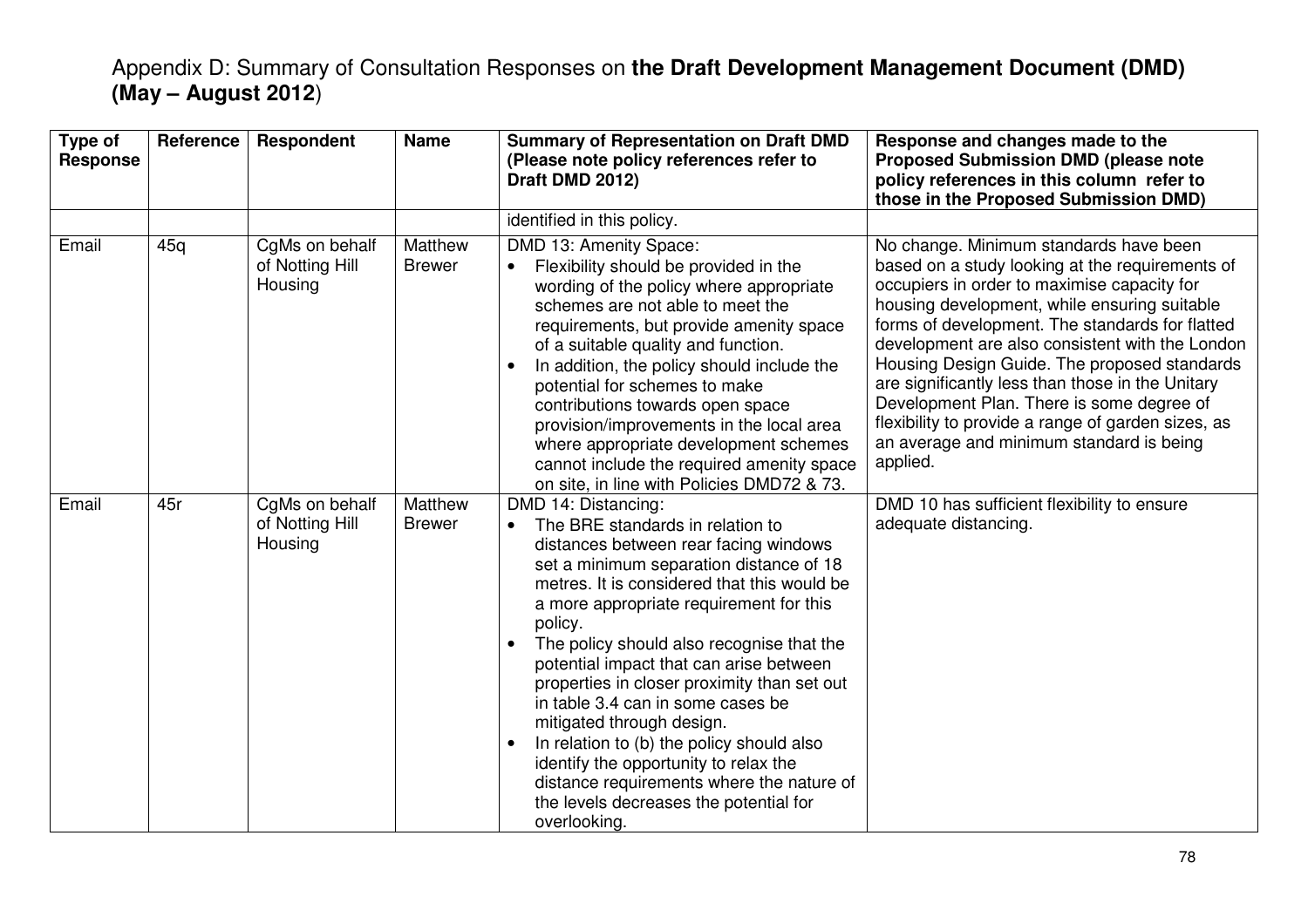# Appendix D: Summary of Consultation Responses on **the Draft Development Management Document (DMD) (May – August 2012)**

| Type of Response | Reference | Respondent | Name | Summary of Representation on Draft DMD (Please note policy references refer to Draft DMD 2012) | Response and changes made to the Proposed Submission DMD (please note policy references in this column refer to those in the Proposed Submission DMD) |
|---|---|---|---|---|---|
| | | | | identified in this policy. | |
| Email | 45q | CgMs on behalf of Notting Hill Housing | Matthew Brewer | DMD 13: Amenity Space:<br>• Flexibility should be provided in the wording of the policy where appropriate schemes are not able to meet the requirements, but provide amenity space of a suitable quality and function.<br>• In addition, the policy should include the potential for schemes to make contributions towards open space provision/improvements in the local area where appropriate development schemes cannot include the required amenity space on site, in line with Policies DMD72 & 73. | No change. Minimum standards have been based on a study looking at the requirements of occupiers in order to maximise capacity for housing development, while ensuring suitable forms of development. The standards for flatted development are also consistent with the London Housing Design Guide. The proposed standards are significantly less than those in the Unitary Development Plan. There is some degree of flexibility to provide a range of garden sizes, as an average and minimum standard is being applied. |
| Email | 45r | CgMs on behalf of Notting Hill Housing | Matthew Brewer | DMD 14: Distancing:<br>• The BRE standards in relation to distances between rear facing windows set a minimum separation distance of 18 metres. It is considered that this would be a more appropriate requirement for this policy.<br>• The policy should also recognise that the potential impact that can arise between properties in closer proximity than set out in table 3.4 can in some cases be mitigated through design.<br>• In relation to (b) the policy should also identify the opportunity to relax the distance requirements where the nature of the levels decreases the potential for overlooking. | DMD 10 has sufficient flexibility to ensure adequate distancing. |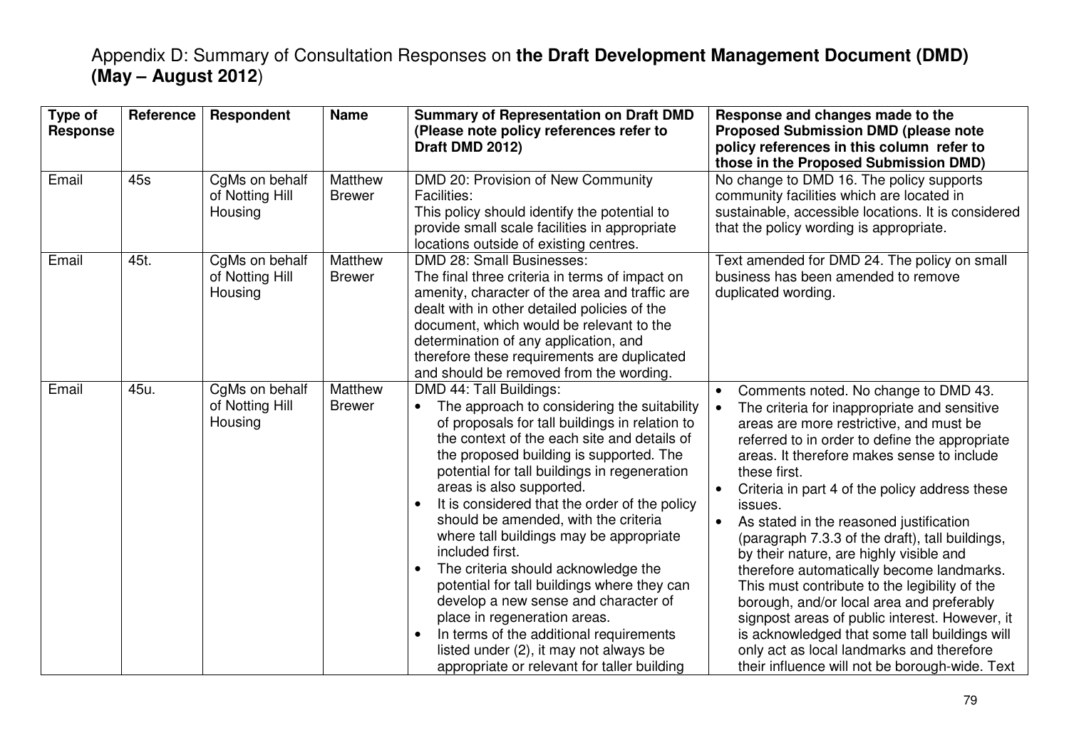Appendix D: Summary of Consultation Responses on **the Draft Development Management Document (DMD) (May – August 2012**)

| Type of Response | Reference | Respondent | Name | Summary of Representation on Draft DMD (Please note policy references refer to Draft DMD 2012) | Response and changes made to the Proposed Submission DMD (please note policy references in this column refer to those in the Proposed Submission DMD) |
|---|---|---|---|---|---|
| Email | 45s | CgMs on behalf of Notting Hill Housing | Matthew Brewer | DMD 20: Provision of New Community Facilities:<br>This policy should identify the potential to provide small scale facilities in appropriate locations outside of existing centres. | No change to DMD 16. The policy supports community facilities which are located in sustainable, accessible locations. It is considered that the policy wording is appropriate. |
| Email | 45t. | CgMs on behalf of Notting Hill Housing | Matthew Brewer | DMD 28: Small Businesses:<br>The final three criteria in terms of impact on amenity, character of the area and traffic are dealt with in other detailed policies of the document, which would be relevant to the determination of any application, and therefore these requirements are duplicated and should be removed from the wording. | Text amended for DMD 24. The policy on small business has been amended to remove duplicated wording. |
| Email | 45u. | CgMs on behalf of Notting Hill Housing | Matthew Brewer | DMD 44: Tall Buildings:<br>• The approach to considering the suitability of proposals for tall buildings in relation to the context of the each site and details of the proposed building is supported. The potential for tall buildings in regeneration areas is also supported.<br>• It is considered that the order of the policy should be amended, with the criteria where tall buildings may be appropriate included first.<br>• The criteria should acknowledge the potential for tall buildings where they can develop a new sense and character of place in regeneration areas.<br>• In terms of the additional requirements listed under (2), it may not always be appropriate or relevant for taller building | • Comments noted. No change to DMD 43.<br>• The criteria for inappropriate and sensitive areas are more restrictive, and must be referred to in order to define the appropriate areas. It therefore makes sense to include these first.<br>• Criteria in part 4 of the policy address these issues.<br>• As stated in the reasoned justification (paragraph 7.3.3 of the draft), tall buildings, by their nature, are highly visible and therefore automatically become landmarks. This must contribute to the legibility of the borough, and/or local area and preferably signpost areas of public interest. However, it is acknowledged that some tall buildings will only act as local landmarks and therefore their influence will not be borough-wide. Text |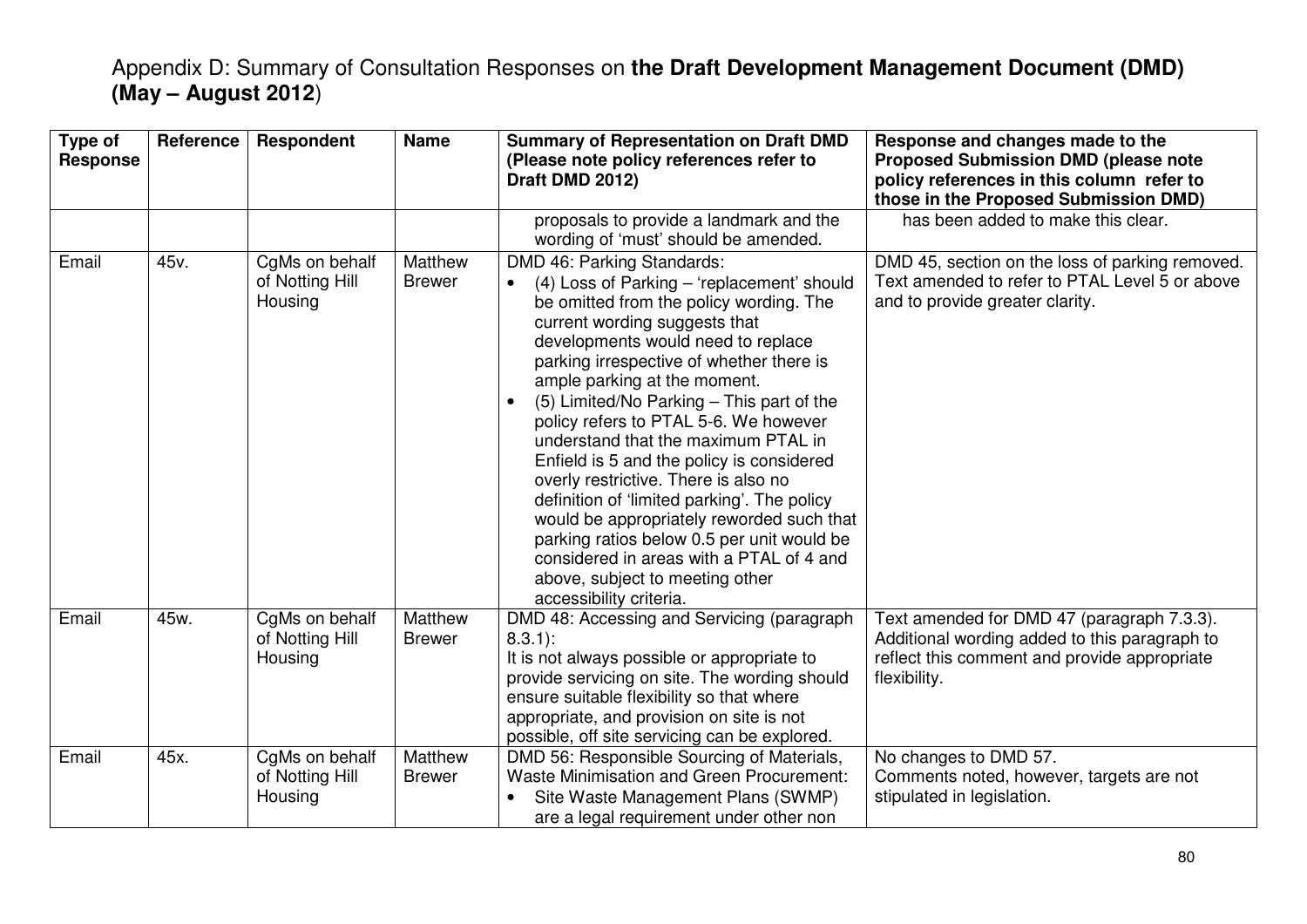# Appendix D: Summary of Consultation Responses on **the Draft Development Management Document (DMD) (May – August 2012**)

| Type of Response | Reference | Respondent | Name | Summary of Representation on Draft DMD (Please note policy references refer to Draft DMD 2012) | Response and changes made to the Proposed Submission DMD (please note policy references in this column refer to those in the Proposed Submission DMD) |
|---|---|---|---|---|---|
| | | | | proposals to provide a landmark and the wording of 'must' should be amended. | has been added to make this clear. |
| Email | 45v. | CgMs on behalf of Notting Hill Housing | Matthew Brewer | DMD 46: Parking Standards:<br>• (4) Loss of Parking – 'replacement' should be omitted from the policy wording. The current wording suggests that developments would need to replace parking irrespective of whether there is ample parking at the moment.<br>• (5) Limited/No Parking – This part of the policy refers to PTAL 5-6. We however understand that the maximum PTAL in Enfield is 5 and the policy is considered overly restrictive. There is also no definition of 'limited parking'. The policy would be appropriately reworded such that parking ratios below 0.5 per unit would be considered in areas with a PTAL of 4 and above, subject to meeting other accessibility criteria. | DMD 45, section on the loss of parking removed. Text amended to refer to PTAL Level 5 or above and to provide greater clarity. |
| Email | 45w. | CgMs on behalf of Notting Hill Housing | Matthew Brewer | DMD 48: Accessing and Servicing (paragraph 8.3.1):<br>It is not always possible or appropriate to provide servicing on site. The wording should ensure suitable flexibility so that where appropriate, and provision on site is not possible, off site servicing can be explored. | Text amended for DMD 47 (paragraph 7.3.3). Additional wording added to this paragraph to reflect this comment and provide appropriate flexibility. |
| Email | 45x. | CgMs on behalf of Notting Hill Housing | Matthew Brewer | DMD 56: Responsible Sourcing of Materials, Waste Minimisation and Green Procurement:<br>• Site Waste Management Plans (SWMP) are a legal requirement under other non | No changes to DMD 57.<br>Comments noted, however, targets are not stipulated in legislation. |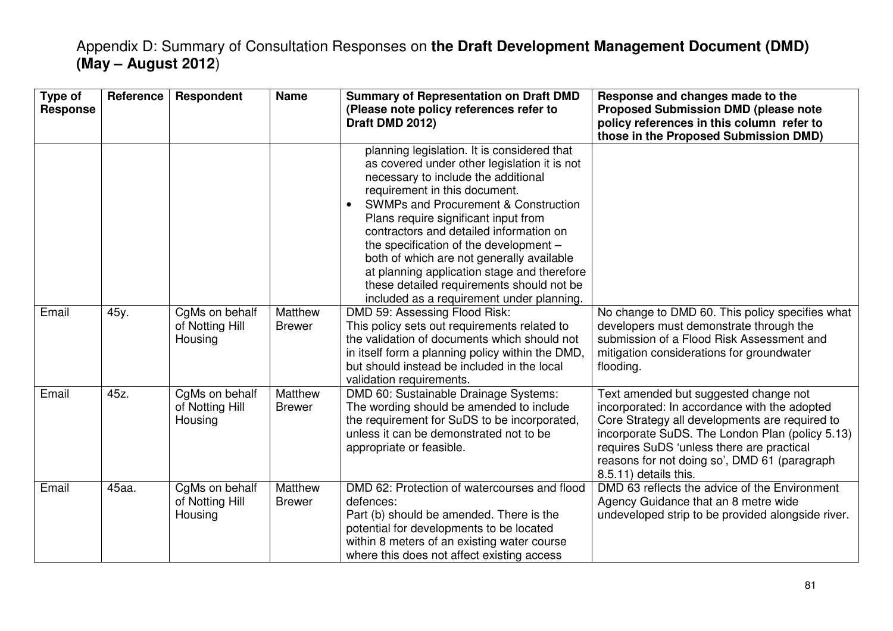# Appendix D: Summary of Consultation Responses on **the Draft Development Management Document (DMD) (May – August 2012)**

| Type of Response | Reference | Respondent | Name | Summary of Representation on Draft DMD (Please note policy references refer to Draft DMD 2012) | Response and changes made to the Proposed Submission DMD (please note policy references in this column refer to those in the Proposed Submission DMD) |
|---|---|---|---|---|---|
| | | | | planning legislation. It is considered that as covered under other legislation it is not necessary to include the additional requirement in this document.<br>• SWMPs and Procurement & Construction Plans require significant input from contractors and detailed information on the specification of the development – both of which are not generally available at planning application stage and therefore these detailed requirements should not be included as a requirement under planning. | |
| Email | 45y. | CgMs on behalf of Notting Hill Housing | Matthew Brewer | DMD 59: Assessing Flood Risk:<br>This policy sets out requirements related to the validation of documents which should not in itself form a planning policy within the DMD, but should instead be included in the local validation requirements. | No change to DMD 60. This policy specifies what developers must demonstrate through the submission of a Flood Risk Assessment and mitigation considerations for groundwater flooding. |
| Email | 45z. | CgMs on behalf of Notting Hill Housing | Matthew Brewer | DMD 60: Sustainable Drainage Systems:<br>The wording should be amended to include the requirement for SuDS to be incorporated, unless it can be demonstrated not to be appropriate or feasible. | Text amended but suggested change not incorporated: In accordance with the adopted Core Strategy all developments are required to incorporate SuDS. The London Plan (policy 5.13) requires SuDS 'unless there are practical reasons for not doing so', DMD 61 (paragraph 8.5.11) details this. |
| Email | 45aa. | CgMs on behalf of Notting Hill Housing | Matthew Brewer | DMD 62: Protection of watercourses and flood defences:<br>Part (b) should be amended. There is the potential for developments to be located within 8 meters of an existing water course where this does not affect existing access | DMD 63 reflects the advice of the Environment Agency Guidance that an 8 metre wide undeveloped strip to be provided alongside river. |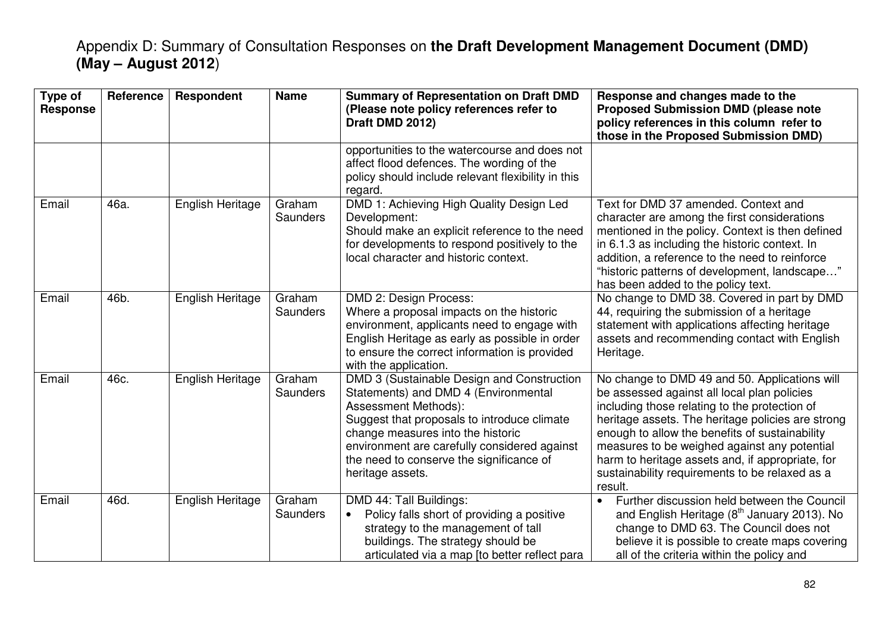Appendix D: Summary of Consultation Responses on **the Draft Development Management Document (DMD) (May – August 2012**)

| Type of Response | Reference | Respondent | Name | Summary of Representation on Draft DMD (Please note policy references refer to Draft DMD 2012) | Response and changes made to the Proposed Submission DMD (please note policy references in this column refer to those in the Proposed Submission DMD) |
|---|---|---|---|---|---|
| | | | | opportunities to the watercourse and does not affect flood defences. The wording of the policy should include relevant flexibility in this regard. | |
| Email | 46a. | English Heritage | Graham Saunders | DMD 1: Achieving High Quality Design Led Development:<br>Should make an explicit reference to the need for developments to respond positively to the local character and historic context. | Text for DMD 37 amended. Context and character are among the first considerations mentioned in the policy. Context is then defined in 6.1.3 as including the historic context. In addition, a reference to the need to reinforce "historic patterns of development, landscape…" has been added to the policy text. |
| Email | 46b. | English Heritage | Graham Saunders | DMD 2: Design Process:<br>Where a proposal impacts on the historic environment, applicants need to engage with English Heritage as early as possible in order to ensure the correct information is provided with the application. | No change to DMD 38. Covered in part by DMD 44, requiring the submission of a heritage statement with applications affecting heritage assets and recommending contact with English Heritage. |
| Email | 46c. | English Heritage | Graham Saunders | DMD 3 (Sustainable Design and Construction Statements) and DMD 4 (Environmental Assessment Methods):<br>Suggest that proposals to introduce climate change measures into the historic environment are carefully considered against the need to conserve the significance of heritage assets. | No change to DMD 49 and 50. Applications will be assessed against all local plan policies including those relating to the protection of heritage assets. The heritage policies are strong enough to allow the benefits of sustainability measures to be weighed against any potential harm to heritage assets and, if appropriate, for sustainability requirements to be relaxed as a result. |
| Email | 46d. | English Heritage | Graham Saunders | DMD 44: Tall Buildings:<br>• Policy falls short of providing a positive strategy to the management of tall buildings. The strategy should be articulated via a map [to better reflect para | • Further discussion held between the Council and English Heritage (8th January 2013). No change to DMD 63. The Council does not believe it is possible to create maps covering all of the criteria within the policy and |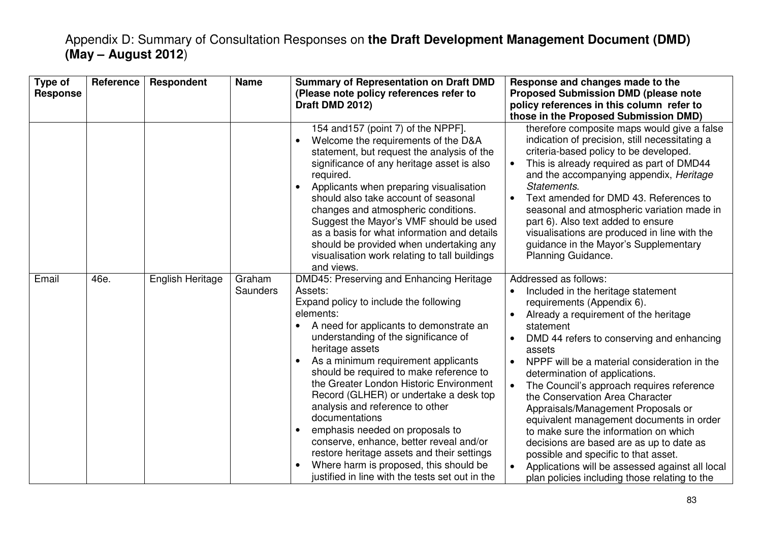# Appendix D: Summary of Consultation Responses on **the Draft Development Management Document (DMD) (May – August 2012**)

| Type of Response | Reference | Respondent | Name | Summary of Representation on Draft DMD (Please note policy references refer to Draft DMD 2012) | Response and changes made to the Proposed Submission DMD (please note policy references in this column refer to those in the Proposed Submission DMD) |
|---|---|---|---|---|---|
| | | | | 154 and157 (point 7) of the NPPF].<br>• Welcome the requirements of the D&A statement, but request the analysis of the significance of any heritage asset is also required.<br>• Applicants when preparing visualisation should also take account of seasonal changes and atmospheric conditions. Suggest the Mayor's VMF should be used as a basis for what information and details should be provided when undertaking any visualisation work relating to tall buildings and views. | therefore composite maps would give a false indication of precision, still necessitating a criteria-based policy to be developed.<br>• This is already required as part of DMD44 and the accompanying appendix, *Heritage Statements*.<br>• Text amended for DMD 43. References to seasonal and atmospheric variation made in part 6). Also text added to ensure visualisations are produced in line with the guidance in the Mayor's Supplementary Planning Guidance. |
| Email | 46e. | English Heritage | Graham Saunders | DMD45: Preserving and Enhancing Heritage Assets:<br>Expand policy to include the following elements:<br>• A need for applicants to demonstrate an understanding of the significance of heritage assets<br>• As a minimum requirement applicants should be required to make reference to the Greater London Historic Environment Record (GLHER) or undertake a desk top analysis and reference to other documentations<br>• emphasis needed on proposals to conserve, enhance, better reveal and/or restore heritage assets and their settings<br>• Where harm is proposed, this should be justified in line with the tests set out in the | Addressed as follows:<br>• Included in the heritage statement requirements (Appendix 6).<br>• Already a requirement of the heritage statement<br>• DMD 44 refers to conserving and enhancing assets<br>• NPPF will be a material consideration in the determination of applications.<br>• The Council's approach requires reference the Conservation Area Character Appraisals/Management Proposals or equivalent management documents in order to make sure the information on which decisions are based are as up to date as possible and specific to that asset.<br>• Applications will be assessed against all local plan policies including those relating to the |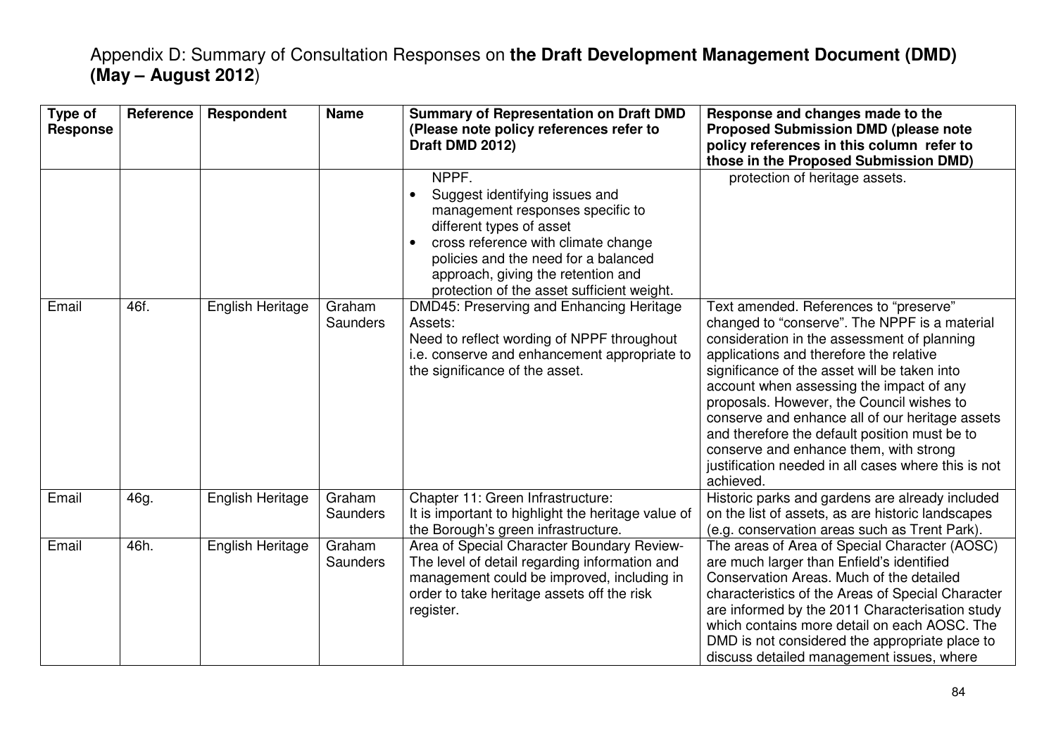# Appendix D: Summary of Consultation Responses on **the Draft Development Management Document (DMD) (May – August 2012**)

| Type of Response | Reference | Respondent | Name | Summary of Representation on Draft DMD (Please note policy references refer to Draft DMD 2012) | Response and changes made to the Proposed Submission DMD (please note policy references in this column refer to those in the Proposed Submission DMD) |
|---|---|---|---|---|---|
| | | | | NPPF.<br>• Suggest identifying issues and management responses specific to different types of asset<br>• cross reference with climate change policies and the need for a balanced approach, giving the retention and protection of the asset sufficient weight. | protection of heritage assets. |
| Email | 46f. | English Heritage | Graham Saunders | DMD45: Preserving and Enhancing Heritage Assets:<br>Need to reflect wording of NPPF throughout i.e. conserve and enhancement appropriate to the significance of the asset. | Text amended. References to "preserve" changed to "conserve". The NPPF is a material consideration in the assessment of planning applications and therefore the relative significance of the asset will be taken into account when assessing the impact of any proposals. However, the Council wishes to conserve and enhance all of our heritage assets and therefore the default position must be to conserve and enhance them, with strong justification needed in all cases where this is not achieved. |
| Email | 46g. | English Heritage | Graham Saunders | Chapter 11: Green Infrastructure:<br>It is important to highlight the heritage value of the Borough's green infrastructure. | Historic parks and gardens are already included on the list of assets, as are historic landscapes (e.g. conservation areas such as Trent Park). |
| Email | 46h. | English Heritage | Graham Saunders | Area of Special Character Boundary Review-<br>The level of detail regarding information and management could be improved, including in order to take heritage assets off the risk register. | The areas of Area of Special Character (AOSC) are much larger than Enfield's identified Conservation Areas. Much of the detailed characteristics of the Areas of Special Character are informed by the 2011 Characterisation study which contains more detail on each AOSC. The DMD is not considered the appropriate place to discuss detailed management issues, where |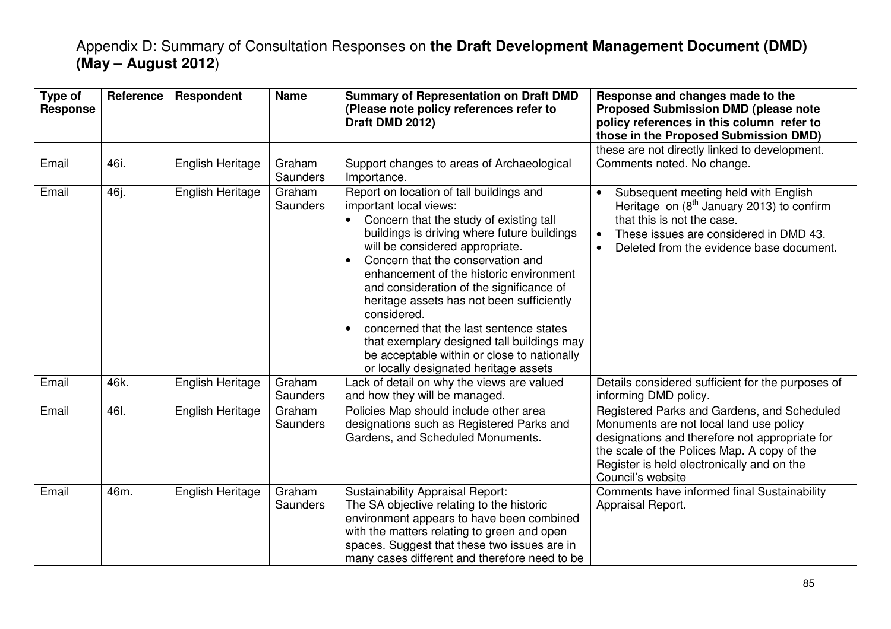Appendix D: Summary of Consultation Responses on **the Draft Development Management Document (DMD) (May – August 2012**)

| Type of Response | Reference | Respondent | Name | Summary of Representation on Draft DMD (Please note policy references refer to Draft DMD 2012) | Response and changes made to the Proposed Submission DMD (please note policy references in this column refer to those in the Proposed Submission DMD) |
|---|---|---|---|---|---|
| | | | | | these are not directly linked to development. |
| Email | 46i. | English Heritage | Graham Saunders | Support changes to areas of Archaeological Importance. | Comments noted. No change. |
| Email | 46j. | English Heritage | Graham Saunders | Report on location of tall buildings and important local views: <br>• Concern that the study of existing tall buildings is driving where future buildings will be considered appropriate. <br>• Concern that the conservation and enhancement of the historic environment and consideration of the significance of heritage assets has not been sufficiently considered. <br>• concerned that the last sentence states that exemplary designed tall buildings may be acceptable within or close to nationally or locally designated heritage assets | • Subsequent meeting held with English Heritage on (8th January 2013) to confirm that this is not the case. <br>• These issues are considered in DMD 43. <br>• Deleted from the evidence base document. |
| Email | 46k. | English Heritage | Graham Saunders | Lack of detail on why the views are valued and how they will be managed. | Details considered sufficient for the purposes of informing DMD policy. |
| Email | 46l. | English Heritage | Graham Saunders | Policies Map should include other area designations such as Registered Parks and Gardens, and Scheduled Monuments. | Registered Parks and Gardens, and Scheduled Monuments are not local land use policy designations and therefore not appropriate for the scale of the Polices Map. A copy of the Register is held electronically and on the Council's website |
| Email | 46m. | English Heritage | Graham Saunders | Sustainability Appraisal Report: <br>The SA objective relating to the historic environment appears to have been combined with the matters relating to green and open spaces. Suggest that these two issues are in many cases different and therefore need to be | Comments have informed final Sustainability Appraisal Report. |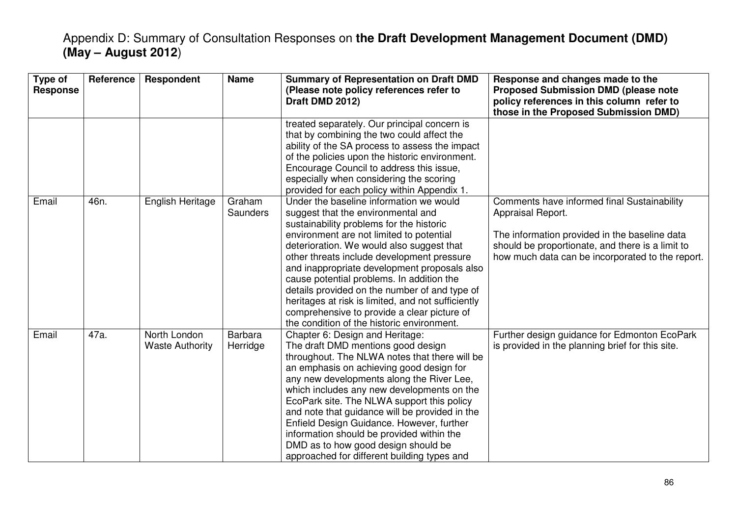Appendix D: Summary of Consultation Responses on **the Draft Development Management Document (DMD) (May – August 2012**)

| Type of Response | Reference | Respondent | Name | Summary of Representation on Draft DMD (Please note policy references refer to Draft DMD 2012) | Response and changes made to the Proposed Submission DMD (please note policy references in this column refer to those in the Proposed Submission DMD) |
|---|---|---|---|---|---|
| | | | | treated separately. Our principal concern is that by combining the two could affect the ability of the SA process to assess the impact of the policies upon the historic environment. Encourage Council to address this issue, especially when considering the scoring provided for each policy within Appendix 1. | |
| Email | 46n. | English Heritage | Graham Saunders | Under the baseline information we would suggest that the environmental and sustainability problems for the historic environment are not limited to potential deterioration. We would also suggest that other threats include development pressure and inappropriate development proposals also cause potential problems. In addition the details provided on the number of and type of heritages at risk is limited, and not sufficiently comprehensive to provide a clear picture of the condition of the historic environment. | Comments have informed final Sustainability Appraisal Report.<br><br>The information provided in the baseline data should be proportionate, and there is a limit to how much data can be incorporated to the report. |
| Email | 47a. | North London Waste Authority | Barbara Herridge | Chapter 6: Design and Heritage:<br>The draft DMD mentions good design throughout. The NLWA notes that there will be an emphasis on achieving good design for any new developments along the River Lee, which includes any new developments on the EcoPark site. The NLWA support this policy and note that guidance will be provided in the Enfield Design Guidance. However, further information should be provided within the DMD as to how good design should be approached for different building types and | Further design guidance for Edmonton EcoPark is provided in the planning brief for this site. |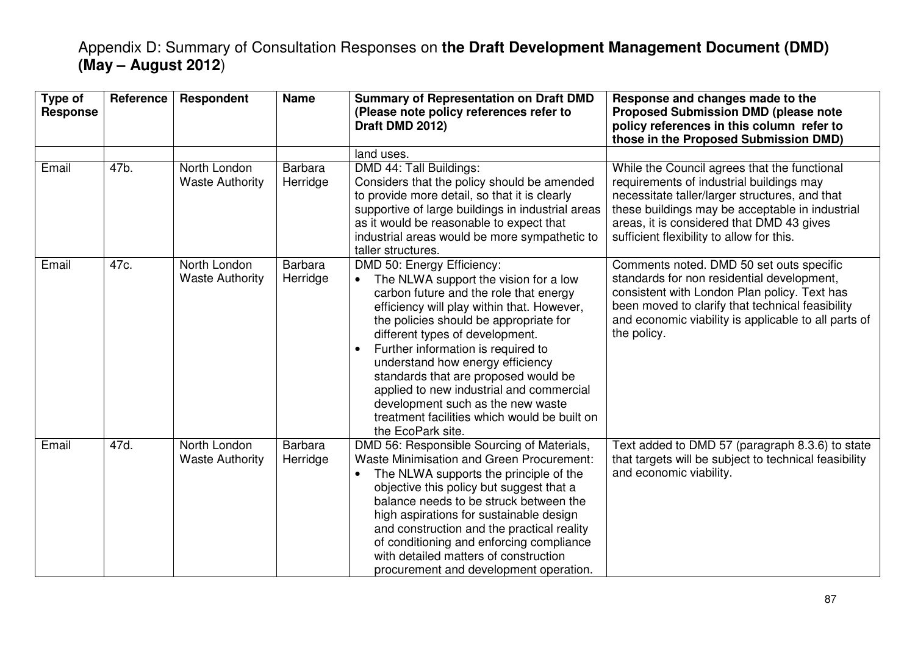# Appendix D: Summary of Consultation Responses on **the Draft Development Management Document (DMD) (May – August 2012**)

| Type of Response | Reference | Respondent | Name | Summary of Representation on Draft DMD (Please note policy references refer to Draft DMD 2012) | Response and changes made to the Proposed Submission DMD (please note policy references in this column refer to those in the Proposed Submission DMD) |
|---|---|---|---|---|---|
| | | | | land uses. | |
| Email | 47b. | North London Waste Authority | Barbara Herridge | DMD 44: Tall Buildings: Considers that the policy should be amended to provide more detail, so that it is clearly supportive of large buildings in industrial areas as it would be reasonable to expect that industrial areas would be more sympathetic to taller structures. | While the Council agrees that the functional requirements of industrial buildings may necessitate taller/larger structures, and that these buildings may be acceptable in industrial areas, it is considered that DMD 43 gives sufficient flexibility to allow for this. |
| Email | 47c. | North London Waste Authority | Barbara Herridge | DMD 50: Energy Efficiency:<br>• The NLWA support the vision for a low carbon future and the role that energy efficiency will play within that. However, the policies should be appropriate for different types of development.<br>• Further information is required to understand how energy efficiency standards that are proposed would be applied to new industrial and commercial development such as the new waste treatment facilities which would be built on the EcoPark site. | Comments noted. DMD 50 set outs specific standards for non residential development, consistent with London Plan policy. Text has been moved to clarify that technical feasibility and economic viability is applicable to all parts of the policy. |
| Email | 47d. | North London Waste Authority | Barbara Herridge | DMD 56: Responsible Sourcing of Materials, Waste Minimisation and Green Procurement:<br>• The NLWA supports the principle of the objective this policy but suggest that a balance needs to be struck between the high aspirations for sustainable design and construction and the practical reality of conditioning and enforcing compliance with detailed matters of construction procurement and development operation. | Text added to DMD 57 (paragraph 8.3.6) to state that targets will be subject to technical feasibility and economic viability. |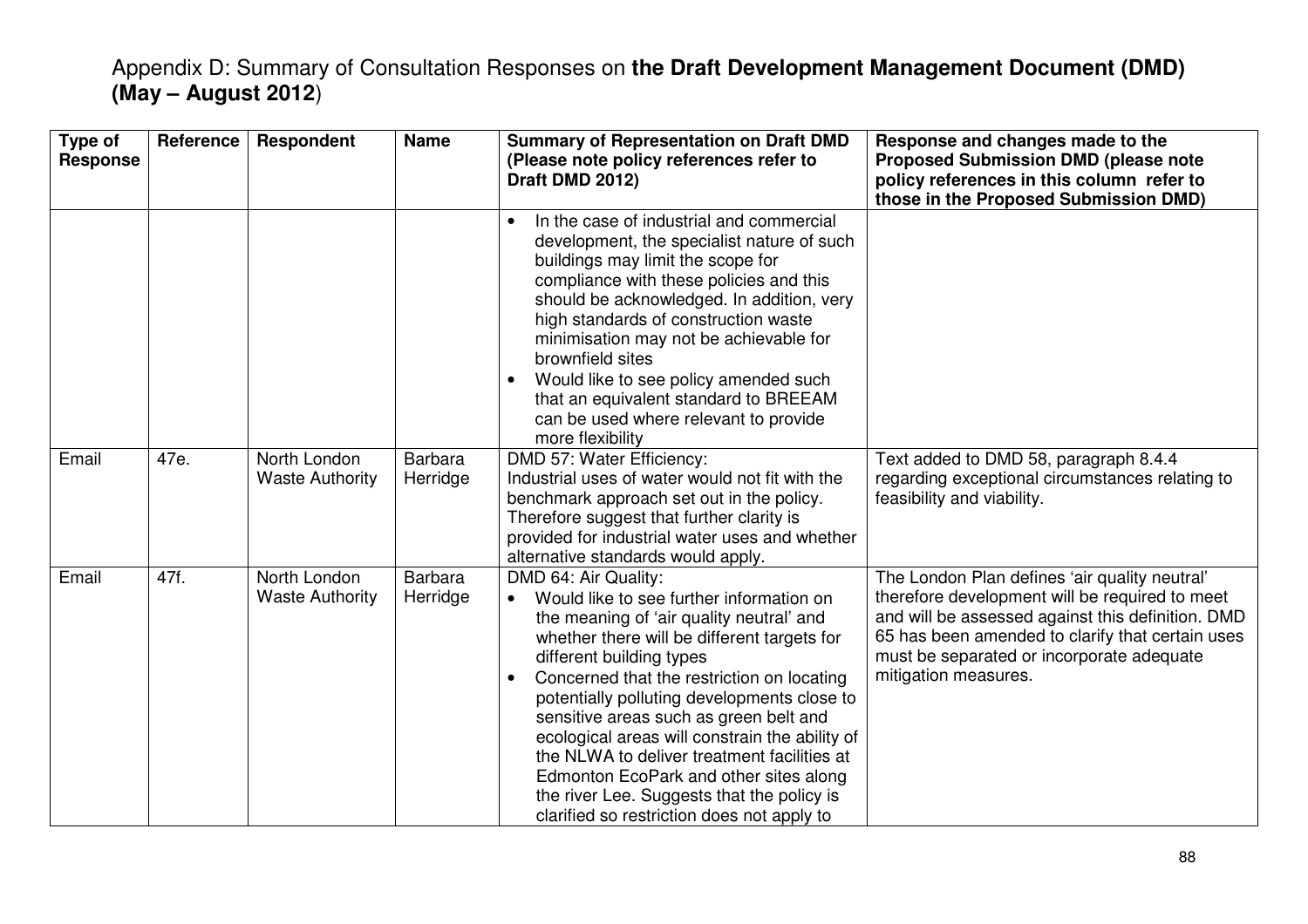Appendix D: Summary of Consultation Responses on **the Draft Development Management Document (DMD) (May – August 2012**)

| Type of Response | Reference | Respondent | Name | Summary of Representation on Draft DMD (Please note policy references refer to Draft DMD 2012) | Response and changes made to the Proposed Submission DMD (please note policy references in this column refer to those in the Proposed Submission DMD) |
|---|---|---|---|---|---|
| | | | | • In the case of industrial and commercial development, the specialist nature of such buildings may limit the scope for compliance with these policies and this should be acknowledged. In addition, very high standards of construction waste minimisation may not be achievable for brownfield sites<br>• Would like to see policy amended such that an equivalent standard to BREEAM can be used where relevant to provide more flexibility | |
| Email | 47e. | North London Waste Authority | Barbara Herridge | DMD 57: Water Efficiency:<br>Industrial uses of water would not fit with the benchmark approach set out in the policy. Therefore suggest that further clarity is provided for industrial water uses and whether alternative standards would apply. | Text added to DMD 58, paragraph 8.4.4 regarding exceptional circumstances relating to feasibility and viability. |
| Email | 47f. | North London Waste Authority | Barbara Herridge | DMD 64: Air Quality:<br>• Would like to see further information on the meaning of 'air quality neutral' and whether there will be different targets for different building types<br>• Concerned that the restriction on locating potentially polluting developments close to sensitive areas such as green belt and ecological areas will constrain the ability of the NLWA to deliver treatment facilities at Edmonton EcoPark and other sites along the river Lee. Suggests that the policy is clarified so restriction does not apply to | The London Plan defines 'air quality neutral' therefore development will be required to meet and will be assessed against this definition. DMD 65 has been amended to clarify that certain uses must be separated or incorporate adequate mitigation measures. |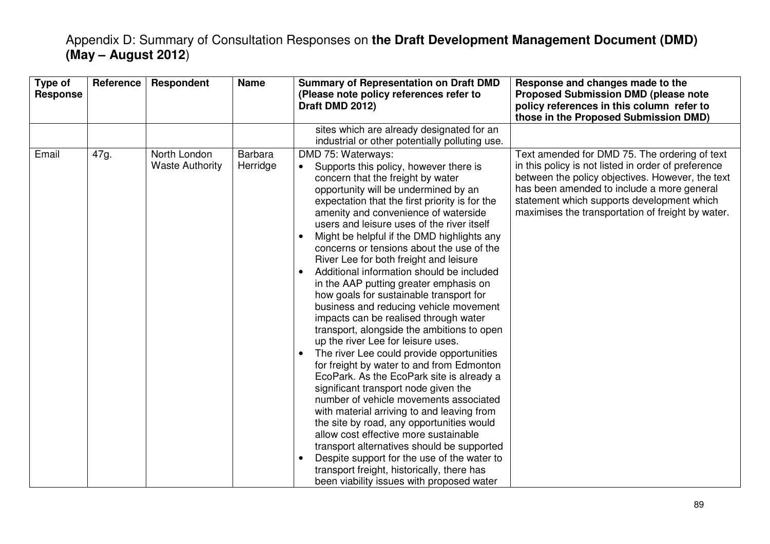Appendix D: Summary of Consultation Responses on **the Draft Development Management Document (DMD) (May – August 2012)**

| Type of Response | Reference | Respondent | Name | Summary of Representation on Draft DMD (Please note policy references refer to Draft DMD 2012) | Response and changes made to the Proposed Submission DMD (please note policy references in this column refer to those in the Proposed Submission DMD) |
|---|---|---|---|---|---|
| | | | | sites which are already designated for an industrial or other potentially polluting use. | |
| Email | 47g. | North London Waste Authority | Barbara Herridge | DMD 75: Waterways:<br>• Supports this policy, however there is concern that the freight by water opportunity will be undermined by an expectation that the first priority is for the amenity and convenience of waterside users and leisure uses of the river itself<br>• Might be helpful if the DMD highlights any concerns or tensions about the use of the River Lee for both freight and leisure<br>• Additional information should be included in the AAP putting greater emphasis on how goals for sustainable transport for business and reducing vehicle movement impacts can be realised through water transport, alongside the ambitions to open up the river Lee for leisure uses.<br>• The river Lee could provide opportunities for freight by water to and from Edmonton EcoPark. As the EcoPark site is already a significant transport node given the number of vehicle movements associated with material arriving to and leaving from the site by road, any opportunities would allow cost effective more sustainable transport alternatives should be supported<br>• Despite support for the use of the water to transport freight, historically, there has been viability issues with proposed water | Text amended for DMD 75. The ordering of text in this policy is not listed in order of preference between the policy objectives. However, the text has been amended to include a more general statement which supports development which maximises the transportation of freight by water. |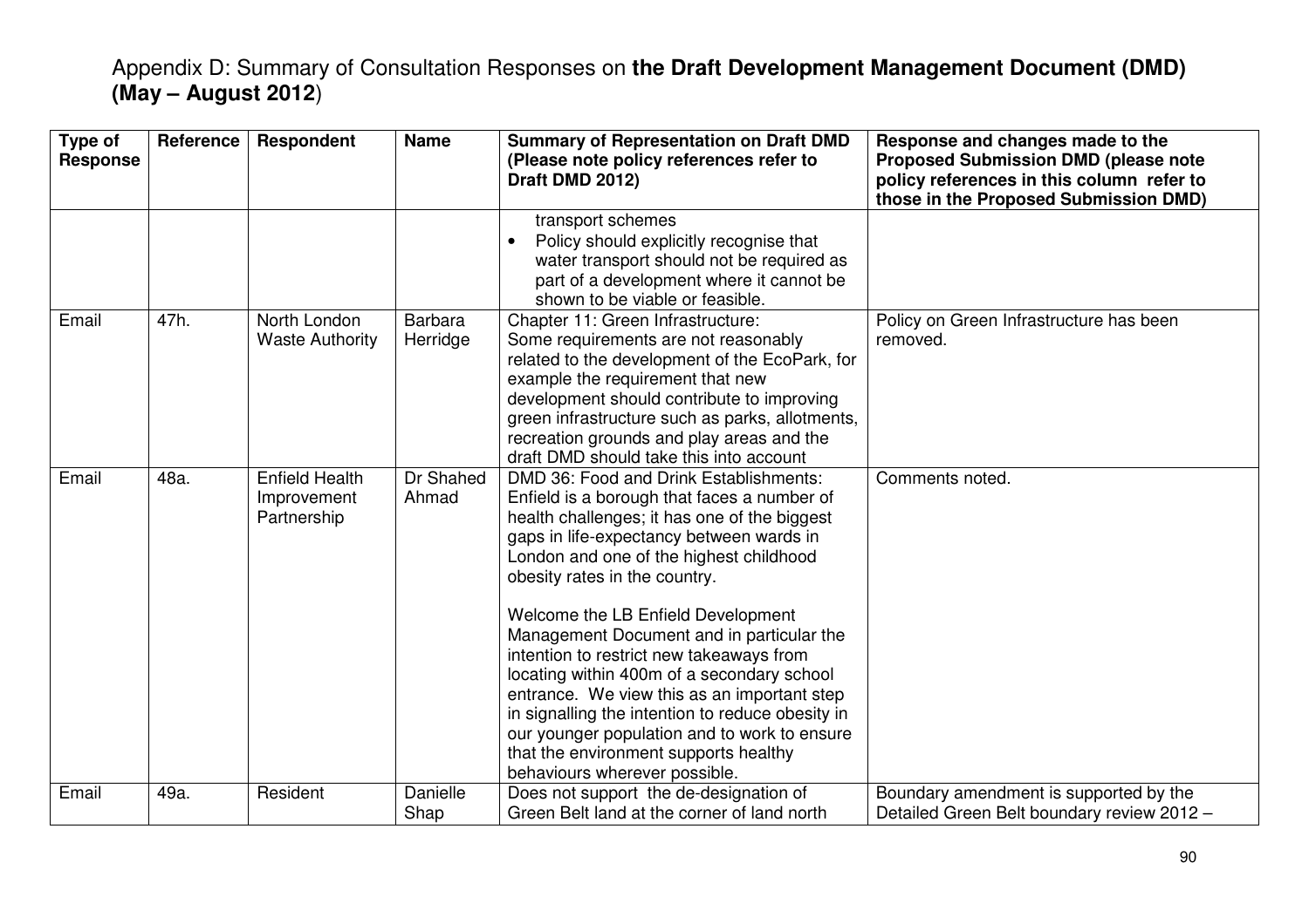Appendix D: Summary of Consultation Responses on **the Draft Development Management Document (DMD) (May – August 2012**)

| Type of Response | Reference | Respondent | Name | Summary of Representation on Draft DMD (Please note policy references refer to Draft DMD 2012) | Response and changes made to the Proposed Submission DMD (please note policy references in this column refer to those in the Proposed Submission DMD) |
|---|---|---|---|---|---|
| | | | | transport schemes<br>• Policy should explicitly recognise that water transport should not be required as part of a development where it cannot be shown to be viable or feasible. | |
| Email | 47h. | North London Waste Authority | Barbara Herridge | Chapter 11: Green Infrastructure:<br>Some requirements are not reasonably related to the development of the EcoPark, for example the requirement that new development should contribute to improving green infrastructure such as parks, allotments, recreation grounds and play areas and the draft DMD should take this into account | Policy on Green Infrastructure has been removed. |
| Email | 48a. | Enfield Health Improvement Partnership | Dr Shahed Ahmad | DMD 36: Food and Drink Establishments:<br>Enfield is a borough that faces a number of health challenges; it has one of the biggest gaps in life-expectancy between wards in London and one of the highest childhood obesity rates in the country.<br><br>Welcome the LB Enfield Development Management Document and in particular the intention to restrict new takeaways from locating within 400m of a secondary school entrance. We view this as an important step in signalling the intention to reduce obesity in our younger population and to work to ensure that the environment supports healthy behaviours wherever possible. | Comments noted. |
| Email | 49a. | Resident | Danielle Shap | Does not support the de-designation of Green Belt land at the corner of land north | Boundary amendment is supported by the Detailed Green Belt boundary review 2012 – |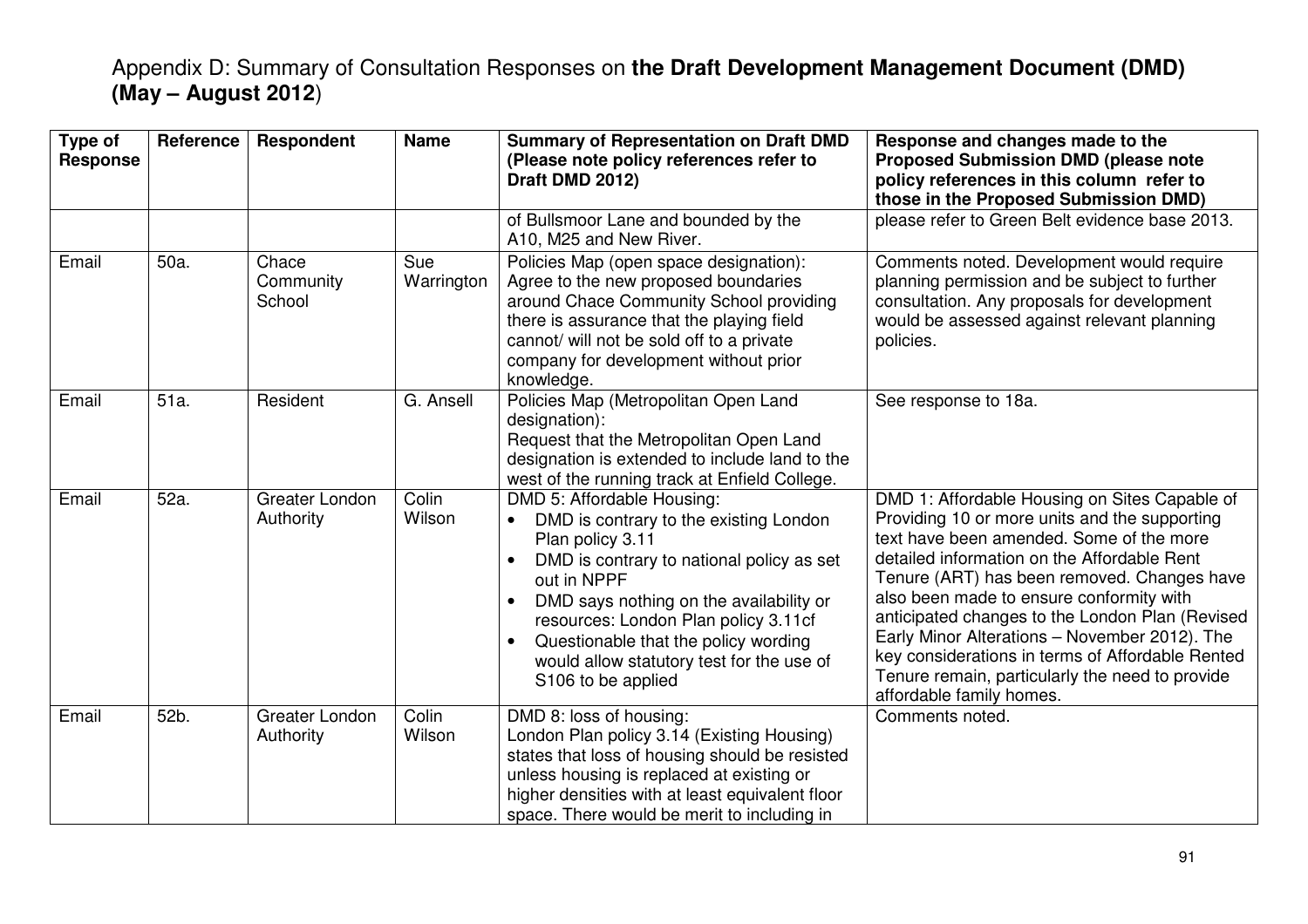Appendix D: Summary of Consultation Responses on **the Draft Development Management Document (DMD) (May – August 2012**)

| Type of Response | Reference | Respondent | Name | Summary of Representation on Draft DMD (Please note policy references refer to Draft DMD 2012) | Response and changes made to the Proposed Submission DMD (please note policy references in this column refer to those in the Proposed Submission DMD) |
|---|---|---|---|---|---|
| | | | | of Bullsmoor Lane and bounded by the A10, M25 and New River. | please refer to Green Belt evidence base 2013. |
| Email | 50a. | Chace Community School | Sue Warrington | Policies Map (open space designation): Agree to the new proposed boundaries around Chace Community School providing there is assurance that the playing field cannot/ will not be sold off to a private company for development without prior knowledge. | Comments noted. Development would require planning permission and be subject to further consultation. Any proposals for development would be assessed against relevant planning policies. |
| Email | 51a. | Resident | G. Ansell | Policies Map (Metropolitan Open Land designation): Request that the Metropolitan Open Land designation is extended to include land to the west of the running track at Enfield College. | See response to 18a. |
| Email | 52a. | Greater London Authority | Colin Wilson | DMD 5: Affordable Housing: <br>• DMD is contrary to the existing London Plan policy 3.11 <br>• DMD is contrary to national policy as set out in NPPF <br>• DMD says nothing on the availability or resources: London Plan policy 3.11cf <br>• Questionable that the policy wording would allow statutory test for the use of S106 to be applied | DMD 1: Affordable Housing on Sites Capable of Providing 10 or more units and the supporting text have been amended. Some of the more detailed information on the Affordable Rent Tenure (ART) has been removed. Changes have also been made to ensure conformity with anticipated changes to the London Plan (Revised Early Minor Alterations – November 2012). The key considerations in terms of Affordable Rented Tenure remain, particularly the need to provide affordable family homes. |
| Email | 52b. | Greater London Authority | Colin Wilson | DMD 8: loss of housing: London Plan policy 3.14 (Existing Housing) states that loss of housing should be resisted unless housing is replaced at existing or higher densities with at least equivalent floor space. There would be merit to including in | Comments noted. |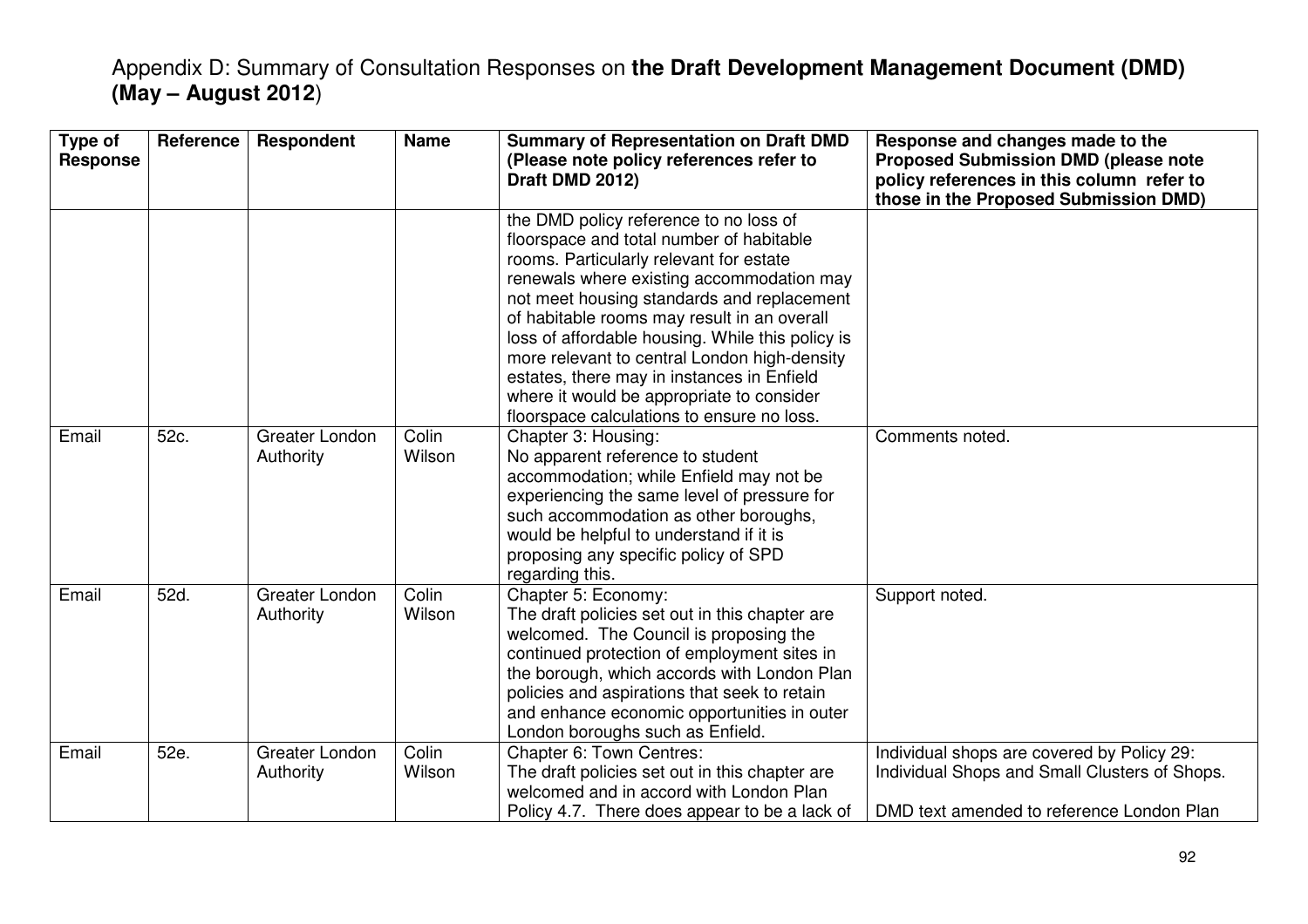# Appendix D: Summary of Consultation Responses on **the Draft Development Management Document (DMD) (May – August 2012**)

| Type of Response | Reference | Respondent | Name | Summary of Representation on Draft DMD (Please note policy references refer to Draft DMD 2012) | Response and changes made to the Proposed Submission DMD (please note policy references in this column refer to those in the Proposed Submission DMD) |
|---|---|---|---|---|---|
| | | | | the DMD policy reference to no loss of floorspace and total number of habitable rooms. Particularly relevant for estate renewals where existing accommodation may not meet housing standards and replacement of habitable rooms may result in an overall loss of affordable housing. While this policy is more relevant to central London high-density estates, there may in instances in Enfield where it would be appropriate to consider floorspace calculations to ensure no loss. | |
| Email | 52c. | Greater London Authority | Colin Wilson | Chapter 3: Housing:<br>No apparent reference to student accommodation; while Enfield may not be experiencing the same level of pressure for such accommodation as other boroughs, would be helpful to understand if it is proposing any specific policy of SPD regarding this. | Comments noted. |
| Email | 52d. | Greater London Authority | Colin Wilson | Chapter 5: Economy:<br>The draft policies set out in this chapter are welcomed. The Council is proposing the continued protection of employment sites in the borough, which accords with London Plan policies and aspirations that seek to retain and enhance economic opportunities in outer London boroughs such as Enfield. | Support noted. |
| Email | 52e. | Greater London Authority | Colin Wilson | Chapter 6: Town Centres:<br>The draft policies set out in this chapter are welcomed and in accord with London Plan Policy 4.7. There does appear to be a lack of | Individual shops are covered by Policy 29: Individual Shops and Small Clusters of Shops.<br><br>DMD text amended to reference London Plan |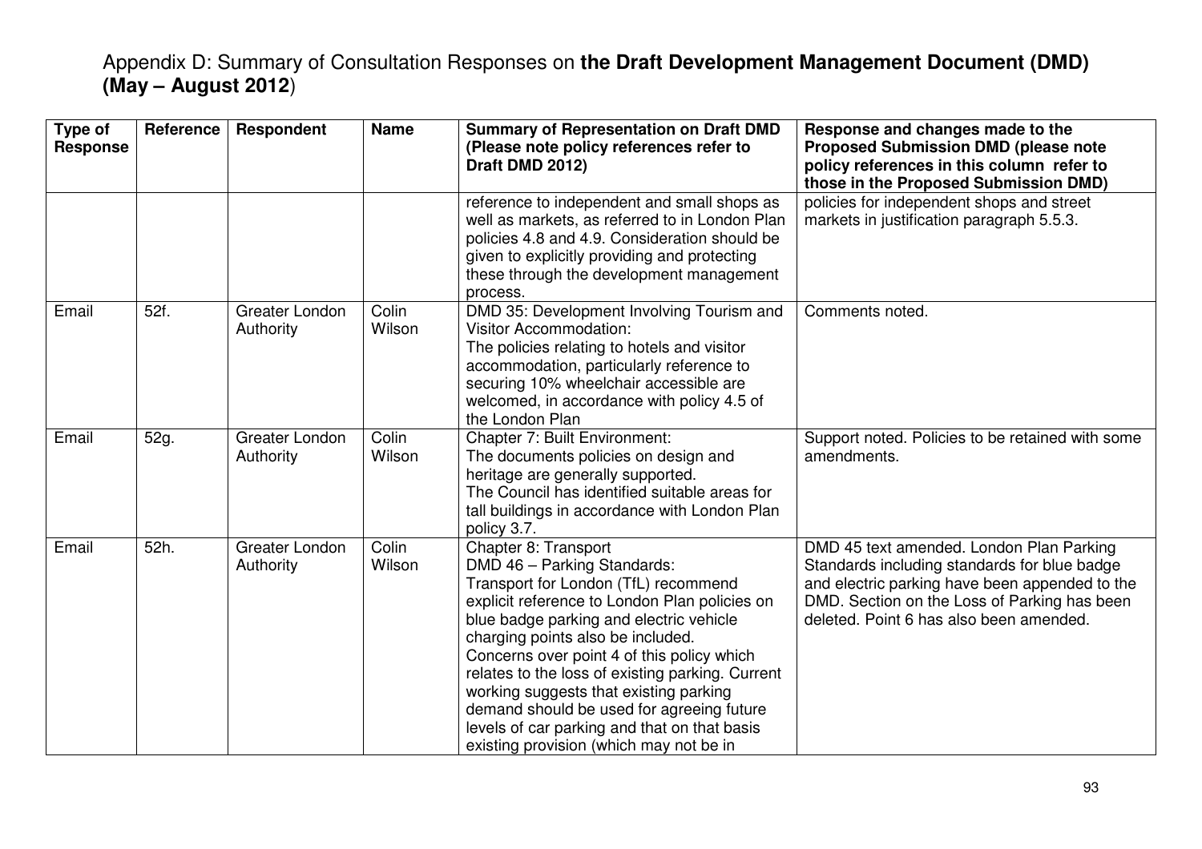Appendix D: Summary of Consultation Responses on **the Draft Development Management Document (DMD) (May – August 2012**)

| Type of Response | Reference | Respondent | Name | Summary of Representation on Draft DMD (Please note policy references refer to Draft DMD 2012) | Response and changes made to the Proposed Submission DMD (please note policy references in this column refer to those in the Proposed Submission DMD) |
|---|---|---|---|---|---|
| | | | | reference to independent and small shops as well as markets, as referred to in London Plan policies 4.8 and 4.9. Consideration should be given to explicitly providing and protecting these through the development management process. | policies for independent shops and street markets in justification paragraph 5.5.3. |
| Email | 52f. | Greater London Authority | Colin Wilson | DMD 35: Development Involving Tourism and Visitor Accommodation:<br>The policies relating to hotels and visitor accommodation, particularly reference to securing 10% wheelchair accessible are welcomed, in accordance with policy 4.5 of the London Plan | Comments noted. |
| Email | 52g. | Greater London Authority | Colin Wilson | Chapter 7: Built Environment:<br>The documents policies on design and heritage are generally supported.<br>The Council has identified suitable areas for tall buildings in accordance with London Plan policy 3.7. | Support noted. Policies to be retained with some amendments. |
| Email | 52h. | Greater London Authority | Colin Wilson | Chapter 8: Transport<br>DMD 46 – Parking Standards:<br>Transport for London (TfL) recommend explicit reference to London Plan policies on blue badge parking and electric vehicle charging points also be included.<br>Concerns over point 4 of this policy which relates to the loss of existing parking. Current working suggests that existing parking demand should be used for agreeing future levels of car parking and that on that basis existing provision (which may not be in | DMD 45 text amended. London Plan Parking Standards including standards for blue badge and electric parking have been appended to the DMD. Section on the Loss of Parking has been deleted. Point 6 has also been amended. |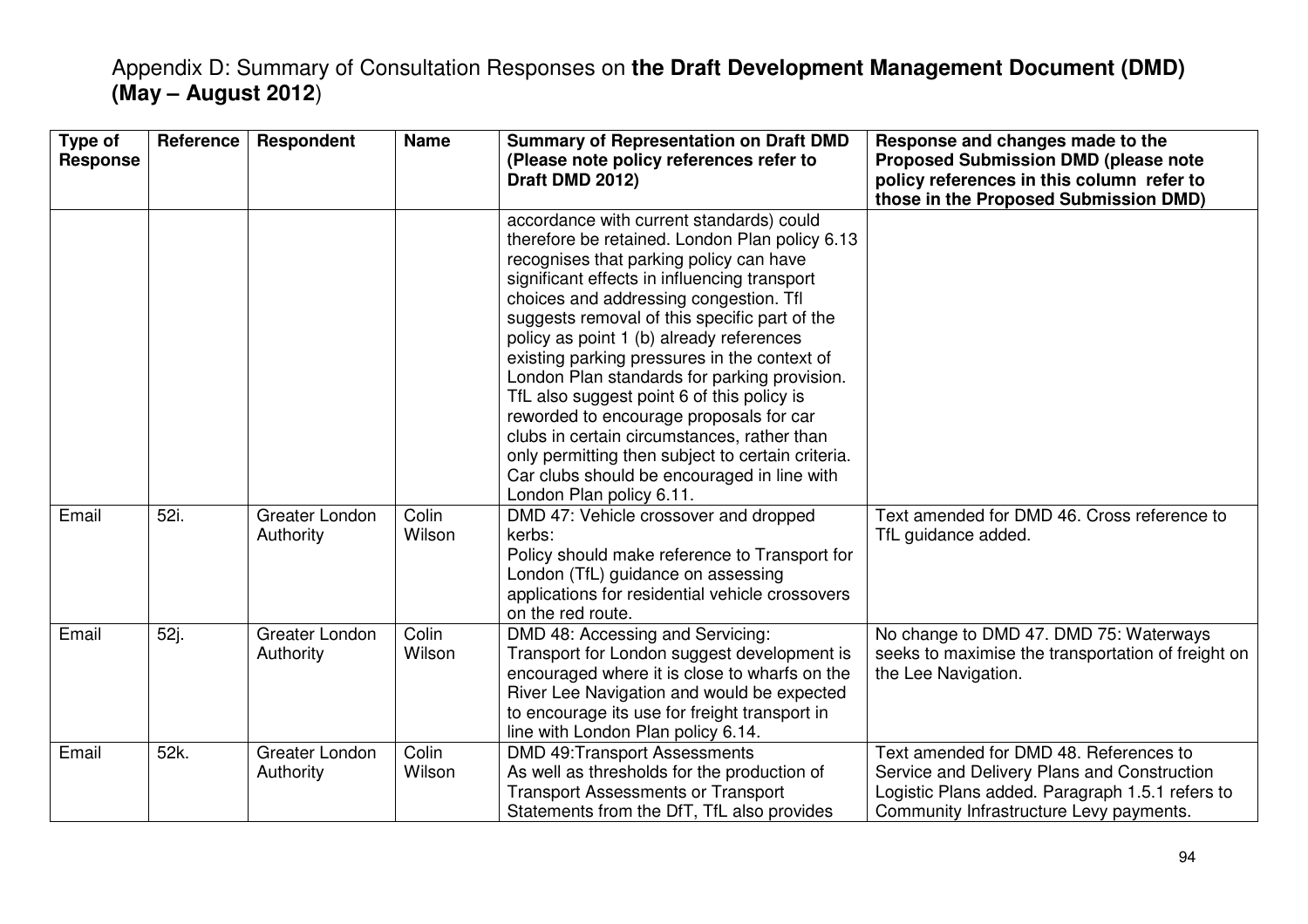Appendix D: Summary of Consultation Responses on **the Draft Development Management Document (DMD) (May – August 2012**)

| Type of Response | Reference | Respondent | Name | Summary of Representation on Draft DMD (Please note policy references refer to Draft DMD 2012) | Response and changes made to the Proposed Submission DMD (please note policy references in this column refer to those in the Proposed Submission DMD) |
|---|---|---|---|---|---|
| | | | | accordance with current standards) could therefore be retained. London Plan policy 6.13 recognises that parking policy can have significant effects in influencing transport choices and addressing congestion. Tfl suggests removal of this specific part of the policy as point 1 (b) already references existing parking pressures in the context of London Plan standards for parking provision. TfL also suggest point 6 of this policy is reworded to encourage proposals for car clubs in certain circumstances, rather than only permitting then subject to certain criteria. Car clubs should be encouraged in line with London Plan policy 6.11. | |
| Email | 52i. | Greater London Authority | Colin Wilson | DMD 47: Vehicle crossover and dropped kerbs: Policy should make reference to Transport for London (TfL) guidance on assessing applications for residential vehicle crossovers on the red route. | Text amended for DMD 46. Cross reference to TfL guidance added. |
| Email | 52j. | Greater London Authority | Colin Wilson | DMD 48: Accessing and Servicing: Transport for London suggest development is encouraged where it is close to wharfs on the River Lee Navigation and would be expected to encourage its use for freight transport in line with London Plan policy 6.14. | No change to DMD 47. DMD 75: Waterways seeks to maximise the transportation of freight on the Lee Navigation. |
| Email | 52k. | Greater London Authority | Colin Wilson | DMD 49:Transport Assessments As well as thresholds for the production of Transport Assessments or Transport Statements from the DfT, TfL also provides | Text amended for DMD 48. References to Service and Delivery Plans and Construction Logistic Plans added. Paragraph 1.5.1 refers to Community Infrastructure Levy payments. |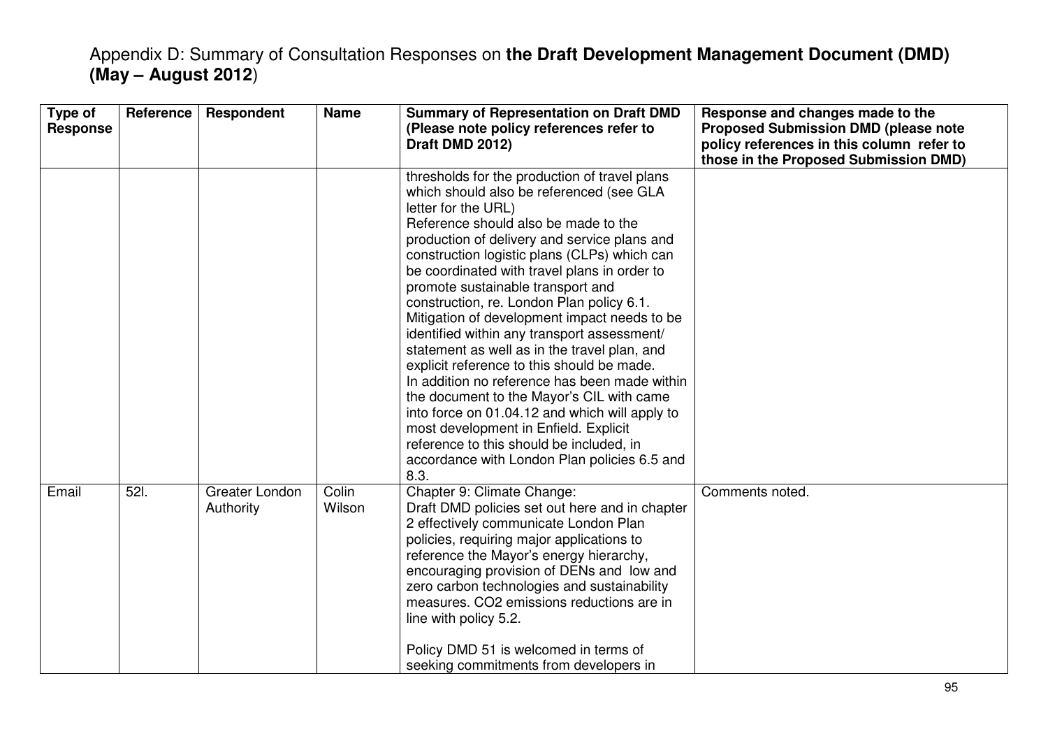Appendix D: Summary of Consultation Responses on **the Draft Development Management Document (DMD) (May – August 2012**)

| Type of Response | Reference | Respondent | Name | Summary of Representation on Draft DMD (Please note policy references refer to Draft DMD 2012) | Response and changes made to the Proposed Submission DMD (please note policy references in this column refer to those in the Proposed Submission DMD) |
|---|---|---|---|---|---|
| | | | | thresholds for the production of travel plans which should also be referenced (see GLA letter for the URL)<br>Reference should also be made to the production of delivery and service plans and construction logistic plans (CLPs) which can be coordinated with travel plans in order to promote sustainable transport and construction, re. London Plan policy 6.1.<br>Mitigation of development impact needs to be identified within any transport assessment/ statement as well as in the travel plan, and explicit reference to this should be made.<br>In addition no reference has been made within the document to the Mayor's CIL with came into force on 01.04.12 and which will apply to most development in Enfield. Explicit reference to this should be included, in accordance with London Plan policies 6.5 and 8.3. | |
| Email | 52l. | Greater London Authority | Colin Wilson | Chapter 9: Climate Change:<br>Draft DMD policies set out here and in chapter 2 effectively communicate London Plan policies, requiring major applications to reference the Mayor's energy hierarchy, encouraging provision of DENs and low and zero carbon technologies and sustainability measures. $CO_2$ emissions reductions are in line with policy 5.2.<br><br>Policy DMD 51 is welcomed in terms of seeking commitments from developers in | Comments noted. |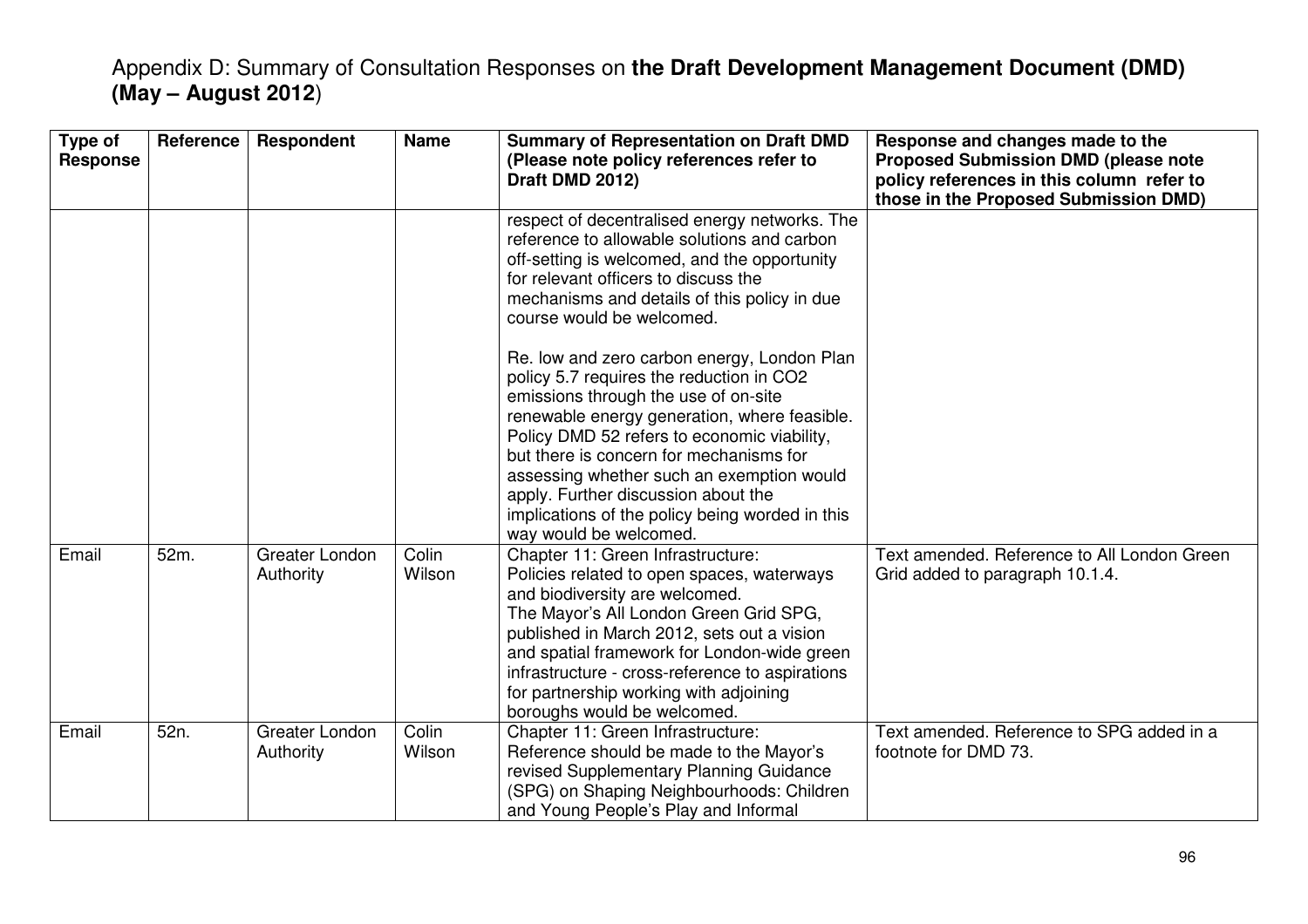# Appendix D: Summary of Consultation Responses on **the Draft Development Management Document (DMD) (May – August 2012**)

| Type of Response | Reference | Respondent | Name | Summary of Representation on Draft DMD (Please note policy references refer to Draft DMD 2012) | Response and changes made to the Proposed Submission DMD (please note policy references in this column refer to those in the Proposed Submission DMD) |
|---|---|---|---|---|---|
| | | | | respect of decentralised energy networks. The reference to allowable solutions and carbon off-setting is welcomed, and the opportunity for relevant officers to discuss the mechanisms and details of this policy in due course would be welcomed.<br><br>Re. low and zero carbon energy, London Plan policy 5.7 requires the reduction in $CO_2$ emissions through the use of on-site renewable energy generation, where feasible. Policy DMD 52 refers to economic viability, but there is concern for mechanisms for assessing whether such an exemption would apply. Further discussion about the implications of the policy being worded in this way would be welcomed. | |
| Email | 52m. | Greater London Authority | Colin Wilson | Chapter 11: Green Infrastructure:<br>Policies related to open spaces, waterways and biodiversity are welcomed.<br>The Mayor's All London Green Grid SPG, published in March 2012, sets out a vision and spatial framework for London-wide green infrastructure - cross-reference to aspirations for partnership working with adjoining boroughs would be welcomed. | Text amended. Reference to All London Green Grid added to paragraph 10.1.4. |
| Email | 52n. | Greater London Authority | Colin Wilson | Chapter 11: Green Infrastructure:<br>Reference should be made to the Mayor's revised Supplementary Planning Guidance (SPG) on Shaping Neighbourhoods: Children and Young People's Play and Informal | Text amended. Reference to SPG added in a footnote for DMD 73. |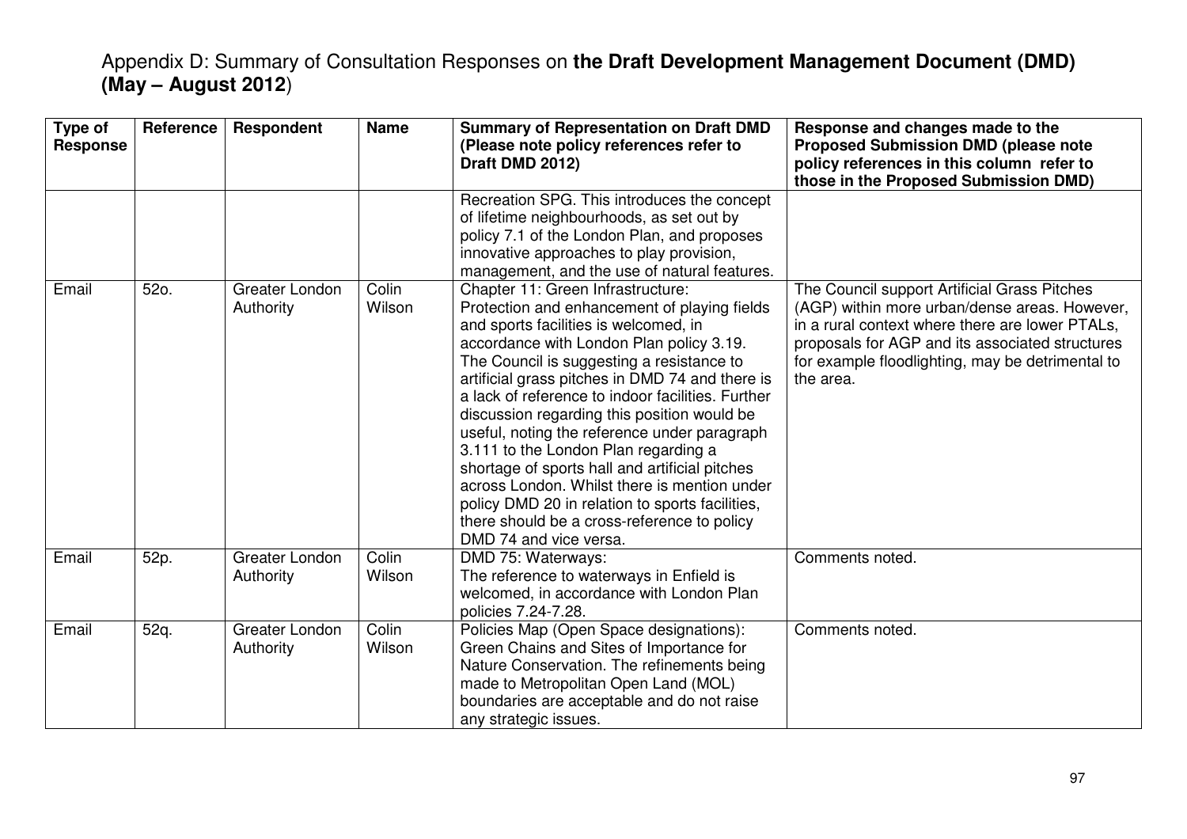# Appendix D: Summary of Consultation Responses on **the Draft Development Management Document (DMD) (May – August 2012**)

| Type of Response | Reference | Respondent | Name | Summary of Representation on Draft DMD (Please note policy references refer to Draft DMD 2012) | Response and changes made to the Proposed Submission DMD (please note policy references in this column refer to those in the Proposed Submission DMD) |
|---|---|---|---|---|---|
| | | | | Recreation SPG. This introduces the concept of lifetime neighbourhoods, as set out by policy 7.1 of the London Plan, and proposes innovative approaches to play provision, management, and the use of natural features. | |
| Email | 52o. | Greater London Authority | Colin Wilson | Chapter 11: Green Infrastructure: Protection and enhancement of playing fields and sports facilities is welcomed, in accordance with London Plan policy 3.19. The Council is suggesting a resistance to artificial grass pitches in DMD 74 and there is a lack of reference to indoor facilities. Further discussion regarding this position would be useful, noting the reference under paragraph 3.111 to the London Plan regarding a shortage of sports hall and artificial pitches across London. Whilst there is mention under policy DMD 20 in relation to sports facilities, there should be a cross-reference to policy DMD 74 and vice versa. | The Council support Artificial Grass Pitches (AGP) within more urban/dense areas. However, in a rural context where there are lower PTALs, proposals for AGP and its associated structures for example floodlighting, may be detrimental to the area. |
| Email | 52p. | Greater London Authority | Colin Wilson | DMD 75: Waterways: The reference to waterways in Enfield is welcomed, in accordance with London Plan policies 7.24-7.28. | Comments noted. |
| Email | 52q. | Greater London Authority | Colin Wilson | Policies Map (Open Space designations): Green Chains and Sites of Importance for Nature Conservation. The refinements being made to Metropolitan Open Land (MOL) boundaries are acceptable and do not raise any strategic issues. | Comments noted. |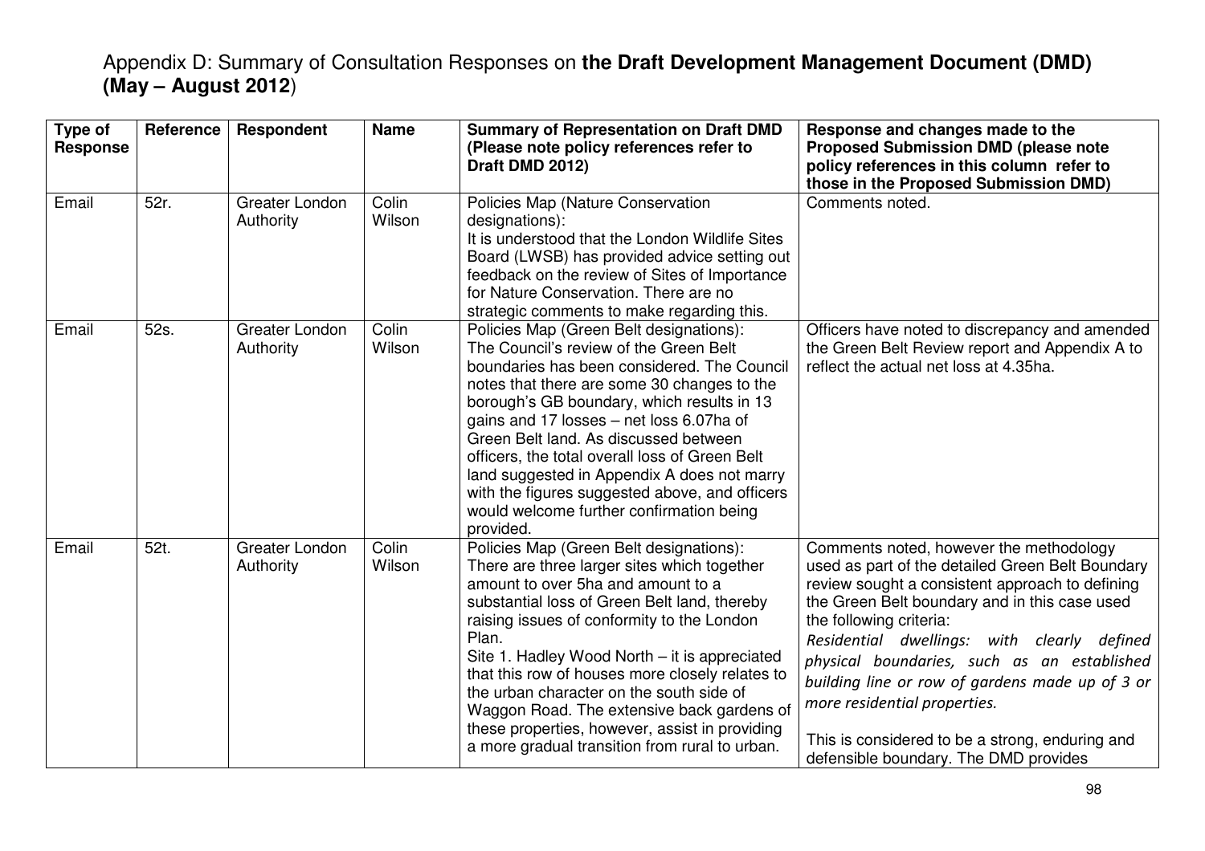# Appendix D: Summary of Consultation Responses on **the Draft Development Management Document (DMD) (May – August 2012**)

| Type of Response | Reference | Respondent | Name | Summary of Representation on Draft DMD (Please note policy references refer to Draft DMD 2012) | Response and changes made to the Proposed Submission DMD (please note policy references in this column refer to those in the Proposed Submission DMD) |
|---|---|---|---|---|---|
| Email | 52r. | Greater London Authority | Colin Wilson | Policies Map (Nature Conservation designations):<br>It is understood that the London Wildlife Sites Board (LWSB) has provided advice setting out feedback on the review of Sites of Importance for Nature Conservation. There are no strategic comments to make regarding this. | Comments noted. |
| Email | 52s. | Greater London Authority | Colin Wilson | Policies Map (Green Belt designations):<br>The Council's review of the Green Belt boundaries has been considered. The Council notes that there are some 30 changes to the borough's GB boundary, which results in 13 gains and 17 losses – net loss 6.07ha of Green Belt land. As discussed between officers, the total overall loss of Green Belt land suggested in Appendix A does not marry with the figures suggested above, and officers would welcome further confirmation being provided. | Officers have noted to discrepancy and amended the Green Belt Review report and Appendix A to reflect the actual net loss at 4.35ha. |
| Email | 52t. | Greater London Authority | Colin Wilson | Policies Map (Green Belt designations):<br>There are three larger sites which together amount to over 5ha and amount to a substantial loss of Green Belt land, thereby raising issues of conformity to the London Plan.<br>Site 1. Hadley Wood North – it is appreciated that this row of houses more closely relates to the urban character on the south side of Waggon Road. The extensive back gardens of these properties, however, assist in providing a more gradual transition from rural to urban. | Comments noted, however the methodology used as part of the detailed Green Belt Boundary review sought a consistent approach to defining the Green Belt boundary and in this case used the following criteria:<br>*Residential dwellings: with clearly defined physical boundaries, such as an established building line or row of gardens made up of 3 or more residential properties.*<br><br>This is considered to be a strong, enduring and defensible boundary. The DMD provides |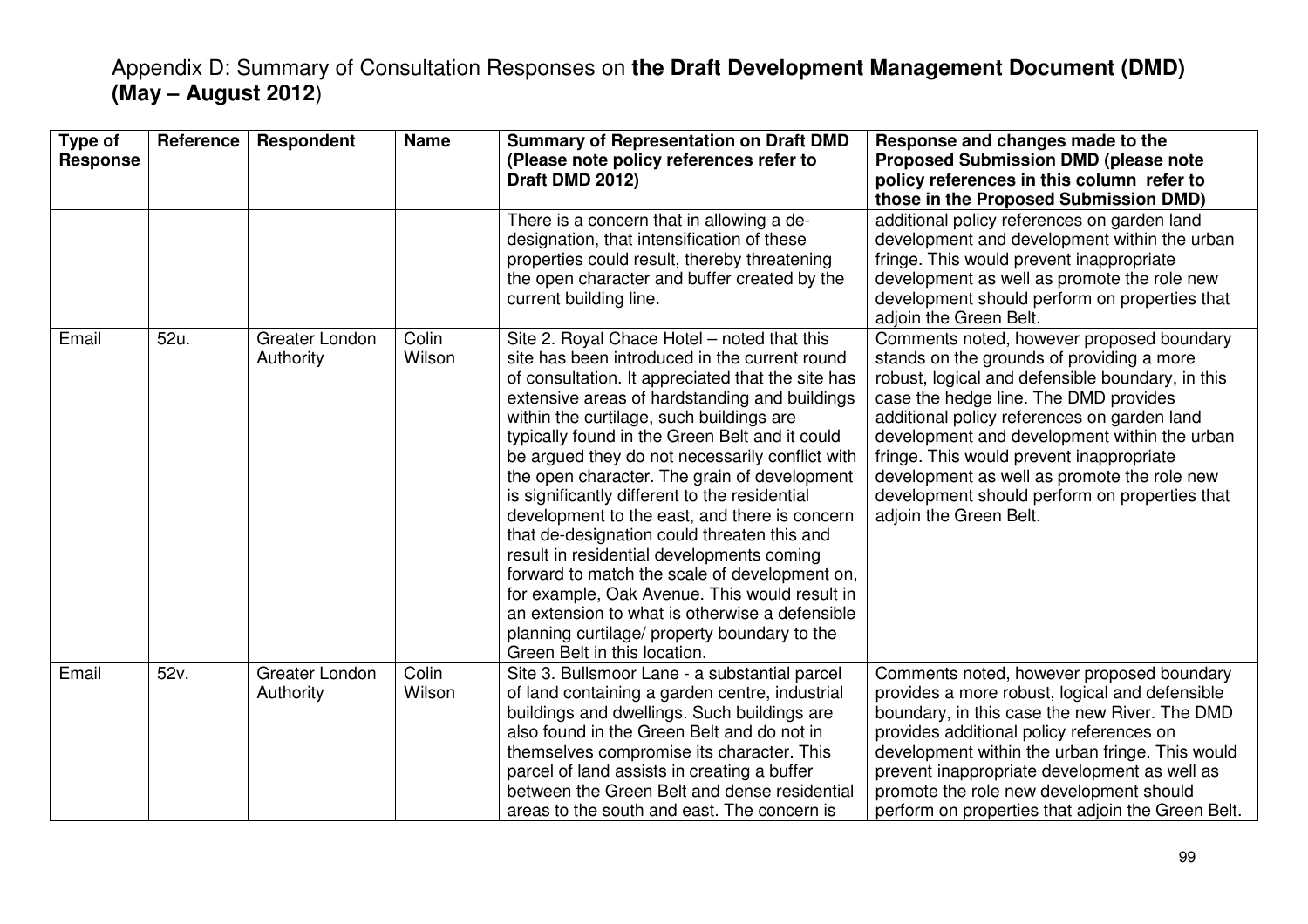# Appendix D: Summary of Consultation Responses on **the Draft Development Management Document (DMD) (May – August 2012**)

| Type of Response | Reference | Respondent | Name | Summary of Representation on Draft DMD (Please note policy references refer to Draft DMD 2012) | Response and changes made to the Proposed Submission DMD (please note policy references in this column refer to those in the Proposed Submission DMD) |
|---|---|---|---|---|---|
| | | | | There is a concern that in allowing a de-designation, that intensification of these properties could result, thereby threatening the open character and buffer created by the current building line. | additional policy references on garden land development and development within the urban fringe. This would prevent inappropriate development as well as promote the role new development should perform on properties that adjoin the Green Belt. |
| Email | 52u. | Greater London Authority | Colin Wilson | Site 2. Royal Chace Hotel – noted that this site has been introduced in the current round of consultation. It appreciated that the site has extensive areas of hardstanding and buildings within the curtilage, such buildings are typically found in the Green Belt and it could be argued they do not necessarily conflict with the open character. The grain of development is significantly different to the residential development to the east, and there is concern that de-designation could threaten this and result in residential developments coming forward to match the scale of development on, for example, Oak Avenue. This would result in an extension to what is otherwise a defensible planning curtilage/ property boundary to the Green Belt in this location. | Comments noted, however proposed boundary stands on the grounds of providing a more robust, logical and defensible boundary, in this case the hedge line. The DMD provides additional policy references on garden land development and development within the urban fringe. This would prevent inappropriate development as well as promote the role new development should perform on properties that adjoin the Green Belt. |
| Email | 52v. | Greater London Authority | Colin Wilson | Site 3. Bullsmoor Lane - a substantial parcel of land containing a garden centre, industrial buildings and dwellings. Such buildings are also found in the Green Belt and do not in themselves compromise its character. This parcel of land assists in creating a buffer between the Green Belt and dense residential areas to the south and east. The concern is | Comments noted, however proposed boundary provides a more robust, logical and defensible boundary, in this case the new River. The DMD provides additional policy references on development within the urban fringe. This would prevent inappropriate development as well as promote the role new development should perform on properties that adjoin the Green Belt. |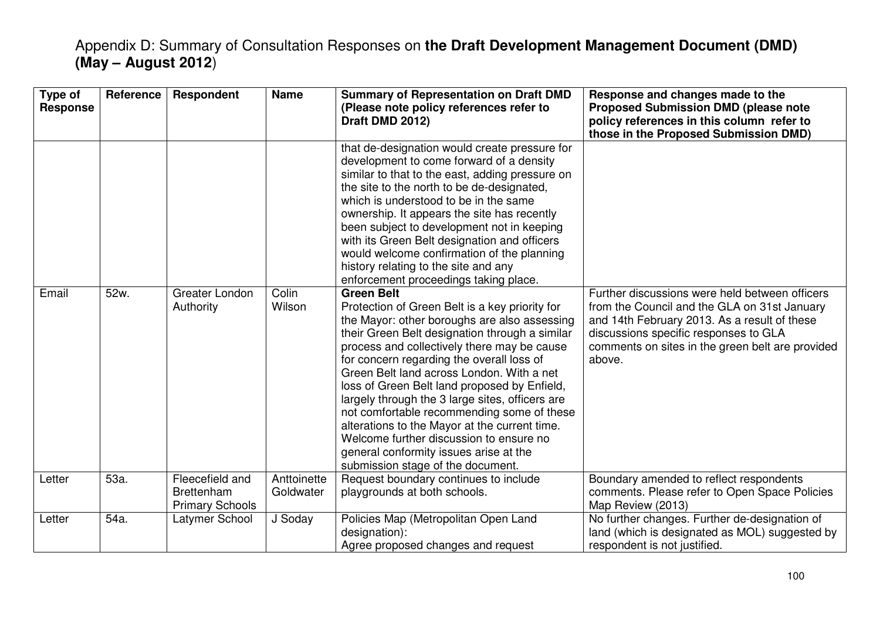Appendix D: Summary of Consultation Responses on **the Draft Development Management Document (DMD) (May – August 2012**)

| Type of Response | Reference | Respondent | Name | Summary of Representation on Draft DMD (Please note policy references refer to Draft DMD 2012) | Response and changes made to the Proposed Submission DMD (please note policy references in this column refer to those in the Proposed Submission DMD) |
|---|---|---|---|---|---|
| | | | | that de-designation would create pressure for development to come forward of a density similar to that to the east, adding pressure on the site to the north to be de-designated, which is understood to be in the same ownership. It appears the site has recently been subject to development not in keeping with its Green Belt designation and officers would welcome confirmation of the planning history relating to the site and any enforcement proceedings taking place. | |
| Email | 52w. | Greater London Authority | Colin Wilson | **Green Belt**<br>Protection of Green Belt is a key priority for the Mayor: other boroughs are also assessing their Green Belt designation through a similar process and collectively there may be cause for concern regarding the overall loss of Green Belt land across London. With a net loss of Green Belt land proposed by Enfield, largely through the 3 large sites, officers are not comfortable recommending some of these alterations to the Mayor at the current time. Welcome further discussion to ensure no general conformity issues arise at the submission stage of the document. | Further discussions were held between officers from the Council and the GLA on 31st January and 14th February 2013. As a result of these discussions specific responses to GLA comments on sites in the green belt are provided above. |
| Letter | 53a. | Fleecefield and Brettenham Primary Schools | Anttoinette Goldwater | Request boundary continues to include playgrounds at both schools. | Boundary amended to reflect respondents comments. Please refer to Open Space Policies Map Review (2013) |
| Letter | 54a. | Latymer School | J Soday | Policies Map (Metropolitan Open Land designation):<br>Agree proposed changes and request | No further changes. Further de-designation of land (which is designated as MOL) suggested by respondent is not justified. |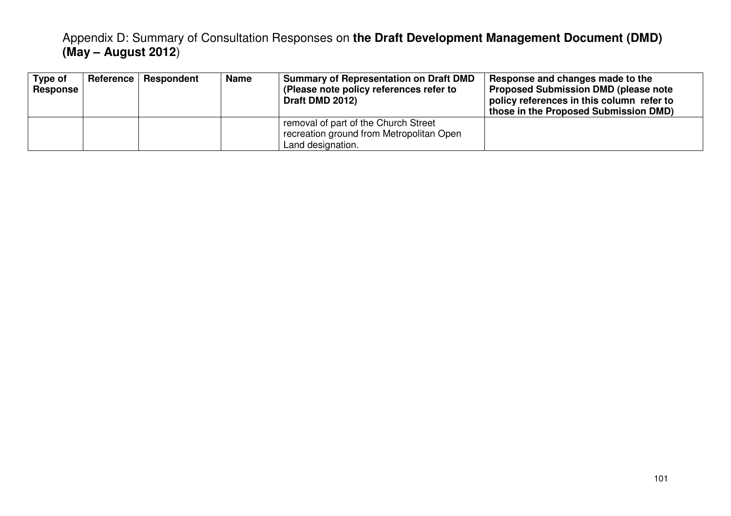Appendix D: Summary of Consultation Responses on **the Draft Development Management Document (DMD) (May – August 2012**)

| Type of Response | Reference | Respondent | Name | Summary of Representation on Draft DMD (Please note policy references refer to Draft DMD 2012) | Response and changes made to the Proposed Submission DMD (please note policy references in this column refer to those in the Proposed Submission DMD) |
|---|---|---|---|---|---|
| | | | | removal of part of the Church Street recreation ground from Metropolitan Open Land designation. | |